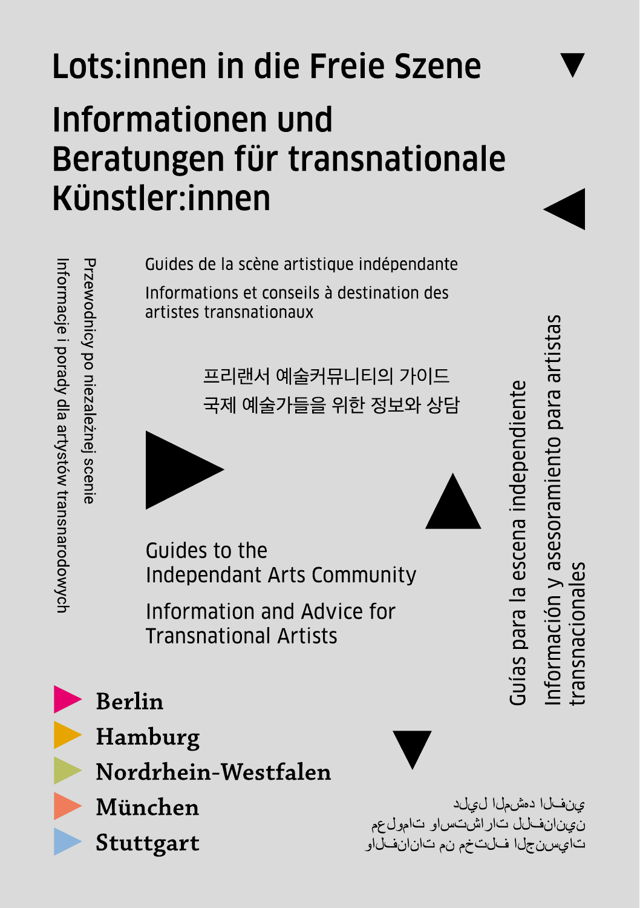# Lots:innen in die Freie Szene

## Informationen und Beratungen für transnationale Künstler:innen

Przewodnicy po niezależnej scenie

Informacje i porady dla artystów transnarodowych

Guides de la scène artistique indépendante

Informations et conseils à destination des artistes transnationaux

프리랜서 예술커뮤니티의 가이드

국제 예술가들을 위한 정보와 상담

Guides to the Independant Arts Community

Information and Advice for Transnational Artists

Guías para la escena independiente

Información y asesoramiento para artistas transnacionales

- Berlin
- Hamburg
- Nordrhein-Westfalen
- München
- Stuttgart

دليل المشهد الفني

معلومات واستشارات للفنانين

والفنانات من مختلف الجنسيات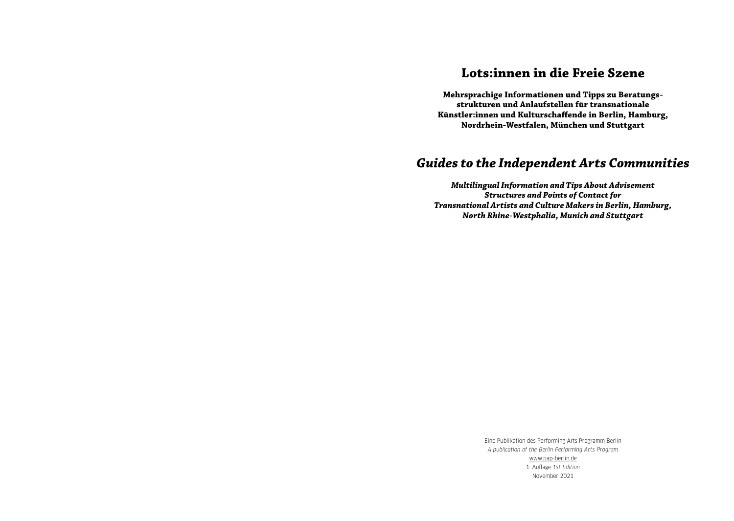# Lots:innen in die Freie Szene

**Mehrsprachige Informationen und Tipps zu Beratungsstrukturen und Anlaufstellen für transnationale Künstler:innen und Kulturschaffende in Berlin, Hamburg, Nordrhein-Westfalen, München und Stuttgart**

# *Guides to the Independent Arts Communities*

***Multilingual Information and Tips About Advisement Structures and Points of Contact for Transnational Artists and Culture Makers in Berlin, Hamburg, North Rhine-Westphalia, Munich and Stuttgart***

Eine Publikation des Performing Arts Programm Berlin
*A publication of the Berlin Performing Arts Program*
www.pap-berlin.de
1. Auflage *1st Edition*
November 2021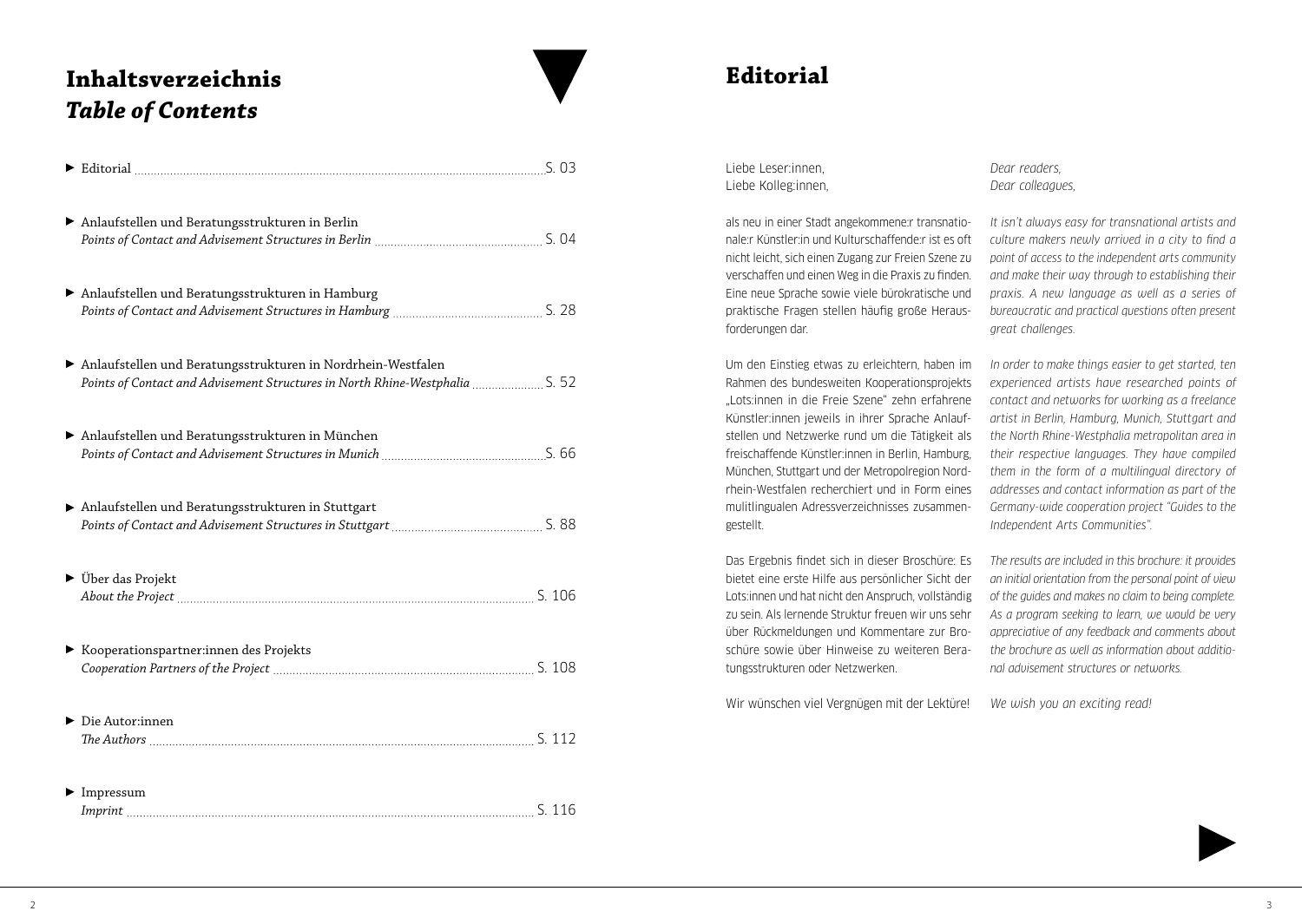# Inhaltsverzeichnis
# *Table of Contents*

- Editorial ............ S. 03
- Anlaufstellen und Beratungsstrukturen in Berlin
  *Points of Contact and Advisement Structures in Berlin* ............ S. 04
- Anlaufstellen und Beratungsstrukturen in Hamburg
  *Points of Contact and Advisement Structures in Hamburg* ............ S. 28
- Anlaufstellen und Beratungsstrukturen in Nordrhein-Westfalen
  *Points of Contact and Advisement Structures in North Rhine-Westphalia* ............ S. 52
- Anlaufstellen und Beratungsstrukturen in München
  *Points of Contact and Advisement Structures in Munich* ............ S. 66
- Anlaufstellen und Beratungsstrukturen in Stuttgart
  *Points of Contact and Advisement Structures in Stuttgart* ............ S. 88
- Über das Projekt
  *About the Project* ............ S. 106
- Kooperationspartner:innen des Projekts
  *Cooperation Partners of the Project* ............ S. 108
- Die Autor:innen
  *The Authors* ............ S. 112
- Impressum
  *Imprint* ............ S. 116

# Editorial

Liebe Leser:innen,
Liebe Kolleg:innen,

als neu in einer Stadt angekommene:r transnationale:r Künstler:in und Kulturschaffende:r ist es oft nicht leicht, sich einen Zugang zur Freien Szene zu verschaffen und einen Weg in die Praxis zu finden. Eine neue Sprache sowie viele bürokratische und praktische Fragen stellen häufig große Herausforderungen dar.

Um den Einstieg etwas zu erleichtern, haben im Rahmen des bundesweiten Kooperationsprojekts „Lots:innen in die Freie Szene" zehn erfahrene Künstler:innen jeweils in ihrer Sprache Anlaufstellen und Netzwerke rund um die Tätigkeit als freischaffende Künstler:innen in Berlin, Hamburg, München, Stuttgart und der Metropolregion Nordrhein-Westfalen recherchiert und in Form eines mulitlingualen Adressverzeichnisses zusammengestellt.

Das Ergebnis findet sich in dieser Broschüre: Es bietet eine erste Hilfe aus persönlicher Sicht der Lots:innen und hat nicht den Anspruch, vollständig zu sein. Als lernende Struktur freuen wir uns sehr über Rückmeldungen und Kommentare zur Broschüre sowie über Hinweise zu weiteren Beratungsstrukturen oder Netzwerken.

Wir wünschen viel Vergnügen mit der Lektüre!

*Dear readers,*
*Dear colleagues,*

*It isn't always easy for transnational artists and culture makers newly arrived in a city to find a point of access to the independent arts community and make their way through to establishing their praxis. A new language as well as a series of bureaucratic and practical questions often present great challenges.*

*In order to make things easier to get started, ten experienced artists have researched points of contact and networks for working as a freelance artist in Berlin, Hamburg, Munich, Stuttgart and the North Rhine-Westphalia metropolitan area in their respective languages. They have compiled them in the form of a multilingual directory of addresses and contact information as part of the Germany-wide cooperation project "Guides to the Independent Arts Communities".*

*The results are included in this brochure: it provides an initial orientation from the personal point of view of the guides and makes no claim to being complete. As a program seeking to learn, we would be very appreciative of any feedback and comments about the brochure as well as information about additional advisement structures or networks.*

*We wish you an exciting read!*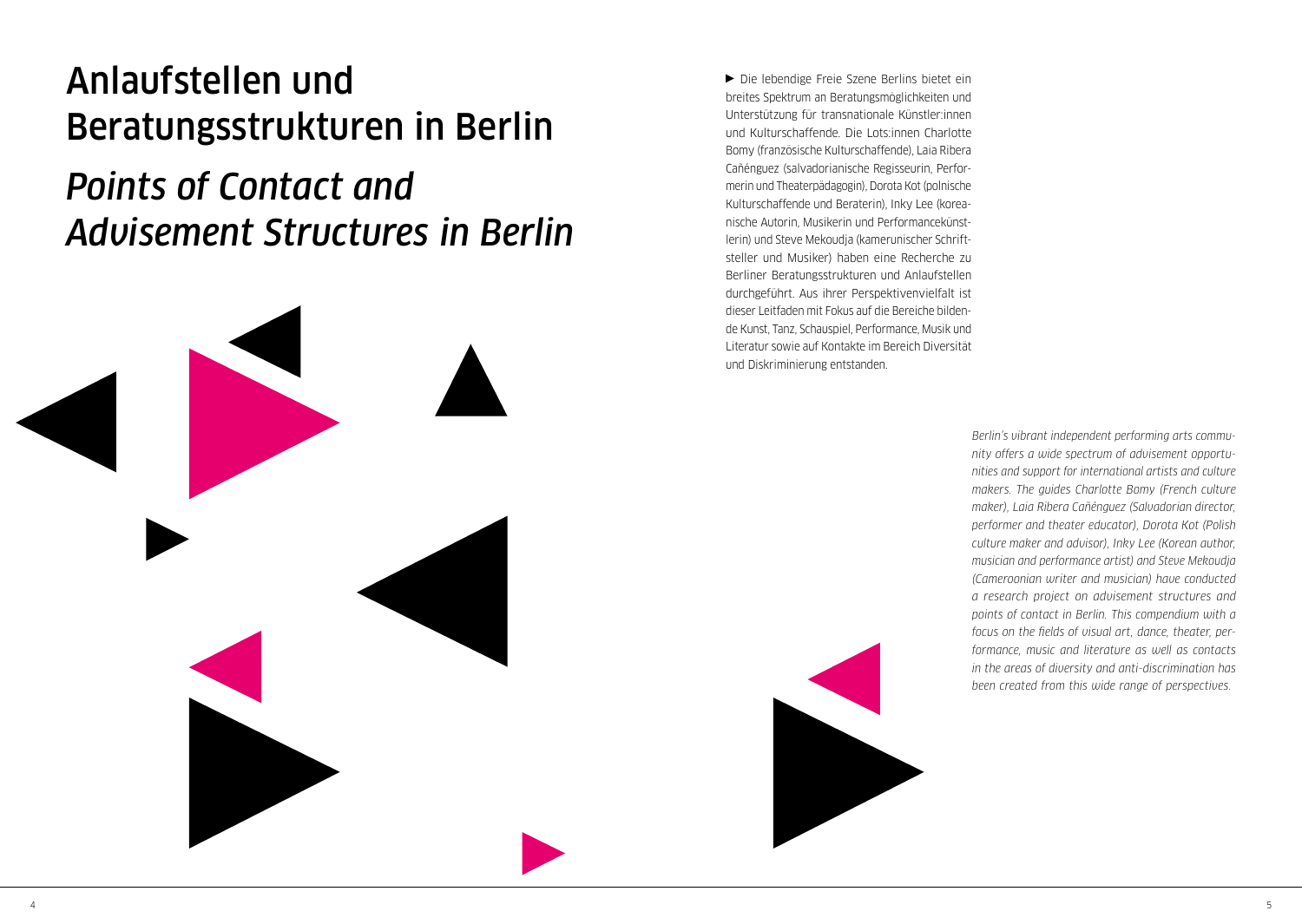# Anlaufstellen und Beratungsstrukturen in Berlin

# *Points of Contact and Advisement Structures in Berlin*

► Die lebendige Freie Szene Berlins bietet ein breites Spektrum an Beratungsmöglichkeiten und Unterstützung für transnationale Künstler:innen und Kulturschaffende. Die Lots:innen Charlotte Bomy (französische Kulturschaffende), Laia Ribera Cañénguez (salvadorianische Regisseurin, Performerin und Theaterpädagogin), Dorota Kot (polnische Kulturschaffende und Beraterin), Inky Lee (koreanische Autorin, Musikerin und Performancekünstlerin) und Steve Mekoudja (kamerunischer Schriftsteller und Musiker) haben eine Recherche zu Berliner Beratungsstrukturen und Anlaufstellen durchgeführt. Aus ihrer Perspektivenvielfalt ist dieser Leitfaden mit Fokus auf die Bereiche bildende Kunst, Tanz, Schauspiel, Performance, Musik und Literatur sowie auf Kontakte im Bereich Diversität und Diskriminierung entstanden.

*Berlin's vibrant independent performing arts community offers a wide spectrum of advisement opportunities and support for international artists and culture makers. The guides Charlotte Bomy (French culture maker), Laia Ribera Cañénguez (Salvadorian director, performer and theater educator), Dorota Kot (Polish culture maker and advisor), Inky Lee (Korean author, musician and performance artist) and Steve Mekoudja (Cameroonian writer and musician) have conducted a research project on advisement structures and points of contact in Berlin. This compendium with a focus on the fields of visual art, dance, theater, performance, music and literature as well as contacts in the areas of diversity and anti-discrimination has been created from this wide range of perspectives.*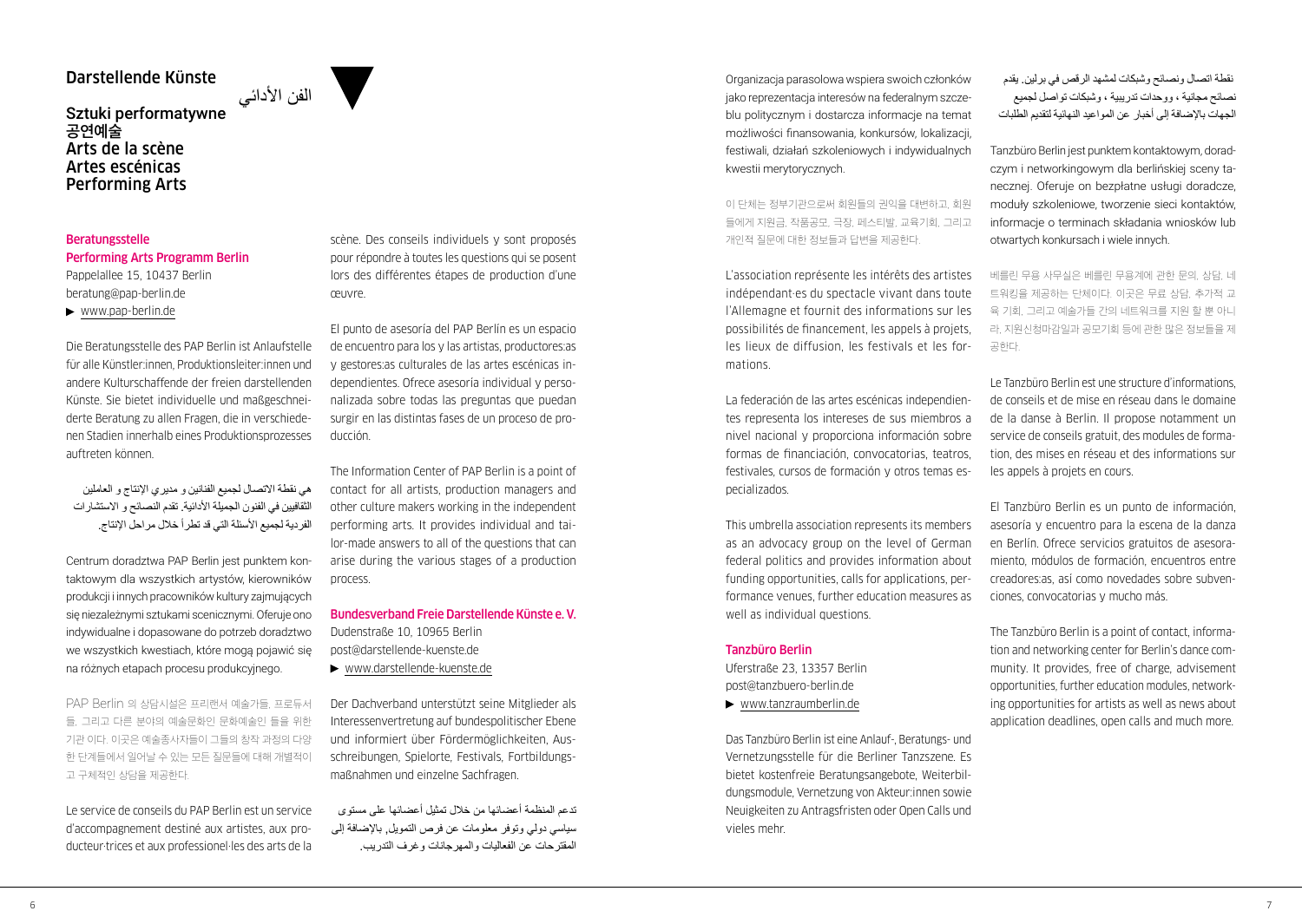# Darstellende Künste

الفن الأدائي

Sztuki performatywne
공연예술
Arts de la scène
Artes escénicas
Performing Arts

## Beratungsstelle Performing Arts Programm Berlin

Pappelallee 15, 10437 Berlin
beratung@pap-berlin.de
▶ www.pap-berlin.de

Die Beratungsstelle des PAP Berlin ist Anlaufstelle für alle Künstler:innen, Produktionsleiter:innen und andere Kulturschaffende der freien darstellenden Künste. Sie bietet individuelle und maßgeschneiderte Beratung zu allen Fragen, die in verschiedenen Stadien innerhalb eines Produktionsprozesses auftreten können.

هي نقطة الاتصال لجميع الفنانين و مديري الإنتاج و العاملين الثقافيين في الفنون الجميلة الأدائية. تقدم النصائح و الاستشارات الفردية لجميع الأسئلة التي قد تطرأ خلال مراحل الإنتاج.

Centrum doradztwa PAP Berlin jest punktem kontaktowym dla wszystkich artystów, kierowników produkcji i innych pracowników kultury zajmujących się niezależnymi sztukami scenicznymi. Oferuje ono indywidualne i dopasowane do potrzeb doradztwo we wszystkich kwestiach, które mogą pojawić się na różnych etapach procesu produkcyjnego.

PAP Berlin 의 상담시설은 프리랜서 예술가들, 프로듀서들, 그리고 다른 분야의 예술문화인 문화예술인 들을 위한 기관 이다. 이곳은 예술종사자들이 그들의 창작 과정의 다양한 단계들에서 일어날 수 있는 모든 질문들에 대해 개별적이고 구체적인 상담을 제공한다.

Le service de conseils du PAP Berlin est un service d'accompagnement destiné aux artistes, aux producteur·trices et aux professionel·les des arts de la scène. Des conseils individuels y sont proposés pour répondre à toutes les questions qui se posent lors des différentes étapes de production d'une œuvre.

El punto de asesoría del PAP Berlín es un espacio de encuentro para los y las artistas, productores:as y gestores:as culturales de las artes escénicas independientes. Ofrece asesoría individual y personalizada sobre todas las preguntas que puedan surgir en las distintas fases de un proceso de producción.

The Information Center of PAP Berlin is a point of contact for all artists, production managers and other culture makers working in the independent performing arts. It provides individual and tailor-made answers to all of the questions that can arise during the various stages of a production process.

## Bundesverband Freie Darstellende Künste e. V.

Dudenstraße 10, 10965 Berlin
post@darstellende-kuenste.de
▶ www.darstellende-kuenste.de

Der Dachverband unterstützt seine Mitglieder als Interessenvertretung auf bundespolitischer Ebene und informiert über Fördermöglichkeiten, Ausschreibungen, Spielorte, Festivals, Fortbildungsmaßnahmen und einzelne Sachfragen.

تدعم المنظمة أعضائها من خلال تمثيل أعضائها على مستوى سياسي دولي وتوفر معلومات عن فرص التمويل, بالإضافة إلى المقترحات عن الفعاليات والمهرجانات وغرف التدريب.

Organizacja parasolowa wspiera swoich członków jako reprezentacja interesów na federalnym szczeblu politycznym i dostarcza informacje na temat możliwości finansowania, konkursów, lokalizacji, festiwali, działań szkoleniowych i indywidualnych kwestii merytorycznych.

이 단체는 정부기관으로써 회원들의 권익을 대변하고, 회원들에게 지원금, 작품공모, 극장, 페스티발, 교육기회, 그리고 개인적 질문에 대한 정보들과 답변을 제공한다.

L'association représente les intérêts des artistes indépendant·es du spectacle vivant dans toute l'Allemagne et fournit des informations sur les possibilités de financement, les appels à projets, les lieux de diffusion, les festivals et les formations.

La federación de las artes escénicas independientes representa los intereses de sus miembros a nivel nacional y proporciona información sobre formas de financiación, convocatorias, teatros, festivales, cursos de formación y otros temas especializados.

This umbrella association represents its members as an advocacy group on the level of German federal politics and provides information about funding opportunities, calls for applications, performance venues, further education measures as well as individual questions.

## Tanzbüro Berlin

Uferstraße 23, 13357 Berlin
post@tanzbuero-berlin.de
▶ www.tanzraumberlin.de

Das Tanzbüro Berlin ist eine Anlauf-, Beratungs- und Vernetzungsstelle für die Berliner Tanzszene. Es bietet kostenfreie Beratungsangebote, Weiterbildungsmodule, Vernetzung von Akteur:innen sowie Neuigkeiten zu Antragsfristen oder Open Calls und vieles mehr.

نقطة اتصال ونصائح وشبكات لمشهد الرقص في برلين. يقدم نصائح مجانية ، ووحدات تدريبية ، وشبكات تواصل لجميع الجهات بالإضافة إلى أخبار عن المواعيد النهائية لتقديم الطلبات

Tanzbüro Berlin jest punktem kontaktowym, doradczym i networkingowym dla berlińskiej sceny tanecznej. Oferuje on bezpłatne usługi doradcze, moduły szkoleniowe, tworzenie sieci kontaktów, informacje o terminach składania wniosków lub otwartych konkursach i wiele innych.

베를린 무용 사무실은 베를린 무용계에 관한 문의, 상담, 네트워킹을 제공하는 단체이다. 이곳은 무료 상담, 추가적 교육 기회, 그리고 예술가들 간의 네트워크를 지원 할 뿐 아니라, 지원신청마감일과 공모기회 등에 관한 많은 정보들을 제공한다.

Le Tanzbüro Berlin est une structure d'informations, de conseils et de mise en réseau dans le domaine de la danse à Berlin. Il propose notamment un service de conseils gratuit, des modules de formation, des mises en réseau et des informations sur les appels à projets en cours.

El Tanzbüro Berlin es un punto de información, asesoría y encuentro para la escena de la danza en Berlín. Ofrece servicios gratuitos de asesoramiento, módulos de formación, encuentros entre creadores:as, así como novedades sobre subvenciones, convocatorias y mucho más.

The Tanzbüro Berlin is a point of contact, information and networking center for Berlin's dance community. It provides, free of charge, advisement opportunities, further education modules, networking opportunities for artists as well as news about application deadlines, open calls and much more.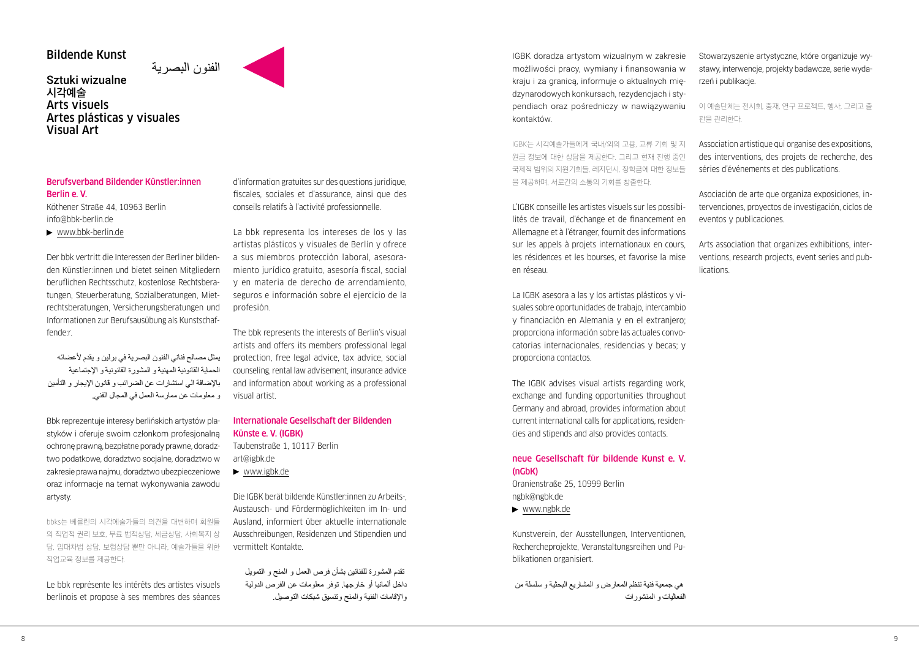# Bildende Kunst

الفنون البصرية

## Sztuki wizualne
## 시각예술
## Arts visuels
## Artes plásticas y visuales
## Visual Art

### Berufsverband Bildender Künstler:innen Berlin e. V.

Köthener Straße 44, 10963 Berlin
info@bbk-berlin.de
▶ www.bbk-berlin.de

Der bbk vertritt die Interessen der Berliner bildenden Künstler:innen und bietet seinen Mitgliedern beruflichen Rechtsschutz, kostenlose Rechtsberatungen, Steuerberatung, Sozialberatungen, Mietrechtsberatungen, Versicherungsberatungen und Informationen zur Berufsausübung als Kunstschaffende:r.

يمثل مصالح فناني الفنون البصرية في برلين و يقدم لأعضائه الحماية القانونية المهنية و المشورة القانونية و الإجتماعية بالإضافة الى استشارات عن الضرائب و قانون الإيجار و التأمين و معلومات عن ممارسة العمل في المجال الفني.

Bbk reprezentuje interesy berlińskich artystów plastyków i oferuje swoim członkom profesjonalną ochronę prawną, bezpłatne porady prawne, doradztwo podatkowe, doradztwo socjalne, doradztwo w zakresie prawa najmu, doradztwo ubezpieczeniowe oraz informacje na temat wykonywania zawodu artysty.

bbks는 베를린의 시각예술가들의 의견을 대변하며 회원들의 직업적 권리 보호, 무료 법적상담, 세금상담, 사회복지 상담, 임대차법 상담, 보험상담 뿐만 아니라, 예술가들을 위한 직업교육 정보를 제공한다.

Le bbk représente les intérêts des artistes visuels berlinois et propose à ses membres des séances d'information gratuites sur des questions juridique, fiscales, sociales et d'assurance, ainsi que des conseils relatifs à l'activité professionnelle.

La bbk representa los intereses de los y las artistas plásticos y visuales de Berlín y ofrece a sus miembros protección laboral, asesoramiento jurídico gratuito, asesoría fiscal, social y en materia de derecho de arrendamiento, seguros e información sobre el ejercicio de la profesión.

The bbk represents the interests of Berlin's visual artists and offers its members professional legal protection, free legal advice, tax advice, social counseling, rental law advisement, insurance advice and information about working as a professional visual artist.

### Internationale Gesellschaft der Bildenden Künste e. V. (IGBK)

Taubenstraße 1, 10117 Berlin
art@igbk.de
▶ www.igbk.de

Die IGBK berät bildende Künstler:innen zu Arbeits-, Austausch- und Fördermöglichkeiten im In- und Ausland, informiert über aktuelle internationale Ausschreibungen, Residenzen und Stipendien und vermittelt Kontakte.

تقدم المشورة للفنانين بشأن فرص العمل و المنح و التمويل داخل ألمانيا أو خارجها. توفر معلومات عن الفرص الدولية والإقامات الفنية والمنح وتنسيق شبكات التوصيل.

IGBK doradza artystom wizualnym w zakresie możliwości pracy, wymiany i finansowania w kraju i za granicą, informuje o aktualnych międzynarodowych konkursach, rezydencjach i stypendiach oraz pośredniczy w nawiązywaniu kontaktów.

IGBK는 시각예술가들에게 국내/외의 고용, 교류 기회 및 지원금 정보에 대한 상담을 제공한다. 그리고 현재 진행 중인 국제적 범위의 지원기회들, 레지던시, 장학금에 대한 정보들을 제공하며, 서로간의 소통의 기회를 창출한다.

L'IGBK conseille les artistes visuels sur les possibilités de travail, d'échange et de financement en Allemagne et à l'étranger, fournit des informations sur les appels à projets internationaux en cours, les résidences et les bourses, et favorise la mise en réseau.

La IGBK asesora a las y los artistas plásticos y visuales sobre oportunidades de trabajo, intercambio y financiación en Alemania y en el extranjero; proporciona información sobre las actuales convocatorias internacionales, residencias y becas; y proporciona contactos.

The IGBK advises visual artists regarding work, exchange and funding opportunities throughout Germany and abroad, provides information about current international calls for applications, residencies and stipends and also provides contacts.

### neue Gesellschaft für bildende Kunst e. V. (nGbK)

Oranienstraße 25, 10999 Berlin
ngbk@ngbk.de
▶ www.ngbk.de

Kunstverein, der Ausstellungen, Interventionen, Rechercheprojekte, Veranstaltungsreihen und Publikationen organisiert.

هي جمعية فنية تنظم المعارض و المشاريع البحثية و سلسلة من الفعاليات و المنشورات

Stowarzyszenie artystyczne, które organizuje wystawy, interwencje, projekty badawcze, serie wydarzeń i publikacje.

이 예술단체는 전시회, 중재, 연구 프로젝트, 행사, 그리고 출판을 관리한다.

Association artistique qui organise des expositions, des interventions, des projets de recherche, des séries d'événements et des publications.

Asociación de arte que organiza exposiciones, intervenciones, proyectos de investigación, ciclos de eventos y publicaciones.

Arts association that organizes exhibitions, interventions, research projects, event series and publications.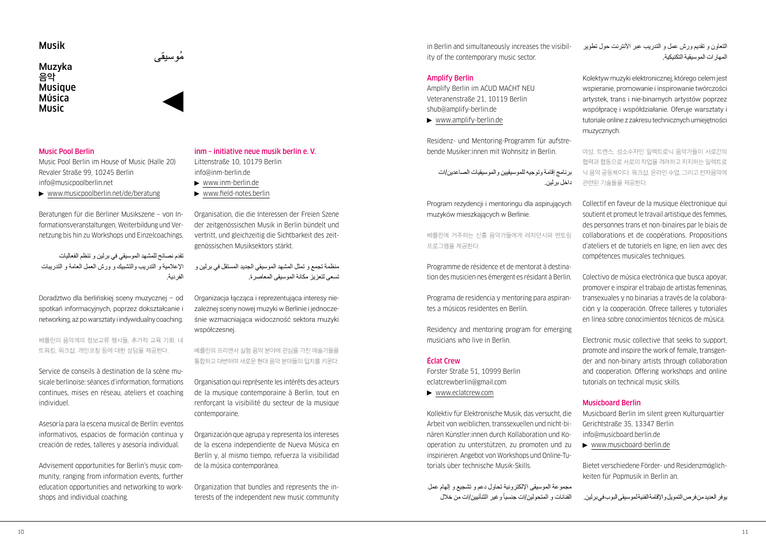# Musik

مُوسيقى

Muzyka
음악
Musique
Música
Music

## Music Pool Berlin

Music Pool Berlin im House of Music (Halle 20)
Revaler Straße 99, 10245 Berlin
info@musicpoolberlin.net
▶ www.musicpoolberlin.net/de/beratung

Beratungen für die Berliner Musikszene – von Informationsveranstaltungen, Weiterbildung und Vernetzung bis hin zu Workshops und Einzelcoachings.

تقدم نصائح للمشهد الموسيقي في برلين و تنظم الفعاليات الإعلامية و التدريب والتشبيك و ورش العمل العامة و التدريبات الفردية.

Doradztwo dla berlińskiej sceny muzycznej – od spotkań informacyjnych, poprzez dokształcanie i networking, aż po warsztaty i indywidualny coaching.

베를린의 음악계의 정보교류 행사들, 추가적 교육 기회, 네트워킹, 워크샵, 개인코칭 등에 대한 상담을 제공한다.

Service de conseils à destination de la scène musicale berlinoise: séances d'information, formations continues, mises en réseau, ateliers et coaching individuel.

Asesoría para la escena musical de Berlín: eventos informativos, espacios de formación continua y creación de redes, talleres y asesoría individual.

Advisement opportunities for Berlin's music community, ranging from information events, further education opportunities and networking to workshops and individual coaching.

## inm – initiative neue musik berlin e. V.

Littenstraße 10, 10179 Berlin
info@inm-berlin.de
▶ www.inm-berlin.de
▶ www.field-notes.berlin

Organisation, die die Interessen der Freien Szene der zeitgenössischen Musik in Berlin bündelt und vertritt, und gleichzeitig die Sichtbarkeit des zeitgenössischen Musiksektors stärkt.

منظمة تجمع و تمثل المشهد الموسيقي الجديد المستقل في برلين و تسعى لتعزيز مكانة الموسيقى المعاصرة.

Organizacja łącząca i reprezentująca interesy niezależnej sceny nowej muzyki w Berlinie i jednocześnie wzmacniająca widoczność sektora muzyki współczesnej.

베를린의 프리랜서 실험 음악 분야에 관심을 가진 예술가들을 통합하고 대변하며 새로운 현대 음악 분야들의 입지를 키운다.

Organisation qui représente les intérêts des acteurs de la musique contemporaine à Berlin, tout en renforçant la visibilité du secteur de la musique contemporaine.

Organización que agrupa y representa los intereses de la escena independiente de Nueva Música en Berlín y, al mismo tiempo, refuerza la visibilidad de la música contemporánea.

Organization that bundles and represents the interests of the independent new music community in Berlin and simultaneously increases the visibility of the contemporary music sector.

## Amplify Berlin

Amplify Berlin im ACUD MACHT NEU
Veteranenstraße 21, 10119 Berlin
shub@amplify-berlin.de
▶ www.amplify-berlin.de

Residenz- und Mentoring-Programm für aufstrebende Musiker:innen mit Wohnsitz in Berlin.

برنامج إقامة وتوجيه للموسيقيين والموسيقيات الصاعدين/ات داخل برلين.

Program rezydencji i mentoringu dla aspirujących muzyków mieszkających w Berlinie.

베를린에 거주하는 신흥 음악가들에게 레지던시와 멘토링 프로그램을 제공한다.

Programme de résidence et de mentorat à destination des musicien·nes émergent·es résidant à Berlin.

Programa de residencia y mentoring para aspirantes a músicos residentes en Berlín.

Residency and mentoring program for emerging musicians who live in Berlin.

## Éclat Crew

Forster Straße 51, 10999 Berlin
eclatcrewberlin@gmail.com
▶ www.eclatcrew.com

Kollektiv für Elektronische Musik, das versucht, die Arbeit von weiblichen, transsexuellen und nicht-binären Künstler:innen durch Kollaboration und Kooperation zu unterstützen, zu promoten und zu inspirieren. Angebot von Workshops und Online-Tutorials über technische Musik-Skills.

مجموعة الموسيقى الإلكترونية تحاول دعم و تشجيع و إلهام عمل الفنانات و المتحولين/ات جنسياً و غير الثنائيين/ات من خلال التعاون و تقديم ورش عمل و التدريب عبر الأنترنت حول تطوير المهارات الموسيقية التكنيكية.

Kolektyw muzyki elektronicznej, którego celem jest wspieranie, promowanie i inspirowanie twórczości artystek, trans i nie-binarnych artystów poprzez współpracę i współdziałanie. Oferuje warsztaty i tutoriale online z zakresu technicznych umiejętności muzycznych.

여성, 트랜스, 성소수자인 일렉트로닉 음악가들이 서로간의 협력과 협동으로 서로의 작업을 격려하고 지지하는 일렉트로닉 음악 공동체이다. 워크샵, 온라인 수업, 그리고 전자음악에 관련된 기술들을 제공한다.

Collectif en faveur de la musique électronique qui soutient et promeut le travail artistique des femmes, des personnes trans et non-binaires par le biais de collaborations et de coopérations. Propositions d'ateliers et de tutoriels en ligne, en lien avec des compétences musicales techniques.

Colectivo de música electrónica que busca apoyar, promover e inspirar el trabajo de artistas femeninas, transexuales y no binarias a través de la colaboración y la cooperación. Ofrece talleres y tutoriales en línea sobre conocimientos técnicos de música.

Electronic music collective that seeks to support, promote and inspire the work of female, transgender and non-binary artists through collaboration and cooperation. Offering workshops and online tutorials on technical music skills.

## Musicboard Berlin

Musicboard Berlin im silent green Kulturquartier
Gerichtstraße 35, 13347 Berlin
info@musicboard.berlin.de
▶ www.musicboard-berlin.de

Bietet verschiedene Förder- und Residenzmöglichkeiten für Popmusik in Berlin an.

يوفر العديد من فرص التمويل والإقامة الفنية لموسيقى البوب في برلين.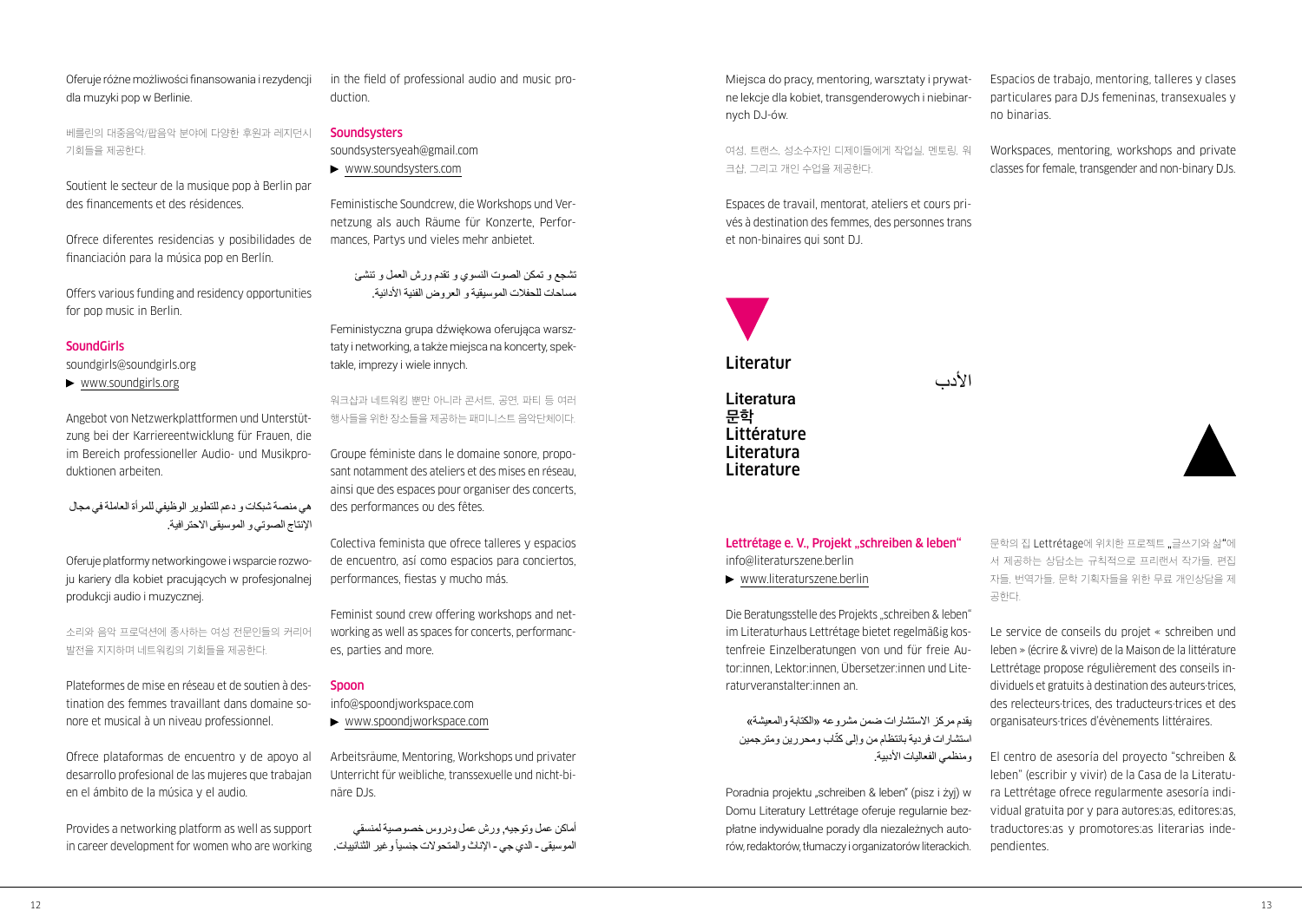Oferuje różne możliwości finansowania i rezydencji dla muzyki pop w Berlinie.

베를린의 대중음악/팝음악 분야에 다양한 후원과 레지던시 기회들을 제공한다.

Soutient le secteur de la musique pop à Berlin par des financements et des résidences.

Ofrece diferentes residencias y posibilidades de financiación para la música pop en Berlín.

Offers various funding and residency opportunities for pop music in Berlin.

### SoundGirls

soundgirls@soundgirls.org

▶ www.soundgirls.org

Angebot von Netzwerkplattformen und Unterstützung bei der Karriereentwicklung für Frauen, die im Bereich professioneller Audio- und Musikproduktionen arbeiten.

هي منصة شبكات و دعم للتطوير الوظيفي للمرأة العاملة في مجال الإنتاج الصوتي و الموسيقى الاحترافية.

Oferuje platformy networkingowe i wsparcie rozwoju kariery dla kobiet pracujących w profesjonalnej produkcji audio i muzycznej.

소리와 음악 프로덕션에 종사하는 여성 전문인들의 커리어 발전을 지지하며 네트워킹의 기회들을 제공한다.

Plateformes de mise en réseau et de soutien à destination des femmes travaillant dans domaine sonore et musical à un niveau professionnel.

Ofrece plataformas de encuentro y de apoyo al desarrollo profesional de las mujeres que trabajan en el ámbito de la música y el audio.

Provides a networking platform as well as support in career development for women who are working in the field of professional audio and music production.

### Soundsysters

soundsystersyeah@gmail.com

▶ www.soundsysters.com

Feministische Soundcrew, die Workshops und Vernetzung als auch Räume für Konzerte, Performances, Partys und vieles mehr anbietet.

تشجع و تمكن الصوت النسوي و تقدم ورش العمل و تنشئ مساحات للحفلات الموسيقية و العروض الفنية الأدائية.

Feministyczna grupa dźwiękowa oferująca warsztaty i networking, a także miejsca na koncerty, spektakle, imprezy i wiele innych.

워크샵과 네트워킹 뿐만 아니라 콘서트, 공연, 파티 등 여러 행사들을 위한 장소들을 제공하는 페미니스트 음악단체이다.

Groupe féministe dans le domaine sonore, proposant notamment des ateliers et des mises en réseau, ainsi que des espaces pour organiser des concerts, des performances ou des fêtes.

Colectiva feminista que ofrece talleres y espacios de encuentro, así como espacios para conciertos, performances, fiestas y mucho más.

Feminist sound crew offering workshops and networking as well as spaces for concerts, performances, parties and more.

### Spoon

info@spoondjworkspace.com

▶ www.spoondjworkspace.com

Arbeitsräume, Mentoring, Workshops und privater Unterricht für weibliche, transsexuelle und nicht-binäre DJs.

أماكن عمل وتوجيه, ورش عمل ودروس خصوصية لمنسقي الموسيقى - الدي جي - الإناث والمتحولات جنسياً وغير الثنائيات.

Miejsca do pracy, mentoring, warsztaty i prywatne lekcje dla kobiet, transgenderowych i niebinarnych DJ-ów.

여성, 트랜스, 성소수자인 디제이들에게 작업실, 멘토링, 워크샵, 그리고 개인 수업을 제공한다.

Espaces de travail, mentorat, ateliers et cours privés à destination des femmes, des personnes trans et non-binaires qui sont DJ.

Espacios de trabajo, mentoring, talleres y clases particulares para DJs femeninas, transexuales y no binarias.

Workspaces, mentoring, workshops and private classes for female, transgender and non-binary DJs.

## Literatur

## الأدب

## Literatura
## 문학
## Littérature
## Literatura
## Literature

### Lettrétage e. V., Projekt „schreiben & leben"

info@literaturszene.berlin

▶ www.literaturszene.berlin

Die Beratungsstelle des Projekts „schreiben & leben" im Literaturhaus Lettrétage bietet regelmäßig kostenfreie Einzelberatungen von und für freie Autor:innen, Lektor:innen, Übersetzer:innen und Literaturveranstalter:innen an.

يقدم مركز الاستشارات ضمن مشروعه «الكتابة والمعيشة» استشارات فردية بانتظام من وإلى كتّاب ومحررين ومترجمين ومنظمي الفعاليات الأدبية.

Poradnia projektu „schreiben & leben" (pisz i żyj) w Domu Literatury Lettrétage oferuje regularnie bezpłatne indywidualne porady dla niezależnych autorów, redaktorów, tłumaczy i organizatorów literackich.

문학의 집 Lettrétage에 위치한 프로젝트 „글쓰기와 삶"에서 제공하는 상담소는 규칙적으로 프리랜서 작가들, 편집자들, 번역가들, 문학 기획자들을 위한 무료 개인상담을 제공한다.

Le service de conseils du projet « schreiben und leben » (écrire & vivre) de la Maison de la littérature Lettrétage propose régulièrement des conseils individuels et gratuits à destination des auteurs·trices, des relecteurs·trices, des traducteurs·trices et des organisateurs·trices d'évènements littéraires.

El centro de asesoría del proyecto "schreiben & leben" (escribir y vivir) de la Casa de la Literatura Lettrétage ofrece regularmente asesoría individual gratuita por y para autores:as, editores:as, traductores:as y promotores:as literarias independientes.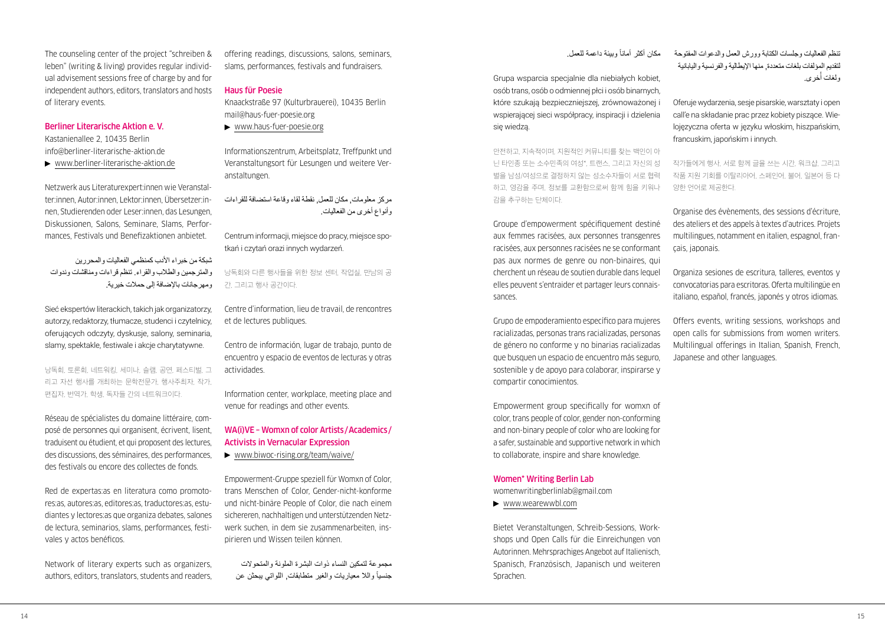The counseling center of the project "schreiben & leben" (writing & living) provides regular individual advisement sessions free of charge by and for independent authors, editors, translators and hosts of literary events.

### Berliner Literarische Aktion e. V.

Kastanienallee 2, 10435 Berlin
info@berliner-literarische-aktion.de
▶ www.berliner-literarische-aktion.de

Netzwerk aus Literaturexpert:innen wie Veranstalter:innen, Autor:innen, Lektor:innen, Übersetzer:innen, Studierenden oder Leser:innen, das Lesungen, Diskussionen, Salons, Seminare, Slams, Performances, Festivals und Benefizaktionen anbietet.

شبكة من خبراء الأدب كمنظمي الفعاليات والمحررين والمترجمين والطلاب والقراء. تنظم قراءات ومناقشات وندوات ومهرجانات بالإضافة إلى حملات خيرية.

Sieć ekspertów literackich, takich jak organizatorzy, autorzy, redaktorzy, tłumacze, studenci i czytelnicy, oferujących odczyty, dyskusje, salony, seminaria, slamy, spektakle, festiwale i akcje charytatywne.

낭독회, 토론회, 네트워킹, 세미나, 슬램, 공연, 페스티벌, 그리고 자선 행사를 개최하는 문학전문가, 행사주최자, 작가, 편집자, 번역가, 학생, 독자들 간의 네트워크이다.

Réseau de spécialistes du domaine littéraire, composé de personnes qui organisent, écrivent, lisent, traduisent ou étudient, et qui proposent des lectures, des discussions, des séminaires, des performances, des festivals ou encore des collectes de fonds.

Red de expertas:as en literatura como promotores:as, autores:as, editores:as, traductores:as, estudiantes y lectores:as que organiza debates, salones de lectura, seminarios, slams, performances, festivales y actos benéficos.

Network of literary experts such as organizers, authors, editors, translators, students and readers, offering readings, discussions, salons, seminars, slams, performances, festivals and fundraisers.

### Haus für Poesie

Knaackstraße 97 (Kulturbrauerei), 10435 Berlin
mail@haus-fuer-poesie.org
▶ www.haus-fuer-poesie.org

Informationszentrum, Arbeitsplatz, Treffpunkt und Veranstaltungsort für Lesungen und weitere Veranstaltungen.

مركز معلومات, مكان للعمل, نقطة لقاء وقاعة استضافة للقراءات وأنواع أخرى من الفعاليات.

Centrum informacji, miejsce do pracy, miejsce spotkań i czytań orazi innych wydarzeń.

낭독회와 다른 행사들을 위한 정보 센터, 작업실, 만남의 공간, 그리고 행사 공간이다.

Centre d'information, lieu de travail, de rencontres et de lectures publiques.

Centro de información, lugar de trabajo, punto de encuentro y espacio de eventos de lecturas y otras actividades.

Information center, workplace, meeting place and venue for readings and other events.

### WA(i)VE – Womxn of color Artists / Academics / Activists in Vernacular Expression

▶ www.biwoc-rising.org/team/waive/

Empowerment-Gruppe speziell für Womxn of Color, trans Menschen of Color, Gender-nicht-konforme und nicht-binäre People of Color, die nach einem sichereren, nachhaltigen und unterstützenden Netzwerk suchen, in dem sie zusammenarbeiten, inspirieren und Wissen teilen können.

مجموعة لتمكين النساء ذوات البشرة الملونة والمتحولات جنسياً واللا معياريات والغير متطابقات, اللواتي يبحثن عن مكان أكثر أماناً وبيئة داعمة للعمل.

Grupa wsparcia specjalnie dla niebiałych kobiet, osób trans, osób o odmiennej płci i osób binarnych, które szukają bezpieczniejszej, zrównoważonej i wspierającej sieci współpracy, inspiracji i dzielenia się wiedzą.

안전하고, 지속적이며, 지원적인 커뮤니티를 찾는 백인이 아닌 타인종 또는 소수민족의 여성*, 트랜스, 그리고 자신의 성별을 남성/여성으로 결정하지 않는 성소수자들이 서로 협력하고, 영감을 주며, 정보를 교환함으로써 함께 힘을 키워나감을 추구하는 단체이다.

Groupe d'empowerment spécifiquement destiné aux femmes racisées, aux personnes transgenres racisées, aux personnes racisées ne se conformant pas aux normes de genre ou non-binaires, qui cherchent un réseau de soutien durable dans lequel elles peuvent s'entraider et partager leurs connaissances.

Grupo de empoderamiento específico para mujeres racializadas, personas trans racializadas, personas de género no conforme y no binarias racializadas que busquen un espacio de encuentro más seguro, sostenible y de apoyo para colaborar, inspirarse y compartir conocimientos.

Empowerment group specifically for womxn of color, trans people of color, gender non-conforming and non-binary people of color who are looking for a safer, sustainable and supportive network in which to collaborate, inspire and share knowledge.

### Women* Writing Berlin Lab

womenwritingberlinlab@gmail.com
▶ www.wearewwbl.com

Bietet Veranstaltungen, Schreib-Sessions, Workshops und Open Calls für die Einreichungen von Autorinnen. Mehrsprachiges Angebot auf Italienisch, Spanisch, Französisch, Japanisch und weiteren Sprachen.

تنظم الفعاليات وجلسات الكتابة وورش العمل والدعوات المفتوحة لتقديم المؤلفات بلغات متعددة, منها الإيطالية والفرنسية واليابانية ولغات أخرى.

Oferuje wydarzenia, sesje pisarskie, warsztaty i open call'e na składanie prac przez kobiety piszące. Wielojęzyczna oferta w języku włoskim, hiszpańskim, francuskim, japońskim i innych.

작가들에게 행사, 서로 함께 글을 쓰는 시간, 워크샵, 그리고 작품 지원 기회를 이탈리아어, 스페인어, 불어, 일본어 등 다양한 언어로 제공한다.

Organise des évènements, des sessions d'écriture, des ateliers et des appels à textes d'autrices. Projets multilingues, notamment en italien, espagnol, français, japonais.

Organiza sesiones de escritura, talleres, eventos y convocatorias para escritoras. Oferta multilingüe en italiano, español, francés, japonés y otros idiomas.

Offers events, writing sessions, workshops and open calls for submissions from women writers. Multilingual offerings in Italian, Spanish, French, Japanese and other languages.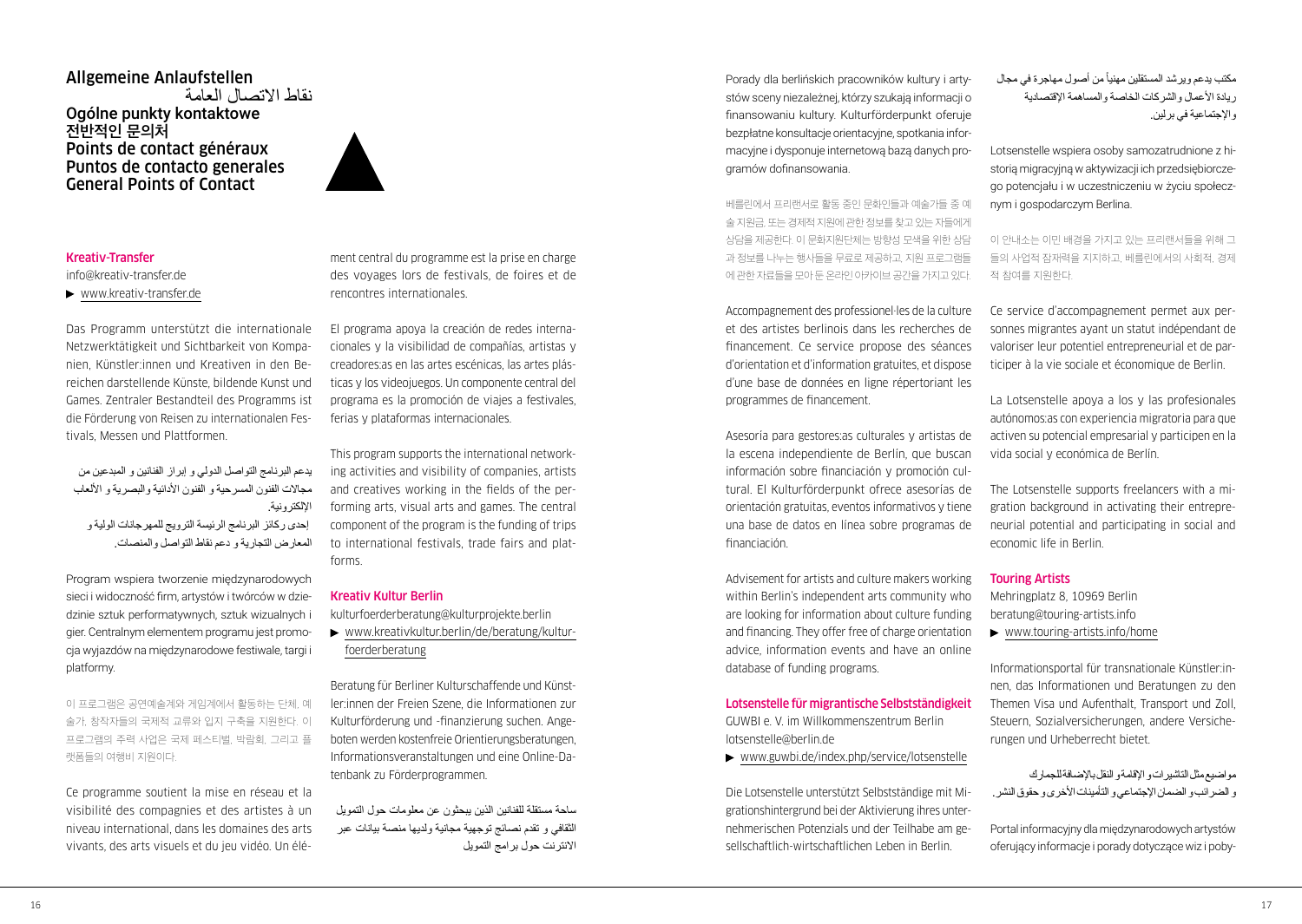# Allgemeine Anlaufstellen
# نقاط الاتصال العامة
# Ogólne punkty kontaktowe
# 전반적인 문의처
# Points de contact généraux
# Puntos de contacto generales
# General Points of Contact

### Kreativ-Transfer

info@kreativ-transfer.de

► www.kreativ-transfer.de

Das Programm unterstützt die internationale Netzwerktätigkeit und Sichtbarkeit von Kompanien, Künstler:innen und Kreativen in den Bereichen darstellende Künste, bildende Kunst und Games. Zentraler Bestandteil des Programms ist die Förderung von Reisen zu internationalen Festivals, Messen und Plattformen.

يدعم البرنامج التواصل الدولي و إبراز الفنانين و المبدعين من مجالات الفنون المسرحية و الفنون الأدائية والبصرية و الألعاب الإلكترونية.
إحدى ركائز البرنامج الرئيسة الترويج للمهرجانات الولية و المعارض التجارية و دعم نقاط التواصل والمنصات.

Program wspiera tworzenie międzynarodowych sieci i widoczność firm, artystów i twórców w dziedzinie sztuk performatywnych, sztuk wizualnych i gier. Centralnym elementem programu jest promocja wyjazdów na międzynarodowe festiwale, targi i platformy.

이 프로그램은 공연예술계와 게임계에서 활동하는 단체, 예술가, 창작자들의 국제적 교류와 입지 구축을 지원한다. 이 프로그램의 주력 사업은 국제 페스티벌, 박람회, 그리고 플랫폼들의 여행비 지원이다.

Ce programme soutient la mise en réseau et la visibilité des compagnies et des artistes à un niveau international, dans les domaines des arts vivants, des arts visuels et du jeu vidéo. Un élément central du programme est la prise en charge des voyages lors de festivals, de foires et de rencontres internationales.

El programa apoya la creación de redes internacionales y la visibilidad de compañías, artistas y creadores:as en las artes escénicas, las artes plásticas y los videojuegos. Un componente central del programa es la promoción de viajes a festivales, ferias y plataformas internacionales.

This program supports the international networking activities and visibility of companies, artists and creatives working in the fields of the performing arts, visual arts and games. The central component of the program is the funding of trips to international festivals, trade fairs and platforms.

### Kreativ Kultur Berlin

kulturfoerderberatung@kulturprojekte.berlin

► www.kreativkultur.berlin/de/beratung/kulturfoerderberatung

Beratung für Berliner Kulturschaffende und Künstler:innen der Freien Szene, die Informationen zur Kulturförderung und -finanzierung suchen. Angeboten werden kostenfreie Orientierungsberatungen, Informationsveranstaltungen und eine Online-Datenbank zu Förderprogrammen.

ساحة مستقلة للفنانين الذين يبحثون عن معلومات حول التمويل الثقافي و تقدم نصائح توجيهية مجانية ولديها منصة بيانات عبر الانترنت حول برامج التمويل

Porady dla berlińskich pracowników kultury i artystów sceny niezależnej, którzy szukają informacji o finansowaniu kultury. Kulturförderpunkt oferuje bezpłatne konsultacje orientacyjne, spotkania informacyjne i dysponuje internetową bazą danych programów dofinansowania.

베를린에서 프리랜서로 활동 중인 문화인들과 예술가들 중 예술 지원금, 또는 경제적 지원에 관한 정보를 찾고 있는 자들에게 상담을 제공한다. 이 문화지원단체는 방향성 모색을 위한 상담과 정보를 나누는 행사들을 무료로 제공하고, 지원 프로그램들에 관한 자료들을 모아 둔 온라인 아카이브 공간을 가지고 있다.

Accompagnement des professionnel·les de la culture et des artistes berlinois dans les recherches de financement. Ce service propose des séances d'orientation et d'information gratuites, et dispose d'une base de données en ligne répertoriant les programmes de financement.

Asesoría para gestores:as culturales y artistas de la escena independiente de Berlín, que buscan información sobre financiación y promoción cultural. El Kulturförderpunkt ofrece asesorías de orientación gratuitas, eventos informativos y tiene una base de datos en línea sobre programas de financiación.

Advisement for artists and culture makers working within Berlin's independent arts community who are looking for information about culture funding and financing. They offer free of charge orientation advice, information events and have an online database of funding programs.

### Lotsenstelle für migrantische Selbstständigkeit

GUWBI e. V. im Willkommenszentrum Berlin

lotsenstelle@berlin.de

► www.guwbi.de/index.php/service/lotsenstelle

Die Lotsenstelle unterstützt Selbstständige mit Migrationshintergrund bei der Aktivierung ihres unternehmerischen Potenzials und der Teilhabe am gesellschaftlich-wirtschaftlichen Leben in Berlin.

مكتب يدعم ويرشد المستقلين مهنياً من أصول مهاجرة في مجال ريادة الأعمال والشركات الخاصة والمساهمة الإقتصادية والإجتماعية في برلين.

Lotsenstelle wspiera osoby samozatrudnione z historią migracyjną w aktywizacji ich przedsiębiorczego potencjału i w uczestniczeniu w życiu społecznym i gospodarczym Berlina.

이 안내소는 이민 배경을 가지고 있는 프리랜서들을 위해 그들의 사업적 잠재력을 지지하고, 베를린에서의 사회적, 경제적 참여를 지원한다.

Ce service d'accompagnement permet aux personnes migrantes ayant un statut indépendant de valoriser leur potentiel entrepreneurial et de participer à la vie sociale et économique de Berlin.

La Lotsenstelle apoya a los y las profesionales autónomos:as con experiencia migratoria para que activen su potencial empresarial y participen en la vida social y económica de Berlín.

The Lotsenstelle supports freelancers with a migration background in activating their entrepreneurial potential and participating in social and economic life in Berlin.

### Touring Artists

Mehringplatz 8, 10969 Berlin

beratung@touring-artists.info

► www.touring-artists.info/home

Informationsportal für transnationale Künstler:innen, das Informationen und Beratungen zu den Themen Visa und Aufenthalt, Transport und Zoll, Steuern, Sozialversicherungen, andere Versicherungen und Urheberrecht bietet.

مواضيع مثل التاشيرات و الإقامة و النقل بالإضافة للجمارك و الضرائب و الضمان الإجتماعي و التأمينات الأخرى و حقوق النشر.

Portal informacyjny dla międzynarodowych artystów oferujący informacje i porady dotyczące wiz i poby-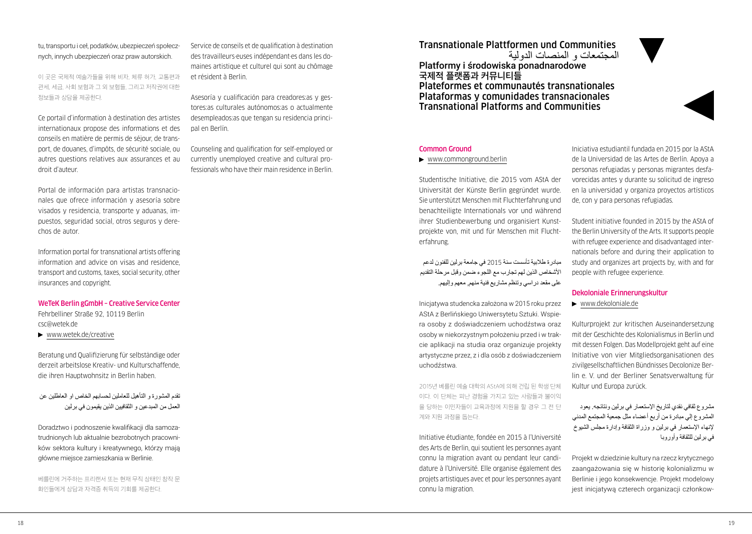tu, transportu i ceł, podatków, ubezpieczeń społecznych, innych ubezpieczeń oraz praw autorskich.

이 곳은 국제적 예술가들을 위해 비자, 체류 허가, 교통편과 관세, 세금, 사회 보험과 그 외 보험들, 그리고 저작권에 대한 정보들과 상담을 제공한다.

Ce portail d'information à destination des artistes internationaux propose des informations et des conseils en matière de permis de séjour, de transport, de douanes, d'impôts, de sécurité sociale, ou autres questions relatives aux assurances et au droit d'auteur.

Portal de información para artistas transnacionales que ofrece información y asesoría sobre visados y residencia, transporte y aduanas, impuestos, seguridad social, otros seguros y derechos de autor.

Information portal for transnational artists offering information and advice on visas and residence, transport and customs, taxes, social security, other insurances and copyright.

### WeTeK Berlin gGmbH – Creative Service Center

Fehrbelliner Straße 92, 10119 Berlin
csc@wetek.de
▶ www.wetek.de/creative

Beratung und Qualifizierung für selbständige oder derzeit arbeitslose Kreativ- und Kulturschaffende, die ihren Hauptwohnsitz in Berlin haben.

تقدم المشورة و التأهيل للعاملين لحسابهم الخاص او العاطلين عن العمل من المبدعين و الثقافيين الذين يقيمون في برلين

Doradztwo i podnoszenie kwalifikacji dla samozatrudnionych lub aktualnie bezrobotnych pracowników sektora kultury i kreatywnego, którzy mają główne miejsce zamieszkania w Berlinie.

베를린에 거주하는 프리랜서 또는 현재 무직 상태인 창작 문화인들에게 상담과 자격증 취득의 기회를 제공한다.

Service de conseils et de qualification à destination des travailleurs·euses indépendant·es dans les domaines artistique et culturel qui sont au chômage et résident à Berlin.

Asesoría y cualificación para creadores:as y gestores:as culturales autónomos:as o actualmente desempleados:as que tengan su residencia principal en Berlín.

Counseling and qualification for self-employed or currently unemployed creative and cultural professionals who have their main residence in Berlin.

## Transnationale Plattformen und Communities
## المجتمعات و المنصات الدولية
## Platformy i środowiska ponadnarodowe
## 국제적 플랫폼과 커뮤니티들
## Plateformes et communautés transnationales
## Plataformas y comunidades transnacionales
## Transnational Platforms and Communities

### Common Ground

▶ www.commonground.berlin

Studentische Initiative, die 2015 vom AStA der Universität der Künste Berlin gegründet wurde. Sie unterstützt Menschen mit Fluchterfahrung und benachteiligte Internationals vor und während ihrer Studienbewerbung und organisiert Kunstprojekte von, mit und für Menschen mit Fluchterfahrung.

مبادرة طلابية تأسست سنة 2015 في جامعة برلين للفنون لدعم الأشخاص الذين لهم تجارب مع اللجوء ضمن وقبل مرحلة التقديم على مقعد دراسي وتنظم مشاريع فنية منهم, معهم وإليهم.

Inicjatywa studencka założona w 2015 roku przez AStA z Berlińskiego Uniwersytetu Sztuki. Wspiera osoby z doświadczeniem uchodźstwa oraz osoby w niekorzystnym położeniu przed i w trakcie aplikacji na studia oraz organizuje projekty artystyczne przez, z i dla osób z doświadczeniem uchodźstwa.

2015년 베를린 예술 대학의 AStA에 의해 건립 된 학생 단체이다. 이 단체는 피난 경험을 가지고 있는 사람들과 불이익을 당하는 이민자들이 교육과정에 지원을 할 경우 그 전 단계와 지원 과정을 돕는다.

Initiative étudiante, fondée en 2015 à l'Université des Arts de Berlin, qui soutient les personnes ayant connu la migration avant ou pendant leur candidature à l'Université. Elle organise également des projets artistiques avec et pour les personnes ayant connu la migration.

Iniciativa estudiantil fundada en 2015 por la AStA de la Universidad de las Artes de Berlín. Apoya a personas refugiadas y personas migrantes desfavorecidas antes y durante su solicitud de ingreso en la universidad y organiza proyectos artísticos de, con y para personas refugiadas.

Student initiative founded in 2015 by the AStA of the Berlin University of the Arts. It supports people with refugee experience and disadvantaged internationals before and during their application to study and organizes art projects by, with and for people with refugee experience.

### Dekoloniale Erinnerungskultur

▶ www.dekoloniale.de

Kulturprojekt zur kritischen Auseinandersetzung mit der Geschichte des Kolonialismus in Berlin und mit dessen Folgen. Das Modellprojekt geht auf eine Initiative von vier Mitgliedsorganisationen des zivilgesellschaftlichen Bündnisses Decolonize Berlin e. V. und der Berliner Senatsverwaltung für Kultur und Europa zurück.

مشروع ثقافي نقدي لتاريخ الإستعمار في برلين ونتائجه. يعود المشروع إلى مبادرة من أربع أعضاء مثل جمعية المجتمع المدني لإنهاء الإستعمار في برلين و وزراة الثقافة وإدارة مجلس الشيوخ في برلين للثقافة وأوروبا

Projekt w dziedzinie kultury na rzecz krytycznego zaangażowania się w historię kolonializmu w Berlinie i jego konsekwencje. Projekt modelowy jest inicjatywą czterech organizacji członkow-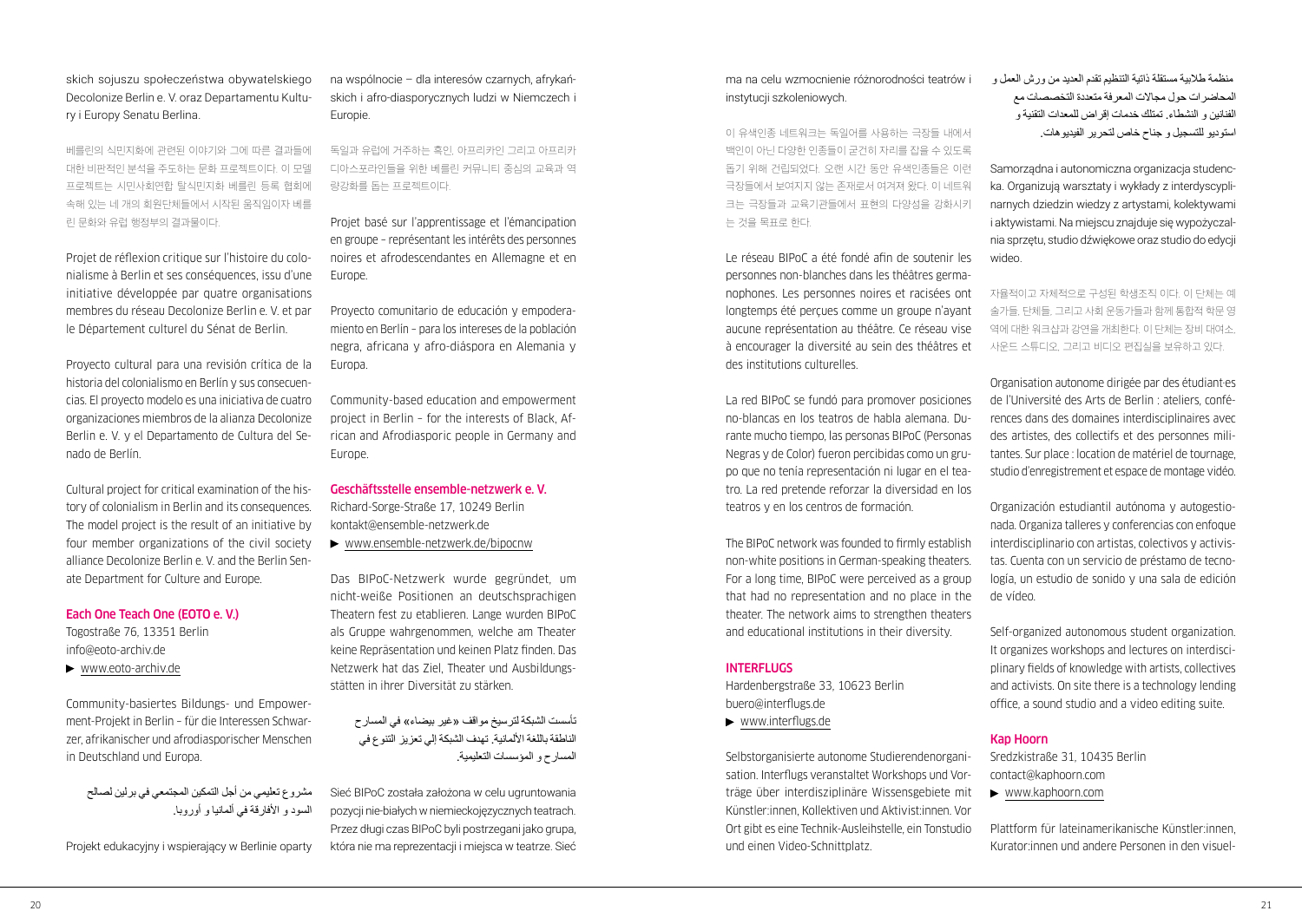skich sojuszu społeczeństwa obywatelskiego Decolonize Berlin e. V. oraz Departamentu Kultury i Europy Senatu Berlina.

베를린의 식민지화에 관련된 이야기와 그에 따른 결과들에 대한 비판적인 분석을 주도하는 문화 프로젝트이다. 이 모델 프로젝트는 시민사회연합 탈식민지화 베를린 등록 협회에 속해 있는 네 개의 회원단체들에서 시작된 움직임이자 베를린 문화와 유럽 행정부의 결과물이다.

Projet de réflexion critique sur l'histoire du colonialisme à Berlin et ses conséquences, issu d'une initiative développée par quatre organisations membres du réseau Decolonize Berlin e. V. et par le Département culturel du Sénat de Berlin.

Proyecto cultural para una revisión crítica de la historia del colonialismo en Berlín y sus consecuencias. El proyecto modelo es una iniciativa de cuatro organizaciones miembros de la alianza Decolonize Berlin e. V. y el Departamento de Cultura del Senado de Berlín.

Cultural project for critical examination of the history of colonialism in Berlin and its consequences. The model project is the result of an initiative by four member organizations of the civil society alliance Decolonize Berlin e. V. and the Berlin Senate Department for Culture and Europe.

### Each One Teach One (EOTO e. V.)

Togostraße 76, 13351 Berlin
info@eoto-archiv.de
▶ www.eoto-archiv.de

Community-basiertes Bildungs- und Empowerment-Projekt in Berlin – für die Interessen Schwarzer, afrikanischer und afrodiasporischer Menschen in Deutschland und Europa.

مشروع تعليمي من أجل التمكين المجتمعي في برلين لصالح السود و الأفارقة في ألمانيا و أوروبا.

Projekt edukacyjny i wspierający w Berlinie oparty na wspólnocie – dla interesów czarnych, afrykańskich i afro-diasporycznych ludzi w Niemczech i Europie.

독일과 유럽에 거주하는 흑인, 아프리카인 그리고 아프리카 디아스포라인들을 위한 베를린 커뮤니티 중심의 교육과 역량강화를 돕는 프로젝트이다.

Projet basé sur l'apprentissage et l'émancipation en groupe – représentant les intérêts des personnes noires et afrodescendantes en Allemagne et en Europe.

Proyecto comunitario de educación y empoderamiento en Berlín – para los intereses de la población negra, africana y afro-diáspora en Alemania y Europa.

Community-based education and empowerment project in Berlin – for the interests of Black, African and Afrodiasporic people in Germany and Europe.

### Geschäftsstelle ensemble-netzwerk e. V.

Richard-Sorge-Straße 17, 10249 Berlin
kontakt@ensemble-netzwerk.de
▶ www.ensemble-netzwerk.de/bipocnw

Das BIPoC-Netzwerk wurde gegründet, um nicht-weiße Positionen an deutschsprachigen Theatern fest zu etablieren. Lange wurden BIPoC als Gruppe wahrgenommen, welche am Theater keine Repräsentation und keinen Platz finden. Das Netzwerk hat das Ziel, Theater und Ausbildungsstätten in ihrer Diversität zu stärken.

تأسست الشبكة لترسيخ مواقف «غير بيضاء» في المسارح الناطقة باللغة الألمانية. تهدف الشبكة إلى تعزيز التنوع في المسارح و المؤسسات التعليمية.

Sieć BIPoC została założona w celu ugruntowania pozycji nie-białych w niemieckojęzycznych teatrach. Przez długi czas BIPoC byli postrzegani jako grupa, która nie ma reprezentacji i miejsca w teatrze. Sieć ma na celu wzmocnienie różnorodności teatrów i instytucji szkoleniowych.

이 유색인종 네트워크는 독일어를 사용하는 극장들 내에서 백인이 아닌 다양한 인종들이 굳건히 자리를 잡을 수 있도록 돕기 위해 건립되었다. 오랜 시간 동안 유색인종들은 이런 극장들에서 보여지지 않는 존재로서 여겨져 왔다. 이 네트워크는 극장들과 교육기관들에서 표현의 다양성을 강화시키는 것을 목표로 한다.

Le réseau BIPoC a été fondé afin de soutenir les personnes non-blanches dans les théâtres germanophones. Les personnes noires et racisées ont longtemps été perçues comme un groupe n'ayant aucune représentation au théâtre. Ce réseau vise à encourager la diversité au sein des théâtres et des institutions culturelles.

La red BIPoC se fundó para promover posiciones no-blancas en los teatros de habla alemana. Durante mucho tiempo, las personas BIPoC (Personas Negras y de Color) fueron percibidas como un grupo que no tenía representación ni lugar en el teatro. La red pretende reforzar la diversidad en los teatros y en los centros de formación.

The BIPoC network was founded to firmly establish non-white positions in German-speaking theaters. For a long time, BIPoC were perceived as a group that had no representation and no place in the theater. The network aims to strengthen theaters and educational institutions in their diversity.

### INTERFLUGS

Hardenbergstraße 33, 10623 Berlin
buero@interflugs.de
▶ www.interflugs.de

Selbstorganisierte autonome Studierendenorganisation. Interflugs veranstaltet Workshops und Vorträge über interdisziplinäre Wissensgebiete mit Künstler:innen, Kollektiven und Aktivist:innen. Vor Ort gibt es eine Technik-Ausleihstelle, ein Tonstudio und einen Video-Schnittplatz.

منظمة طلابية مستقلة ذاتية التنظيم تقدم العديد من ورش العمل و المحاضرات حول مجالات المعرفة متعددة التخصصات مع الفنانين و النشطاء. تمتلك خدمات إقراض للمعدات التقنية و استوديو للتسجيل و جناح خاص لتحرير الفيديوهات.

Samorządna i autonomiczna organizacja studencka. Organizują warsztaty i wykłady z interdyscyplinarnych dziedzin wiedzy z artystami, kolektywami i aktywistami. Na miejscu znajduje się wypożyczalnia sprzętu, studio dźwiękowe oraz studio do edycji wideo.

자율적이고 자체적으로 구성된 학생조직 이다. 이 단체는 예술가들, 단체들, 그리고 사회 운동가들과 함께 통합적 학문 영역에 대한 워크샵과 강연을 개최한다. 이 단체는 장비 대여소, 사운드 스튜디오, 그리고 비디오 편집실을 보유하고 있다.

Organisation autonome dirigée par des étudiant·es de l'Université des Arts de Berlin : ateliers, conférences dans des domaines interdisciplinaires avec des artistes, des collectifs et des personnes militantes. Sur place : location de matériel de tournage, studio d'enregistrement et espace de montage vidéo.

Organización estudiantil autónoma y autogestionada. Organiza talleres y conferencias con enfoque interdisciplinario con artistas, colectivos y activistas. Cuenta con un servicio de préstamo de tecnología, un estudio de sonido y una sala de edición de vídeo.

Self-organized autonomous student organization. It organizes workshops and lectures on interdisciplinary fields of knowledge with artists, collectives and activists. On site there is a technology lending office, a sound studio and a video editing suite.

### Kap Hoorn

Sredzkistraße 31, 10435 Berlin
contact@kaphoorn.com
▶ www.kaphoorn.com

Plattform für lateinamerikanische Künstler:innen, Kurator:innen und andere Personen in den visuel-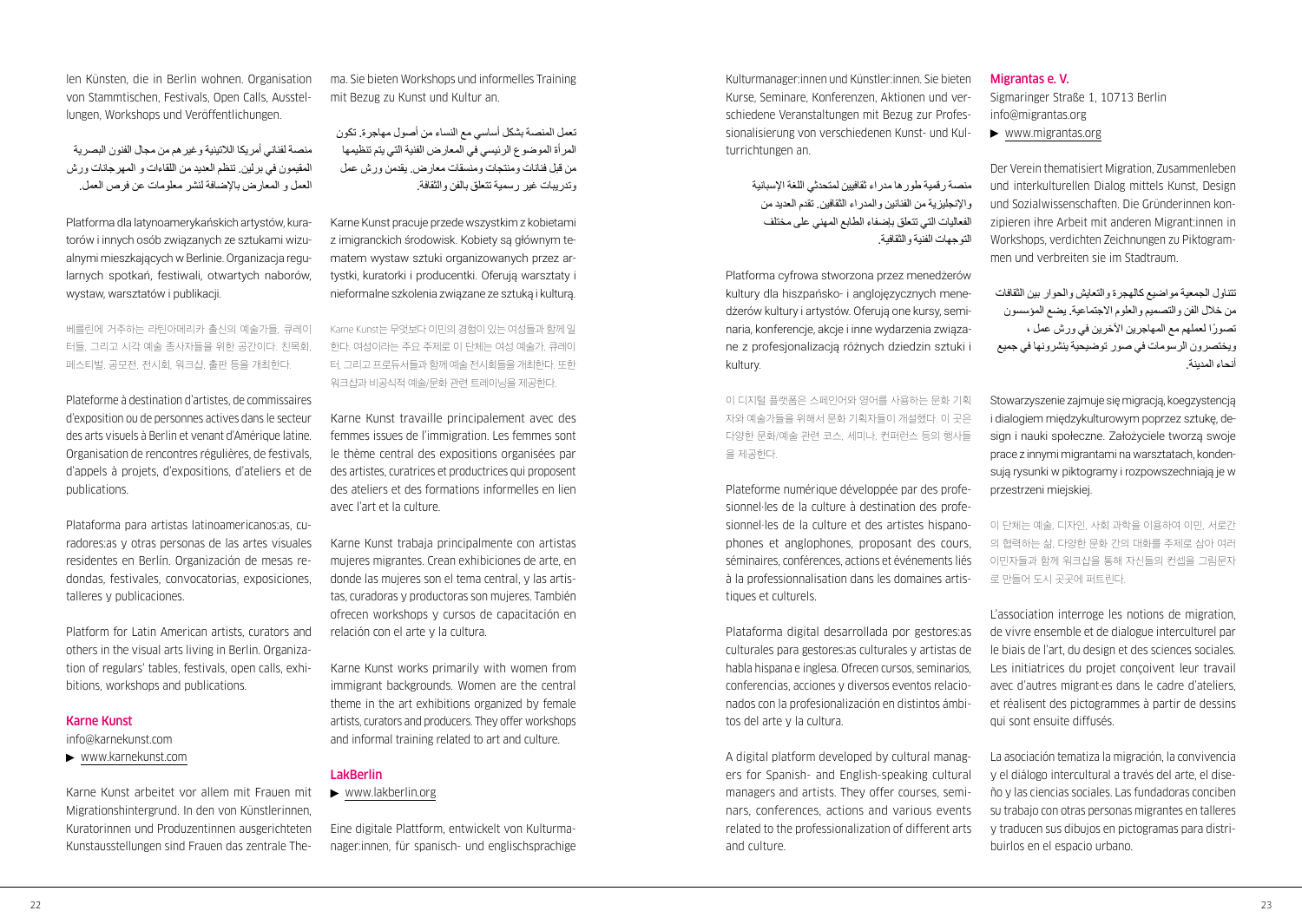len Künsten, die in Berlin wohnen. Organisation von Stammtischen, Festivals, Open Calls, Ausstellungen, Workshops und Veröffentlichungen.

منصة لفناني أمريكا اللاتينية وغيرهم من مجال الفنون البصرية المقيمون في برلين. تنظم العديد من اللقاءات و المهرجانات ورش العمل و المعارض بالإضافة لنشر معلومات عن فرص العمل.

Platforma dla latynoamerykańskich artystów, kuratorów i innych osób związanych ze sztukami wizualnymi mieszkających w Berlinie. Organizacja regularnych spotkań, festiwali, otwartych naborów, wystaw, warsztatów i publikacji.

베를린에 거주하는 라틴아메리카 출신의 예술가들, 큐레이터들, 그리고 시각 예술 종사자들을 위한 공간이다. 친목회, 페스티벌, 공모전, 전시회, 워크샵, 출판 등을 개최한다.

Plateforme à destination d'artistes, de commissaires d'exposition ou de personnes actives dans le secteur des arts visuels à Berlin et venant d'Amérique latine. Organisation de rencontres régulières, de festivals, d'appels à projets, d'expositions, d'ateliers et de publications.

Plataforma para artistas latinoamericanos:as, curadores:as y otras personas de las artes visuales residentes en Berlín. Organización de mesas redondas, festivales, convocatorias, exposiciones, talleres y publicaciones.

Platform for Latin American artists, curators and others in the visual arts living in Berlin. Organization of regulars' tables, festivals, open calls, exhibitions, workshops and publications.

### Karne Kunst

info@karnekunst.com
▶ www.karnekunst.com

Karne Kunst arbeitet vor allem mit Frauen mit Migrationshintergrund. In den von Künstlerinnen, Kuratorinnen und Produzentinnen ausgerichteten Kunstausstellungen sind Frauen das zentrale Thema. Sie bieten Workshops und informelles Training mit Bezug zu Kunst und Kultur an.

تعمل المنصة بشكل أساسي مع النساء مع أصول مهاجرة. تكون المرأة الموضوع الرئيسي في المعارض الفنية التي يتم تنظيمها من قبل فنانات ومنتجات ومنسقات معارض. يقدمن ورش عمل وتدريبات غير رسمية تتعلق بالفن والثقافة.

Karne Kunst pracuje przede wszystkim z kobietami z imigranckich środowisk. Kobiety są głównym tematem wystaw sztuki organizowanych przez artystki, kuratorki i producentki. Oferują warsztaty i nieformalne szkolenia związane ze sztuką i kulturą.

Karne Kunst는 무엇보다 이민의 경험이 있는 여성들과 함께 일한다. 여성이라는 주요 주제로 이 단체는 여성 예술가, 큐레이터, 그리고 프로듀서들과 함께 예술 전시회들을 개최한다. 또한 워크샵과 비공식적 예술/문화 관련 트레이닝을 제공한다.

Karne Kunst travaille principalement avec des femmes issues de l'immigration. Les femmes sont le thème central des expositions organisées par des artistes, curatrices et productrices qui proposent des ateliers et des formations informelles en lien avec l'art et la culture.

Karne Kunst trabaja principalmente con artistas mujeres migrantes. Crean exhibiciones de arte, en donde las mujeres son el tema central, y las artistas, curadoras y productoras son mujeres. También ofrecen workshops y cursos de capacitación en relación con el arte y la cultura.

Karne Kunst works primarily with women from immigrant backgrounds. Women are the central theme in the art exhibitions organized by female artists, curators and producers. They offer workshops and informal training related to art and culture.

### LakBerlin

▶ www.lakberlin.org

Eine digitale Plattform, entwickelt von Kulturmanager:innen, für spanisch- und englischsprachige Kulturmanager:innen und Künstler:innen. Sie bieten Kurse, Seminare, Konferenzen, Aktionen und verschiedene Veranstaltungen mit Bezug zur Professionalisierung von verschiedenen Kunst- und Kulturrichtungen an.

منصة رقمية طورها مدراء ثقافيين لمتحدثي اللغة الإسبانية والإنجليزية من الفنانين والمدراء الثقافيين. تقدم العديد من الفعاليات التي تتعلق بإضفاء الطابع المهني على مختلف التوجهات الفنية والثقافية.

Platforma cyfrowa stworzona przez menedżerów kultury dla hiszpańsko- i anglojęzycznych menedżerów kultury i artystów. Oferują one kursy, seminaria, konferencje, akcje i inne wydarzenia związane z profesjonalizacją różnych dziedzin sztuki i kultury.

이 디지털 플랫폼은 스페인어와 영어를 사용하는 문화 기획자와 예술가들을 위해서 문화 기획자들이 개설했다. 이 곳은 다양한 문화/예술 관련 코스, 세미나, 컨퍼런스 등의 행사들을 제공한다.

Plateforme numérique développée par des professionnel·les de la culture à destination des professionnel·les de la culture et des artistes hispanophones et anglophones, proposant des cours, séminaires, conférences, actions et événements liés à la professionnalisation dans les domaines artistiques et culturels.

Plataforma digital desarrollada por gestores:as culturales para gestores:as culturales y artistas de habla hispana e inglesa. Ofrecen cursos, seminarios, conferencias, acciones y diversos eventos relacionados con la profesionalización en distintos ámbitos del arte y la cultura.

A digital platform developed by cultural managers for Spanish- and English-speaking cultural managers and artists. They offer courses, seminars, conferences, actions and various events related to the professionalization of different arts and culture.

### Migrantas e. V.

Sigmaringer Straße 1, 10713 Berlin
info@migrantas.org
▶ www.migrantas.org

Der Verein thematisiert Migration, Zusammenleben und interkulturellen Dialog mittels Kunst, Design und Sozialwissenschaften. Die Gründerinnen konzipieren ihre Arbeit mit anderen Migrant:innen in Workshops, verdichten Zeichnungen zu Piktogrammen und verbreiten sie im Stadtraum.

تتناول الجمعية مواضيع كالهجرة والتعايش والحوار بين الثقافات من خلال الفن والتصميم والعلوم الاجتماعية. يضع المؤسسون تصورًا لعملهم مع المهاجرين الآخرين في ورش عمل ، ويختصرون الرسومات في صور توضيحية ينشرونها في جميع أنحاء المدينة.

Stowarzyszenie zajmuje się migracją, koegzystencją i dialogiem międzykulturowym poprzez sztukę, design i nauki społeczne. Założyciele tworzą swoje prace z innymi migrantami na warsztatach, kondensują rysunki w piktogramy i rozpowszechniają je w przestrzeni miejskiej.

이 단체는 예술, 디자인, 사회 과학을 이용하여 이민, 서로간의 협력하는 삶, 다양한 문화 간의 대화를 주제로 삼아 여러 이민자들과 함께 워크샵을 통해 자신들의 컨셉을 그림문자로 만들어 도시 곳곳에 퍼트린다.

L'association interroge les notions de migration, de vivre ensemble et de dialogue interculturel par le biais de l'art, du design et des sciences sociales. Les initiatrices du projet conçoivent leur travail avec d'autres migrant·es dans le cadre d'ateliers, et réalisent des pictogrammes à partir de dessins qui sont ensuite diffusés.

La asociación tematiza la migración, la convivencia y el diálogo intercultural a través del arte, el diseño y las ciencias sociales. Las fundadoras conciben su trabajo con otras personas migrantes en talleres y traducen sus dibujos en pictogramas para distribuirlos en el espacio urbano.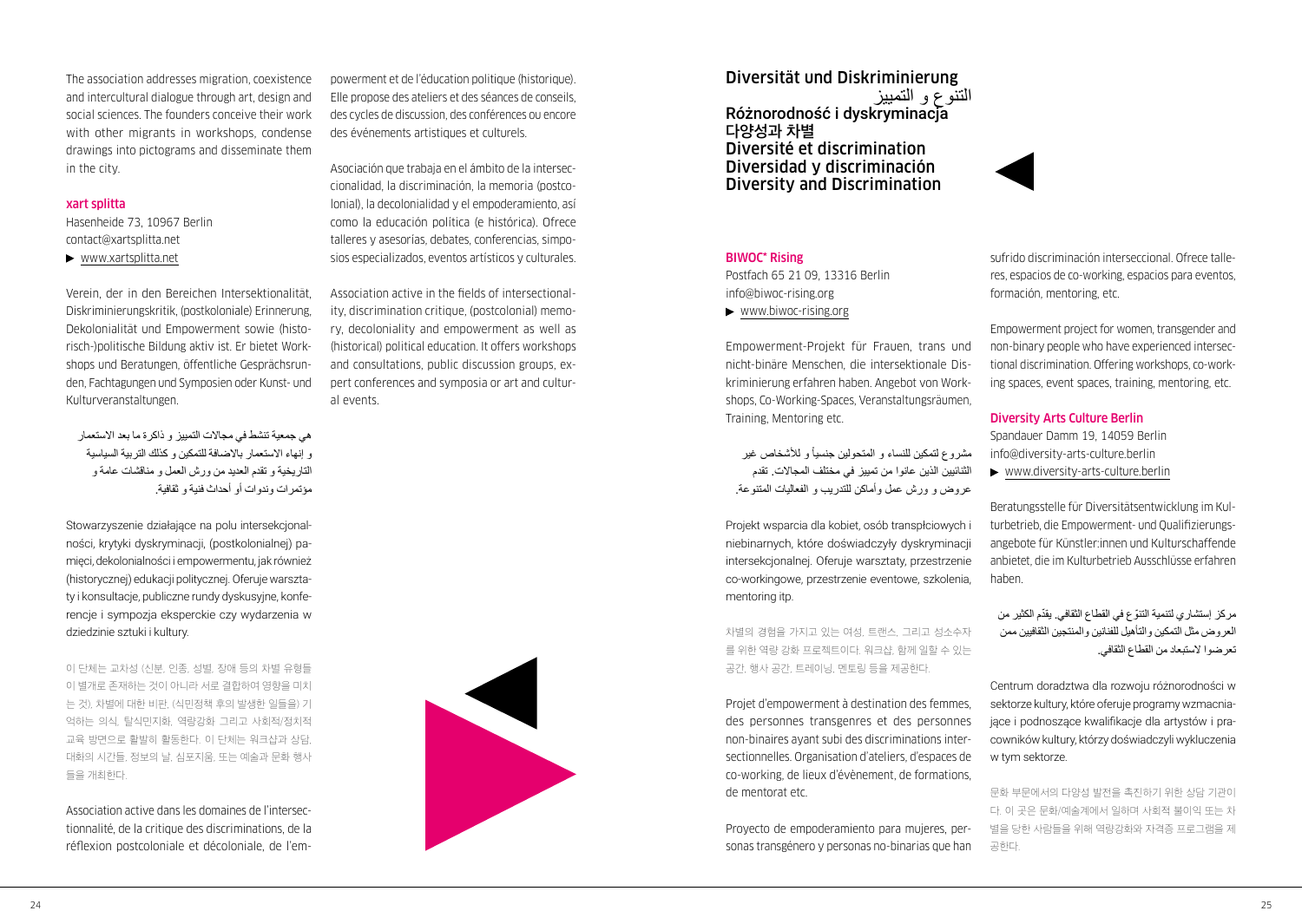The association addresses migration, coexistence and intercultural dialogue through art, design and social sciences. The founders conceive their work with other migrants in workshops, condense drawings into pictograms and disseminate them in the city.

### xart splitta

Hasenheide 73, 10967 Berlin
contact@xartsplitta.net
▶ www.xartsplitta.net

Verein, der in den Bereichen Intersektionalität, Diskriminierungskritik, (postkoloniale) Erinnerung, Dekolonialität und Empowerment sowie (historisch-)politische Bildung aktiv ist. Er bietet Workshops und Beratungen, öffentliche Gesprächsrunden, Fachtagungen und Symposien oder Kunst- und Kulturveranstaltungen.

هي جمعية تنشط في مجالات التمييز و ذاكرة ما بعد الاستعمار و إنهاء الاستعمار بالاضافة للتمكين و كذلك التربية السياسية التاريخية و تقدم العديد من ورش العمل و مناقشات عامة و مؤتمرات وندوات أو أحداث فنية و ثقافية.

Stowarzyszenie działające na polu intersekcjonalności, krytyki dyskryminacji, (postkolonialnej) pamięci, dekolonialności i empowermentu, jak również (historycznej) edukacji politycznej. Oferuje warsztaty i konsultacje, publiczne rundy dyskusyjne, konferencje i sympozja eksperckie czy wydarzenia w dziedzinie sztuki i kultury.

이 단체는 교차성 (신분, 인종, 성별, 장애 등의 차별 유형들이 별개로 존재하는 것이 아니라 서로 결합하여 영향을 미치는 것), 차별에 대한 비판, (식민정책 후의 발생한 일들을) 기억하는 의식, 탈식민지화, 역량강화 그리고 사회적/정치적 교육 방면으로 활발히 활동한다. 이 단체는 워크샵과 상담, 대화의 시간들, 정보의 날, 심포지움, 또는 예술과 문화 행사 들을 개최한다.

Association active dans les domaines de l'intersectionnalité, de la critique des discriminations, de la réflexion postcoloniale et décoloniale, de l'empowerment et de l'éducation politique (historique). Elle propose des ateliers et des séances de conseils, des cycles de discussion, des conférences ou encore des événements artistiques et culturels.

Asociación que trabaja en el ámbito de la interseccionalidad, la discriminación, la memoria (postcolonial), la decolonialidad y el empoderamiento, así como la educación política (e histórica). Ofrece talleres y asesorías, debates, conferencias, simposios especializados, eventos artísticos y culturales.

Association active in the fields of intersectionality, discrimination critique, (postcolonial) memory, decoloniality and empowerment as well as (historical) political education. It offers workshops and consultations, public discussion groups, expert conferences and symposia or art and cultural events.

## Diversität und Diskriminierung
## التنوع و التمييز
## Różnorodność i dyskryminacja
## 다양성과 차별
## Diversité et discrimination
## Diversidad y discriminación
## Diversity and Discrimination

### BIWOC* Rising

Postfach 65 21 09, 13316 Berlin
info@biwoc-rising.org
▶ www.biwoc-rising.org

Empowerment-Projekt für Frauen, trans und nicht-binäre Menschen, die intersektionale Diskriminierung erfahren haben. Angebot von Workshops, Co-Working-Spaces, Veranstaltungsräumen, Training, Mentoring etc.

مشروع لتمكين للنساء و المتحولين جنسياً و للأشخاص غير الثنائيين الذين عانوا من تمييز في مختلف المجالات. تقدم عروض و ورش عمل وأماكن للتدريب و الفعاليات المتنوعة.

Projekt wsparcia dla kobiet, osób transpłciowych i niebinarnych, które doświadczyły dyskryminacji intersekcjonalnej. Oferuje warsztaty, przestrzenie co-workingowe, przestrzenie eventowe, szkolenia, mentoring itp.

차별의 경험을 가지고 있는 여성, 트랜스, 그리고 성소수자를 위한 역량 강화 프로젝트이다. 워크샵, 함께 일할 수 있는 공간, 행사 공간, 트레이닝, 멘토링 등을 제공한다.

Projet d'empowerment à destination des femmes, des personnes transgenres et des personnes non-binaires ayant subi des discriminations intersectionnelles. Organisation d'ateliers, d'espaces de co-working, de lieux d'évènement, de formations, de mentorat etc.

Proyecto de empoderamiento para mujeres, personas transgénero y personas no-binarias que han sufrido discriminación interseccional. Ofrece talleres, espacios de co-working, espacios para eventos, formación, mentoring, etc.

Empowerment project for women, transgender and non-binary people who have experienced intersectional discrimination. Offering workshops, co-working spaces, event spaces, training, mentoring, etc.

### Diversity Arts Culture Berlin

Spandauer Damm 19, 14059 Berlin
info@diversity-arts-culture.berlin
▶ www.diversity-arts-culture.berlin

Beratungsstelle für Diversitätsentwicklung im Kulturbetrieb, die Empowerment- und Qualifizierungsangebote für Künstler:innen und Kulturschaffende anbietet, die im Kulturbetrieb Ausschlüsse erfahren haben.

مركز إستشاري لتنمية التنوّع في القطاع الثقافي. يقدّم الكثير من العروض مثل التمكين والتأهيل للفنانين والمنتجين الثقافيين ممن تعرضوا لاستبعاد من القطاع الثقافي.

Centrum doradztwa dla rozwoju różnorodności w sektorze kultury, które oferuje programy wzmacniające i podnoszące kwalifikacje dla artystów i pracowników kultury, którzy doświadczyli wykluczenia w tym sektorze.

문화 부문에서의 다양성 발전을 촉진하기 위한 상담 기관이다. 이 곳은 문화/예술계에서 일하며 사회적 불이익 또는 차별을 당한 사람들을 위해 역량강화와 자격증 프로그램을 제공한다.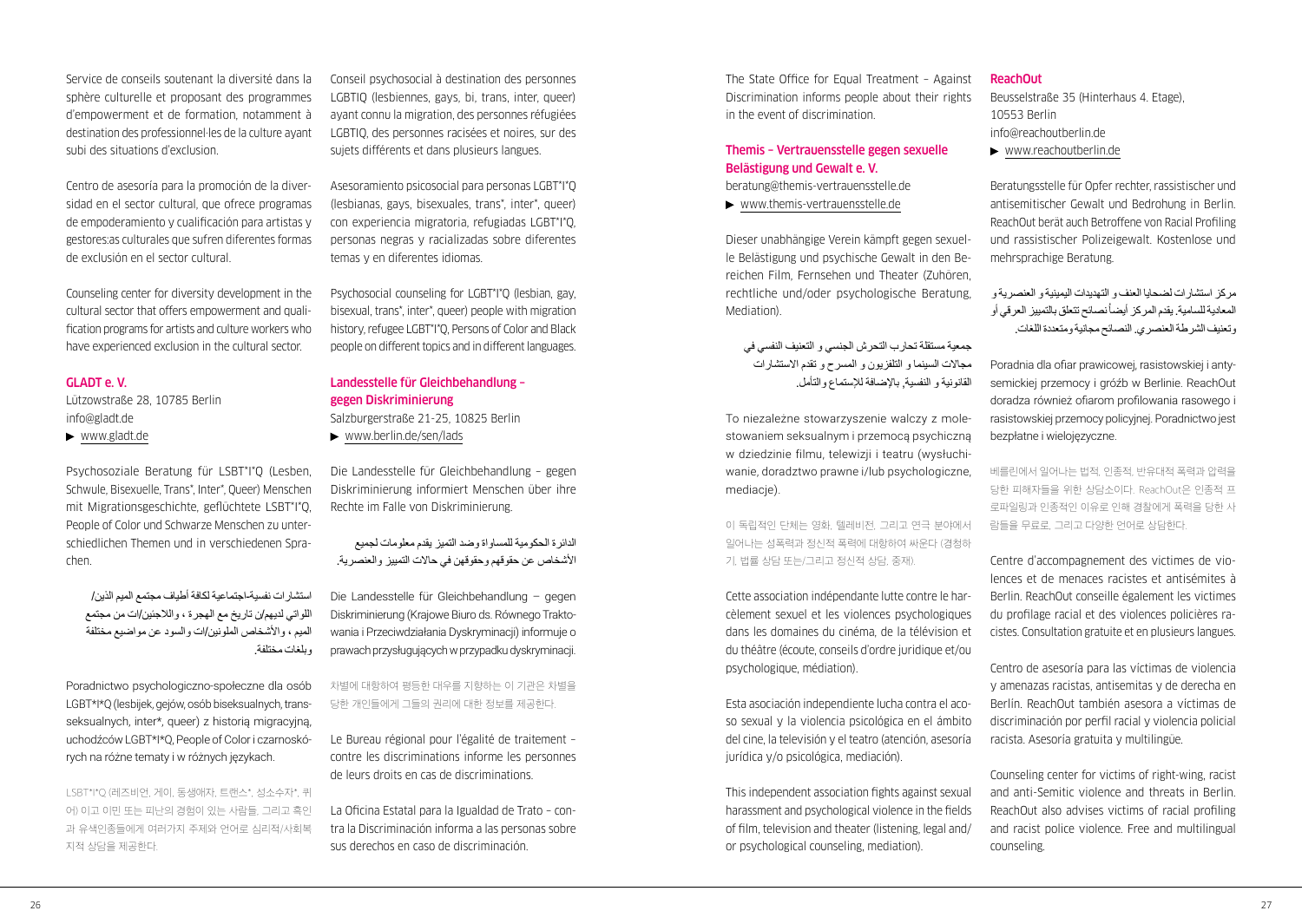Service de conseils soutenant la diversité dans la sphère culturelle et proposant des programmes d'empowerment et de formation, notamment à destination des professionnel·les de la culture ayant subi des situations d'exclusion.

Centro de asesoría para la promoción de la diversidad en el sector cultural, que ofrece programas de empoderamiento y cualificación para artistas y gestores:as culturales que sufren diferentes formas de exclusión en el sector cultural.

Counseling center for diversity development in the cultural sector that offers empowerment and qualification programs for artists and culture workers who have experienced exclusion in the cultural sector.

### GLADT e. V.

Lützowstraße 28, 10785 Berlin
info@gladt.de
▶ www.gladt.de

Psychosoziale Beratung für LSBT*I*Q (Lesben, Schwule, Bisexuelle, Trans*, Inter*, Queer) Menschen mit Migrationsgeschichte, geflüchtete LSBT*I*Q, People of Color und Schwarze Menschen zu unterschiedlichen Themen und in verschiedenen Sprachen.

استشارات نفسية-اجتماعية لكافة أطياف مجتمع الميم الذين/ اللواتي لديهم/ن تاريخ مع الهجرة ، واللاجئين/ات من مجتمع الميم ، والأشخاص الملونين/ات والسود عن مواضيع مختلفة وبلغات مختلفة.

Poradnictwo psychologiczno-społeczne dla osób LGBT*I*Q (lesbijek, gejów, osób biseksualnych, transseksualnych, inter*, queer) z historią migracyjną, uchodźców LGBT*I*Q, People of Color i czarnoskórych na różne tematy i w różnych językach.

LSBT*I*Q (레즈비언, 게이, 동생애자, 트랜스*, 성소수자*, 퀴어) 이고 이민 또는 피난의 경험이 있는 사람들, 그리고 흑인과 유색인종들에게 여러가지 주제와 언어로 심리적/사회복지적 상담을 제공한다.

Conseil psychosocial à destination des personnes LGBTIQ (lesbiennes, gays, bi, trans, inter, queer) ayant connu la migration, des personnes réfugiées LGBTIQ, des personnes racisées et noires, sur des sujets différents et dans plusieurs langues.

Asesoramiento psicosocial para personas LGBT*I*Q (lesbianas, gays, bisexuales, trans*, inter*, queer) con experiencia migratoria, refugiadas LGBT*I*Q, personas negras y racializadas sobre diferentes temas y en diferentes idiomas.

Psychosocial counseling for LGBT*I*Q (lesbian, gay, bisexual, trans*, inter*, queer) people with migration history, refugee LGBT*I*Q, Persons of Color and Black people on different topics and in different languages.

### Landesstelle für Gleichbehandlung – gegen Diskriminierung

Salzburgerstraße 21-25, 10825 Berlin
▶ www.berlin.de/sen/lads

Die Landesstelle für Gleichbehandlung – gegen Diskriminierung informiert Menschen über ihre Rechte im Falle von Diskriminierung.

الدائرة الحكومية للمساواة وضد التميز يقدم معلومات لجميع الأشخاص عن حقوقهم وحقوقهن في حالات التمييز والعنصرية.

Die Landesstelle für Gleichbehandlung – gegen Diskriminierung (Krajowe Biuro ds. Równego Traktowania i Przeciwdziałania Dyskryminacji) informuje o prawach przysługujących w przypadku dyskryminacji.

차별에 대항하여 평등한 대우를 지향하는 이 기관은 차별을 당한 개인들에게 그들의 권리에 대한 정보를 제공한다.

Le Bureau régional pour l'égalité de traitement – contre les discriminations informe les personnes de leurs droits en cas de discriminations.

La Oficina Estatal para la Igualdad de Trato – contra la Discriminación informa a las personas sobre sus derechos en caso de discriminación.

The State Office for Equal Treatment – Against Discrimination informs people about their rights in the event of discrimination.

### Themis – Vertrauensstelle gegen sexuelle Belästigung und Gewalt e. V.

beratung@themis-vertrauensstelle.de
▶ www.themis-vertrauensstelle.de

Dieser unabhängige Verein kämpft gegen sexuelle Belästigung und psychische Gewalt in den Bereichen Film, Fernsehen und Theater (Zuhören, rechtliche und/oder psychologische Beratung, Mediation).

جمعية مستقلة تحارب التحرش الجنسي و التعنيف النفسي في مجالات السينما و التلفزيون و المسرح و تقدم الاستشارات القانونية و النفسية، بالإضافة للإستماع والتأمل.

To niezależne stowarzyszenie walczy z molestowaniem seksualnym i przemocą psychiczną w dziedzinie filmu, telewizji i teatru (wysłuchiwanie, doradztwo prawne i/lub psychologiczne, mediacje).

이 독립적인 단체는 영화, 텔레비전, 그리고 연극 분야에서 일어나는 성폭력과 정신적 폭력에 대항하여 싸운다 (경청하기, 법률 상담 또는/그리고 정신적 상담, 중재).

Cette association indépendante lutte contre le harcèlement sexuel et les violences psychologiques dans les domaines du cinéma, de la télévision et du théâtre (écoute, conseils d'ordre juridique et/ou psychologique, médiation).

Esta asociación independiente lucha contra el acoso sexual y la violencia psicológica en el ámbito del cine, la televisión y el teatro (atención, asesoría jurídica y/o psicológica, mediación).

This independent association fights against sexual harassment and psychological violence in the fields of film, television and theater (listening, legal and/or psychological counseling, mediation).

### ReachOut

Beusselstraße 35 (Hinterhaus 4. Etage),
10553 Berlin
info@reachoutberlin.de
▶ www.reachoutberlin.de

Beratungsstelle für Opfer rechter, rassistischer und antisemitischer Gewalt und Bedrohung in Berlin. ReachOut berät auch Betroffene von Racial Profiling und rassistischer Polizeigewalt. Kostenlose und mehrsprachige Beratung.

مركز استشارات لضحايا العنف و التهديدات اليمينية و العنصرية و المعادية للسامية. يقدم المركز أيضاً نصائح تتعلق بالتمييز العرقي أو وتعنيف الشرطة العنصري. النصائح مجانية ومتعددة اللغات.

Poradnia dla ofiar prawicowej, rasistowskiej i antysemickiej przemocy i gróźb w Berlinie. ReachOut doradza również ofiarom profilowania rasowego i rasistowskiej przemocy policyjnej. Poradnictwo jest bezpłatne i wielojęzyczne.

베를린에서 일어나는 법적, 인종적, 반유대적 폭력과 압력을 당한 피해자들을 위한 상담소이다. ReachOut은 인종적 프로파일링과 인종적인 이유로 인해 경찰에게 폭력을 당한 사람들을 무료로, 그리고 다양한 언어로 상담한다.

Centre d'accompagnement des victimes de violences et de menaces racistes et antisémites à Berlin. ReachOut conseille également les victimes du profilage racial et des violences policières racistes. Consultation gratuite et en plusieurs langues.

Centro de asesoría para las víctimas de violencia y amenazas racistas, antisemitas y de derecha en Berlín. ReachOut también asesora a víctimas de discriminación por perfil racial y violencia policial racista. Asesoría gratuita y multilingüe.

Counseling center for victims of right-wing, racist and anti-Semitic violence and threats in Berlin. ReachOut also advises victims of racial profiling and racist police violence. Free and multilingual counseling.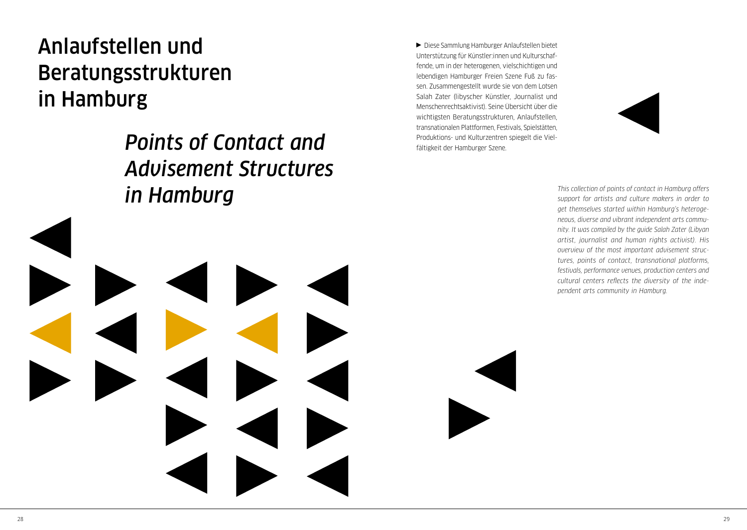# Anlaufstellen und Beratungsstrukturen in Hamburg

# *Points of Contact and Advisement Structures in Hamburg*

▶ Diese Sammlung Hamburger Anlaufstellen bietet Unterstützung für Künstler:innen und Kulturschaffende, um in der heterogenen, vielschichtigen und lebendigen Hamburger Freien Szene Fuß zu fassen. Zusammengestellt wurde sie von dem Lotsen Salah Zater (libyscher Künstler, Journalist und Menschenrechtsaktivist). Seine Übersicht über die wichtigsten Beratungsstrukturen, Anlaufstellen, transnationalen Plattformen, Festivals, Spielstätten, Produktions- und Kulturzentren spiegelt die Vielfältigkeit der Hamburger Szene.

*This collection of points of contact in Hamburg offers support for artists and culture makers in order to get themselves started within Hamburg's heterogeneous, diverse and vibrant independent arts community. It was compiled by the guide Salah Zater (Libyan artist, journalist and human rights activist). His overview of the most important advisement structures, points of contact, transnational platforms, festivals, performance venues, production centers and cultural centers reflects the diversity of the independent arts community in Hamburg.*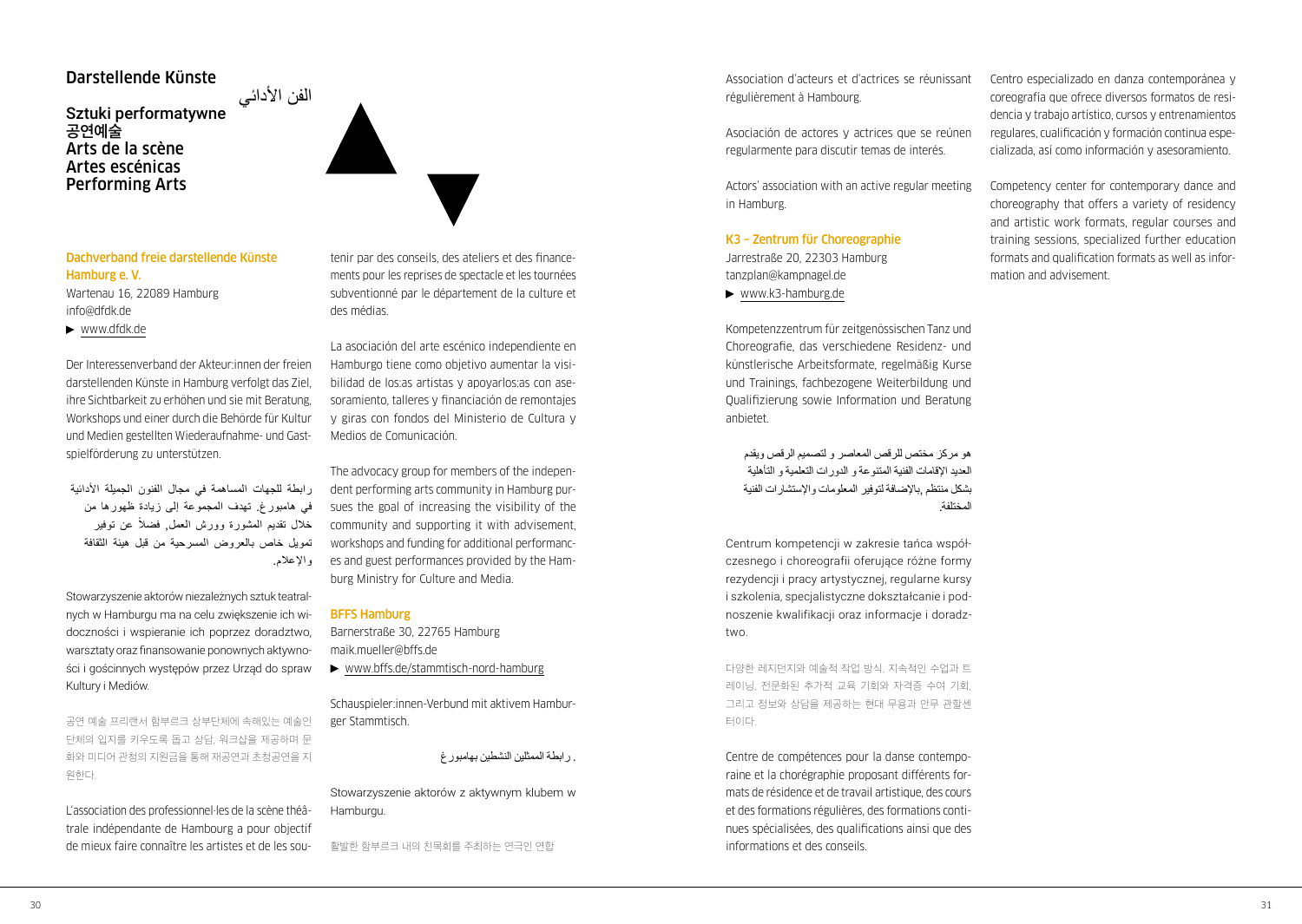# Darstellende Künste

الفن الأدائي

Sztuki performatywne
공연예술
Arts de la scène
Artes escénicas
Performing Arts

## Dachverband freie darstellende Künste Hamburg e. V.

Wartenau 16, 22089 Hamburg
info@dfdk.de
▶ www.dfdk.de

Der Interessenverband der Akteur:innen der freien darstellenden Künste in Hamburg verfolgt das Ziel, ihre Sichtbarkeit zu erhöhen und sie mit Beratung, Workshops und einer durch die Behörde für Kultur und Medien gestellten Wiederaufnahme- und Gastspielförderung zu unterstützen.

رابطة للجهات المساهمة في مجال الفنون الجميلة الأدائية في هامبورغ. تهدف المجموعة إلى زيادة ظهورها من خلال تقديم المشورة وورش العمل, فضلاً عن توفير تمويل خاص بالعروض المسرحية من قبل هيئة الثقافة والإعلام.

Stowarzyszenie aktorów niezależnych sztuk teatralnych w Hamburgu ma na celu zwiększenie ich widoczności i wspieranie ich poprzez doradztwo, warsztaty oraz finansowanie ponownych aktywności i gościnnych występów przez Urząd do spraw Kultury i Mediów.

공연 예술 프리랜서 함부르크 상부단체에 속해있는 예술인 단체의 입지를 키우도록 돕고 상담, 워크샵을 제공하며 문화와 미디어 관청의 지원금을 통해 재공연과 초청공연을 지원한다.

L'association des professionnel·les de la scène théâtrale indépendante de Hambourg a pour objectif de mieux faire connaître les artistes et de les soutenir par des conseils, des ateliers et des financements pour les reprises de spectacle et les tournées subventionné par le département de la culture et des médias.

La asociación del arte escénico independiente en Hamburgo tiene como objetivo aumentar la visibilidad de los:as artistas y apoyarlos:as con asesoramiento, talleres y financiación de remontajes y giras con fondos del Ministerio de Cultura y Medios de Comunicación.

The advocacy group for members of the independent performing arts community in Hamburg pursues the goal of increasing the visibility of the community and supporting it with advisement, workshops and funding for additional performances and guest performances provided by the Hamburg Ministry for Culture and Media.

## BFFS Hamburg

Barnerstraße 30, 22765 Hamburg
maik.mueller@bffs.de
▶ www.bffs.de/stammtisch-nord-hamburg

Schauspieler:innen-Verbund mit aktivem Hamburger Stammtisch.

. رابطة الممثلين النشطين بهامبورغ

Stowarzyszenie aktorów z aktywnym klubem w Hamburgu.

활발한 함부르크 내의 친목회를 주최하는 연극인 연합

Association d'acteurs et d'actrices se réunissant régulièrement à Hambourg.

Asociación de actores y actrices que se reúnen regularmente para discutir temas de interés.

Actors' association with an active regular meeting in Hamburg.

## K3 – Zentrum für Choreographie

Jarrestraße 20, 22303 Hamburg
tanzplan@kampnagel.de
▶ www.k3-hamburg.de

Kompetenzzentrum für zeitgenössischen Tanz und Choreografie, das verschiedene Residenz- und künstlerische Arbeitsformate, regelmäßig Kurse und Trainings, fachbezogene Weiterbildung und Qualifizierung sowie Information und Beratung anbietet.

هو مركز مختص للرقص المعاصر و لتصميم الرقص ويقدم العديد الإقامات الفنية المتنوعة و الدورات التعلمية و التأهلية بشكل منتظم ,بالإضافة لتوفير المعلومات والإستشارات الفنية المختلفة.

Centrum kompetencji w zakresie tańca współczesnego i choreografii oferujące różne formy rezydencji i pracy artystycznej, regularne kursy i szkolenia, specjalistyczne dokształcanie i podnoszenie kwalifikacji oraz informacje i doradztwo.

다양한 레지던지와 예술적 작업 방식, 지속적인 수업과 트레이닝, 전문화된 추가적 교육 기회와 자격증 수여 기회, 그리고 정보와 상담을 제공하는 현대 무용과 안무 관할센터이다.

Centre de compétences pour la danse contemporaine et la chorégraphie proposant différents formats de résidence et de travail artistique, des cours et des formations régulières, des formations continues spécialisées, des qualifications ainsi que des informations et des conseils.

Centro especializado en danza contemporánea y coreografía que ofrece diversos formatos de residencia y trabajo artístico, cursos y entrenamientos regulares, cualificación y formación continua especializada, así como información y asesoramiento.

Competency center for contemporary dance and choreography that offers a variety of residency and artistic work formats, regular courses and training sessions, specialized further education formats and qualification formats as well as information and advisement.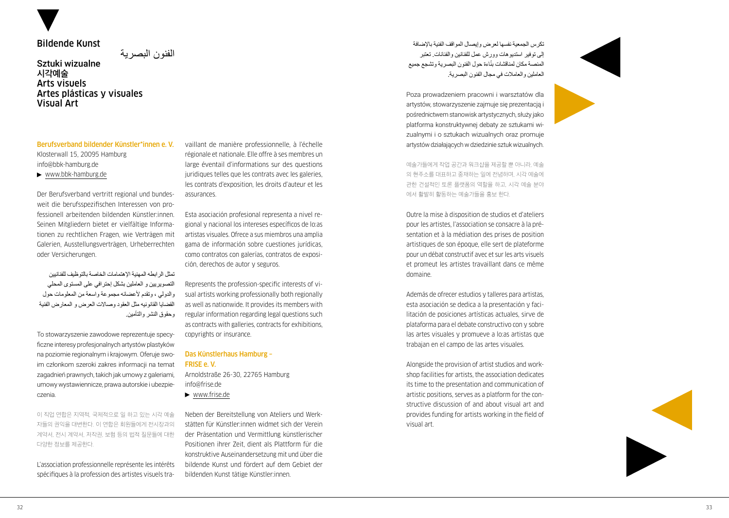# Bildende Kunst

الفنون البصرية

**Sztuki wizualne**
**시각예술**
**Arts visuels**
**Artes plásticas y visuales**
**Visual Art**

## Berufsverband bildender Künstler*innen e. V.

Klosterwall 15, 20095 Hamburg
info@bbk-hamburg.de
▶ www.bbk-hamburg.de

Der Berufsverband vertritt regional und bundesweit die berufsspezifischen Interessen von professionell arbeitenden bildenden Künstler:innen. Seinen Mitgliedern bietet er vielfältige Informationen zu rechtlichen Fragen, wie Verträgen mit Galerien, Ausstellungsverträgen, Urheberrechten oder Versicherungen.

تمثل الرابطه المهنية الإهتمامات الخاصة بالتوظيف للفنانيين التصويريين و العاملين بشكل إحترافي على المستوى المحلي والدولي ، وتقدم لأعضائه مجموعة واسعة من المعلومات حول القضايا القانونيه مثل العقود وصالات العرض و المعارض الفنية وحقوق النشر والتأمين.

To stowarzyszenie zawodowe reprezentuje specyficzne interesy profesjonalnych artystów plastyków na poziomie regionalnym i krajowym. Oferuje swoim członkom szeroki zakres informacji na temat zagadnień prawnych, takich jak umowy z galeriami, umowy wystawiennicze, prawa autorskie i ubezpieczenia.

이 직업 연합은 지역적, 국제적으로 일 하고 있는 시각 예술자들의 권익을 대변한다. 이 연합은 회원들에게 전시장과의 계약서, 전시 계약서, 저작권, 보험 등의 법적 질문들에 대한 다양한 정보를 제공한다.

L'association professionnelle représente les intérêts spécifiques à la profession des artistes visuels travaillant de manière professionnelle, à l'échelle régionale et nationale. Elle offre à ses membres un large éventail d'informations sur des questions juridiques telles que les contrats avec les galeries, les contrats d'exposition, les droits d'auteur et les assurances.

Esta asociación profesional representa a nivel regional y nacional los intereses específicos de lo:as artistas visuales. Ofrece a sus miembros una amplia gama de información sobre cuestiones jurídicas, como contratos con galerías, contratos de exposición, derechos de autor y seguros.

Represents the profession-specific interests of visual artists working professionally both regionally as well as nationwide. It provides its members with regular information regarding legal questions such as contracts with galleries, contracts for exhibitions, copyrights or insurance.

## Das Künstlerhaus Hamburg – FRISE e. V.

Arnoldstraße 26-30, 22765 Hamburg
info@frise.de
▶ www.frise.de

Neben der Bereitstellung von Ateliers und Werkstätten für Künstler:innen widmet sich der Verein der Präsentation und Vermittlung künstlerischer Positionen ihrer Zeit, dient als Plattform für die konstruktive Auseinandersetzung mit und über die bildende Kunst und fördert auf dem Gebiet der bildenden Kunst tätige Künstler:innen.

تكرس الجمعية نفسها لعرض وإيصال المواقف الفنية بالإضافة إلى توفير استديوهات وورش عمل للفنانين والفنانات. تعتبر المنصة مكان لمناقشات بنّاءة حول الفنون البصرية وتشجع جميع العاملين والعاملات في مجال الفنون البصرية.

Poza prowadzeniem pracowni i warsztatów dla artystów, stowarzyszenie zajmuje się prezentacją i pośrednictwem stanowisk artystycznych, służy jako platforma konstruktywnej debaty ze sztukami wizualnymi i o sztukach wizualnych oraz promuje artystów działających w dziedzinie sztuk wizualnych.

예술가들에게 작업 공간과 워크샵을 제공할 뿐 아니라, 예술의 현주소를 대표하고 중재하는 일에 전념하며, 시각 예술에 관한 건설적인 토론 플랫폼의 역할을 하고, 시각 예술 분야에서 활발히 활동하는 예술가들을 홍보 한다.

Outre la mise à disposition de studios et d'ateliers pour les artistes, l'association se consacre à la présentation et à la médiation des prises de position artistiques de son époque, elle sert de plateforme pour un débat constructif avec et sur les arts visuels et promeut les artistes travaillant dans ce même domaine.

Además de ofrecer estudios y talleres para artistas, esta asociación se dedica a la presentación y facilitación de posiciones artísticas actuales, sirve de plataforma para el debate constructivo con y sobre las artes visuales y promueve a lo:as artistas que trabajan en el campo de las artes visuales.

Alongside the provision of artist studios and workshop facilities for artists, the association dedicates its time to the presentation and communication of artistic positions, serves as a platform for the constructive discussion of and about visual art and provides funding for artists working in the field of visual art.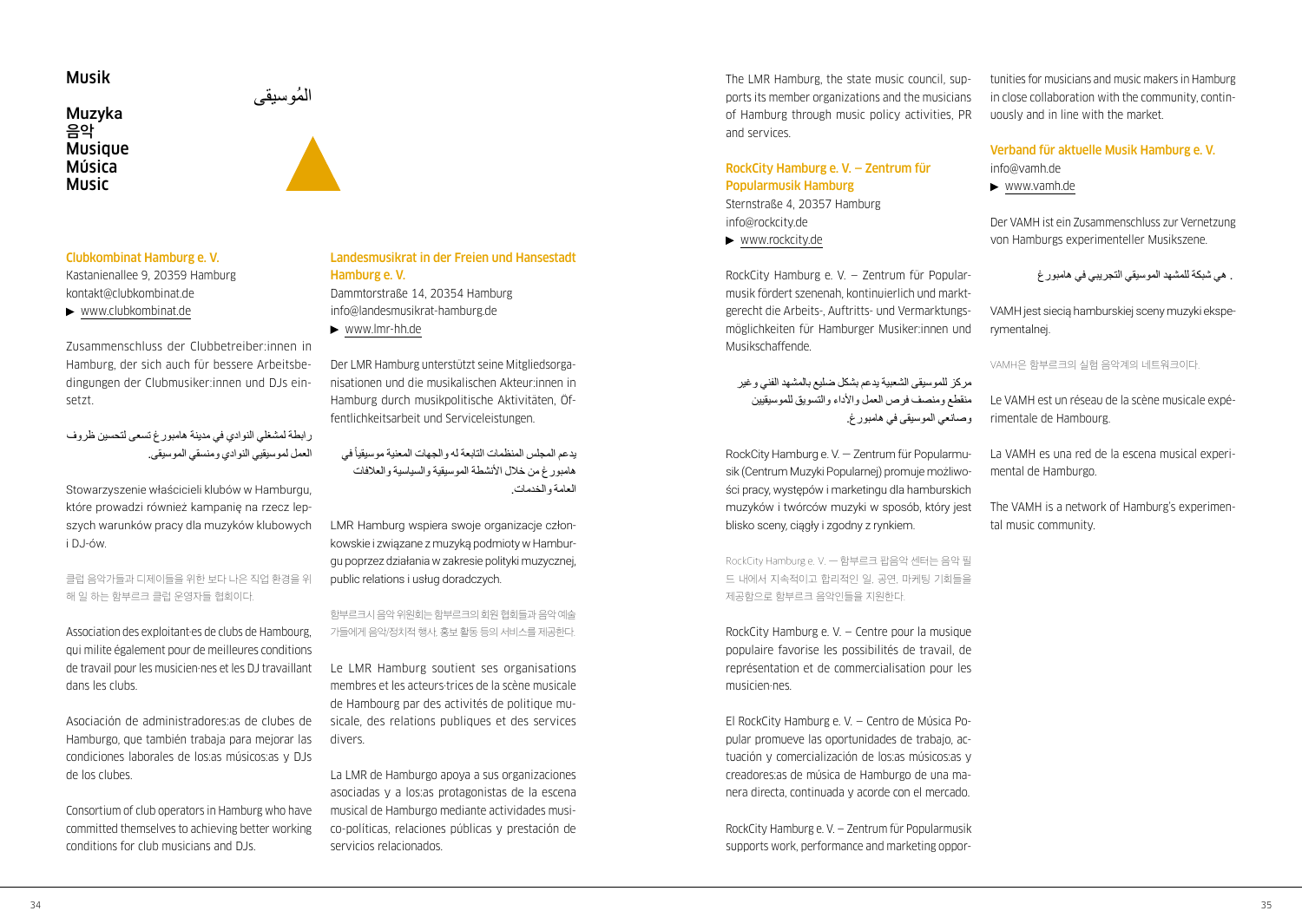# Musik

المُوسيقى

Muzyka
음악
Musique
Música
Music

## Clubkombinat Hamburg e. V.

Kastanienallee 9, 20359 Hamburg
kontakt@clubkombinat.de
▶ www.clubkombinat.de

Zusammenschluss der Clubbetreiber:innen in Hamburg, der sich auch für bessere Arbeitsbedingungen der Clubmusiker:innen und DJs einsetzt.

رابطة لمشغلي النوادي في مدينة هامبورغ تسعى لتحسين ظروف العمل لموسيقيي النوادي ومنسقي الموسيقى.

Stowarzyszenie właścicieli klubów w Hamburgu, które prowadzi również kampanię na rzecz lepszych warunków pracy dla muzyków klubowych i DJ-ów.

클럽 음악가들과 디제이들을 위한 보다 나은 직업 환경을 위해 일 하는 함부르크 클럽 운영자들 협회이다.

Association des exploitant·es de clubs de Hambourg, qui milite également pour de meilleures conditions de travail pour les musicien·nes et les DJ travaillant dans les clubs.

Asociación de administradores:as de clubes de Hamburgo, que también trabaja para mejorar las condiciones laborales de los:as músicos:as y DJs de los clubes.

Consortium of club operators in Hamburg who have committed themselves to achieving better working conditions for club musicians and DJs.

## Landesmusikrat in der Freien und Hansestadt Hamburg e. V.

Dammtorstraße 14, 20354 Hamburg
info@landesmusikrat-hamburg.de
▶ www.lmr-hh.de

Der LMR Hamburg unterstützt seine Mitgliedsorganisationen und die musikalischen Akteur:innen in Hamburg durch musikpolitische Aktivitäten, Öffentlichkeitsarbeit und Serviceleistungen.

يدعم المجلس المنظمات التابعة له والجهات المعنية موسيقياً في هامبورغ من خلال الأنشطة الموسيقية والسياسية والعلاقات العامة والخدمات.

LMR Hamburg wspiera swoje organizacje członkowskie i związane z muzyką podmioty w Hamburgu poprzez działania w zakresie polityki muzycznej, public relations i usług doradczych.

함부르크시 음악 위원회는 함부르크의 회원 협회들과 음악 예술가들에게 음악/정치적 행사, 홍보 활동 등의 서비스를 제공한다.

Le LMR Hamburg soutient ses organisations membres et les acteurs·trices de la scène musicale de Hambourg par des activités de politique musicale, des relations publiques et des services divers.

La LMR de Hamburgo apoya a sus organizaciones asociadas y a los:as protagonistas de la escena musical de Hamburgo mediante actividades musico-políticas, relaciones públicas y prestación de servicios relacionados.

The LMR Hamburg, the state music council, supports its member organizations and the musicians of Hamburg through music policy activities, PR and services.

## RockCity Hamburg e. V. – Zentrum für Popularmusik Hamburg

Sternstraße 4, 20357 Hamburg
info@rockcity.de
▶ www.rockcity.de

RockCity Hamburg e. V. – Zentrum für Popularmusik fördert szenenah, kontinuierlich und marktgerecht die Arbeits-, Auftritts- und Vermarktungsmöglichkeiten für Hamburger Musiker:innen und Musikschaffende.

مركز للموسيقى الشعبية يدعم بشكل ضليع بالمشهد الفني وغير منقطع ومنصف فرص العمل والأداء والتسويق للموسيقيين وصانعي الموسيقى في هامبورغ.

RockCity Hamburg e. V. – Zentrum für Popularmusik (Centrum Muzyki Popularnej) promuje możliwości pracy, występów i marketingu dla hamburskich muzyków i twórców muzyki w sposób, który jest blisko sceny, ciągły i zgodny z rynkiem.

RockCity Hamburg e. V. — 함부르크 팝음악 센터는 음악 필드 내에서 지속적이고 합리적인 일, 공연, 마케팅 기회들을 제공함으로 함부르크 음악인들을 지원한다.

RockCity Hamburg e. V. – Centre pour la musique populaire favorise les possibilités de travail, de représentation et de commercialisation pour les musicien·nes.

El RockCity Hamburg e. V. – Centro de Música Popular promueve las oportunidades de trabajo, actuación y comercialización de los:as músicos:as y creadores:as de música de Hamburgo de una manera directa, continuada y acorde con el mercado.

RockCity Hamburg e. V. – Zentrum für Popularmusik supports work, performance and marketing opportunities for musicians and music makers in Hamburg in close collaboration with the community, continuously and in line with the market.

## Verband für aktuelle Musik Hamburg e. V.

info@vamh.de
▶ www.vamh.de

Der VAMH ist ein Zusammenschluss zur Vernetzung von Hamburgs experimenteller Musikszene.

. هي شبكة للمشهد الموسيقي التجريبي في هامبورغ

VAMH jest siecią hamburskiej sceny muzyki eksperymentalnej.

VAMH은 함부르크의 실험 음악계의 네트워크이다.

Le VAMH est un réseau de la scène musicale expérimentale de Hambourg.

La VAMH es una red de la escena musical experimental de Hamburgo.

The VAMH is a network of Hamburg's experimental music community.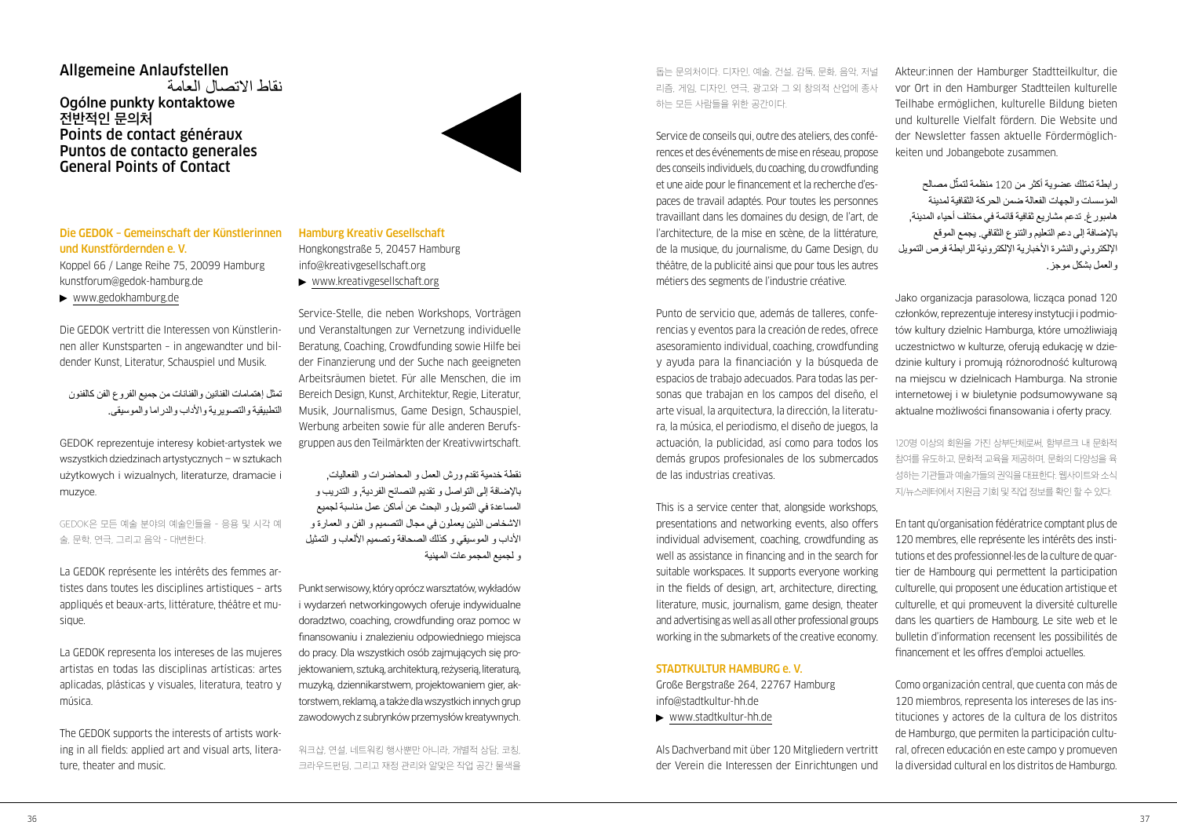# Allgemeine Anlaufstellen
# نقاط الاتصال العامة
# Ogólne punkty kontaktowe
# 전반적인 문의처
# Points de contact généraux
# Puntos de contacto generales
# General Points of Contact

## Die GEDOK – Gemeinschaft der Künstlerinnen und Kunstfördernden e. V.

Koppel 66 / Lange Reihe 75, 20099 Hamburg
kunstforum@gedok-hamburg.de
▶ www.gedokhamburg.de

Die GEDOK vertritt die Interessen von Künstlerinnen aller Kunstsparten – in angewandter und bildender Kunst, Literatur, Schauspiel und Musik.

تمثل إهتمامات الفنانين والفنانات من جميع الفروع الفن كالفنون التطبيقية والتصويرية والأداب والدراما والموسيقى.

GEDOK reprezentuje interesy kobiet-artystek we wszystkich dziedzinach artystycznych – w sztukach użytkowych i wizualnych, literaturze, dramacie i muzyce.

GEDOK은 모든 예술 분야의 예술인들을 - 응용 및 시각 예술, 문학, 연극, 그리고 음악 - 대변한다.

La GEDOK représente les intérêts des femmes artistes dans toutes les disciplines artistiques – arts appliqués et beaux-arts, littérature, théâtre et musique.

La GEDOK representa los intereses de las mujeres artistas en todas las disciplinas artísticas: artes aplicadas, plásticas y visuales, literatura, teatro y música.

The GEDOK supports the interests of artists working in all fields: applied art and visual arts, literature, theater and music.

## Hamburg Kreativ Gesellschaft

Hongkongstraße 5, 20457 Hamburg
info@kreativgesellschaft.org
▶ www.kreativgesellschaft.org

Service-Stelle, die neben Workshops, Vorträgen und Veranstaltungen zur Vernetzung individuelle Beratung, Coaching, Crowdfunding sowie Hilfe bei der Finanzierung und der Suche nach geeigneten Arbeitsräumen bietet. Für alle Menschen, die im Bereich Design, Kunst, Architektur, Regie, Literatur, Musik, Journalismus, Game Design, Schauspiel, Werbung arbeiten sowie für alle anderen Berufsgruppen aus den Teilmärkten der Kreativwirtschaft.

نقطة خدمية تقدم ورش العمل و المحاضرات و الفعاليات, بالإضافة إلى التواصل و تقديم النصائح الفردية, و التدريب و المساعدة في التمويل و البحث عن أماكن عمل مناسبة لجميع الاشخاص الذين يعملون في مجال التصميم و الفن و العمارة و الأداب و الموسيقى و كذلك الصحافة وتصميم الألعاب و التمثيل و لجميع المجموعات المهنية

Punkt serwisowy, który oprócz warsztatów, wykładów i wydarzeń networkingowych oferuje indywidualne doradztwo, coaching, crowdfunding oraz pomoc w finansowaniu i znalezieniu odpowiedniego miejsca do pracy. Dla wszystkich osób zajmujących się projektowaniem, sztuką, architekturą, reżyserią, literaturą, muzyką, dziennikarstwem, projektowaniem gier, aktorstwem, reklamą, a także dla wszystkich innych grup zawodowych z subrynków przemysłów kreatywnych.

워크샵, 연설, 네트워킹 행사뿐만 아니라, 개별적 상담, 코칭, 크라우드펀딩, 그리고 재정 관리와 알맞은 작업 공간 물색을 돕는 문의처이다. 디자인, 예술, 건설, 감독, 문화, 음악, 저널리즘, 게임, 디자인, 연극, 광고와 그 외 창의적 산업에 종사하는 모든 사람들을 위한 공간이다.

Service de conseils qui, outre des ateliers, des conférences et des événements de mise en réseau, propose des conseils individuels, du coaching, du crowdfunding et une aide pour le financement et la recherche d'espaces de travail adaptés. Pour toutes les personnes travaillant dans les domaines du design, de l'art, de l'architecture, de la mise en scène, de la littérature, de la musique, du journalisme, du Game Design, du théâtre, de la publicité ainsi que pour tous les autres métiers des segments de l'industrie créative.

Punto de servicio que, además de talleres, conferencias y eventos para la creación de redes, ofrece asesoramiento individual, coaching, crowdfunding y ayuda para la financiación y la búsqueda de espacios de trabajo adecuados. Para todas las personas que trabajan en los campos del diseño, el arte visual, la arquitectura, la dirección, la literatura, la música, el periodismo, el diseño de juegos, la actuación, la publicidad, así como para todos los demás grupos profesionales de los subsectores de las industrias creativas.

This is a service center that, alongside workshops, presentations and networking events, also offers individual advisement, coaching, crowdfunding as well as assistance in financing and in the search for suitable workspaces. It supports everyone working in the fields of design, art, architecture, directing, literature, music, journalism, game design, theater and advertising as well as all other professional groups working in the submarkets of the creative economy.

## STADTKULTUR HAMBURG e. V.

Große Bergstraße 264, 22767 Hamburg
info@stadtkultur-hh.de
▶ www.stadtkultur-hh.de

Als Dachverband mit über 120 Mitgliedern vertritt der Verein die Interessen der Einrichtungen und Akteur:innen der Hamburger Stadtteilkultur, die vor Ort in den Hamburger Stadtteilen kulturelle Teilhabe ermöglichen, kulturelle Bildung bieten und kulturelle Vielfalt fördern. Die Website und der Newsletter fassen aktuelle Fördermöglichkeiten und Jobangebote zusammen.

رابطة تمتلك عضوية أكثر من 120 منظمة لتمثّل مصالح المؤسسات والجهات الفعالة ضمن الحركة الثقافية لمدينة هامبورغ. تدعم مشاريع ثقافية قائمة في مختلف أحياء المدينة, بالإضافة إلى دعم التعليم والتنوع الثقافي. يجمع الموقع الإلكتروني والنشرة الأخبارية الإلكترونية للرابطة فرص التمويل والعمل بشكل موجز.

Jako organizacja parasolowa, licząca ponad 120 członków, reprezentuje interesy instytucji i podmiotów kultury dzielnic Hamburga, które umożliwiają uczestnictwo w kulturze, oferują edukację w dziedzinie kultury i promują różnorodność kulturową na miejscu w dzielnicach Hamburga. Na stronie internetowej i w biuletynie podsumowywane są aktualne możliwości finansowania i oferty pracy.

120명 이상의 회원을 가진 상부단체로써, 함부르크 내 문화적 참여를 유도하고, 문화적 교육을 제공하며, 문화의 다양성을 육성하는 기관들과 예술가들의 권익을 대표한다. 웹사이트와 소식지/뉴스레터에서 지원금 기회 및 직업 정보를 확인 할 수 있다.

En tant qu'organisation fédératrice comptant plus de 120 membres, elle représente les intérêts des institutions et des professionnel·les de la culture de quartier de Hambourg qui permettent la participation culturelle, qui proposent une éducation artistique et culturelle, et qui promeuvent la diversité culturelle dans les quartiers de Hambourg. Le site web et le bulletin d'information recensent les possibilités de financement et les offres d'emploi actuelles.

Como organización central, que cuenta con más de 120 miembros, representa los intereses de las instituciones y actores de la cultura de los distritos de Hamburgo, que permiten la participación cultural, ofrecen educación en este campo y promueven la diversidad cultural en los distritos de Hamburgo.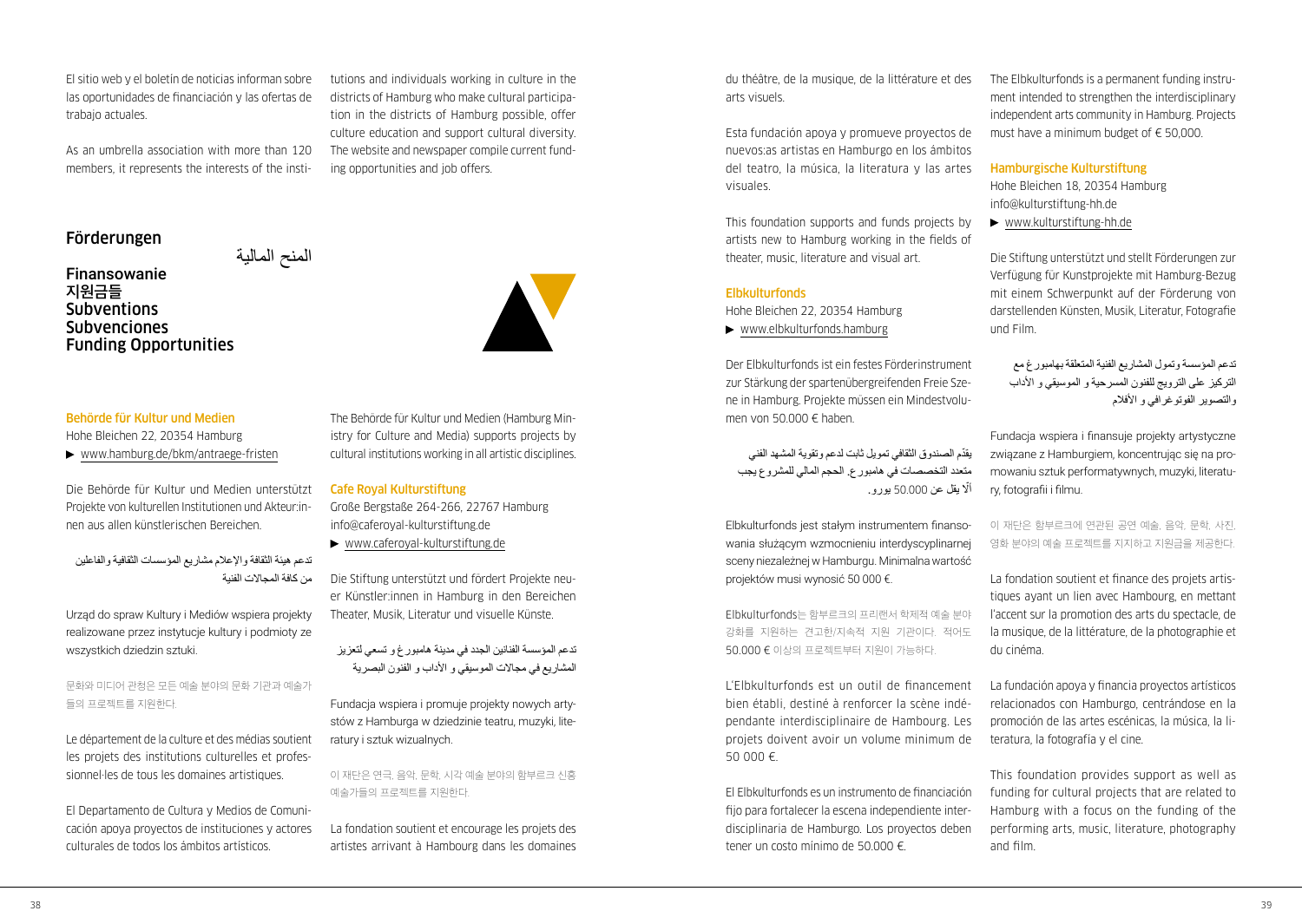El sitio web y el boletín de noticias informan sobre las oportunidades de financiación y las ofertas de trabajo actuales.

As an umbrella association with more than 120 members, it represents the interests of the institutions and individuals working in culture in the districts of Hamburg who make cultural participation in the districts of Hamburg possible, offer culture education and support cultural diversity. The website and newspaper compile current funding opportunities and job offers.

## Förderungen

## المنح المالية

## Finansowanie
## 지원금들
## Subventions
## Subvenciones
## Funding Opportunities

### Behörde für Kultur und Medien

Hohe Bleichen 22, 20354 Hamburg

▶ www.hamburg.de/bkm/antraege-fristen

Die Behörde für Kultur und Medien unterstützt Projekte von kulturellen Institutionen und Akteur:innen aus allen künstlerischen Bereichen.

تدعم هيئة الثقافة والإعلام مشاريع المؤسسات الثقافية والفاعلين من كافة المجالات الفنية

Urząd do spraw Kultury i Mediów wspiera projekty realizowane przez instytucje kultury i podmioty ze wszystkich dziedzin sztuki.

문화와 미디어 관청은 모든 예술 분야의 문화 기관과 예술가들의 프로젝트를 지원한다.

Le département de la culture et des médias soutient les projets des institutions culturelles et professionnel·les de tous les domaines artistiques.

El Departamento de Cultura y Medios de Comunicación apoya proyectos de instituciones y actores culturales de todos los ámbitos artísticos.

The Behörde für Kultur und Medien (Hamburg Ministry for Culture and Media) supports projects by cultural institutions working in all artistic disciplines.

### Cafe Royal Kulturstiftung

Große Bergstaße 264-266, 22767 Hamburg

info@caferoyal-kulturstiftung.de

▶ www.caferoyal-kulturstiftung.de

Die Stiftung unterstützt und fördert Projekte neuer Künstler:innen in Hamburg in den Bereichen Theater, Musik, Literatur und visuelle Künste.

تدعم المؤسسة الفنانين الجدد في مدينة هامبورغ و تسعى لتعزيز المشاريع في مجالات الموسيقى و الآداب و الفنون البصرية

Fundacja wspiera i promuje projekty nowych artystów z Hamburga w dziedzinie teatru, muzyki, literatury i sztuk wizualnych.

이 재단은 연극, 음악, 문학, 시각 예술 분야의 함부르크 신흥 예술가들의 프로젝트를 지원한다.

La fondation soutient et encourage les projets des artistes arrivant à Hambourg dans les domaines du théâtre, de la musique, de la littérature et des arts visuels.

Esta fundación apoya y promueve proyectos de nuevos:as artistas en Hamburgo en los ámbitos del teatro, la música, la literatura y las artes visuales.

This foundation supports and funds projects by artists new to Hamburg working in the fields of theater, music, literature and visual art.

### Elbkulturfonds

Hohe Bleichen 22, 20354 Hamburg

▶ www.elbkulturfonds.hamburg

Der Elbkulturfonds ist ein festes Förderinstrument zur Stärkung der spartenübergreifenden Freie Szene in Hamburg. Projekte müssen ein Mindestvolumen von 50.000 € haben.

يقدّم الصندوق الثقافي تمويل ثابت لدعم وتقوية المشهد الفني متعدد التخصصات في هامبورغ. الحجم المالي للمشروع يجب ألا يقل عن 50.000 يورو.

Elbkulturfonds jest stałym instrumentem finansowania służącym wzmocnieniu interdyscyplinarnej sceny niezależnej w Hamburgu. Minimalna wartość projektów musi wynosić 50 000 €.

Elbkulturfonds는 함부르크의 프리랜서 학제적 예술 분야 강화를 지원하는 견고한/지속적 지원 기관이다. 적어도 50.000 € 이상의 프로젝트부터 지원이 가능하다.

L'Elbkulturfonds est un outil de financement bien établi, destiné à renforcer la scène indépendante interdisciplinaire de Hambourg. Les projets doivent avoir un volume minimum de 50 000 €.

El Elbkulturfonds es un instrumento de financiación fijo para fortalecer la escena independiente interdisciplinaria de Hamburgo. Los proyectos deben tener un costo mínimo de 50.000 €.

The Elbkulturfonds is a permanent funding instrument intended to strengthen the interdisciplinary independent arts community in Hamburg. Projects must have a minimum budget of € 50,000.

### Hamburgische Kulturstiftung

Hohe Bleichen 18, 20354 Hamburg

info@kulturstiftung-hh.de

▶ www.kulturstiftung-hh.de

Die Stiftung unterstützt und stellt Förderungen zur Verfügung für Kunstprojekte mit Hamburg-Bezug mit einem Schwerpunkt auf der Förderung von darstellenden Künsten, Musik, Literatur, Fotografie und Film.

تدعم المؤسسة وتمول المشاريع الفنية المتعلقة بهامبورغ مع التركيز على الترويج للفنون المسرحية و الموسيقى و الآداب والتصوير الفوتوغرافي و الأفلام

Fundacja wspiera i finansuje projekty artystyczne związane z Hamburgiem, koncentrując się na promowaniu sztuk performatywnych, muzyki, literatury, fotografii i filmu.

이 재단은 함부르크에 연관된 공연 예술, 음악, 문학, 사진, 영화 분야의 예술 프로젝트를 지지하고 지원금을 제공한다.

La fondation soutient et finance des projets artistiques ayant un lien avec Hambourg, en mettant l'accent sur la promotion des arts du spectacle, de la musique, de la littérature, de la photographie et du cinéma.

La fundación apoya y financia proyectos artísticos relacionados con Hamburgo, centrándose en la promoción de las artes escénicas, la música, la literatura, la fotografía y el cine.

This foundation provides support as well as funding for cultural projects that are related to Hamburg with a focus on the funding of the performing arts, music, literature, photography and film.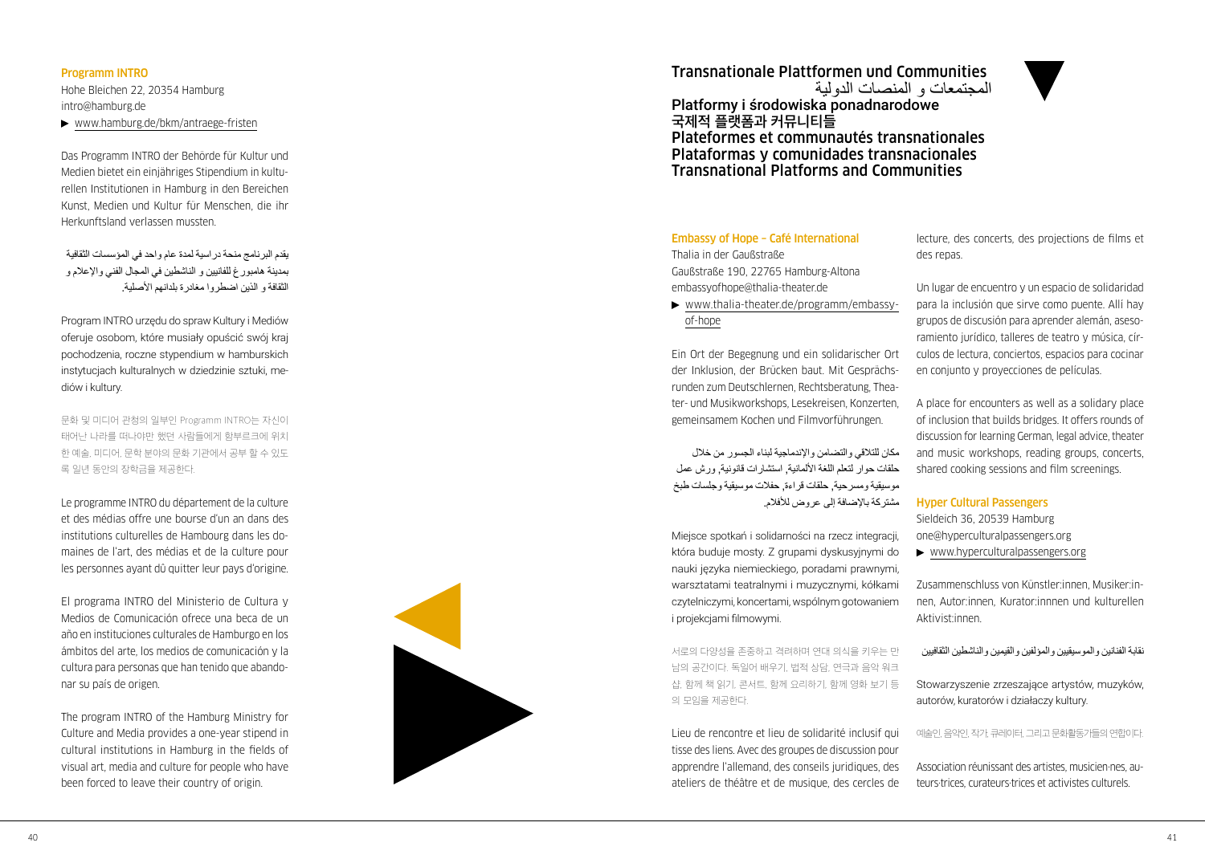### Programm INTRO

Hohe Bleichen 22, 20354 Hamburg
intro@hamburg.de

▶ www.hamburg.de/bkm/antraege-fristen

Das Programm INTRO der Behörde für Kultur und Medien bietet ein einjähriges Stipendium in kulturellen Institutionen in Hamburg in den Bereichen Kunst, Medien und Kultur für Menschen, die ihr Herkunftsland verlassen mussten.

يقدم البرنامج منحة دراسية لمدة عام واحد في المؤسسات الثقافية بمدينة هامبورغ للفنانين و الناشطين في المجال الفني والإعلام و الثقافة و الذين اضطروا مغادرة بلدانهم الأصلية.

Program INTRO urzędu do spraw Kultury i Mediów oferuje osobom, które musiały opuścić swój kraj pochodzenia, roczne stypendium w hamburskich instytucjach kulturalnych w dziedzinie sztuki, mediów i kultury.

문화 및 미디어 관청의 일부인 Programm INTRO는 자신이 태어난 나라를 떠나야만 했던 사람들에게 함부르크에 위치한 예술, 미디어, 문학 분야의 문화 기관에서 공부 할 수 있도록 일년 동안의 장학금을 제공한다.

Le programme INTRO du département de la culture et des médias offre une bourse d'un an dans des institutions culturelles de Hambourg dans les domaines de l'art, des médias et de la culture pour les personnes ayant dû quitter leur pays d'origine.

El programa INTRO del Ministerio de Cultura y Medios de Comunicación ofrece una beca de un año en instituciones culturales de Hamburgo en los ámbitos del arte, los medios de comunicación y la cultura para personas que han tenido que abandonar su país de origen.

The program INTRO of the Hamburg Ministry for Culture and Media provides a one-year stipend in cultural institutions in Hamburg in the fields of visual art, media and culture for people who have been forced to leave their country of origin.

# Transnationale Plattformen und Communities
# المجتمعات و المنصات الدولية
# Platformy i środowiska ponadnarodowe
# 국제적 플랫폼과 커뮤니티들
# Plateformes et communautés transnationales
# Plataformas y comunidades transnacionales
# Transnational Platforms and Communities

### Embassy of Hope – Café International

Thalia in der Gaußstraße
Gaußstraße 190, 22765 Hamburg-Altona
embassyofhope@thalia-theater.de

▶ www.thalia-theater.de/programm/embassy-of-hope

Ein Ort der Begegnung und ein solidarischer Ort der Inklusion, der Brücken baut. Mit Gesprächsrunden zum Deutschlernen, Rechtsberatung, Theater- und Musikworkshops, Lesekreisen, Konzerten, gemeinsamem Kochen und Filmvorführungen.

مكان للتلاقي والتضامن والإندماجية لبناء الجسور من خلال حلقات حوار لتعلم اللغة الألمانية, استشارات قانونية, ورش عمل موسيقية ومسرحية, حلقات قراءة, حفلات موسيقية وجلسات طبخ مشتركة بالإضافة إلى عروض للأفلام.

Miejsce spotkań i solidarności na rzecz integracji, która buduje mosty. Z grupami dyskusyjnymi do nauki języka niemieckiego, poradami prawnymi, warsztatami teatralnymi i muzycznymi, kółkami czytelniczymi, koncertami, wspólnym gotowaniem i projekcjami filmowymi.

서로의 다양성을 존중하고 격려하며 연대 의식을 키우는 만남의 공간이다. 독일어 배우기, 법적 상담, 연극과 음악 워크샵, 함께 책 읽기, 콘서트, 함께 요리하기, 함께 영화 보기 등의 모임을 제공한다.

Lieu de rencontre et lieu de solidarité inclusif qui tisse des liens. Avec des groupes de discussion pour apprendre l'allemand, des conseils juridiques, des ateliers de théâtre et de musique, des cercles de lecture, des concerts, des projections de films et des repas.

Un lugar de encuentro y un espacio de solidaridad para la inclusión que sirve como puente. Allí hay grupos de discusión para aprender alemán, asesoramiento jurídico, talleres de teatro y música, círculos de lectura, conciertos, espacios para cocinar en conjunto y proyecciones de películas.

A place for encounters as well as a solidary place of inclusion that builds bridges. It offers rounds of discussion for learning German, legal advice, theater and music workshops, reading groups, concerts, shared cooking sessions and film screenings.

### Hyper Cultural Passengers

Sieldeich 36, 20539 Hamburg
one@hyperculturalpassengers.org

▶ www.hyperculturalpassengers.org

Zusammenschluss von Künstler:innen, Musiker:innen, Autor:innen, Kurator:innnen und kulturellen Aktivist:innen.

نقابة الفنانين والموسيقيين والمؤلفين والقيمين والناشطين الثقافيين

Stowarzyszenie zrzeszające artystów, muzyków, autorów, kuratorów i działaczy kultury.

예술인, 음악인, 작가, 큐레이터, 그리고 문화활동가들의 연합이다.

Association réunissant des artistes, musicien·nes, auteurs·trices, curateurs·trices et activistes culturels.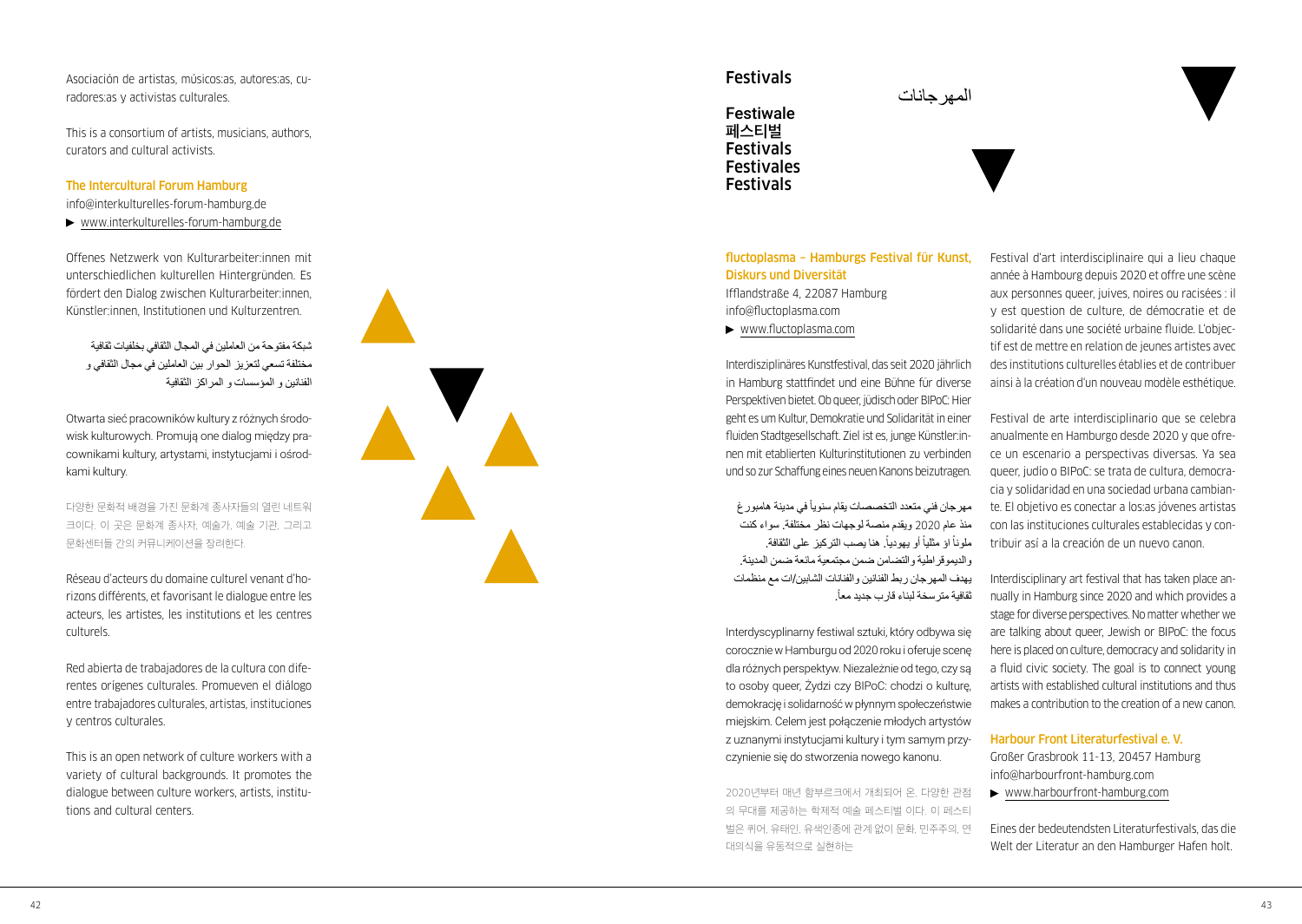Asociación de artistas, músicos:as, autores:as, curadores:as y activistas culturales.

This is a consortium of artists, musicians, authors, curators and cultural activists.

### The Intercultural Forum Hamburg

info@interkulturelles-forum-hamburg.de

▶ www.interkulturelles-forum-hamburg.de

Offenes Netzwerk von Kulturarbeiter:innen mit unterschiedlichen kulturellen Hintergründen. Es fördert den Dialog zwischen Kulturarbeiter:innen, Künstler:innen, Institutionen und Kulturzentren.

شبكة مفتوحة من العاملين في المجال الثقافي بخلفيات ثقافية مختلفة تسعى لتعزيز الحوار بين العاملين في مجال الثقافي و الفنانين و المؤسسات و المراكز الثقافية

Otwarta sieć pracowników kultury z różnych środowisk kulturowych. Promują one dialog między pracownikami kultury, artystami, instytucjami i ośrodkami kultury.

다양한 문화적 배경을 가진 문화계 종사자들의 열린 네트워크이다. 이 곳은 문화계 종사자, 예술가, 예술 기관, 그리고 문화센터들 간의 커뮤니케이션을 장려한다.

Réseau d'acteurs du domaine culturel venant d'horizons différents, et favorisant le dialogue entre les acteurs, les artistes, les institutions et les centres culturels.

Red abierta de trabajadores de la cultura con diferentes orígenes culturales. Promueven el diálogo entre trabajadores culturales, artistas, instituciones y centros culturales.

This is an open network of culture workers with a variety of cultural backgrounds. It promotes the dialogue between culture workers, artists, institutions and cultural centers.

# Festivals

# Festiwale
# 페스티벌
# Festivals
# Festivales
# Festivals
# المهرجانات

### fluctoplasma – Hamburgs Festival für Kunst, Diskurs und Diversität

Ifflandstraße 4, 22087 Hamburg

info@fluctoplasma.com

▶ www.fluctoplasma.com

Interdisziplinäres Kunstfestival, das seit 2020 jährlich in Hamburg stattfindet und eine Bühne für diverse Perspektiven bietet. Ob queer, jüdisch oder BIPoC: Hier geht es um Kultur, Demokratie und Solidarität in einer fluiden Stadtgesellschaft. Ziel ist es, junge Künstler:innen mit etablierten Kulturinstitutionen zu verbinden und so zur Schaffung eines neuen Kanons beizutragen.

مهرجان فني متعدد التخصصات يقام سنوياً في مدينة هامبورغ منذ عام 2020 ويقدم منصة لوجهات نظر مختلفة. سواء كنت ملوناً أو مثلياً أو يهودياً. هنا يصب التركيز على الثقافة. والديموقراطية والتضامن ضمن مجتمعية مائعة ضمن المدينة. يهدف المهرجان ربط الفنانين والفنانات الشابين/ات مع منظمات ثقافية مترسخة لبناء قارب جديد معاً.

Interdyscyplinarny festiwal sztuki, który odbywa się corocznie w Hamburgu od 2020 roku i oferuje scenę dla różnych perspektyw. Niezależnie od tego, czy są to osoby queer, Żydzi czy BIPoC: chodzi o kulturę, demokrację i solidarność w płynnym społeczeństwie miejskim. Celem jest połączenie młodych artystów z uznanymi instytucjami kultury i tym samym przyczynienie się do stworzenia nowego kanonu.

2020년부터 매년 함부르크에서 개최되어 온, 다양한 관점의 무대를 제공하는 학제적 예술 페스티벌 이다. 이 페스티벌은 퀴어, 유태인, 유색인종에 관계 없이 문화, 민주주의, 연대의식을 유동적으로 실현하는

Festival d'art interdisciplinaire qui a lieu chaque année à Hambourg depuis 2020 et offre une scène aux personnes queer, juives, noires ou racisées : il y est question de culture, de démocratie et de solidarité dans une société urbaine fluide. L'objectif est de mettre en relation de jeunes artistes avec des institutions culturelles établies et de contribuer ainsi à la création d'un nouveau modèle esthétique.

Festival de arte interdisciplinario que se celebra anualmente en Hamburgo desde 2020 y que ofrece un escenario a perspectivas diversas. Ya sea queer, judío o BIPoC: se trata de cultura, democracia y solidaridad en una sociedad urbana cambiante. El objetivo es conectar a los:as jóvenes artistas con las instituciones culturales establecidas y contribuir así a la creación de un nuevo canon.

Interdisciplinary art festival that has taken place annually in Hamburg since 2020 and which provides a stage for diverse perspectives. No matter whether we are talking about queer, Jewish or BIPoC: the focus here is placed on culture, democracy and solidarity in a fluid civic society. The goal is to connect young artists with established cultural institutions and thus makes a contribution to the creation of a new canon.

### Harbour Front Literaturfestival e. V.

Großer Grasbrook 11-13, 20457 Hamburg

info@harbourfront-hamburg.com

▶ www.harbourfront-hamburg.com

Eines der bedeutendsten Literaturfestivals, das die Welt der Literatur an den Hamburger Hafen holt.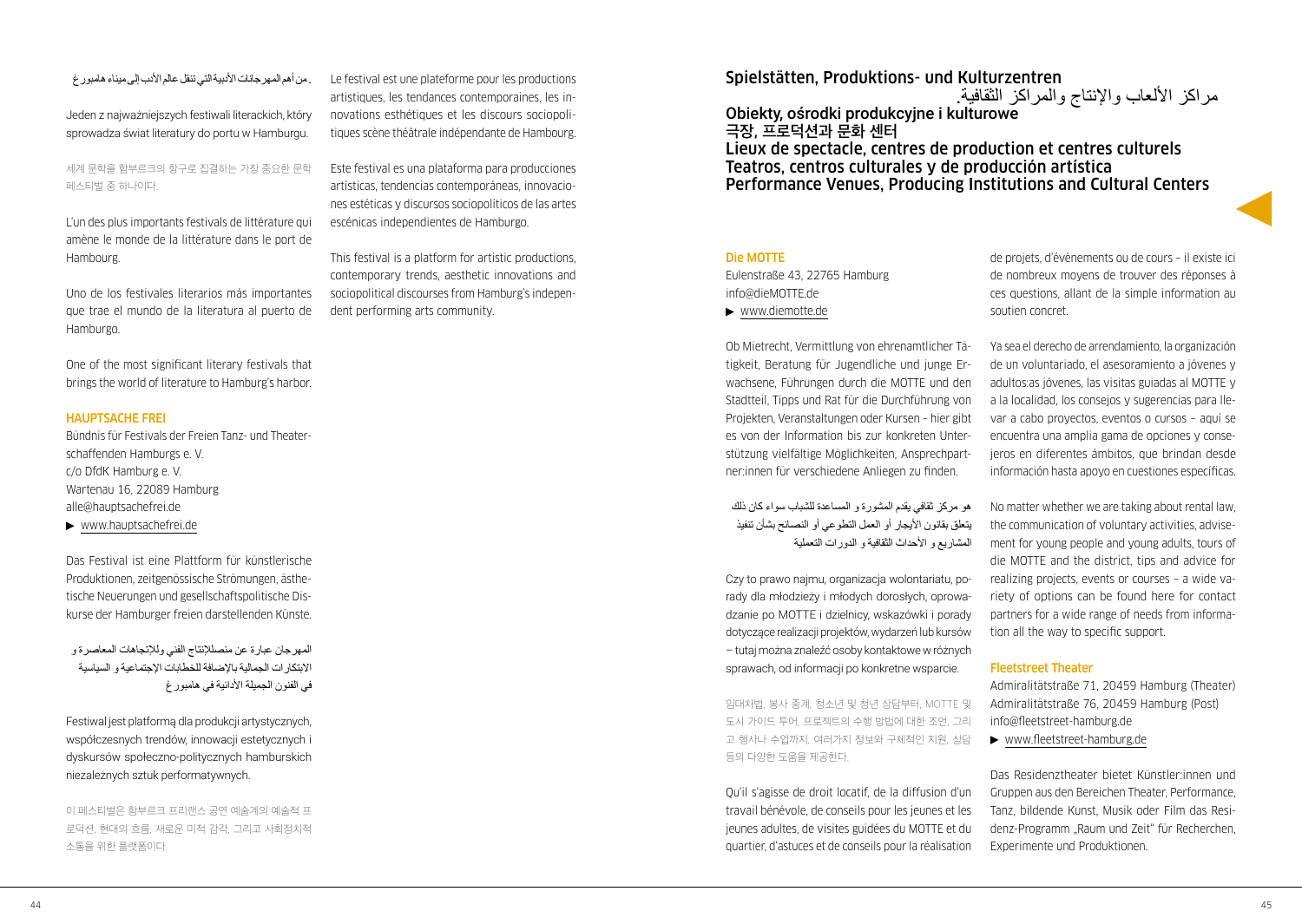. من أهم المهرجانات الأدبية التي تنقل عالم الأدب إلى ميناء هامبورغ

Jeden z najważniejszych festiwali literackich, który sprowadza świat literatury do portu w Hamburgu.

세계 문학을 함부르크의 항구로 집결하는 가장 중요한 문학 페스티벌 중 하나이다.

L'un des plus importants festivals de littérature qui amène le monde de la littérature dans le port de Hambourg.

Uno de los festivales literarios más importantes que trae el mundo de la literatura al puerto de Hamburgo.

One of the most significant literary festivals that brings the world of literature to Hamburg's harbor.

### HAUPTSACHE FREI

Bündnis für Festivals der Freien Tanz- und Theaterschaffenden Hamburgs e. V.
c/o DfdK Hamburg e. V.
Wartenau 16, 22089 Hamburg
alle@hauptsachefrei.de
▶ www.hauptsachefrei.de

Das Festival ist eine Plattform für künstlerische Produktionen, zeitgenössische Strömungen, ästhetische Neuerungen und gesellschaftspolitische Diskurse der Hamburger freien darstellenden Künste.

المهرجان عبارة عن منصةللإنتاج الفني وللإتجاهات المعاصرة و الابتكارات الجمالية بالإضافة للخطابات الإجتماعية و السياسية في الفنون الجميلة الأدائية في هامبورغ

Festiwal jest platformą dla produkcji artystycznych, współczesnych trendów, innowacji estetycznych i dyskursów społeczno-politycznych hamburskich niezależnych sztuk performatywnych.

이 페스티벌은 함부르크 프리랜스 공연 예술계의 예술적 프로덕션, 현대의 흐름, 새로운 미적 감각, 그리고 사회정치적 소통을 위한 플랫폼이다.

Le festival est une plateforme pour les productions artistiques, les tendances contemporaines, les innovations esthétiques et les discours sociopolitiques scène théâtrale indépendante de Hambourg.

Este festival es una plataforma para producciones artísticas, tendencias contemporáneas, innovaciones estéticas y discursos sociopolíticos de las artes escénicas independientes de Hamburgo.

This festival is a platform for artistic productions, contemporary trends, aesthetic innovations and sociopolitical discourses from Hamburg's independent performing arts community.

## Spielstätten, Produktions- und Kulturzentren
## مراكز الألعاب والإنتاج والمراكز الثقافية.
## Obiekty, ośrodki produkcyjne i kulturowe
## 극장, 프로덕션과 문화 센터
## Lieux de spectacle, centres de production et centres culturels
## Teatros, centros culturales y de producción artística
## Performance Venues, Producing Institutions and Cultural Centers

### Die MOTTE

Eulenstraße 43, 22765 Hamburg
info@dieMOTTE.de
▶ www.diemotte.de

Ob Mietrecht, Vermittlung von ehrenamtlicher Tätigkeit, Beratung für Jugendliche und junge Erwachsene, Führungen durch die MOTTE und den Stadtteil, Tipps und Rat für die Durchführung von Projekten, Veranstaltungen oder Kursen – hier gibt es von der Information bis zur konkreten Unterstützung vielfältige Möglichkeiten, Ansprechpartner:innen für verschiedene Anliegen zu finden.

هو مركز ثقافي يقدم المشورة و المساعدة للشباب سواء كان ذلك يتعلق بقانون الأيجار أو العمل التطوعي أو النصائح بشأن تنفيذ المشاريع و الأحداث الثقافية و الدورات التعملية

Czy to prawo najmu, organizacja wolontariatu, porady dla młodzieży i młodych dorosłych, oprowadzanie po MOTTE i dzielnicy, wskazówki i porady dotyczące realizacji projektów, wydarzeń lub kursów – tutaj można znaleźć osoby kontaktowe w różnych sprawach, od informacji po konkretne wsparcie.

임대차법, 봉사 중계, 청소년 및 청년 상담부터, MOTTE 및 도시 가이드 투어, 프로젝트의 수행 방법에 대한 조언, 그리고 행사나 수업까지, 여러가지 정보와 구체적인 지원, 상담 등의 다양한 도움을 제공한다.

Qu'il s'agisse de droit locatif, de la diffusion d'un travail bénévole, de conseils pour les jeunes et les jeunes adultes, de visites guidées du MOTTE et du quartier, d'astuces et de conseils pour la réalisation de projets, d'évènements ou de cours – il existe ici de nombreux moyens de trouver des réponses à ces questions, allant de la simple information au soutien concret.

Ya sea el derecho de arrendamiento, la organización de un voluntariado, el asesoramiento a jóvenes y adultos:as jóvenes, las visitas guiadas al MOTTE y a la localidad, los consejos y sugerencias para llevar a cabo proyectos, eventos o cursos – aquí se encuentra una amplia gama de opciones y consejeros en diferentes ámbitos, que brindan desde información hasta apoyo en cuestiones específicas.

No matter whether we are taking about rental law, the communication of voluntary activities, advisement for young people and young adults, tours of die MOTTE and the district, tips and advice for realizing projects, events or courses – a wide variety of options can be found here for contact partners for a wide range of needs from information all the way to specific support.

### Fleetstreet Theater

Admiralitätstraße 71, 20459 Hamburg (Theater)
Admiralitätstraße 76, 20459 Hamburg (Post)
info@fleetstreet-hamburg.de
▶ www.fleetstreet-hamburg.de

Das Residenztheater bietet Künstler:innen und Gruppen aus den Bereichen Theater, Performance, Tanz, bildende Kunst, Musik oder Film das Residenz-Programm „Raum und Zeit" für Recherchen, Experimente und Produktionen.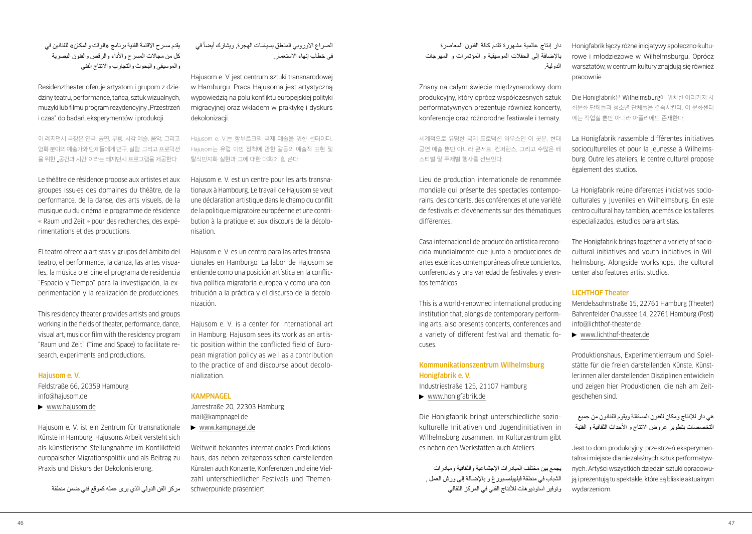يقدم مسرح الاقامة الفنية برنامج «الوقت والمكان» للفنانين في كل من مجالات المسرح والأداء والرقص والفنون البصرية والموسيقى والبحوث والتجارب والانتاج الفني

Residenztheater oferuje artystom i grupom z dziedziny teatru, performance, tańca, sztuk wizualnych, muzyki lub filmu program rezydencyjny „Przestrzeń i czas" do badań, eksperymentów i produkcji.

이 레지던시 극장은 연극, 공연, 무용, 시각 예술, 음악, 그리고 영화 분야의 예술가와 단체들에게 연구, 실험, 그리고 프로덕션을 위한 „공간과 시간"이라는 레지던시 프로그램을 제공한다.

Le théâtre de résidence propose aux artistes et aux groupes issu·es des domaines du théâtre, de la performance, de la danse, des arts visuels, de la musique ou du cinéma le programme de résidence « Raum und Zeit » pour des recherches, des expérimentations et des productions.

El teatro ofrece a artistas y grupos del ámbito del teatro, el performance, la danza, las artes visuales, la música o el cine el programa de residencia "Espacio y Tiempo" para la investigación, la experimentación y la realización de producciones.

This residency theater provides artists and groups working in the fields of theater, performance, dance, visual art, music or film with the residency program "Raum und Zeit" (Time and Space) to facilitate research, experiments and productions.

### Hajusom e. V.

Feldstraße 66, 20359 Hamburg
info@hajusom.de
► www.hajusom.de

Hajusom e. V. ist ein Zentrum für transnationale Künste in Hamburg. Hajusoms Arbeit versteht sich als künstlerische Stellungnahme im Konfliktfeld europäischer Migrationspolitik und als Beitrag zu Praxis und Diskurs der Dekolonisierung.

مركز الفن الدولي الذي يرى عمله كموقع فني ضمن منطقة الصراع الاوروبي المتعلق بسياسات الهجرة, ويشارك أيضاً في في خطاب إنهاء الاستعمار.

Hajusom e. V. jest centrum sztuki transnarodowej w Hamburgu. Praca Hajusoma jest artystyczną wypowiedzią na polu konfliktu europejskiej polityki migracyjnej oraz wkładem w praktykę i dyskurs dekolonizacji.

Hajusom e. V.는 함부르크의 국제 예술을 위한 센터이다. Hajusom는 유럽 이민 정책에 관한 갈등의 예술적 표현 및 탈식민지화 실현과 그에 대한 대화에 힘 쓴다.

Hajusom e. V. est un centre pour les arts transnationaux à Hambourg. Le travail de Hajusom se veut une déclaration artistique dans le champ du conflit de la politique migratoire européenne et une contribution à la pratique et aux discours de la décolonisation.

Hajusom e. V. es un centro para las artes transnacionales en Hamburgo. La labor de Hajusom se entiende como una posición artística en la conflictiva política migratoria europea y como una contribución a la práctica y el discurso de la decolonización.

Hajusom e. V. is a center for international art in Hamburg. Hajusom sees its work as an artistic position within the conflicted field of European migration policy as well as a contribution to the practice of and discourse about decolonialization.

### KAMPNAGEL

Jarrestraße 20, 22303 Hamburg
mail@kampnagel.de
► www.kampnagel.de

Weltweit bekanntes internationales Produktionshaus, das neben zeitgenössischen darstellenden Künsten auch Konzerte, Konferenzen und eine Vielzahl unterschiedlicher Festivals und Themenschwerpunkte präsentiert.

دار إنتاج عالمية مشهورة تقدم كافة الفنون المعاصرة بالإضافة إلى الحفلات الموسيقية و المؤتمرات و المهرجات الدولية.

Znany na całym świecie międzynarodowy dom produkcyjny, który oprócz współczesnych sztuk performatywnych prezentuje również koncerty, konferencje oraz różnorodne festiwale i tematy.

세계적으로 유명한 국제 프로덕션 하우스인 이 곳은, 현대 공연 예술 뿐만 아니라 콘서트, 컨퍼런스, 그리고 수많은 페스티벌 및 주제별 행사를 선보인다.

Lieu de production internationale de renommée mondiale qui présente des spectacles contemporains, des concerts, des conférences et une variété de festivals et d'événements sur des thématiques différentes.

Casa internacional de producción artística reconocida mundialmente que junto a producciones de artes escénicas contemporáneas ofrece conciertos, conferencias y una variedad de festivales y eventos temáticos.

This is a world-renowned international producing institution that, alongside contemporary performing arts, also presents concerts, conferences and a variety of different festival and thematic focuses.

### Kommunikationszentrum Wilhelmsburg Honigfabrik e. V.

Industriestraße 125, 21107 Hamburg
► www.honigfabrik.de

Die Honigfabrik bringt unterschiedliche soziokulturelle Initiativen und Jugendinitiativen in Wilhelmsburg zusammen. Im Kulturzentrum gibt es neben den Werkstätten auch Ateliers.

يجمع بين مختلف المبادرات الإجتماعية والثقافية ومبادرات الشباب في منطقة فيلهيلمسبورغ و بالإضافة إلى ورش العمل , وتوفير استوديوهات للأنتاج الفني في المركز الثقافي

Honigfabrik łączy różne inicjatywy społeczno-kulturowe i młodzieżowe w Wilhelmsburgu. Oprócz warsztatów, w centrum kultury znajdują się również pracownie.

Die Honigfabrik은 Wilhelmsburg에 위치한 여러가지 사회문화 단체들과 청소년 단체들을 결속시킨다. 이 문화센터에는 작업실 뿐만 아니라 아틀리에도 존재한다.

La Honigfabrik rassemble différentes initiatives socioculturelles et pour la jeunesse à Wilhelmsburg. Outre les ateliers, le centre culturel propose également des studios.

La Honigfabrik reúne diferentes iniciativas socioculturales y juveniles en Wilhelmsburg. En este centro cultural hay también, además de los talleres especializados, estudios para artistas.

The Honigfabrik brings together a variety of sociocultural initiatives and youth initiatives in Wilhelmsburg. Alongside workshops, the cultural center also features artist studios.

### LICHTHOF Theater

Mendelssohnstraße 15, 22761 Hamburg (Theater)
Bahrenfelder Chaussee 14, 22761 Hamburg (Post)
info@lichthof-theater.de
► www.lichthof-theater.de

Produktionshaus, Experimentierraum und Spielstätte für die freien darstellenden Künste. Künstler:innen aller darstellenden Disziplinen entwickeln und zeigen hier Produktionen, die nah am Zeitgeschehen sind.

هي دار للإنتاج ومكان للفنون المستقلة ويقوم الفنانون من جميع التخصصات بتطوير عروض الانتاج و الأحداث الثقافية و الفنية

Jest to dom produkcyjny, przestrzeń eksperymentalna i miejsce dla niezależnych sztuk performatywnych. Artyści wszystkich dziedzin sztuki opracowują i prezentują tu spektakle, które są bliskie aktualnym wydarzeniom.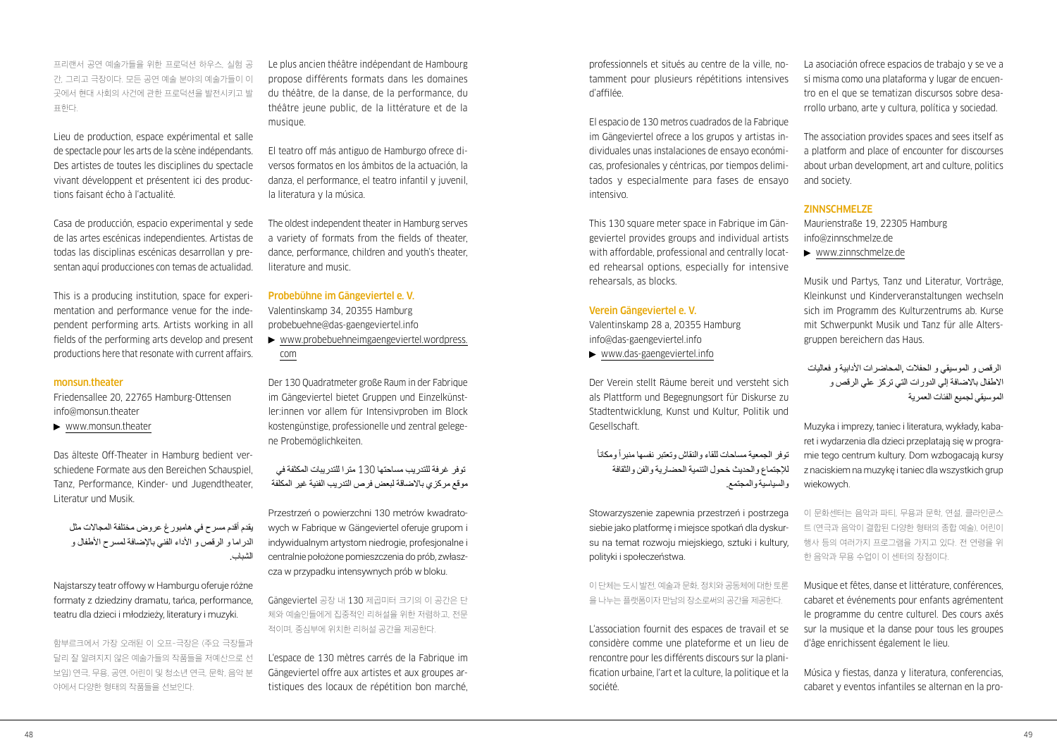프리에서 공연 예술가들을 위한 프로덕션 하우스, 실험 공간, 그리고 극장이다. 모든 공연 예술 분야의 예술가들이 이곳에서 현대 사회의 사건에 관한 프로덕션을 발전시키고 발표한다.

Lieu de production, espace expérimental et salle de spectacle pour les arts de la scène indépendants. Des artistes de toutes les disciplines du spectacle vivant développent et présentent ici des productions faisant écho à l'actualité.

Casa de producción, espacio experimental y sede de las artes escénicas independientes. Artistas de todas las disciplinas escénicas desarrollan y presentan aquí producciones con temas de actualidad.

This is a producing institution, space for experimentation and performance venue for the independent performing arts. Artists working in all fields of the performing arts develop and present productions here that resonate with current affairs.

### monsun.theater

Friedensallee 20, 22765 Hamburg-Ottensen
info@monsun.theater
▶ www.monsun.theater

Das älteste Off-Theater in Hamburg bedient verschiedene Formate aus den Bereichen Schauspiel, Tanz, Performance, Kinder- und Jugendtheater, Literatur und Musik.

يقدم أقدم مسرح في هامبورغ عروض مختلفة المجالات مثل الدراما و الرقص و الأداء الفني بالإضافة لمسرح الأطفال و الشباب.

Najstarszy teatr offowy w Hamburgu oferuje różne formaty z dziedziny dramatu, tańca, performance, teatru dla dzieci i młodzieży, literatury i muzyki.

함부르크에서 가장 오래된 이 오프-극장은 (주요 극장들과 달리 잘 알려지지 않은 예술가들의 작품들을 저예산으로 선보임) 연극, 무용, 공연, 어린이 및 청소년 연극, 문학, 음악 분야에서 다양한 형태의 작품들을 선보인다.

Le plus ancien théâtre indépendant de Hambourg propose différents formats dans les domaines du théâtre, de la danse, de la performance, du théâtre jeune public, de la littérature et de la musique.

El teatro off más antiguo de Hamburgo ofrece diversos formatos en los ámbitos de la actuación, la danza, el performance, el teatro infantil y juvenil, la literatura y la música.

The oldest independent theater in Hamburg serves a variety of formats from the fields of theater, dance, performance, children and youth's theater, literature and music.

### Probebühne im Gängeviertel e. V.

Valentinskamp 34, 20355 Hamburg
probebuehne@das-gaengeviertel.info
▶ www.probebuehneimgaengeviertel.wordpress.com

Der 130 Quadratmeter große Raum in der Fabrique im Gängeviertel bietet Gruppen und Einzelkünstler:innen vor allem für Intensivproben im Block kostengünstige, professionelle und zentral gelegene Probemöglichkeiten.

توفر غرفة للتدريب مساحتها 130 مترا للتدريبات المكثفة في موقع مركزي بالاضافة لبعض فرص التدريب الفنية غير المكلفة

Przestrzeń o powierzchni 130 metrów kwadratowych w Fabrique w Gängeviertel oferuje grupom i indywidualnym artystom niedrogie, profesjonalne i centralnie położone pomieszczenia do prób, zwłaszcza w przypadku intensywnych prób w bloku.

Gängeviertel 공장 내 130 제곱미터 크기의 이 공간은 단체와 예술인들에게 집중적인 리허설을 위한 저렴하고, 전문적이며, 중심부에 위치한 리허설 공간을 제공한다.

L'espace de 130 mètres carrés de la Fabrique im Gängeviertel offre aux artistes et aux groupes artistiques des locaux de répétition bon marché, professionnels et situés au centre de la ville, notamment pour plusieurs répétitions intensives d'affilée.

El espacio de 130 metros cuadrados de la Fabrique im Gängeviertel ofrece a los grupos y artistas individuales unas instalaciones de ensayo económicas, profesionales y céntricas, por tiempos delimitados y especialmente para fases de ensayo intensivo.

This 130 square meter space in Fabrique im Gängeviertel provides groups and individual artists with affordable, professional and centrally located rehearsal options, especially for intensive rehearsals, as blocks.

### Verein Gängeviertel e. V.

Valentinskamp 28 a, 20355 Hamburg
info@das-gaengeviertel.info
▶ www.das-gaengeviertel.info

Der Verein stellt Räume bereit und versteht sich als Plattform und Begegnungsort für Diskurse zu Stadtentwicklung, Kunst und Kultur, Politik und Gesellschaft.

توفر الجمعية مساحات للقاء والنقاش وتعتبر نفسها منبراً ومكاناً للإجتماع والحديث خحول التنمية الحضارية والفن والثقافة والسياسية والمجتمع.

Stowarzyszenie zapewnia przestrzeń i postrzega siebie jako platformę i miejsce spotkań dla dyskursu na temat rozwoju miejskiego, sztuki i kultury, polityki i społeczeństwa.

이 단체는 도시 발전, 예술과 문화, 정치와 공동체에 대한 토론을 나누는 플랫폼이자 만남의 장소로써의 공간을 제공한다.

L'association fournit des espaces de travail et se considère comme une plateforme et un lieu de rencontre pour les différents discours sur la planification urbaine, l'art et la culture, la politique et la société.

La asociación ofrece espacios de trabajo y se ve a sí misma como una plataforma y lugar de encuentro en el que se tematizan discursos sobre desarrollo urbano, arte y cultura, política y sociedad.

The association provides spaces and sees itself as a platform and place of encounter for discourses about urban development, art and culture, politics and society.

### ZINNSCHMELZE

Maurienstraße 19, 22305 Hamburg
info@zinnschmelze.de
▶ www.zinnschmelze.de

Musik und Partys, Tanz und Literatur, Vorträge, Kleinkunst und Kinderveranstaltungen wechseln sich im Programm des Kulturzentrums ab. Kurse mit Schwerpunkt Musik und Tanz für alle Altersgruppen bereichern das Haus.

الرقص و الموسيقي و الحفلات ,المحاضرات الأدابية و فعاليات الاطفال بالاضافة إلي الدورات التي تركز علي الرقص و الموسيقي لجميع الفئات العمرية

Muzyka i imprezy, taniec i literatura, wykłady, kabaret i wydarzenia dla dzieci przeplatają się w programie tego centrum kultury. Dom wzbogacają kursy z naciskiem na muzykę i taniec dla wszystkich grup wiekowych.

이 문화센터는 음악과 파티, 무용과 문학, 연설, 클라인쿤스트 (연극과 음악이 결합된 다양한 형태의 종합 예술), 어린이 행사 등의 여러가지 프로그램을 가지고 있다. 전 연령을 위한 음악과 무용 수업이 이 센터의 장점이다.

Musique et fêtes, danse et littérature, conférences, cabaret et événements pour enfants agrémentent le programme du centre culturel. Des cours axés sur la musique et la danse pour tous les groupes d'âge enrichissent également le lieu.

Música y fiestas, danza y literatura, conferencias, cabaret y eventos infantiles se alternan en la pro-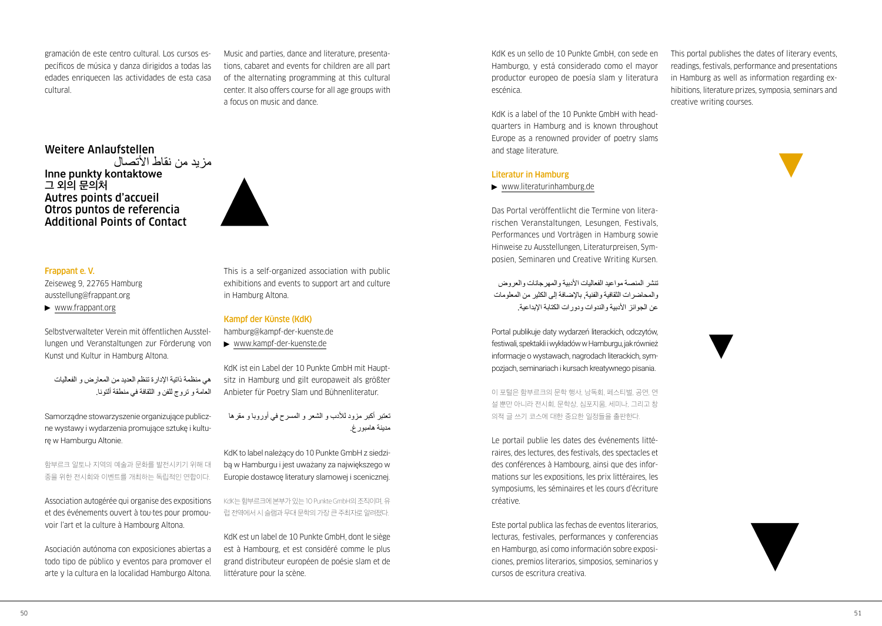gramación de este centro cultural. Los cursos específicos de música y danza dirigidos a todas las edades enriquecen las actividades de esta casa cultural.

Music and parties, dance and literature, presentations, cabaret and events for children are all part of the alternating programming at this cultural center. It also offers course for all age groups with a focus on music and dance.

## Weitere Anlaufstellen
## مزيد من نقاط الأتصال
## Inne punkty kontaktowe
## 그 외의 문의처
## Autres points d'accueil
## Otros puntos de referencia
## Additional Points of Contact

### Frappant e. V.

Zeiseweg 9, 22765 Hamburg
ausstellung@frappant.org
▶ www.frappant.org

Selbstverwalteter Verein mit öffentlichen Ausstellungen und Veranstaltungen zur Förderung von Kunst und Kultur in Hamburg Altona.

هي منظمة ذاتية الإدارة تنظم العديد من المعارض و الفعاليات العامة و تروج للفن و الثقافة في منطقة ألتونا.

Samorządne stowarzyszenie organizujące publiczne wystawy i wydarzenia promujące sztukę i kulturę w Hamburgu Altonie.

함부르크 알토나 지역의 예술과 문화를 발전시키기 위해 대중을 위한 전시회와 이벤트를 개최하는 독립적인 연합이다.

Association autogérée qui organise des expositions et des événements ouvert à tou·tes pour promouvoir l'art et la culture à Hambourg Altona.

Asociación autónoma con exposiciones abiertas a todo tipo de público y eventos para promover el arte y la cultura en la localidad Hamburgo Altona.

This is a self-organized association with public exhibitions and events to support art and culture in Hamburg Altona.

### Kampf der Künste (KdK)

hamburg@kampf-der-kuenste.de
▶ www.kampf-der-kuenste.de

KdK ist ein Label der 10 Punkte GmbH mit Hauptsitz in Hamburg und gilt europaweit als größter Anbieter für Poetry Slam und Bühnenliteratur.

تعتبر أكبر مزود للأدب و الشعر و المسرح في أوروبا و مقرها مدينة هامبورغ.

KdK to label należący do 10 Punkte GmbH z siedzibą w Hamburgu i jest uważany za największego w Europie dostawcę literatury slamowej i scenicznej.

KdK는 함부르크에 본부가 있는 10 Punkte GmbH의 조직이며, 유럽 전역에서 시 슬램과 무대 문학의 가장 큰 주최자로 알려졌다.

KdK est un label de 10 Punkte GmbH, dont le siège est à Hambourg, et est considéré comme le plus grand distributeur européen de poésie slam et de littérature pour la scène.

KdK es un sello de 10 Punkte GmbH, con sede en Hamburgo, y está considerado como el mayor productor europeo de poesía slam y literatura escénica.

KdK is a label of the 10 Punkte GmbH with headquarters in Hamburg and is known throughout Europe as a renowned provider of poetry slams and stage literature.

### Literatur in Hamburg

▶ www.literaturinhamburg.de

Das Portal veröffentlicht die Termine von literarischen Veranstaltungen, Lesungen, Festivals, Performances und Vorträgen in Hamburg sowie Hinweise zu Ausstellungen, Literaturpreisen, Symposien, Seminaren und Creative Writing Kursen.

تنشر المنصة مواعيد الفعاليات الأدبية والمهرجانات والعروض والمحاضرات الثقافية والفنية, بالإضافة إلى الكثير من المعلومات عن الجوائز الأدبية والندوات ودورات الكتابة الإبداعية.

Portal publikuje daty wydarzeń literackich, odczytów, festiwali, spektakli i wykładów w Hamburgu, jak również informacje o wystawach, nagrodach literackich, sympozjach, seminariach i kursach kreatywnego pisania.

이 포털은 함부르크의 문학 행사, 낭독회, 페스티벌, 공연, 연설 뿐만 아니라 전시회, 문학상, 심포지움, 세미나, 그리고 창의적 글 쓰기 코스에 대한 중요한 일정들을 출판한다.

Le portail publie les dates des événements littéraires, des lectures, des festivals, des spectacles et des conférences à Hambourg, ainsi que des informations sur les expositions, les prix littéraires, les symposiums, les séminaires et les cours d'écriture créative.

Este portal publica las fechas de eventos literarios, lecturas, festivales, performances y conferencias en Hamburgo, así como información sobre exposiciones, premios literarios, simposios, seminarios y cursos de escritura creativa.

This portal publishes the dates of literary events, readings, festivals, performance and presentations in Hamburg as well as information regarding exhibitions, literature prizes, symposia, seminars and creative writing courses.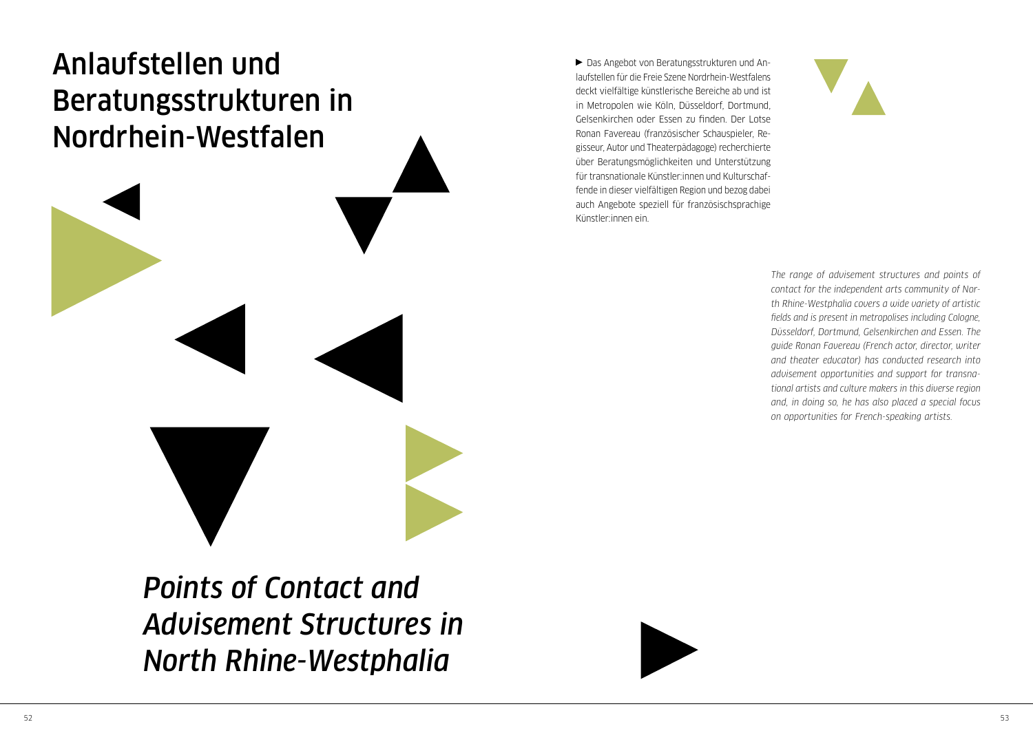# Anlaufstellen und Beratungsstrukturen in Nordrhein-Westfalen

# *Points of Contact and Advisement Structures in North Rhine-Westphalia*

▶ Das Angebot von Beratungsstrukturen und Anlaufstellen für die Freie Szene Nordrhein-Westfalens deckt vielfältige künstlerische Bereiche ab und ist in Metropolen wie Köln, Düsseldorf, Dortmund, Gelsenkirchen oder Essen zu finden. Der Lotse Ronan Favereau (französischer Schauspieler, Regisseur, Autor und Theaterpädagoge) recherchierte über Beratungsmöglichkeiten und Unterstützung für transnationale Künstler:innen und Kulturschaffende in dieser vielfältigen Region und bezog dabei auch Angebote speziell für französischsprachige Künstler:innen ein.

*The range of advisement structures and points of contact for the independent arts community of North Rhine-Westphalia covers a wide variety of artistic fields and is present in metropolises including Cologne, Düsseldorf, Dortmund, Gelsenkirchen and Essen. The guide Ronan Favereau (French actor, director, writer and theater educator) has conducted research into advisement opportunities and support for transnational artists and culture makers in this diverse region and, in doing so, he has also placed a special focus on opportunities for French-speaking artists.*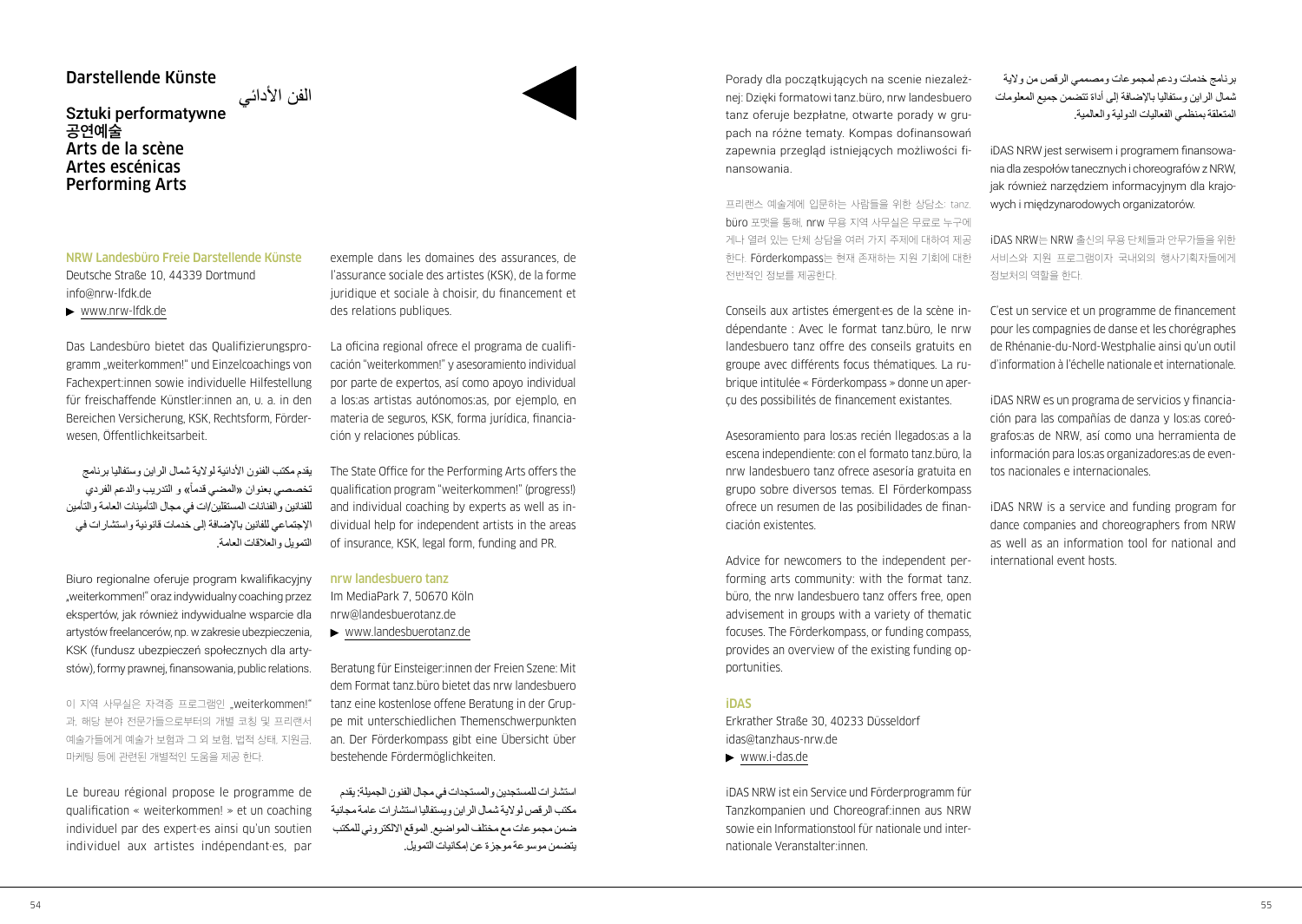# Darstellende Künste

## الفن الأدائي

## Sztuki performatywne
## 공연예술
## Arts de la scène
## Artes escénicas
## Performing Arts

### NRW Landesbüro Freie Darstellende Künste

Deutsche Straße 10, 44339 Dortmund
info@nrw-lfdk.de
▶ www.nrw-lfdk.de

Das Landesbüro bietet das Qualifizierungsprogramm „weiterkommen!" und Einzelcoachings von Fachexpert:innen sowie individuelle Hilfestellung für freischaffende Künstler:innen an, u. a. in den Bereichen Versicherung, KSK, Rechtsform, Förderwesen, Öffentlichkeitsarbeit.

يقدم مكتب الفنون الأدائية لولاية شمال الراين وستفاليا برنامج تخصصي بعنوان «المضي قدماً» و التدريب والدعم الفردي للفنانين والفنانات المستقلين/ات في مجال التأمينات العامة والتأمين الإجتماعي للفنانين بالإضافة إلى خدمات قانونية واستشارات في التمويل والعلاقات العامة.

Biuro regionalne oferuje program kwalifikacyjny „weiterkommen!" oraz indywidualny coaching przez ekspertów, jak również indywidualne wsparcie dla artystów freelancerów, np. w zakresie ubezpieczenia, KSK (fundusz ubezpieczeń społecznych dla artystów), formy prawnej, finansowania, public relations.

이 지역 사무실은 자격증 프로그램인 „weiterkommen!" 과, 해당 분야 전문가들으로부터의 개별 코칭 및 프리랜서 예술가들에게 예술가 보험과 그 외 보험, 법적 상태, 지원금, 마케팅 등에 관련된 개별적인 도움을 제공 한다.

Le bureau régional propose le programme de qualification « weiterkommen! » et un coaching individuel par des expert·es ainsi qu'un soutien individuel aux artistes indépendant·es, par exemple dans les domaines des assurances, de l'assurance sociale des artistes (KSK), de la forme juridique et sociale à choisir, du financement et des relations publiques.

La oficina regional ofrece el programa de cualificación "weiterkommen!" y asesoramiento individual por parte de expertos, así como apoyo individual a los:as artistas autónomos:as, por ejemplo, en materia de seguros, KSK, forma jurídica, financiación y relaciones públicas.

The State Office for the Performing Arts offers the qualification program "weiterkommen!" (progress!) and individual coaching by experts as well as individual help for independent artists in the areas of insurance, KSK, legal form, funding and PR.

### nrw landesbuero tanz

Im MediaPark 7, 50670 Köln
nrw@landesbuerotanz.de
▶ www.landesbuerotanz.de

Beratung für Einsteiger:innen der Freien Szene: Mit dem Format tanz.büro bietet das nrw landesbuero tanz eine kostenlose offene Beratung in der Gruppe mit unterschiedlichen Themenschwerpunkten an. Der Förderkompass gibt eine Übersicht über bestehende Fördermöglichkeiten.

استشارات للمستجدين والمستجدات في مجال الفنون الجميلة: يقدم مكتب الرقص لولاية شمال الراين ويستفاليا استشارات عامة مجانية ضمن مجموعات مع مختلف المواضيع. الموقع الالكتروني للمكتب يتضمن موسوعة موجزة عن إمكانيات التمويل.

Porady dla początkujących na scenie niezależnej: Dzięki formatowi tanz.büro, nrw landesbuero tanz oferuje bezpłatne, otwarte porady w grupach na różne tematy. Kompas dofinansowań zapewnia przegląd istniejących możliwości finansowania.

프리랜스 예술계에 입문하는 사람들을 위한 상담소: tanz. büro 포맷을 통해, nrw 무용 지역 사무실은 무료로 누구에게나 열려 있는 단체 상담을 여러 가지 주제에 대하여 제공한다. Förderkompass는 현재 존재하는 지원 기회에 대한 전반적인 정보를 제공한다.

Conseils aux artistes émergent·es de la scène indépendante : Avec le format tanz.büro, le nrw landesbuero tanz offre des conseils gratuits en groupe avec différents focus thématiques. La rubrique intitulée « Förderkompass » donne un aperçu des possibilités de financement existantes.

Asesoramiento para los:as recién llegados:as a la escena independiente: con el formato tanz.büro, la nrw landesbuero tanz ofrece asesoría gratuita en grupo sobre diversos temas. El Förderkompass ofrece un resumen de las posibilidades de financiación existentes.

Advice for newcomers to the independent performing arts community: with the format tanz. büro, the nrw landesbuero tanz offers free, open advisement in groups with a variety of thematic focuses. The Förderkompass, or funding compass, provides an overview of the existing funding opportunities.

### iDAS

Erkrather Straße 30, 40233 Düsseldorf
idas@tanzhaus-nrw.de
▶ www.i-das.de

iDAS NRW ist ein Service und Förderprogramm für Tanzkompanien und Choreograf:innen aus NRW sowie ein Informationstool für nationale und internationale Veranstalter:innen.

برنامج خدمات ودعم لمجموعات ومصممي الرقص من ولاية شمال الراين وستفاليا بالإضافة إلى أداة تتضمن جميع المعلومات المتعلقة بمنظمي الفعاليات الدولية والعالمية.

iDAS NRW jest serwisem i programem finansowania dla zespołów tanecznych i choreografów z NRW, jak również narzędziem informacyjnym dla krajowych i międzynarodowych organizatorów.

iDAS NRW는 NRW 출신의 무용 단체들과 안무가들을 위한 서비스와 지원 프로그램이자 국내외의 행사기획자들에게 정보처의 역할을 한다.

C'est un service et un programme de financement pour les compagnies de danse et les chorégraphes de Rhénanie-du-Nord-Westphalie ainsi qu'un outil d'information à l'échelle nationale et internationale.

iDAS NRW es un programa de servicios y financiación para las compañías de danza y los:as coreógrafos:as de NRW, así como una herramienta de información para los:as organizadores:as de eventos nacionales e internacionales.

iDAS NRW is a service and funding program for dance companies and choreographers from NRW as well as an information tool for national and international event hosts.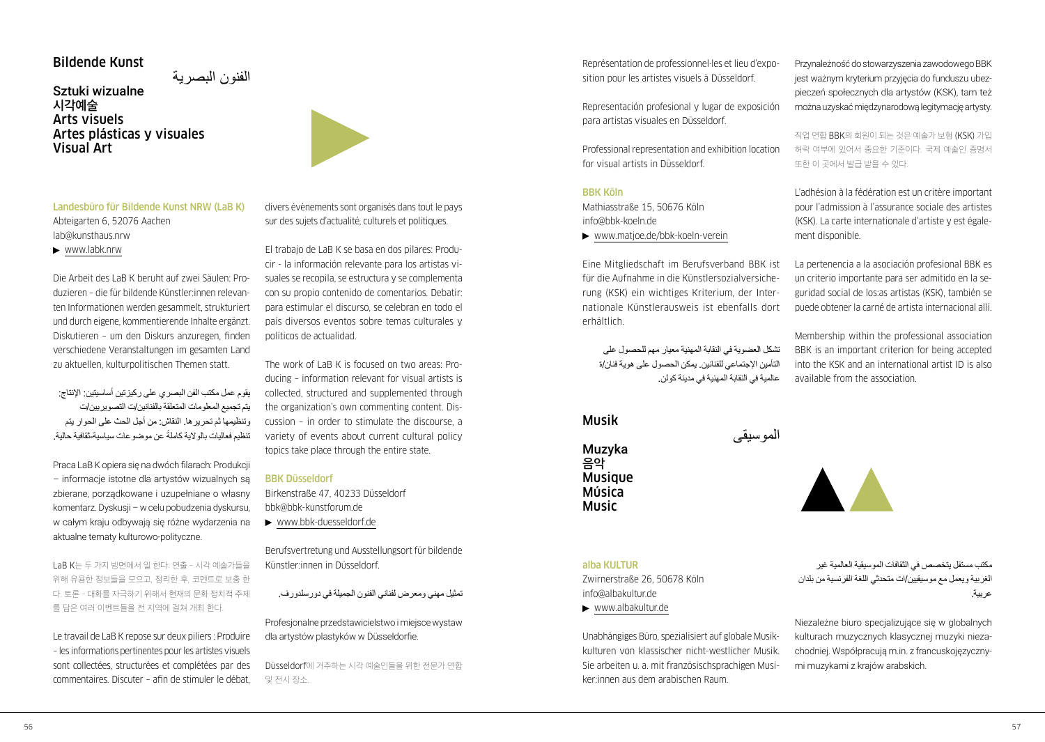## Bildende Kunst

الفنون البصرية

Sztuki wizualne
시각예술
Arts visuels
Artes plásticas y visuales
Visual Art

### Landesbüro für Bildende Kunst NRW (LaB K)

Abteigarten 6, 52076 Aachen
lab@kunsthaus.nrw
▶ www.labk.nrw

Die Arbeit des LaB K beruht auf zwei Säulen: Produzieren – die für bildende Künstler:innen relevanten Informationen werden gesammelt, strukturiert und durch eigene, kommentierende Inhalte ergänzt. Diskutieren – um den Diskurs anzuregen, finden verschiedene Veranstaltungen im gesamten Land zu aktuellen, kulturpolitischen Themen statt.

يقوم عمل مكتب الفن البصري على ركيزتين أساسيتين: الإنتاج: يتم تجميع المعلومات المتعلقة بالفنانين/ت التصويريين/ت وتنظيمها ثم تحريرها. النقاش: من أجل الحث على الحوار يتم تنظيم فعاليات بالولاية كاملةً عن موضوعات سياسية-ثقافية حالية.

Praca LaB K opiera się na dwóch filarach: Produkcji – informacje istotne dla artystów wizualnych są zbierane, porządkowane i uzupełniane o własny komentarz. Dyskusji – w celu pobudzenia dyskursu, w całym kraju odbywają się różne wydarzenia na aktualne tematy kulturowo-polityczne.

LaB K는 두 가지 방면에서 일 한다: 연출 - 시각 예술가들을 위해 유용한 정보들을 모으고, 정리한 후, 코멘트로 보충 한다. 토론 - 대화를 자극하기 위해서 현재의 문화 정치적 주제를 담은 여러 이벤트들을 전 지역에 걸쳐 개최 한다.

Le travail de LaB K repose sur deux piliers : Produire – les informations pertinentes pour les artistes visuels sont collectées, structurées et complétées par des commentaires. Discuter – afin de stimuler le débat, divers évènements sont organisés dans tout le pays sur des sujets d'actualité, culturels et politiques.

El trabajo de LaB K se basa en dos pilares: Producir - la información relevante para los artistas visuales se recopila, se estructura y se complementa con su propio contenido de comentarios. Debatir: para estimular el discurso, se celebran en todo el país diversos eventos sobre temas culturales y políticos de actualidad.

The work of LaB K is focused on two areas: Producing – information relevant for visual artists is collected, structured and supplemented through the organization's own commenting content. Discussion – in order to stimulate the discourse, a variety of events about current cultural policy topics take place through the entire state.

### BBK Düsseldorf

Birkenstraße 47, 40233 Düsseldorf
bbk@bbk-kunstforum.de
▶ www.bbk-duesseldorf.de

Berufsvertretung und Ausstellungsort für bildende Künstler:innen in Düsseldorf.

تمثيل مهني ومعرض لفناني الفنون الجميلة في دورسلدورف.

Profesjonalne przedstawicielstwo i miejsce wystaw dla artystów plastyków w Düsseldorfie.

Düsseldorf에 거주하는 시각 예술인들을 위한 전문가 연합 및 전시 장소.

Représentation de professionnel·les et lieu d'exposition pour les artistes visuels à Düsseldorf.

Representación profesional y lugar de exposición para artistas visuales en Düsseldorf.

Professional representation and exhibition location for visual artists in Düsseldorf.

### BBK Köln

Mathiasstraße 15, 50676 Köln
info@bbk-koeln.de
▶ www.matjoe.de/bbk-koeln-verein

Eine Mitgliedschaft im Berufsverband BBK ist für die Aufnahme in die Künstlersozialversicherung (KSK) ein wichtiges Kriterium, der Internationale Künstlerausweis ist ebenfalls dort erhältlich.

تشكل العضوية في النقابة المهنية معيار مهم للحصول على التأمين الإجتماعي للفنانين. يمكن الحصول على هوية فنان/ة عالمية في النقابة المهنية في مدينة كولن.

Przynależność do stowarzyszenia zawodowego BBK jest ważnym kryterium przyjęcia do funduszu ubezpieczeń społecznych dla artystów (KSK), tam też można uzyskać międzynarodową legitymację artysty.

직업 연합 BBK의 회원이 되는 것은 예술가 보험 (KSK) 가입 허락 여부에 있어서 중요한 기준이다. 국제 예술인 증명서 또한 이 곳에서 발급 받을 수 있다.

L'adhésion à la fédération est un critère important pour l'admission à l'assurance sociale des artistes (KSK). La carte internationale d'artiste y est également disponible.

La pertenencia a la asociación profesional BBK es un criterio importante para ser admitido en la seguridad social de los:as artistas (KSK), también se puede obtener la carné de artista internacional allí.

Membership within the professional association BBK is an important criterion for being accepted into the KSK and an international artist ID is also available from the association.

## Musik

الموسيقى

Muzyka
음악
Musique
Música
Music

### alba KULTUR

Zwirnerstraße 26, 50678 Köln
info@albakultur.de
▶ www.albakultur.de

Unabhängiges Büro, spezialisiert auf globale Musikkulturen von klassischer nicht-westlicher Musik. Sie arbeiten u. a. mit französischsprachigen Musiker:innen aus dem arabischen Raum.

مكتب مستقل يتخصص في الثقافات الموسيقية العالمية غير الغربية ويعمل مع موسيقيين/ات متحدثي اللغة الفرنسية من بلدان عربية.

Niezależne biuro specjalizujące się w globalnych kulturach muzycznych klasycznej muzyki niezachodniej. Współpracują m.in. z francuskojęzycznymi muzykami z krajów arabskich.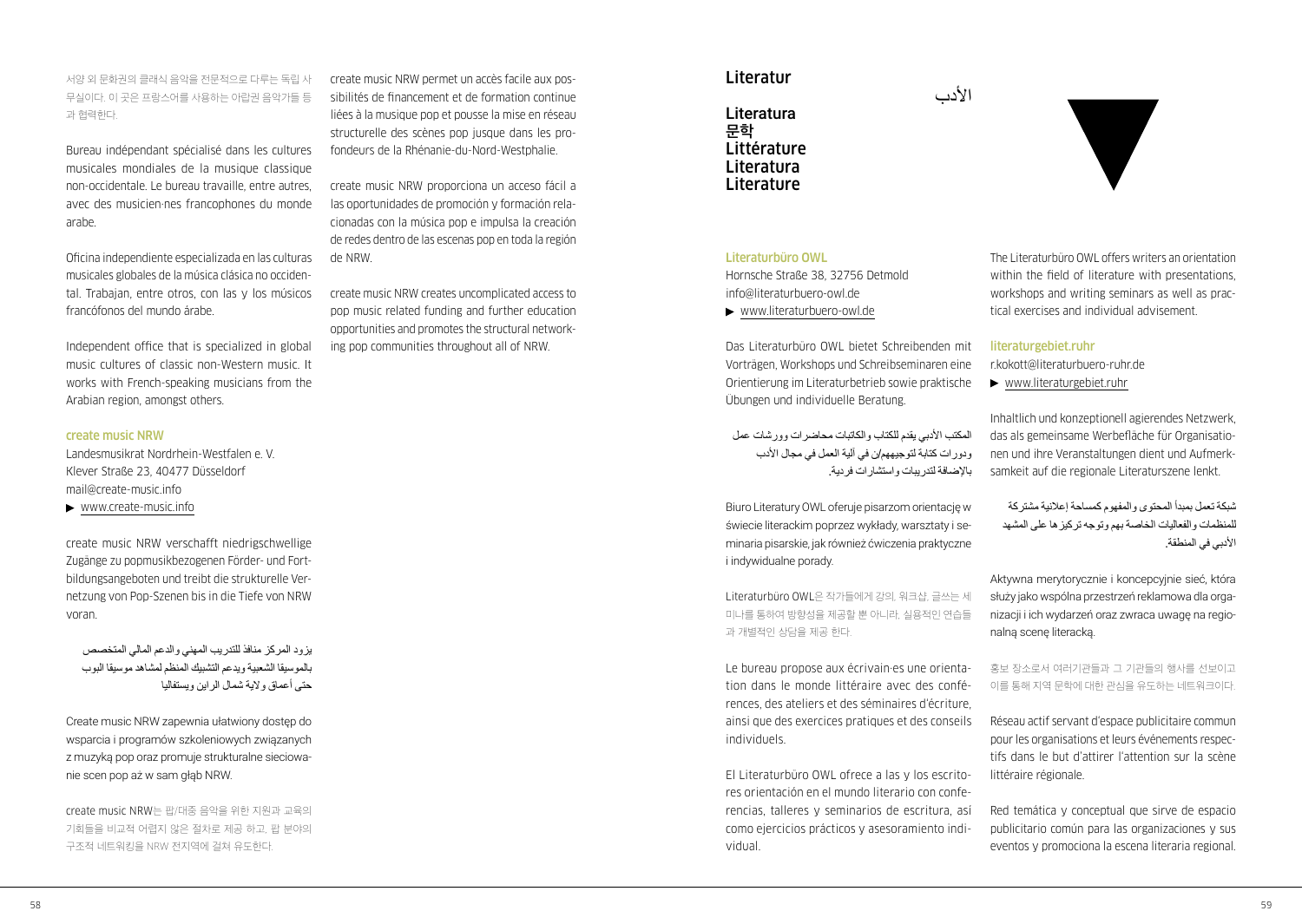서양 외 문화권의 클래식 음악을 전문적으로 다루는 독립 사무실이다. 이 곳은 프랑스어를 사용하는 아랍권 음악가들 등과 협력한다.

Bureau indépendant spécialisé dans les cultures musicales mondiales de la musique classique non-occidentale. Le bureau travaille, entre autres, avec des musicien·nes francophones du monde arabe.

Oficina independiente especializada en las culturas musicales globales de la música clásica no occidental. Trabajan, entre otros, con las y los músicos francófonos del mundo árabe.

Independent office that is specialized in global music cultures of classic non-Western music. It works with French-speaking musicians from the Arabian region, amongst others.

### create music NRW

Landesmusikrat Nordrhein-Westfalen e. V.
Klever Straße 23, 40477 Düsseldorf
mail@create-music.info
▶ www.create-music.info

create music NRW verschafft niedrigschwellige Zugänge zu popmusikbezogenen Förder- und Fortbildungsangeboten und treibt die strukturelle Vernetzung von Pop-Szenen bis in die Tiefe von NRW voran.

يزود المركز منافذ للتدريب المهني والدعم المالي المتخصص بالموسيقا الشعبية ويدعم التشبيك المنظم لمشاهد موسيقا البوب حتى أعماق ولاية شمال الراين ويستفاليا

Create music NRW zapewnia ułatwiony dostęp do wsparcia i programów szkoleniowych związanych z muzyką pop oraz promuje strukturalne sieciowanie scen pop aż w sam głąb NRW.

create music NRW는 팝/대중 음악을 위한 지원과 교육의 기회들을 비교적 어렵지 않은 절차로 제공 하고, 팝 분야의 구조적 네트워킹을 NRW 전지역에 걸쳐 유도한다.

create music NRW permet un accès facile aux possibilités de financement et de formation continue liées à la musique pop et pousse la mise en réseau structurelle des scènes pop jusque dans les profondeurs de la Rhénanie-du-Nord-Westphalie.

create music NRW proporciona un acceso fácil a las oportunidades de promoción y formación relacionadas con la música pop e impulsa la creación de redes dentro de las escenas pop en toda la región de NRW.

create music NRW creates uncomplicated access to pop music related funding and further education opportunities and promotes the structural networking pop communities throughout all of NRW.

# Literatur

## الأدب

## Literatura
## 문학
## Littérature
## Literatura
## Literature

### Literaturbüro OWL

Hornsche Straße 38, 32756 Detmold
info@literaturbuero-owl.de
▶ www.literaturbuero-owl.de

Das Literaturbüro OWL bietet Schreibenden mit Vorträgen, Workshops und Schreibseminaren eine Orientierung im Literaturbetrieb sowie praktische Übungen und individuelle Beratung.

المكتب الأدبي يقدم للكتاب والكاتبات محاضرات وورشات عمل ودورات كتابة لتوجيههم/ن في آلية العمل في مجال الأدب بالإضافة لتدريبات واستشارات فردية.

Biuro Literatury OWL oferuje pisarzom orientację w świecie literackim poprzez wykłady, warsztaty i seminaria pisarskie, jak również ćwiczenia praktyczne i indywidualne porady.

Literaturbüro OWL은 작가들에게 강의, 워크샵, 글쓰는 세미나를 통하여 방향성을 제공할 뿐 아니라, 실용적인 연습들과 개별적인 상담을 제공 한다.

Le bureau propose aux écrivain·es une orientation dans le monde littéraire avec des conférences, des ateliers et des séminaires d'écriture, ainsi que des exercices pratiques et des conseils individuels.

El Literaturbüro OWL ofrece a las y los escritores orientación en el mundo literario con conferencias, talleres y seminarios de escritura, así como ejercicios prácticos y asesoramiento individual.

The Literaturbüro OWL offers writers an orientation within the field of literature with presentations, workshops and writing seminars as well as practical exercises and individual advisement.

### literaturgebiet.ruhr

r.kokott@literaturbuero-ruhr.de
▶ www.literaturgebiet.ruhr

Inhaltlich und konzeptionell agierendes Netzwerk, das als gemeinsame Werbefläche für Organisationen und ihre Veranstaltungen dient und Aufmerksamkeit auf die regionale Literaturszene lenkt.

شبكة تعمل بمبدأ المحتوى والمفهوم كمساحة إعلانية مشتركة للمنظمات والفعاليات الخاصة بهم وتوجه تركيزها على المشهد الأدبي في المنطقة.

Aktywna merytorycznie i koncepcyjnie sieć, która służy jako wspólna przestrzeń reklamowa dla organizacji i ich wydarzeń oraz zwraca uwagę na regionalną scenę literacką.

홍보 장소로서 여러기관들과 그 기관들의 행사를 선보이고 이를 통해 지역 문학에 대한 관심을 유도하는 네트워크이다.

Réseau actif servant d'espace publicitaire commun pour les organisations et leurs événements respectifs dans le but d'attirer l'attention sur la scène littéraire régionale.

Red temática y conceptual que sirve de espacio publicitario común para las organizaciones y sus eventos y promociona la escena literaria regional.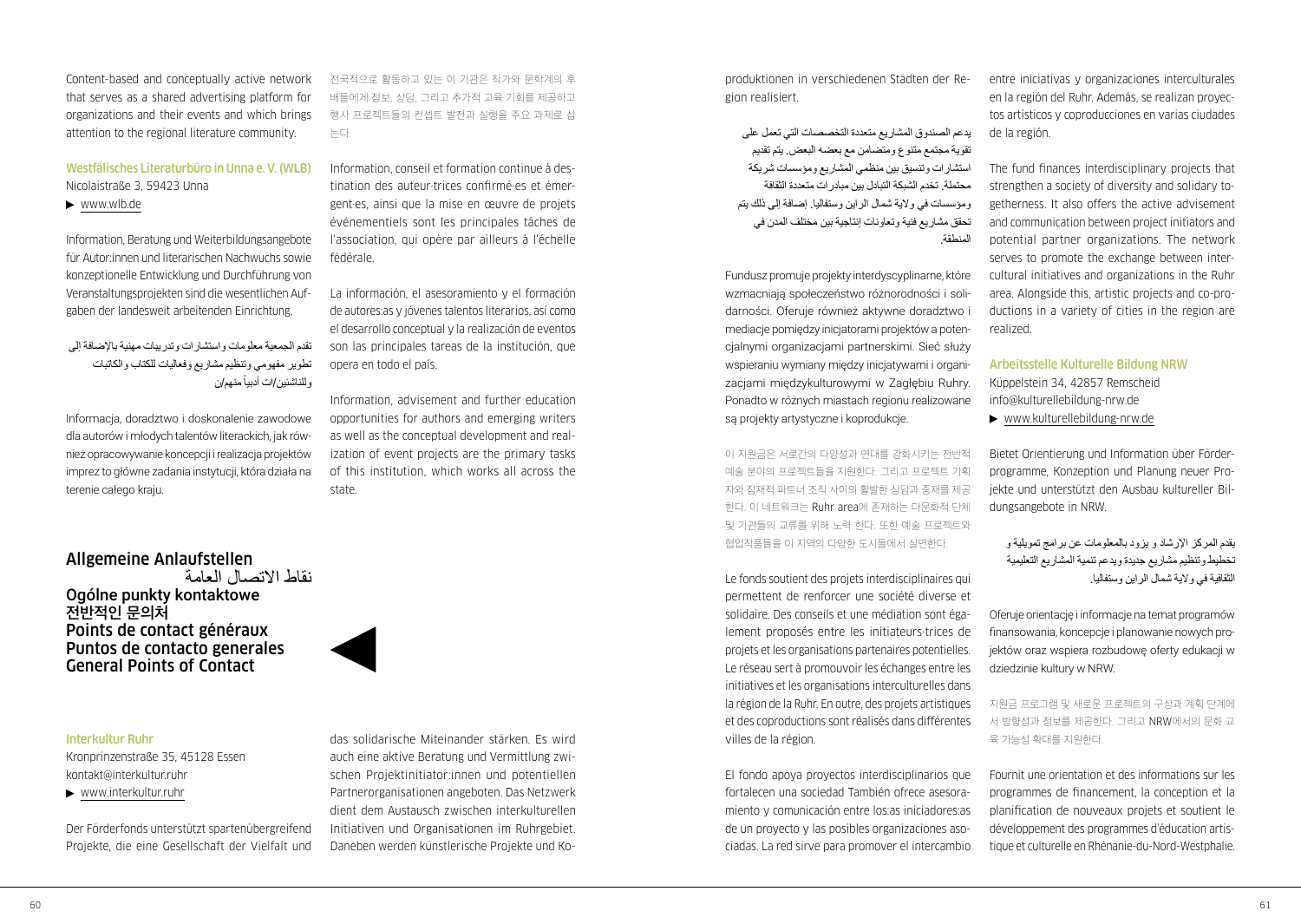Content-based and conceptually active network that serves as a shared advertising platform for organizations and their events and which brings attention to the regional literature community.

### Westfälisches Literaturbüro in Unna e. V. (WLB)

Nicolaistraße 3, 59423 Unna

▶ www.wlb.de

Information, Beratung und Weiterbildungsangebote für Autor:innen und literarischen Nachwuchs sowie konzeptionelle Entwicklung und Durchführung von Veranstaltungsprojekten sind die wesentlichen Aufgaben der landesweit arbeitenden Einrichtung.

تقدم الجمعية معلومات واستشارات وتدريبات مهنية بالإضافة إلى تطوير مفهومي وتنظيم مشاريع وفعاليات للكتاب والكاتبات وللناشئين/ات أدبياً منهم/ن

Informacja, doradztwo i doskonalenie zawodowe dla autorów i młodych talentów literackich, jak również opracowywanie koncepcji i realizacja projektów imprez to główne zadania instytucji, która działa na terenie całego kraju.

전국적으로 활동하고 있는 이 기관은 작가와 문학계의 후배들에게 정보, 상담, 그리고 추가적 교육 기회를 제공하고 행사 프로젝트들의 컨셉트 발전과 실행을 주요 과제로 삼는다.

Information, conseil et formation continue à destination des auteur·trices confirmé·es et émergent·es, ainsi que la mise en œuvre de projets événementiels sont les principales tâches de l'association, qui opère par ailleurs à l'échelle fédérale.

La información, el asesoramiento y el formación de autores:as y jóvenes talentos literarios, así como el desarrollo conceptual y la realización de eventos son las principales tareas de la institución, que opera en todo el país.

Information, advisement and further education opportunities for authors and emerging writers as well as the conceptual development and realization of event projects are the primary tasks of this institution, which works all across the state.

## Allgemeine Anlaufstellen
## نقاط الاتصال العامة
## Ogólne punkty kontaktowe
## 전반적인 문의처
## Points de contact généraux
## Puntos de contacto generales
## General Points of Contact

### Interkultur Ruhr

Kronprinzenstraße 35, 45128 Essen

kontakt@interkultur.ruhr

▶ www.interkultur.ruhr

Der Förderfonds unterstützt spartenübergreifend Projekte, die eine Gesellschaft der Vielfalt und das solidarische Miteinander stärken. Es wird auch eine aktive Beratung und Vermittlung zwischen Projektinitiator:innen und potentiellen Partnerorganisationen angeboten. Das Netzwerk dient dem Austausch zwischen interkulturellen Initiativen und Organisationen im Ruhrgebiet. Daneben werden künstlerische Projekte und Koproduktionen in verschiedenen Städten der Region realisiert.

يدعم الصندوق المشاريع متعددة التخصصات التي تعمل على تقوية مجتمع متنوع ومتضامن مع بعضه البعض. يتم تقديم استشارات وتنسيق بين منظمي المشاريع ومؤسسات شريكة محتملة. تخدم الشبكة التبادل بين مبادرات متعددة الثقافة ومؤسسات في ولاية شمال الراين وستفاليا. إضافة إلى ذلك يتم تحقق مشاريع فنية وتعاونات إنتاجية بين مختلف المدن في المنطقة.

Fundusz promuje projekty interdyscyplinarne, które wzmacniają społeczeństwo różnorodności i solidarności. Oferuje również aktywne doradztwo i mediacje pomiędzy inicjatorami projektów a potencjalnymi organizacjami partnerskimi. Sieć służy wspieraniu wymiany między inicjatywami i organizacjami międzykulturowymi w Zagłębiu Ruhry. Ponadto w różnych miastach regionu realizowane są projekty artystyczne i koprodukcje.

이 지원금은 서로간의 다양성과 연대를 강화시키는 전반적 예술 분야의 프로젝트들을 지원한다. 그리고 프로젝트 기획자와 잠재적 파트너 조직 사이의 활발한 상담과 중재를 제공한다. 이 네트워크는 Ruhr area에 존재하는 다문화적 단체 및 기관들의 교류를 위해 노력 한다. 또한 예술 프로젝트와 협업작품들을 이 지역의 다양한 도시들에서 실연한다.

Le fonds soutient des projets interdisciplinaires qui permettent de renforcer une société diverse et solidaire. Des conseils et une médiation sont également proposés entre les initiateurs·trices de projets et les organisations partenaires potentielles. Le réseau sert à promouvoir les échanges entre les initiatives et les organisations interculturelles dans la région de la Ruhr. En outre, des projets artistiques et des coproductions sont réalisés dans différentes villes de la région.

El fondo apoya proyectos interdisciplinarios que fortalecen una sociedad También ofrece asesoramiento y comunicación entre los:as iniciadores:as de un proyecto y las posibles organizaciones asociadas. La red sirve para promover el intercambio entre iniciativas y organizaciones interculturales en la región del Ruhr. Además, se realizan proyectos artísticos y coproducciones en varias ciudades de la región.

The fund finances interdisciplinary projects that strengthen a society of diversity and solidary togetherness. It also offers the active advisement and communication between project initiators and potential partner organizations. The network serves to promote the exchange between intercultural initiatives and organizations in the Ruhr area. Alongside this, artistic projects and co-productions in a variety of cities in the region are realized.

### Arbeitsstelle Kulturelle Bildung NRW

Küppelstein 34, 42857 Remscheid

info@kulturellebildung-nrw.de

▶ www.kulturellebildung-nrw.de

Bietet Orientierung und Information über Förderprogramme, Konzeption und Planung neuer Projekte und unterstützt den Ausbau kultureller Bildungsangebote in NRW.

يقدم المركز الإرشاد و يزود بالمعلومات عن برامج تمويلية و تخطيط وتنظيم مشاريع جديدة ويدعم تنمية المشاريع التعليمية الثقافية في ولاية شمال الراين وستفاليا.

Oferuje orientację i informacje na temat programów finansowania, koncepcje i planowanie nowych projektów oraz wspiera rozbudowę oferty edukacji w dziedzinie kultury w NRW.

지원금 프로그램 및 새로운 프로젝트의 구상과 계획 단계에서 방향성과 정보를 제공한다. 그리고 NRW에서의 문화 교육 가능성 확대를 지원한다.

Fournit une orientation et des informations sur les programmes de financement, la conception et la planification de nouveaux projets et soutient le développement des programmes d'éducation artistique et culturelle en Rhénanie-du-Nord-Westphalie.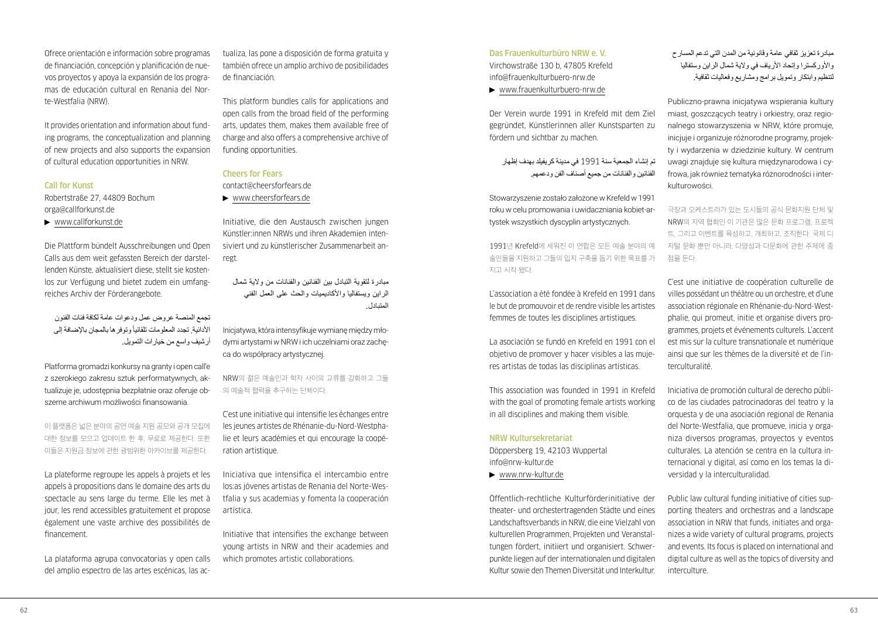Ofrece orientación e información sobre programas de financiación, concepción y planificación de nuevos proyectos y apoya la expansión de los programas de educación cultural en Renania del Norte-Westfalia (NRW).

It provides orientation and information about funding programs, the conceptualization and planning of new projects and also supports the expansion of cultural education opportunities in NRW.

## Call for Kunst

Robertstraße 27, 44809 Bochum
orga@callforkunst.de
▶ www.callforkunst.de

Die Plattform bündelt Ausschreibungen und Open Calls aus dem weit gefassten Bereich der darstellenden Künste, aktualisiert diese, stellt sie kostenlos zur Verfügung und bietet zudem ein umfangreiches Archiv der Förderangebote.

تجمع المنصة عروض عمل ودعوات عامة لكافة فئات الفنون الأدائية، تجدد المعلومات تلقائياً وتوفرها بالمجان بالإضافة إلى أرشيف واسع من خيارات التمويل.

Platforma gromadzi konkursy na granty i open call'e z szerokiego zakresu sztuk performatywnych, aktualizuje je, udostępnia bezpłatnie oraz oferuje obszerne archiwum możliwości finansowania.

이 플랫폼은 넓은 분야의 공연 예술 지원 공모와 공개 모집에 대한 정보를 모으고 업데이트 한 후, 무료로 제공한다. 또한 이들은 지원금 정보에 관한 광범위한 아카이브를 제공한다.

La plateforme regroupe les appels à projets et les appels à propositions dans le domaine des arts du spectacle au sens large du terme. Elle les met à jour, les rend accessibles gratuitement et propose également une vaste archive des possibilités de financement.

La plataforma agrupa convocatorias y open calls del amplio espectro de las artes escénicas, las actualiza, las pone a disposición de forma gratuita y también ofrece un amplio archivo de posibilidades de financiación.

This platform bundles calls for applications and open calls from the broad field of the performing arts, updates them, makes them available free of charge and also offers a comprehensive archive of funding opportunities.

## Cheers for Fears

contact@cheersforfears.de
▶ www.cheersforfears.de

Initiative, die den Austausch zwischen jungen Künstler:innen NRWs und ihren Akademien intensiviert und zu künstlerischer Zusammenarbeit anregt.

مبادرة لتقوية التبادل بين الفنانين والفنانات من ولاية شمال الراين ويستفاليا والأكاديميات والحث على العمل الفني المتبادل.

Inicjatywa, która intensyfikuje wymianę między młodymi artystami w NRW i ich uczelniami oraz zachęca do współpracy artystycznej.

NRW의 젊은 예술인과 학자 사이의 교류를 강화하고 그들의 예술적 협력을 추구하는 단체이다.

C'est une initiative qui intensifie les échanges entre les jeunes artistes de Rhénanie-du-Nord-Westphalie et leurs académies et qui encourage la coopération artistique.

Iniciativa que intensifica el intercambio entre los:as jóvenes artistas de Renania del Norte-Westfalia y sus academias y fomenta la cooperación artística.

Initiative that intensifies the exchange between young artists in NRW and their academies and which promotes artistic collaborations.

## Das Frauenkulturbüro NRW e. V.

Virchowstraße 130 b, 47805 Krefeld
info@frauenkulturbuero-nrw.de
▶ www.frauenkulturbuero-nrw.de

Der Verein wurde 1991 in Krefeld mit dem Ziel gegründet, Künstlerinnen aller Kunstsparten zu fördern und sichtbar zu machen.

تم إنشاء الجمعية سنة 1991 في مدينة كريفيلد بهدف إظهار الفنانين والفنانات من جميع أصناف الفن ودعمهم.

Stowarzyszenie zostało założone w Krefeld w 1991 roku w celu promowania i uwidaczniania kobiet-artystek wszystkich dyscyplin artystycznych.

1991년 Krefeld에 세워진 이 연합은 모든 예술 분야의 예술인들을 지원하고 그들의 입지 구축을 돕기 위한 목표를 가지고 시작 됐다.

L'association a été fondée à Krefeld en 1991 dans le but de promouvoir et de rendre visible les artistes femmes de toutes les disciplines artistiques.

La asociación se fundó en Krefeld en 1991 con el objetivo de promover y hacer visibles a las mujeres artistas de todas las disciplinas artísticas.

This association was founded in 1991 in Krefeld with the goal of promoting female artists working in all disciplines and making them visible.

## NRW Kultursekretariat

Döppersberg 19, 42103 Wuppertal
info@nrw-kultur.de
▶ www.nrw-kultur.de

Öffentlich-rechtliche Kulturförderinitiative der theater- und orchestertragenden Städte und eines Landschaftsverbands in NRW, die eine Vielzahl von kulturellen Programmen, Projekten und Veranstaltungen fördert, initiiert und organisiert. Schwerpunkte liegen auf der internationalen und digitalen Kultur sowie den Themen Diversität und Interkultur.

مبادرة تعزيز ثقافي عامة وقانونية من المدن التي تدعم المسارح والأوركسترا وإتحاد الأرياف في ولاية شمال الراين وستفاليا لتنظيم وابتكار وتمويل برامج ومشاريع وفعاليات ثقافية.

Publiczno-prawna inicjatywa wspierania kultury miast, goszczących teatry i orkiestry, oraz regionalnego stowarzyszenia w NRW, które promuje, inicjuje i organizuje różnorodne programy, projekty i wydarzenia w dziedzinie kultury. W centrum uwagi znajduje się kultura międzynarodowa i cyfrowa, jak również tematyka różnorodności i interkulturowości.

극장과 오케스트라가 있는 도시들의 공식 문화지원 단체 및 NRW의 지역 협회인 이 기관은 많은 문화 프로그램, 프로젝트, 그리고 이벤트를 육성하고, 개최하고, 조직한다. 국제 디지털 문화 뿐만 아니라, 다양성과 다문화에 관한 주제에 중점을 둔다.

C'est une initiative de coopération culturelle de villes possédant un théâtre ou un orchestre, et d'une association régionale en Rhénanie-du-Nord-Westphalie, qui promeut, initie et organise divers programmes, projets et événements culturels. L'accent est mis sur la culture transnationale et numérique ainsi que sur les thèmes de la diversité et de l'interculturalité.

Iniciativa de promoción cultural de derecho público de las ciudades patrocinadoras del teatro y la orquesta y de una asociación regional de Renania del Norte-Westfalia, que promueve, inicia y organiza diversos programas, proyectos y eventos culturales. La atención se centra en la cultura internacional y digital, así como en los temas de la diversidad y la interculturalidad.

Public law cultural funding initiative of cities supporting theaters and orchestras and a landscape association in NRW that funds, initiates and organizes a wide variety of cultural programs, projects and events. Its focus is placed on international and digital culture as well as the topics of diversity and interculture.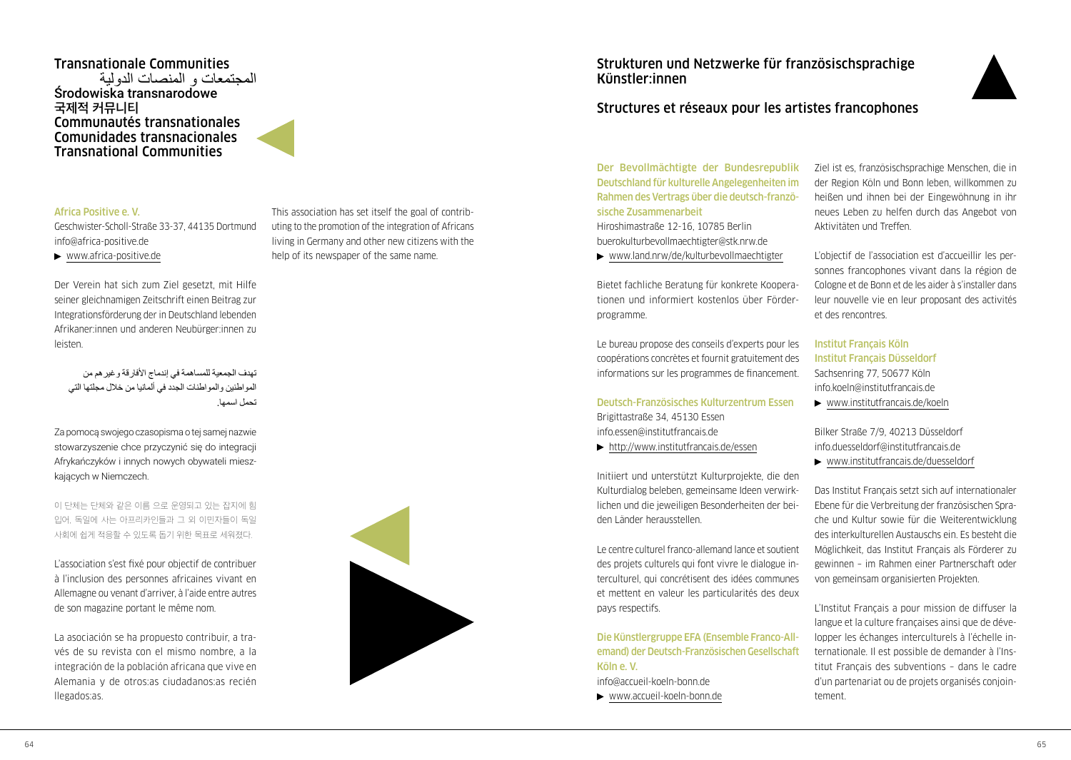# Transnationale Communities
# المجتمعات و المنصات الدولية
# Środowiska transnarodowe
# 국제적 커뮤니티
# Communautés transnationales
# Comunidades transnacionales
# Transnational Communities

### Africa Positive e. V.

Geschwister-Scholl-Straße 33-37, 44135 Dortmund
info@africa-positive.de
▶ www.africa-positive.de

Der Verein hat sich zum Ziel gesetzt, mit Hilfe seiner gleichnamigen Zeitschrift einen Beitrag zur Integrationsförderung der in Deutschland lebenden Afrikaner:innen und anderen Neubürger:innen zu leisten.

تهدف الجمعية للمساهمة في إندماج الأفارقة وغيرهم من المواطنين والمواطنات الجدد في ألمانيا من خلال مجلتها التي تحمل اسمها.

Za pomocą swojego czasopisma o tej samej nazwie stowarzyszenie chce przyczynić się do integracji Afrykańczyków i innych nowych obywateli mieszkających w Niemczech.

이 단체는 단체와 같은 이름 으로 운영되고 있는 잡지에 힘입어, 독일에 사는 아프리카인들과 그 외 이민자들이 독일 사회에 쉽게 적응할 수 있도록 돕기 위한 목표로 세워졌다.

L'association s'est fixé pour objectif de contribuer à l'inclusion des personnes africaines vivant en Allemagne ou venant d'arriver, à l'aide entre autres de son magazine portant le même nom.

La asociación se ha propuesto contribuir, a través de su revista con el mismo nombre, a la integración de la población africana que vive en Alemania y de otros:as ciudadanos:as recién llegados:as.

This association has set itself the goal of contributing to the promotion of the integration of Africans living in Germany and other new citizens with the help of its newspaper of the same name.

# Strukturen und Netzwerke für französischsprachige Künstler:innen

# Structures et réseaux pour les artistes francophones

### Der Bevollmächtigte der Bundesrepublik Deutschland für kulturelle Angelegenheiten im Rahmen des Vertrags über die deutsch-französische Zusammenarbeit

Hiroshimastraße 12-16, 10785 Berlin
buerokulturbevollmaechtigter@stk.nrw.de
▶ www.land.nrw/de/kulturbevollmaechtigter

Bietet fachliche Beratung für konkrete Kooperationen und informiert kostenlos über Förderprogramme.

Le bureau propose des conseils d'experts pour les coopérations concrètes et fournit gratuitement des informations sur les programmes de financement.

### Deutsch-Französisches Kulturzentrum Essen

Brigittastraße 34, 45130 Essen
info.essen@institutfrancais.de
▶ http://www.institutfrancais.de/essen

Initiiert und unterstützt Kulturprojekte, die den Kulturdialog beleben, gemeinsame Ideen verwirklichen und die jeweiligen Besonderheiten der beiden Länder herausstellen.

Le centre culturel franco-allemand lance et soutient des projets culturels qui font vivre le dialogue interculturel, qui concrétisent des idées communes et mettent en valeur les particularités des deux pays respectifs.

### Die Künstlergruppe EFA (Ensemble Franco-Allemand) der Deutsch-Französischen Gesellschaft Köln e. V.

info@accueil-koeln-bonn.de
▶ www.accueil-koeln-bonn.de

Ziel ist es, französischsprachige Menschen, die in der Region Köln und Bonn leben, willkommen zu heißen und ihnen bei der Eingewöhnung in ihr neues Leben zu helfen durch das Angebot von Aktivitäten und Treffen.

L'objectif de l'association est d'accueillir les personnes francophones vivant dans la région de Cologne et de Bonn et de les aider à s'installer dans leur nouvelle vie en leur proposant des activités et des rencontres.

### Institut Français Köln
### Institut Français Düsseldorf

Sachsenring 77, 50677 Köln
info.koeln@institutfrancais.de
▶ www.institutfrancais.de/koeln

Bilker Straße 7/9, 40213 Düsseldorf
info.duesseldorf@institutfrancais.de
▶ www.institutfrancais.de/duesseldorf

Das Institut Français setzt sich auf internationaler Ebene für die Verbreitung der französischen Sprache und Kultur sowie für die Weiterentwicklung des interkulturellen Austauschs ein. Es besteht die Möglichkeit, das Institut Français als Förderer zu gewinnen – im Rahmen einer Partnerschaft oder von gemeinsam organisierten Projekten.

L'Institut Français a pour mission de diffuser la langue et la culture françaises ainsi que de développer les échanges interculturels à l'échelle internationale. Il est possible de demander à l'Institut Français des subventions – dans le cadre d'un partenariat ou de projets organisés conjointement.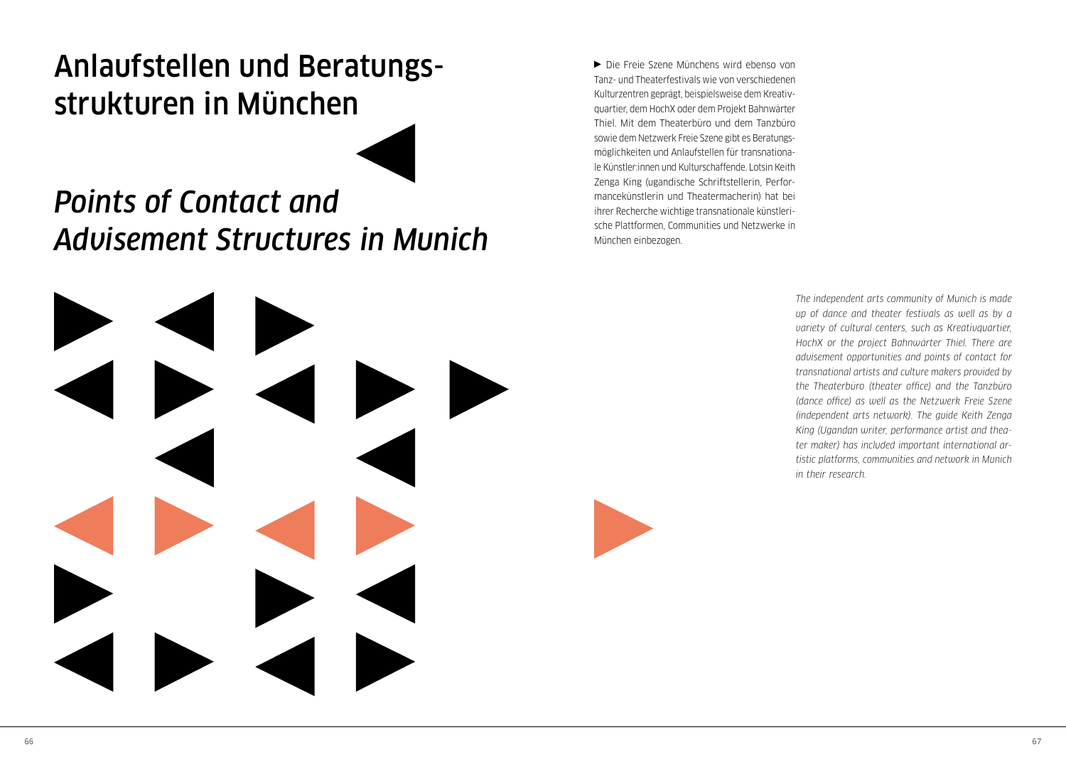# Anlaufstellen und Beratungsstrukturen in München

# *Points of Contact and Advisement Structures in Munich*

► Die Freie Szene Münchens wird ebenso von Tanz- und Theaterfestivals wie von verschiedenen Kulturzentren geprägt, beispielsweise dem Kreativquartier, dem HochX oder dem Projekt Bahnwärter Thiel. Mit dem Theaterbüro und dem Tanzbüro sowie dem Netzwerk Freie Szene gibt es Beratungsmöglichkeiten und Anlaufstellen für transnationale Künstler:innen und Kulturschaffende. Lotsin Keith Zenga King (ugandische Schriftstellerin, Performancekünstlerin und Theatermacherin) hat bei ihrer Recherche wichtige transnationale künstlerische Plattformen, Communities und Netzwerke in München einbezogen.

*The independent arts community of Munich is made up of dance and theater festivals as well as by a variety of cultural centers, such as Kreativquartier, HochX or the project Bahnwärter Thiel. There are advisement opportunities and points of contact for transnational artists and culture makers provided by the Theaterbüro (theater office) and the Tanzbüro (dance office) as well as the Netzwerk Freie Szene (independent arts network). The guide Keith Zenga King (Ugandan writer, performance artist and theater maker) has included important international artistic platforms, communities and network in Munich in their research.*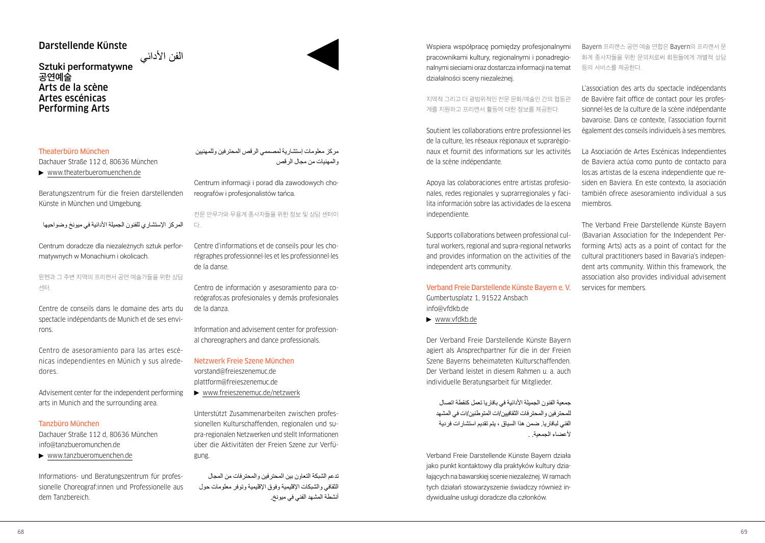# Darstellende Künste

# الفن الأدائي

# Sztuki performatywne
# 공연예술
# Arts de la scène
# Artes escénicas
# Performing Arts

## Theaterbüro München

Dachauer Straße 112 d, 80636 München

▶ www.theaterbueromuenchen.de

Beratungszentrum für die freien darstellenden Künste in München und Umgebung.

المركز الإستشاري للفنون الجميلة الأدائية في ميونخ وضواحيها

Centrum doradcze dla niezależnych sztuk performatywnych w Monachium i okolicach.

뮌헨과 그 주변 지역의 프리랜서 공연 예술가들을 위한 상담 센터.

Centre de conseils dans le domaine des arts du spectacle indépendants de Munich et de ses environs.

Centro de asesoramiento para las artes escénicas independientes en Múnich y sus alrededores.

Advisement center for the independent performing arts in Munich and the surrounding area.

## Tanzbüro München

Dachauer Straße 112 d, 80636 München
info@tanzbueromunchen.de

▶ www.tanzbueromuenchen.de

Informations- und Beratungszentrum für professionelle Choreograf:innen und Professionelle aus dem Tanzbereich.

مركز معلومات إستشارية لمصممي الرقص المحترفين وللمهنيين والمهنيات من مجال الرقص

Centrum informacji i porad dla zawodowych choreografów i profesjonalistów tańca.

전문 안무가와 무용계 종사자들을 위한 정보 및 상담 센터이다.

Centre d'informations et de conseils pour les chorégraphes professionnel·les et les professionnel·les de la danse.

Centro de información y asesoramiento para coreógrafos:as profesionales y demás profesionales de la danza.

Information and advisement center for professional choreographers and dance professionals.

## Netzwerk Freie Szene München

vorstand@freieszenemuc.de
plattform@freieszenemuc.de

▶ www.freieszenemuc.de/netzwerk

Unterstützt Zusammenarbeiten zwischen professionellen Kulturschaffenden, regionalen und supra-regionalen Netzwerken und stellt Informationen über die Aktivitäten der Freien Szene zur Verfügung.

تدعم الشبكة التعاون بين المحترفين والمحترفات من المجال الثقافي والشبكات الإقليمية وفوق الإقليمية وتوفر معلومات حول أنشطة المشهد الفني في ميونخ.

Wspiera współpracę pomiędzy profesjonalnymi pracownikami kultury, regionalnymi i ponadregionalnymi sieciami oraz dostarcza informacji na temat działalności sceny niezależnej.

지역적 그리고 더 광범위적인 전문 문화/예술인 간의 협동관계를 지원하고 프리랜서 활동에 대한 정보를 제공한다.

Soutient les collaborations entre professionnel·les de la culture, les réseaux régionaux et suprarégionaux et fournit des informations sur les activités de la scène indépendante.

Apoya las colaboraciones entre artistas profesionales, redes regionales y suprarregionales y facilita información sobre las actividades de la escena independiente.

Supports collaborations between professional cultural workers, regional and supra-regional networks and provides information on the activities of the independent arts community.

## Verband Freie Darstellende Künste Bayern e. V.

Gumbertusplatz 1, 91522 Ansbach
info@vfdkb.de

▶ www.vfdkb.de

Der Verband Freie Darstellende Künste Bayern agiert als Ansprechpartner für die in der Freien Szene Bayerns beheimateten Kulturschaffenden. Der Verband leistet in diesem Rahmen u. a. auch individuelle Beratungsarbeit für Mitglieder.

جمعية الفنون الجميلة الأدائية في بافاريا تعمل كنقطة اتصال للمحترفين والمحترفات الثقافيين/ات المتوطنين/ات في المشهد الفني لبافاريا. ضمن هذا السياق ، يتم تقديم استشارات فردية لأعضاء الجمعية. .

Verband Freie Darstellende Künste Bayern działa jako punkt kontaktowy dla praktyków kultury działających na bawarskiej scenie niezależnej. W ramach tych działań stowarzyszenie świadczy również indywidualne usługi doradcze dla członków.

Bayern 프리랜스 공연 예술 연합은 Bayern의 프리랜서 문화계 종사자들을 위한 문의처로써 회원들에게 개별적 상담 등의 서비스를 제공한다.

L'association des arts du spectacle indépendants de Bavière fait office de contact pour les professionnel·les de la culture de la scène indépendante bavaroise. Dans ce contexte, l'association fournit également des conseils individuels à ses membres.

La Asociación de Artes Escénicas Independientes de Baviera actúa como punto de contacto para los:as artistas de la escena independiente que residen en Baviera. En este contexto, la asociación también ofrece asesoramiento individual a sus miembros.

The Verband Freie Darstellende Künste Bayern (Bavarian Association for the Independent Performing Arts) acts as a point of contact for the cultural practitioners based in Bavaria's independent arts community. Within this framework, the association also provides individual advisement services for members.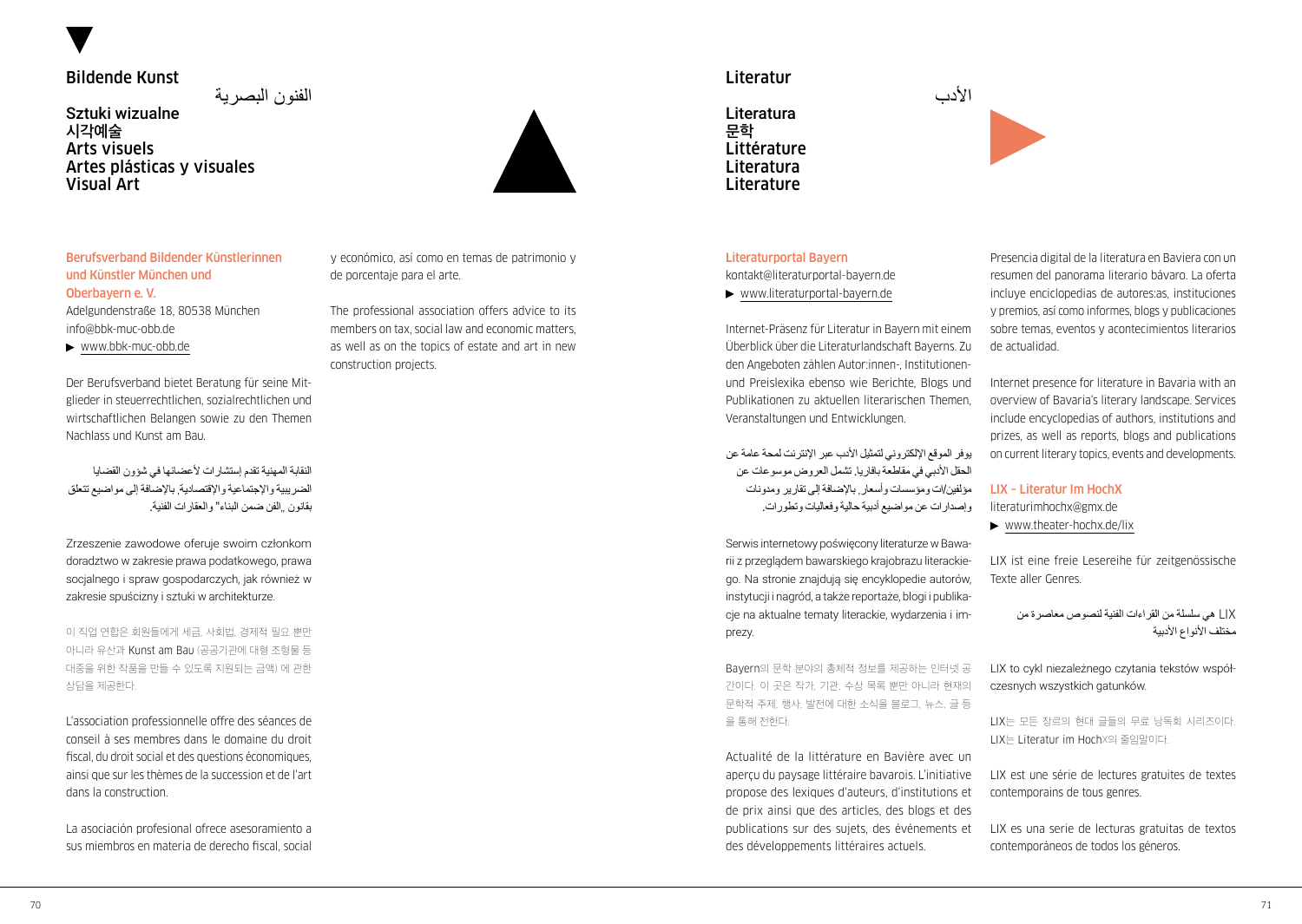# Bildende Kunst

الفنون البصرية

**Sztuki wizualne**
**시각예술**
**Arts visuels**
**Artes plásticas y visuales**
**Visual Art**

### Berufsverband Bildender Künstlerinnen und Künstler München und Oberbayern e. V.

Adelgundenstraße 18, 80538 München
info@bbk-muc-obb.de
▶ www.bbk-muc-obb.de

Der Berufsverband bietet Beratung für seine Mitglieder in steuerrechtlichen, sozialrechtlichen und wirtschaftlichen Belangen sowie zu den Themen Nachlass und Kunst am Bau.

النقابة المهنية تقدم إستشارات لأعضائها في شؤون القضايا الضريبية والإجتماعية والإقتصادية, بالإضافة إلى مواضيع تتعلق بقانون „الفن ضمن البناء" والعقارات الفنية.

Zrzeszenie zawodowe oferuje swoim członkom doradztwo w zakresie prawa podatkowego, prawa socjalnego i spraw gospodarczych, jak również w zakresie spuścizny i sztuki w architekturze.

이 직업 연합은 회원들에게 세금, 사회법, 경제적 필요 뿐만 아니라 유산과 Kunst am Bau (공공기관에 대형 조형물 등 대중을 위한 작품을 만들 수 있도록 지원되는 금액) 에 관한 상담을 제공한다.

L'association professionnelle offre des séances de conseil à ses membres dans le domaine du droit fiscal, du droit social et des questions économiques, ainsi que sur les thèmes de la succession et de l'art dans la construction.

La asociación profesional ofrece asesoramiento a sus miembros en materia de derecho fiscal, social y económico, así como en temas de patrimonio y de porcentaje para el arte.

The professional association offers advice to its members on tax, social law and economic matters, as well as on the topics of estate and art in new construction projects.

# Literatur

الأدب

**Literatura**
**문학**
**Littérature**
**Literatura**
**Literature**

### Literaturportal Bayern

kontakt@literaturportal-bayern.de
▶ www.literaturportal-bayern.de

Internet-Präsenz für Literatur in Bayern mit einem Überblick über die Literaturlandschaft Bayerns. Zu den Angeboten zählen Autor:innen-, Institutionen- und Preislexika ebenso wie Berichte, Blogs und Publikationen zu aktuellen literarischen Themen, Veranstaltungen und Entwicklungen.

يوفر الموقع الإلكتروني لتمثيل الأدب عبر الإنترنت لمحة عامة عن الحقل الأدبي في مقاطعة بافاريا. تشمل العروض موسوعات عن مؤلفين/ات ومؤسسات وأسعار, بالإضافة إلى تقارير ومدونات وإصدارات عن مواضيع أدبية حالية وفعاليات وتطورات.

Serwis internetowy poświęcony literaturze w Bawarii z przeglądem bawarskiego krajobrazu literackiego. Na stronie znajdują się encyklopedie autorów, instytucji i nagród, a także reportaże, blogi i publikacje na aktualne tematy literackie, wydarzenia i imprezy.

Bayern의 문학 분야의 총체적 정보를 제공하는 인터넷 공간이다. 이 곳은 작가, 기관, 수상 목록 뿐만 아니라 현재의 문학적 주제, 행사, 발전에 대한 소식을 블로그, 뉴스, 글 등을 통해 전한다.

Actualité de la littérature en Bavière avec un aperçu du paysage littéraire bavarois. L'initiative propose des lexiques d'auteurs, d'institutions et de prix ainsi que des articles, des blogs et des publications sur des sujets, des événements et des développements littéraires actuels.

Presencia digital de la literatura en Baviera con un resumen del panorama literario bávaro. La oferta incluye enciclopedias de autores:as, instituciones y premios, así como informes, blogs y publicaciones sobre temas, eventos y acontecimientos literarios de actualidad.

Internet presence for literature in Bavaria with an overview of Bavaria's literary landscape. Services include encyclopedias of authors, institutions and prizes, as well as reports, blogs and publications on current literary topics, events and developments.

### LIX – Literatur Im HochX

literaturimhochx@gmx.de
▶ www.theater-hochx.de/lix

LIX ist eine freie Lesereihe für zeitgenössische Texte aller Genres.

LIX هي سلسلة من القراءات الفنية لنصوص معاصرة من مختلف الأنواع الأدبية

LIX to cykl niezależnego czytania tekstów współczesnych wszystkich gatunków.

LIX는 모든 장르의 현대 글들의 무료 낭독회 시리즈이다. LIX는 Literatur im HochX의 줄임말이다.

LIX est une série de lectures gratuites de textes contemporains de tous genres.

LIX es una serie de lecturas gratuitas de textos contemporáneos de todos los géneros.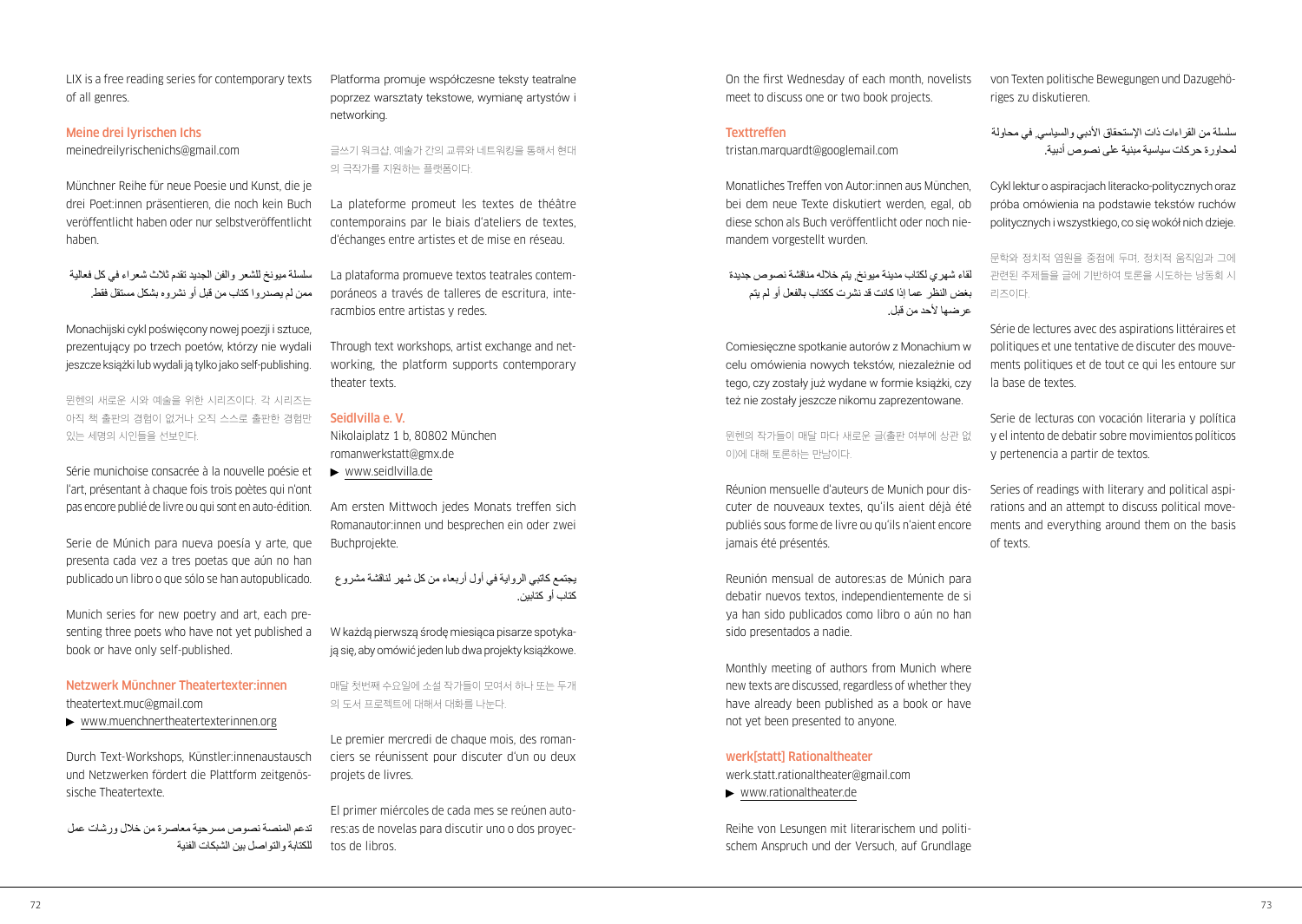LIX is a free reading series for contemporary texts of all genres.

### Meine drei lyrischen Ichs

meinedreilyrischenichs@gmail.com

Münchner Reihe für neue Poesie und Kunst, die je drei Poet:innen präsentieren, die noch kein Buch veröffentlicht haben oder nur selbstveröffentlicht haben.

سلسلة ميونخ للشعر والفن الجديد تقدم ثلاث شعراء في كل فعالية ممن لم يصدروا كتاب من قبل أو نشروه بشكل مستقل فقط.

Monachijski cykl poświęcony nowej poezji i sztuce, prezentujący po trzech poetów, którzy nie wydali jeszcze książki lub wydali ją tylko jako self-publishing.

뮌헨의 새로운 시와 예술을 위한 시리즈이다. 각 시리즈는 아직 책 출판의 경험이 없거나 오직 스스로 출판한 경험만 있는 세명의 시인들을 선보인다.

Série munichoise consacrée à la nouvelle poésie et l'art, présentant à chaque fois trois poètes qui n'ont pas encore publié de livre ou qui sont en auto-édition.

Serie de Múnich para nueva poesía y arte, que presenta cada vez a tres poetas que aún no han publicado un libro o que sólo se han autopublicado.

Munich series for new poetry and art, each presenting three poets who have not yet published a book or have only self-published.

### Netzwerk Münchner Theatertexter:innen

theatertext.muc@gmail.com

▶ www.muenchnertheatertexterinnen.org

Durch Text-Workshops, Künstler:innenaustausch und Netzwerken fördert die Plattform zeitgenössische Theatertexte.

تدعم المنصة نصوص مسرحية معاصرة من خلال ورشات عمل للكتابة والتواصل بين الشبكات الفنية

Platforma promuje współczesne teksty teatralne poprzez warsztaty tekstowe, wymianę artystów i networking.

글쓰기 워크샵, 예술가 간의 교류와 네트워킹을 통해서 현대의 극작가를 지원하는 플랫폼이다.

La plateforme promeut les textes de théâtre contemporains par le biais d'ateliers de textes, d'échanges entre artistes et de mise en réseau.

La plataforma promueve textos teatrales contemporáneos a través de talleres de escritura, intercambios entre artistas y redes.

Through text workshops, artist exchange and networking, the platform supports contemporary theater texts.

### Seidlvilla e. V.

Nikolaiplatz 1 b, 80802 München

romanwerkstatt@gmx.de

▶ www.seidlvilla.de

Am ersten Mittwoch jedes Monats treffen sich Romanautor:innen und besprechen ein oder zwei Buchprojekte.

يجتمع كاتبي الرواية في أول أربعاء من كل شهر لمناقشة مشروع كتاب أو كتابين.

W każdą pierwszą środę miesiąca pisarze spotykają się, aby omówić jeden lub dwa projekty książkowe.

매달 첫번째 수요일에 소설 작가들이 모여서 하나 또는 두개의 도서 프로젝트에 대해서 대화를 나눈다.

Le premier mercredi de chaque mois, des romanciers se réunissent pour discuter d'un ou deux projets de livres.

El primer miércoles de cada mes se reúnen autores:as de novelas para discutir uno o dos proyectos de libros.

On the first Wednesday of each month, novelists meet to discuss one or two book projects.

### Texttreffen

tristan.marquardt@googlemail.com

Monatliches Treffen von Autor:innen aus München, bei dem neue Texte diskutiert werden, egal, ob diese schon als Buch veröffentlicht oder noch niemandem vorgestellt wurden.

لقاء شهري لكتاب مدينة ميونخ، يتم خلاله مناقشة نصوص جديدة بغض النظر عما إذا كانت قد نشرت ككتاب بالفعل أو لم يتم عرضها لأحد من قبل.

Comiesięczne spotkanie autorów z Monachium w celu omówienia nowych tekstów, niezależnie od tego, czy zostały już wydane w formie książki, czy też nie zostały jeszcze nikomu zaprezentowane.

뮌헨의 작가들이 매달 마다 새로운 글(출판 여부에 상관 없이)에 대해 토론하는 만남이다.

Réunion mensuelle d'auteurs de Munich pour discuter de nouveaux textes, qu'ils aient déjà été publiés sous forme de livre ou qu'ils n'aient encore jamais été présentés.

Reunión mensual de autores:as de Múnich para debatir nuevos textos, independientemente de si ya han sido publicados como libro o aún no han sido presentados a nadie.

Monthly meeting of authors from Munich where new texts are discussed, regardless of whether they have already been published as a book or have not yet been presented to anyone.

### werk[statt] Rationaltheater

werk.statt.rationaltheater@gmail.com

▶ www.rationaltheater.de

Reihe von Lesungen mit literarischem und politischem Anspruch und der Versuch, auf Grundlage von Texten politische Bewegungen und Dazugehöriges zu diskutieren.

سلسلة من القراءات ذات الإستحقاق الأدبي والسياسي، في محاولة لمحاورة حركات سياسية مبنية على نصوص أدبية.

Cykl lektur o aspiracjach literacko-politycznych oraz próba omówienia na podstawie tekstów ruchów politycznych i wszystkiego, co się wokół nich dzieje.

문학와 정치적 염원을 중점에 두며, 정치적 움직임과 그에 관련된 주제들을 글에 기반하여 토론을 시도하는 낭독회 시리즈이다.

Série de lectures avec des aspirations littéraires et politiques et une tentative de discuter des mouvements politiques et de tout ce qui les entoure sur la base de textes.

Serie de lecturas con vocación literaria y política y el intento de debatir sobre movimientos políticos y pertenencia a partir de textos.

Series of readings with literary and political aspirations and an attempt to discuss political movements and everything around them on the basis of texts.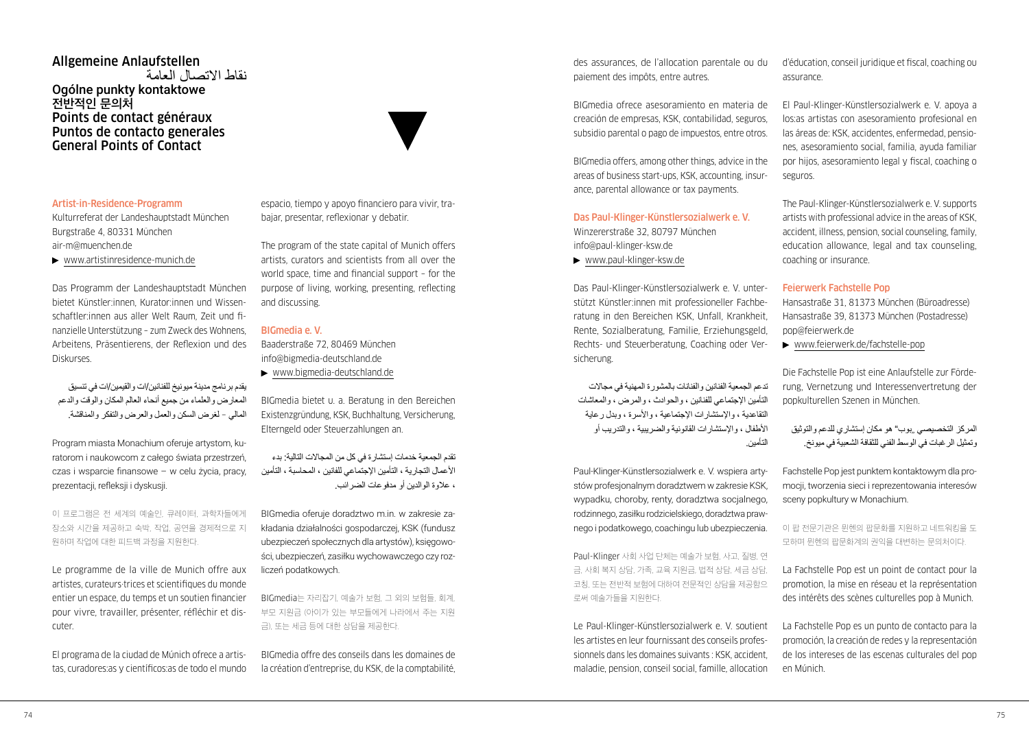# Allgemeine Anlaufstellen
# نقاط الاتصال العامة
# Ogólne punkty kontaktowe
# 전반적인 문의처
# Points de contact généraux
# Puntos de contacto generales
# General Points of Contact

## Artist-in-Residence-Programm

Kulturreferat der Landeshauptstadt München
Burgstraße 4, 80331 München
air-m@muenchen.de
▶ www.artistinresidence-munich.de

Das Programm der Landeshauptstadt München bietet Künstler:innen, Kurator:innen und Wissenschaftler:innen aus aller Welt Raum, Zeit und finanzielle Unterstützung – zum Zweck des Wohnens, Arbeitens, Präsentierens, der Reflexion und des Diskurses.

يقدم برنامج مدينة ميونيخ للفنانين/ات والقيمين/ات في تنسيق المعارض والعلماء من جميع أنحاء العالم المكان والوقت والدعم المالي – لغرض السكن والعمل والعرض والتفكر والمناقشة.

Program miasta Monachium oferuje artystom, kuratorom i naukowcom z całego świata przestrzeń, czas i wsparcie finansowe – w celu życia, pracy, prezentacji, refleksji i dyskusji.

이 프로그램은 전 세계의 예술인, 큐레이터, 과학자들에게 장소와 시간을 제공하고 숙박, 작업, 공연을 경제적으로 지원하며 작업에 대한 피드백 과정을 지원한다.

Le programme de la ville de Munich offre aux artistes, curateurs·trices et scientifiques du monde entier un espace, du temps et un soutien financier pour vivre, travailler, présenter, réfléchir et discuter.

El programa de la ciudad de Múnich ofrece a artistas, curadores:as y científicos:as de todo el mundo espacio, tiempo y apoyo financiero para vivir, trabajar, presentar, reflexionar y debatir.

The program of the state capital of Munich offers artists, curators and scientists from all over the world space, time and financial support – for the purpose of living, working, presenting, reflecting and discussing.

## BIGmedia e. V.

Baaderstraße 72, 80469 München
info@bigmedia-deutschland.de
▶ www.bigmedia-deutschland.de

BIGmedia bietet u. a. Beratung in den Bereichen Existenzgründung, KSK, Buchhaltung, Versicherung, Elterngeld oder Steuerzahlungen an.

تقدم الجمعية خدمات إستشارة في كل من المجالات التالية: بدء الأعمال التجارية ، التأمين الإجتماعي للفنانين ، المحاسبة ، التأمين ، علاوة الوالدين أو مدفوعات الضرائب.

BIGmedia oferuje doradztwo m.in. w zakresie zakładania działalności gospodarczej, KSK (fundusz ubezpieczeń społecznych dla artystów), księgowości, ubezpieczeń, zasiłku wychowawczego czy rozliczeń podatkowych.

BIGmedia는 자리잡기, 예술가 보험, 그 외의 보험들, 회계, 부모 지원금 (아이가 있는 부모들에게 나라에서 주는 지원금), 또는 세금 등에 대한 상담을 제공한다.

BIGmedia offre des conseils dans les domaines de la création d'entreprise, du KSK, de la comptabilité, des assurances, de l'allocation parentale ou du paiement des impôts, entre autres.

BIGmedia ofrece asesoramiento en materia de creación de empresas, KSK, contabilidad, seguros, subsidio parental o pago de impuestos, entre otros.

BIGmedia offers, among other things, advice in the areas of business start-ups, KSK, accounting, insurance, parental allowance or tax payments.

## Das Paul-Klinger-Künstlersozialwerk e. V.

Winzererstraße 32, 80797 München
info@paul-klinger-ksw.de
▶ www.paul-klinger-ksw.de

Das Paul-Klinger-Künstlersozialwerk e. V. unterstützt Künstler:innen mit professioneller Fachberatung in den Bereichen KSK, Unfall, Krankheit, Rente, Sozialberatung, Familie, Erziehungsgeld, Rechts- und Steuerberatung, Coaching oder Versicherung.

تدعم الجمعية الفنانين والفنانات بالمشورة المهنية في مجالات التأمين الإجتماعي للفنانين ، والحوادث ، والمرض ، والمعاشات التقاعدية ، والإستشارات الإجتماعية ، والأسرة ، وبدل رعاية الأطفال ، والإستشارات القانونية والضريبية ، والتدريب أو التأمين.

Paul-Klinger-Künstlersozialwerk e. V. wspiera artystów profesjonalnym doradztwem w zakresie KSK, wypadku, choroby, renty, doradztwa socjalnego, rodzinnego, zasiłku rodzicielskiego, doradztwa prawnego i podatkowego, coachingu lub ubezpieczenia.

Paul-Klinger 사회 사업 단체는 예술가 보험, 사고, 질병, 연금, 사회 복지 상담, 가족, 교육 지원금, 법적 상담, 세금 상담, 코칭, 또는 전반적 보험에 대하여 전문적인 상담을 제공함으로써 예술가들을 지원한다.

Le Paul-Klinger-Künstlersozialwerk e. V. soutient les artistes en leur fournissant des conseils professionnels dans les domaines suivants : KSK, accident, maladie, pension, conseil social, famille, allocation d'éducation, conseil juridique et fiscal, coaching ou assurance.

El Paul-Klinger-Künstlersozialwerk e. V. apoya a los:as artistas con asesoramiento profesional en las áreas de: KSK, accidentes, enfermedad, pensiones, asesoramiento social, familia, ayuda familiar por hijos, asesoramiento legal y fiscal, coaching o seguros.

The Paul-Klinger-Künstlersozialwerk e. V. supports artists with professional advice in the areas of KSK, accident, illness, pension, social counseling, family, education allowance, legal and tax counseling, coaching or insurance.

## Feierwerk Fachstelle Pop

Hansastraße 31, 81373 München (Büroadresse)
Hansastraße 39, 81373 München (Postadresse)
pop@feierwerk.de
▶ www.feierwerk.de/fachstelle-pop

Die Fachstelle Pop ist eine Anlaufstelle zur Förderung, Vernetzung und Interessenvertretung der popkulturellen Szenen in München.

المركز التخصيصي „بوب" هو مكان إستشاري للدعم والتوثيق وتمثيل الرغبات في الوسط الفني للثقافة الشعبية في ميونخ.

Fachstelle Pop jest punktem kontaktowym dla promocji, tworzenia sieci i reprezentowania interesów sceny popkultury w Monachium.

이 팝 전문기관은 뮌헨의 팝문화를 지원하고 네트워킹을 도모하며 뮌헨의 팝문화계의 권익을 대변하는 문의처이다.

La Fachstelle Pop est un point de contact pour la promotion, la mise en réseau et la représentation des intérêts des scènes culturelles pop à Munich.

La Fachstelle Pop es un punto de contacto para la promoción, la creación de redes y la representación de los intereses de las escenas culturales del pop en Múnich.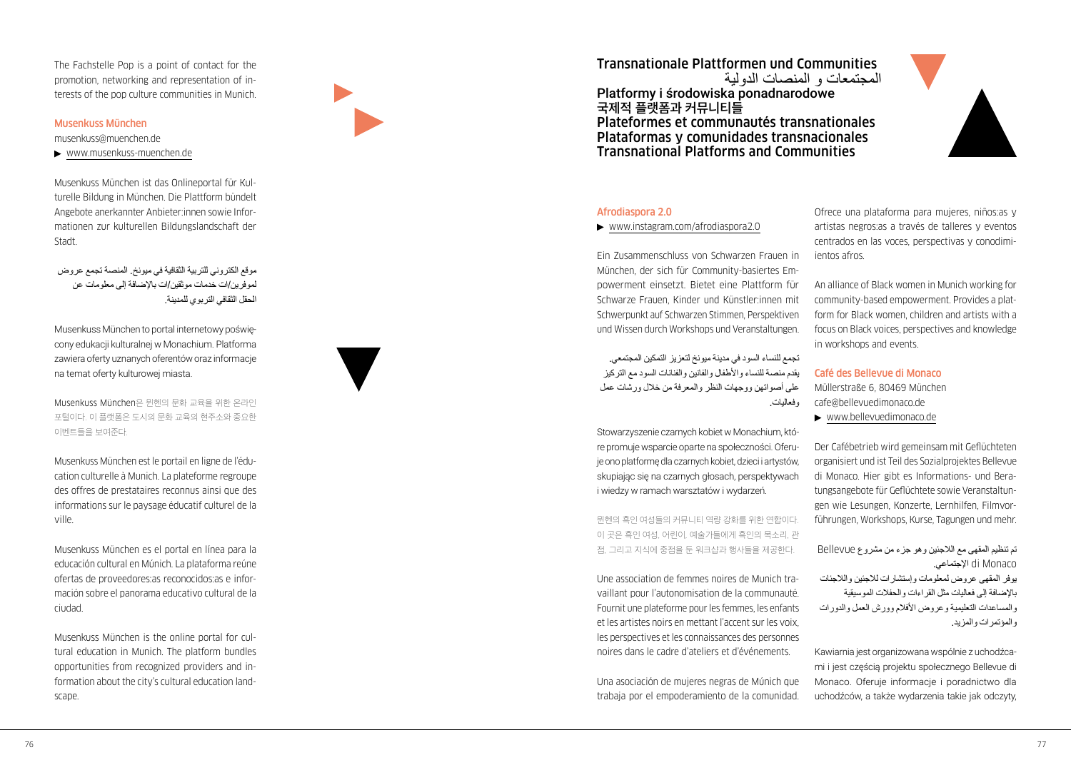The Fachstelle Pop is a point of contact for the promotion, networking and representation of interests of the pop culture communities in Munich.

### Musenkuss München

musenkuss@muenchen.de

▶ www.musenkuss-muenchen.de

Musenkuss München ist das Onlineportal für Kulturelle Bildung in München. Die Plattform bündelt Angebote anerkannter Anbieter:innen sowie Informationen zur kulturellen Bildungslandschaft der Stadt.

موقع الكتروني للتربية الثقافية في ميونخ. المنصة تجمع عروض لموفرين/ات خدمات موثقين/ات بالإضافة إلى معلومات عن الحقل الثقافي التربوي للمدينة.

Musenkuss München to portal internetowy poświęcony edukacji kulturalnej w Monachium. Platforma zawiera oferty uznanych oferentów oraz informacje na temat oferty kulturowej miasta.

Musenkuss München은 뮌헨의 문화 교육을 위한 온라인 포털이다. 이 플랫폼은 도시의 문화 교육의 현주소와 중요한 이벤트들을 보여준다.

Musenkuss München est le portail en ligne de l'éducation culturelle à Munich. La plateforme regroupe des offres de prestataires reconnus ainsi que des informations sur le paysage éducatif culturel de la ville.

Musenkuss München es el portal en línea para la educación cultural en Múnich. La plataforma reúne ofertas de proveedores:as reconocidos:as e información sobre el panorama educativo cultural de la ciudad.

Musenkuss München is the online portal for cultural education in Munich. The platform bundles opportunities from recognized providers and information about the city's cultural education landscape.

## Transnationale Plattformen und Communities
## المجتمعات و المنصات الدولية
## Platformy i środowiska ponadnarodowe
## 국제적 플랫폼과 커뮤니티들
## Plateformes et communautés transnationales
## Plataformas y comunidades transnacionales
## Transnational Platforms and Communities

### Afrodiaspora 2.0

▶ www.instagram.com/afrodiaspora2.0

Ein Zusammenschluss von Schwarzen Frauen in München, der sich für Community-basiertes Empowerment einsetzt. Bietet eine Plattform für Schwarze Frauen, Kinder und Künstler:innen mit Schwerpunkt auf Schwarzen Stimmen, Perspektiven und Wissen durch Workshops und Veranstaltungen.

تجمع للنساء السود في مدينة ميونخ لتعزيز التمكين المجتمعي. يقدم منصة للنساء والأطفال والفنانين والفنانات السود مع التركيز على أصواتهن ووجهات النظر والمعرفة من خلال ورشات عمل وفعاليات.

Stowarzyszenie czarnych kobiet w Monachium, które promuje wsparcie oparte na społeczności. Oferuje ono platformę dla czarnych kobiet, dzieci i artystów, skupiając się na czarnych głosach, perspektywach i wiedzy w ramach warsztatów i wydarzeń.

뮌헨의 흑인 여성들의 커뮤니티 역량 강화를 위한 연합이다. 이 곳은 흑인 여성, 어린이, 예술가들에게 흑인의 목소리, 관점, 그리고 지식에 중점을 둔 워크샵과 행사들을 제공한다.

Une association de femmes noires de Munich travaillant pour l'autonomisation de la communauté. Fournit une plateforme pour les femmes, les enfants et les artistes noirs en mettant l'accent sur les voix, les perspectives et les connaissances des personnes noires dans le cadre d'ateliers et d'événements.

Una asociación de mujeres negras de Múnich que trabaja por el empoderamiento de la comunidad. Ofrece una plataforma para mujeres, niños:as y artistas negros:as a través de talleres y eventos centrados en las voces, perspectivas y conodimientos afros.

An alliance of Black women in Munich working for community-based empowerment. Provides a platform for Black women, children and artists with a focus on Black voices, perspectives and knowledge in workshops and events.

### Café des Bellevue di Monaco

Müllerstraße 6, 80469 München

cafe@bellevuedimonaco.de

▶ www.bellevuedimonaco.de

Der Cafébetrieb wird gemeinsam mit Geflüchteten organisiert und ist Teil des Sozialprojektes Bellevue di Monaco. Hier gibt es Informations- und Beratungsangebote für Geflüchtete sowie Veranstaltungen wie Lesungen, Konzerte, Lernhilfen, Filmvorführungen, Workshops, Kurse, Tagungen und mehr.

تم تنظيم المقهى مع اللاجئين وهو جزء من مشروع Bellevue di Monaco الإجتماعي.
يوفر المقهى عروض لمعلومات وإستشارات للاجئين واللاجئات بالإضافة إلى فعاليات مثل القراءات والحفلات الموسيقية والمساعدات التعليمية وعروض الأفلام وورش العمل والدورات والمؤتمرات والمزيد.

Kawiarnia jest organizowana wspólnie z uchodźcami i jest częścią projektu społecznego Bellevue di Monaco. Oferuje informacje i poradnictwo dla uchodźców, a także wydarzenia takie jak odczyty,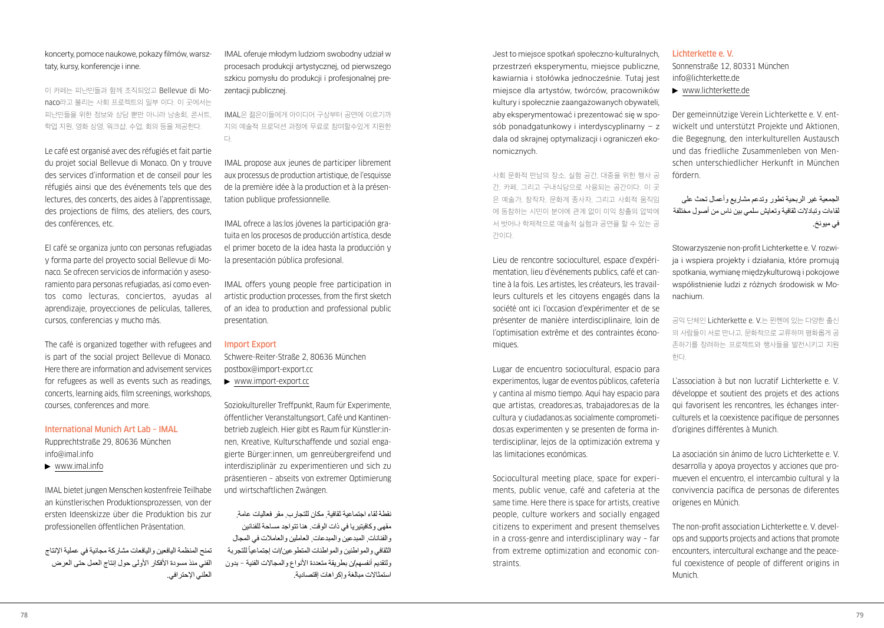koncerty, pomoce naukowe, pokazy filmów, warsztaty, kursy, konferencje i inne.

이 카페는 피난민들과 함께 조직되었고 Bellevue di Monaco라고 불리는 사회 프로젝트의 일부 이다. 이 곳에서는 피난민들을 위한 정보와 상담 뿐만 아니라 낭송회, 콘서트, 학업 지원, 영화 상영, 워크샵, 수업, 회의 등을 제공한다.

Le café est organisé avec des réfugiés et fait partie du projet social Bellevue di Monaco. On y trouve des services d'information et de conseil pour les réfugiés ainsi que des événements tels que des lectures, des concerts, des aides à l'apprentissage, des projections de films, des ateliers, des cours, des conférences, etc.

El café se organiza junto con personas refugiadas y forma parte del proyecto social Bellevue di Monaco. Se ofrecen servicios de información y asesoramiento para personas refugiadas, así como eventos como lecturas, conciertos, ayudas al aprendizaje, proyecciones de películas, talleres, cursos, conferencias y mucho más.

The café is organized together with refugees and is part of the social project Bellevue di Monaco. Here there are information and advisement services for refugees as well as events such as readings, concerts, learning aids, film screenings, workshops, courses, conferences and more.

## International Munich Art Lab – IMAL

Rupprechtstraße 29, 80636 München
info@imal.info
▶ www.imal.info

IMAL bietet jungen Menschen kostenfreie Teilhabe an künstlerischen Produktionsprozessen, von der ersten Ideenskizze über die Produktion bis zur professionellen öffentlichen Präsentation.

تمنح المنظمة اليافعين واليافعات مشاركة مجانية في عملية الإنتاج الفني منذ مسودة الأفكار الأولى حول إنتاج العمل حتى العرض العلني الإحترافي.

IMAL oferuje młodym ludziom swobodny udział w procesach produkcji artystycznej, od pierwszego szkicu pomysłu do produkcji i profesjonalnej prezentacji publicznej.

IMAL은 젊은이들에게 아이디어 구상부터 공연에 이르기까지의 예술적 프로덕션 과정에 무료로 참여할수있게 지원한다.

IMAL propose aux jeunes de participer librement aux processus de production artistique, de l'esquisse de la première idée à la production et à la présentation publique professionnelle.

IMAL ofrece a las:los jóvenes la participación gratuita en los procesos de producción artística, desde el primer boceto de la idea hasta la producción y la presentación pública profesional.

IMAL offers young people free participation in artistic production processes, from the first sketch of an idea to production and professional public presentation.

## Import Export

Schwere-Reiter-Straße 2, 80636 München
postbox@import-export.cc
▶ www.import-export.cc

Soziokultureller Treffpunkt, Raum für Experimente, öffentlicher Veranstaltungsort, Café und Kantinenbetrieb zugleich. Hier gibt es Raum für Künstler:innen, Kreative, Kulturschaffende und sozial engagierte Bürger:innen, um genreübergreifend und interdisziplinär zu experimentieren und sich zu präsentieren – abseits von extremer Optimierung und wirtschaftlichen Zwängen.

نقطة لقاء اجتماعية ثقافية, مكان للتجارب, مقر فعاليات عامة, مقهى وكافيتيريا في ذات الوقت. هنا تتواجد مساحة للفنانين والفنانات, المبدعين والمبدعات, العاملين والعاملات في المجال الثقافي والمواطنين والمواطنات المتطوعين/ات إجتماعياً للتجربة ولتقديم أنفسهم/ن بطريقة متعددة الأنواع والمجالات الفنية – بدون استمثالات مبالغة وإكراهات إقتصادية.

Jest to miejsce spotkań społeczno-kulturalnych, przestrzeń eksperymentu, miejsce publiczne, kawiarnia i stołówka jednocześnie. Tutaj jest miejsce dla artystów, twórców, pracowników kultury i społecznie zaangażowanych obywateli, aby eksperymentować i prezentować się w sposób ponadgatunkowy i interdyscyplinarny – z dala od skrajnej optymalizacji i ograniczeń ekonomicznych.

사회 문화적 만남의 장소, 실험 공간, 대중을 위한 행사 공간, 카페, 그리고 구내식당으로 사용되는 공간이다. 이 곳은 예술가, 창작자, 문화계 종사자, 그리고 사회적 움직임에 동참하는 시민이 분야에 관계 없이 이익 창출의 압박에서 벗어나 학제적으로 예술적 실험과 공연을 할 수 있는 공간이다.

Lieu de rencontre socioculturel, espace d'expérimentation, lieu d'événements publics, café et cantine à la fois. Les artistes, les créateurs, les travailleurs culturels et les citoyens engagés dans la société ont ici l'occasion d'expérimenter et de se présenter de manière interdisciplinaire, loin de l'optimisation extrême et des contraintes économiques.

Lugar de encuentro sociocultural, espacio para experimentos, lugar de eventos públicos, cafetería y cantina al mismo tiempo. Aquí hay espacio para que artistas, creadores:as, trabajadores:as de la cultura y ciudadanos:as socialmente comprometidos:as experimenten y se presenten de forma interdisciplinar, lejos de la optimización extrema y las limitaciones económicas.

Sociocultural meeting place, space for experiments, public venue, café and cafeteria at the same time. Here there is space for artists, creative people, culture workers and socially engaged citizens to experiment and present themselves in a cross-genre and interdisciplinary way – far from extreme optimization and economic constraints.

## Lichterkette e. V.

Sonnenstraße 12, 80331 München
info@lichterkette.de
▶ www.lichterkette.de

Der gemeinnützige Verein Lichterkette e. V. entwickelt und unterstützt Projekte und Aktionen, die Begegnung, den interkulturellen Austausch und das friedliche Zusammenleben von Menschen unterschiedlicher Herkunft in München fördern.

الجمعية غير الربحية تطور وتدعم مشاريع وأعمال تحث على لقاءات وتبادلات ثقافية وتعايش سلمي بين ناس من أصول مختلفة في ميونخ.

Stowarzyszenie non-profit Lichterkette e. V. rozwija i wspiera projekty i działania, które promują spotkania, wymianę międzykulturową i pokojowe współistnienie ludzi z różnych środowisk w Monachium.

공익 단체인 Lichterkette e. V.는 뮌헨에 있는 다양한 출신의 사람들이 서로 만나고, 문화적으로 교류하며 평화롭게 공존하기를 장려하는 프로젝트와 행사들을 발전시키고 지원한다.

L'association à but non lucratif Lichterkette e. V. développe et soutient des projets et des actions qui favorisent les rencontres, les échanges interculturels et la coexistence pacifique de personnes d'origines différentes à Munich.

La asociación sin ánimo de lucro Lichterkette e. V. desarrolla y apoya proyectos y acciones que promueven el encuentro, el intercambio cultural y la convivencia pacífica de personas de diferentes orígenes en Múnich.

The non-profit association Lichterkette e. V. develops and supports projects and actions that promote encounters, intercultural exchange and the peaceful coexistence of people of different origins in Munich.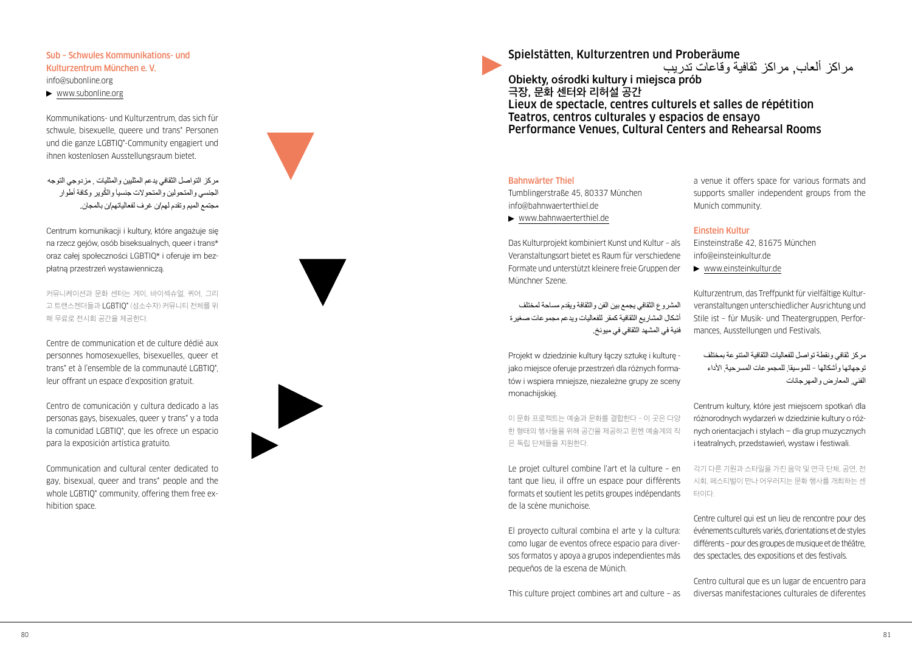### Sub – Schwules Kommunikations- und Kulturzentrum München e. V.

info@subonline.org

▶ www.subonline.org

Kommunikations- und Kulturzentrum, das sich für schwule, bisexuelle, queere und trans* Personen und die ganze LGBTIQ*-Community engagiert und ihnen kostenlosen Ausstellungsraum bietet.

مركز التواصل الثقافي يدعم المثليين والمثليات , مزدوجي التوجه الجنسي والمتحولين والمتحولات جنسياً والكُوير وكافة أطوار مجتمع الميم وتقدم لهم/ن غرف لفعالياتهم/ن بالمجان.

Centrum komunikacji i kultury, które angażuje się na rzecz gejów, osób biseksualnych, queer i trans* oraz całej społeczności LGBTIQ* i oferuje im bezpłatną przestrzeń wystawienniczą.

커뮤니케이션과 문화 센터는 게이, 바이섹슈얼, 퀴어, 그리고 트랜스젠더들과 LGBTIQ* (성소수자) 커뮤니티 전체를 위해 무료로 전시회 공간을 제공한다.

Centre de communication et de culture dédié aux personnes homosexuelles, bisexuelles, queer et trans* et à l'ensemble de la communauté LGBTIQ*, leur offrant un espace d'exposition gratuit.

Centro de comunicación y cultura dedicado a las personas gays, bisexuales, queer y trans* y a toda la comunidad LGBTIQ*, que les ofrece un espacio para la exposición artística gratuito.

Communication and cultural center dedicated to gay, bisexual, queer and trans* people and the whole LGBTIQ* community, offering them free exhibition space.

# Spielstätten, Kulturzentren und Proberäume
# مراكز ألعاب, مراكز ثقافية وقاعات تدريب
# Obiekty, ośrodki kultury i miejsca prób
# 극장, 문화 센터와 리허설 공간
# Lieux de spectacle, centres culturels et salles de répétition
# Teatros, centros culturales y espacios de ensayo
# Performance Venues, Cultural Centers and Rehearsal Rooms

### Bahnwärter Thiel

Tumblingerstraße 45, 80337 München

info@bahnwaerterthiel.de

▶ www.bahnwaerterthiel.de

Das Kulturprojekt kombiniert Kunst und Kultur – als Veranstaltungsort bietet es Raum für verschiedene Formate und unterstützt kleinere freie Gruppen der Münchner Szene.

المشروع الثقافي يجمع بين الفن والثقافة ويقدم مساحة لمختلف أشكال المشاريع الثقافية كمقر للفعاليات ويدعم مجموعات صغيرة فنية في المشهد الثقافي في ميونخ.

Projekt w dziedzinie kultury łączy sztukę i kulturę - jako miejsce oferuje przestrzeń dla różnych formatów i wspiera mniejsze, niezależne grupy ze sceny monachijskiej.

이 문화 프로젝트는 예술과 문화를 결합한다 - 이 곳은 다양한 형태의 행사들을 위해 공간을 제공하고 뮌헨 예술계의 작은 독립 단체들을 지원한다.

Le projet culturel combine l'art et la culture – en tant que lieu, il offre un espace pour différents formats et soutient les petits groupes indépendants de la scène munichoise.

El proyecto cultural combina el arte y la cultura: como lugar de eventos ofrece espacio para diversos formatos y apoya a grupos independientes más pequeños de la escena de Múnich.

This culture project combines art and culture – as a venue it offers space for various formats and supports smaller independent groups from the Munich community.

### Einstein Kultur

Einsteinstraße 42, 81675 München

info@einsteinkultur.de

▶ www.einsteinkultur.de

Kulturzentrum, das Treffpunkt für vielfältige Kulturveranstaltungen unterschiedlicher Ausrichtung und Stile ist – für Musik- und Theatergruppen, Performances, Ausstellungen und Festivals.

مركز ثقافي ونقطة تواصل للفعاليات الثقافية المتنوعة بمختلف توجهاتها وأشكالها – للموسيقا, للمجموعات المسرحية, الأداء الفني, المعارض والمهرجانات

Centrum kultury, które jest miejscem spotkań dla różnorodnych wydarzeń w dziedzinie kultury o różnych orientacjach i stylach – dla grup muzycznych i teatralnych, przedstawień, wystaw i festiwali.

각기 다른 기원과 스타일을 가진 음악 및 연극 단체, 공연, 전시회, 페스티벌이 만나 어우러지는 문화 행사를 개최하는 센터이다.

Centre culturel qui est un lieu de rencontre pour des événements culturels variés, d'orientations et de styles différents – pour des groupes de musique et de théâtre, des spectacles, des expositions et des festivals.

Centro cultural que es un lugar de encuentro para diversas manifestaciones culturales de diferentes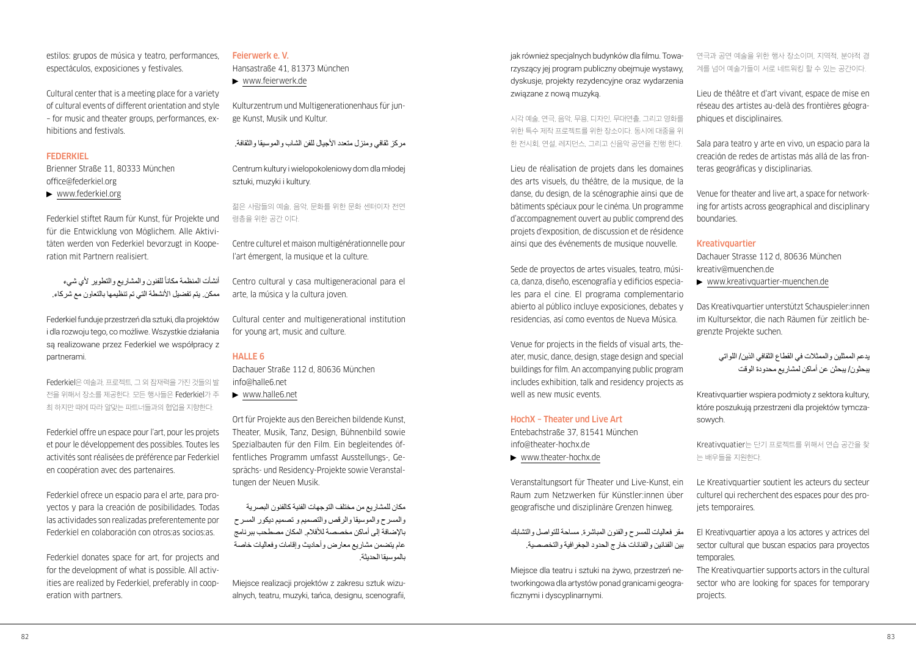estilos: grupos de música y teatro, performances, espectáculos, exposiciones y festivales.

Cultural center that is a meeting place for a variety of cultural events of different orientation and style – for music and theater groups, performances, exhibitions and festivals.

## FEDERKIEL

Brienner Straße 11, 80333 München
office@federkiel.org
▶ www.federkiel.org

Federkiel stiftet Raum für Kunst, für Projekte und für die Entwicklung von Möglichem. Alle Aktivitäten werden von Federkiel bevorzugt in Kooperation mit Partnern realisiert.

أنشأت المنظمة مكاناً للفنون والمشاريع والتطوير لأي شيء ممكن. يتم تفضيل الأنشطة التي تم تنظيمها بالتعاون مع شركاء.

Federkiel funduje przestrzeń dla sztuki, dla projektów i dla rozwoju tego, co możliwe. Wszystkie działania są realizowane przez Federkiel we współpracy z partnerami.

Federkiel은 예술과, 프로젝트, 그 외 잠재력을 가진 것들의 발전을 위해서 장소를 제공한다. 모든 행사들은 Federkiel가 주최 하지만 때에 따라 알맞는 파트너들과의 협업을 지향한다.

Federkiel offre un espace pour l'art, pour les projets et pour le développement des possibles. Toutes les activités sont réalisées de préférence par Federkiel en coopération avec des partenaires.

Federkiel ofrece un espacio para el arte, para proyectos y para la creación de posibilidades. Todas las actividades son realizadas preferentemente por Federkiel en colaboración con otros:as socios:as.

Federkiel donates space for art, for projects and for the development of what is possible. All activities are realized by Federkiel, preferably in cooperation with partners.

## Feierwerk e. V.

Hansastraße 41, 81373 München
▶ www.feierwerk.de

Kulturzentrum und Multigenerationenhaus für junge Kunst, Musik und Kultur.

مركز ثقافي ومنزل متعدد الأجيال للفن الشاب والموسيقا والثقافة.

Centrum kultury i wielopokoleniowy dom dla młodej sztuki, muzyki i kultury.

젊은 사람들의 예술, 음악, 문화를 위한 문화 센터이자 전연령층을 위한 공간 이다.

Centre culturel et maison multigénérationnelle pour l'art émergent, la musique et la culture.

Centro cultural y casa multigeneracional para el arte, la música y la cultura joven.

Cultural center and multigenerational institution for young art, music and culture.

## HALLE 6

Dachauer Straße 112 d, 80636 München
info@halle6.net
▶ www.halle6.net

Ort für Projekte aus den Bereichen bildende Kunst, Theater, Musik, Tanz, Design, Bühnenbild sowie Spezialbauten für den Film. Ein begleitendes öffentliches Programm umfasst Ausstellungs-, Gesprächs- und Residency-Projekte sowie Veranstaltungen der Neuen Musik.

مكان للمشاريع من مختلف التوجهات الفنية كالفنون البصرية والمسرح والموسيقا والرقص والتصميم و تصميم ديكور المسرح بالإضافة إلى أماكن مخصصة للأفلام. المكان مصطحب ببرنامج عام يتضمن مشاريع معارض وأحاديث وإقامات وفعاليات خاصة بالموسيقا الحديثة.

Miejsce realizacji projektów z zakresu sztuk wizualnych, teatru, muzyki, tańca, designu, scenografii, jak również specjalnych budynków dla filmu. Towarzyszący jej program publiczny obejmuje wystawy, dyskusje, projekty rezydencyjne oraz wydarzenia związane z nową muzyką.

시각 예술, 연극, 음악, 무용, 디자인, 무대연출, 그리고 영화를 위한 특수 제작 프로젝트를 위한 장소이다. 동시에 대중을 위한 전시회, 연설, 레지던스, 그리고 신음악 공연을 진행 한다.

Lieu de réalisation de projets dans les domaines des arts visuels, du théâtre, de la musique, de la danse, du design, de la scénographie ainsi que de bâtiments spéciaux pour le cinéma. Un programme d'accompagnement ouvert au public comprend des projets d'exposition, de discussion et de résidence ainsi que des événements de musique nouvelle.

Sede de proyectos de artes visuales, teatro, música, danza, diseño, escenografía y edificios especiales para el cine. El programa complementario abierto al público incluye exposiciones, debates y residencias, así como eventos de Nueva Música.

Venue for projects in the fields of visual arts, theater, music, dance, design, stage design and special buildings for film. An accompanying public program includes exhibition, talk and residency projects as well as new music events.

## HochX – Theater und Live Art

Entebachstraße 37, 81541 München
info@theater-hochx.de
▶ www.theater-hochx.de

Veranstaltungsort für Theater und Live-Kunst, ein Raum zum Netzwerken für Künstler:innen über geografische und disziplinäre Grenzen hinweg.

مقر فعاليات للمسرح والفنون المباشرة. مساحة للتواصل والتشابك بين الفنانين والفنانات خارج الحدود الجغرافية والتخصصية.

Miejsce dla teatru i sztuki na żywo, przestrzeń networkingowa dla artystów ponad granicami geograficznymi i dyscyplinarnymi.

연극과 공연 예술을 위한 행사 장소이며, 지역적, 분야적 경계를 넘어 예술가들이 서로 네트워킹 할 수 있는 공간이다.

Lieu de théâtre et d'art vivant, espace de mise en réseau des artistes au-delà des frontières géographiques et disciplinaires.

Sala para teatro y arte en vivo, un espacio para la creación de redes de artistas más allá de las fronteras geográficas y disciplinarias.

Venue for theater and live art, a space for networking for artists across geographical and disciplinary boundaries.

## Kreativquartier

Dachauer Strasse 112 d, 80636 München
kreativ@muenchen.de
▶ www.kreativquartier-muenchen.de

Das Kreativquartier unterstützt Schauspieler:innen im Kultursektor, die nach Räumen für zeitlich begrenzte Projekte suchen.

يدعم الممثلين والممثلات في القطاع الثقافي الذين/ اللواتي يبحثون/ يبحثن عن أماكن لمشاريع محدودة الوقت

Kreativquartier wspiera podmioty z sektora kultury, które poszukują przestrzeni dla projektów tymczasowych.

Kreativquatier는 단기 프로젝트를 위해서 연습 공간을 찾는 배우들을 지원한다.

Le Kreativquartier soutient les acteurs du secteur culturel qui recherchent des espaces pour des projets temporaires.

El Kreativquartier apoya a los actores y actrices del sector cultural que buscan espacios para proyectos temporales.

The Kreativquartier supports actors in the cultural sector who are looking for spaces for temporary projects.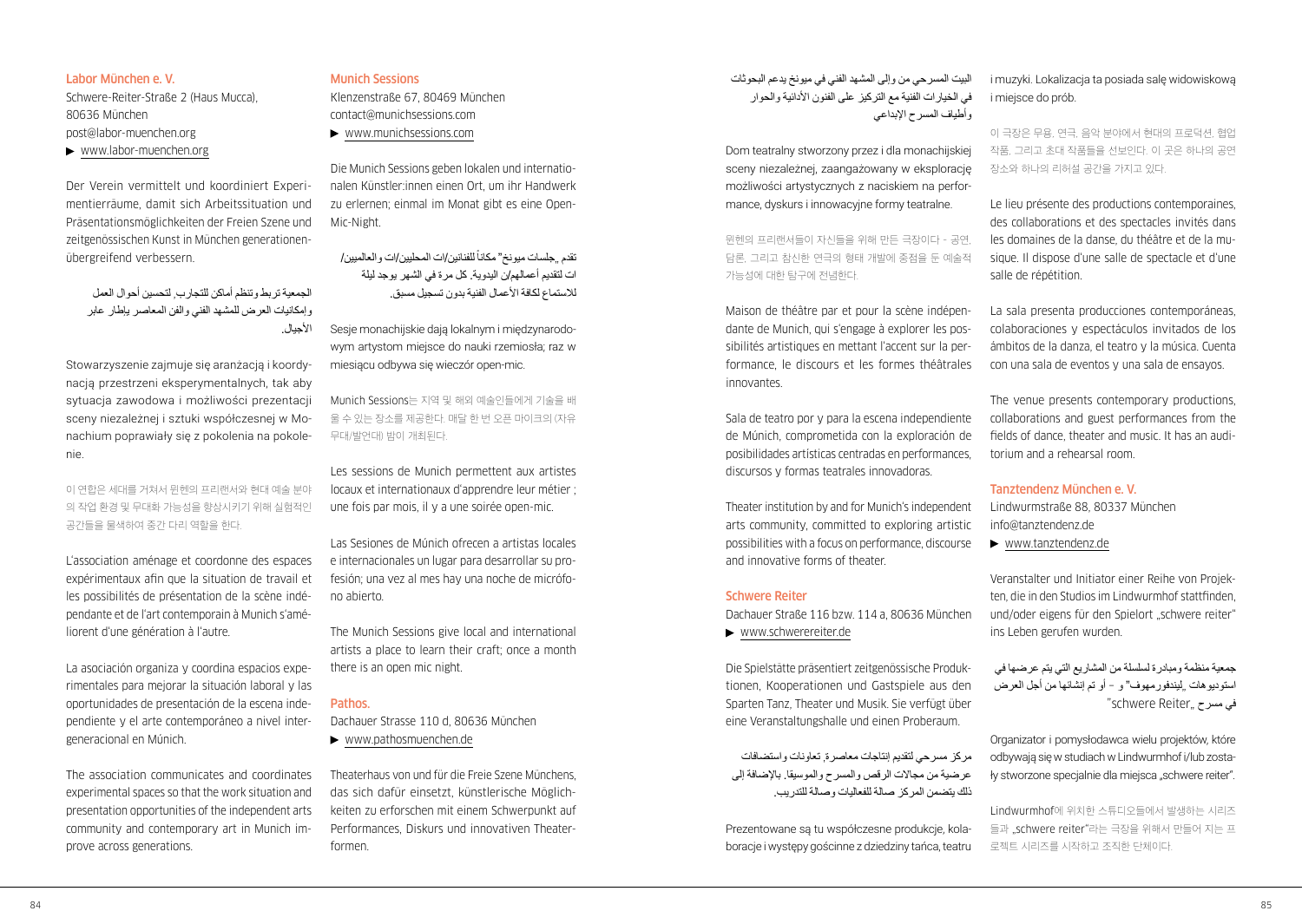## Labor München e. V.

Schwere-Reiter-Straße 2 (Haus Mucca), 80636 München
post@labor-muenchen.org
▶ www.labor-muenchen.org

Der Verein vermittelt und koordiniert Experimentierräume, damit sich Arbeitssituation und Präsentationsmöglichkeiten der Freien Szene und zeitgenössischen Kunst in München generationenübergreifend verbessern.

الجمعية تربط وتنظم أماكن للتجارب، لتحسين أحوال العمل وإمكانيات العرض للمشهد الفني والفن المعاصر بإطار عابر الأجيال.

Stowarzyszenie zajmuje się aranżacją i koordynacją przestrzeni eksperymentalnych, tak aby sytuacja zawodowa i możliwości prezentacji sceny niezależnej i sztuki współczesnej w Monachium poprawiały się z pokolenia na pokolenie.

이 연합은 세대를 거쳐서 뮌헨의 프리랜서와 현대 예술 분야의 작업 환경 및 무대화 가능성을 향상시키기 위해 실험적인 공간들을 물색하여 중간 다리 역할을 한다.

L'association aménage et coordonne des espaces expérimentaux afin que la situation de travail et les possibilités de présentation de la scène indépendante et de l'art contemporain à Munich s'améliorent d'une génération à l'autre.

La asociación organiza y coordina espacios experimentales para mejorar la situación laboral y las oportunidades de presentación de la escena independiente y el arte contemporáneo a nivel intergeneracional en Múnich.

The association communicates and coordinates experimental spaces so that the work situation and presentation opportunities of the independent arts community and contemporary art in Munich improve across generations.

## Munich Sessions

Klenzenstraße 67, 80469 München
contact@munichsessions.com
▶ www.munichsessions.com

Die Munich Sessions geben lokalen und internationalen Künstler:innen einen Ort, um ihr Handwerk zu erlernen; einmal im Monat gibt es eine Open-Mic-Night.

تقدم „جلسات ميونخ" مكاناً للفنانين/ات المحليين/ات والعالميين/ات لتقديم أعمالهم/ن اليدوية. كل مرة في الشهر يوجد ليلة للاستماع لكافة الأعمال الفنية بدون تسجيل مسبق.

Sesje monachijskie dają lokalnym i międzynarodowym artystom miejsce do nauki rzemiosła; raz w miesiącu odbywa się wieczór open-mic.

Munich Sessions는 지역 및 해외 예술인들에게 기술을 배울 수 있는 장소를 제공한다. 매달 한 번 오픈 마이크의 (자유 무대/발언대) 밤이 개최된다.

Les sessions de Munich permettent aux artistes locaux et internationaux d'apprendre leur métier ; une fois par mois, il y a une soirée open-mic.

Las Sesiones de Múnich ofrecen a artistas locales e internacionales un lugar para desarrollar su profesión; una vez al mes hay una noche de micrófono abierto.

The Munich Sessions give local and international artists a place to learn their craft; once a month there is an open mic night.

## Pathos.

Dachauer Strasse 110 d, 80636 München
▶ www.pathosmuenchen.de

Theaterhaus von und für die Freie Szene Münchens, das sich dafür einsetzt, künstlerische Möglichkeiten zu erforschen mit einem Schwerpunkt auf Performances, Diskurs und innovativen Theaterformen.

البيت المسرحي من وإلى المشهد الفني في ميونخ يدعم البحوثات في الخيارات الفنية مع التركيز على الفنون الأدائية والحوار وأطياف المسرح الإبداعي

Dom teatralny stworzony przez i dla monachijskiej sceny niezależnej, zaangażowany w eksplorację możliwości artystycznych z naciskiem na performance, dyskurs i innowacyjne formy teatralne.

뮌헨의 프리랜서들이 자신들을 위해 만든 극장이다 - 공연, 담론, 그리고 참신한 연극의 형태 개발에 중점을 둔 예술적 가능성에 대한 탐구에 전념한다.

Maison de théâtre par et pour la scène indépendante de Munich, qui s'engage à explorer les possibilités artistiques en mettant l'accent sur la performance, le discours et les formes théâtrales innovantes.

Sala de teatro por y para la escena independiente de Múnich, comprometida con la exploración de posibilidades artísticas centradas en performances, discursos y formas teatrales innovadoras.

Theater institution by and for Munich's independent arts community, committed to exploring artistic possibilities with a focus on performance, discourse and innovative forms of theater.

## Schwere Reiter

Dachauer Straße 116 bzw. 114 a, 80636 München
▶ www.schwerereiter.de

Die Spielstätte präsentiert zeitgenössische Produktionen, Kooperationen und Gastspiele aus den Sparten Tanz, Theater und Musik. Sie verfügt über eine Veranstaltungshalle und einen Proberaum.

مركز مسرحي لتقديم إنتاجات معاصرة، تعاونات واستضافات عرضية من مجالات الرقص والمسرح والموسيقا. بالإضافة إلى ذلك يتضمن المركز صالة للفعاليات وصالة للتدريب.

Prezentowane są tu współczesne produkcje, kolaboracje i występy gościnne z dziedziny tańca, teatru i muzyki. Lokalizacja ta posiada salę widowiskową i miejsce do prób.

이 극장은 무용, 연극, 음악 분야에서 현대의 프로덕션, 협업 작품, 그리고 초대 작품들을 선보인다. 이 곳은 하나의 공연장소와 하나의 리허설 공간을 가지고 있다.

Le lieu présente des productions contemporaines, des collaborations et des spectacles invités dans les domaines de la danse, du théâtre et de la musique. Il dispose d'une salle de spectacle et d'une salle de répétition.

La sala presenta producciones contemporáneas, colaboraciones y espectáculos invitados de los ámbitos de la danza, el teatro y la música. Cuenta con una sala de eventos y una sala de ensayos.

The venue presents contemporary productions, collaborations and guest performances from the fields of dance, theater and music. It has an auditorium and a rehearsal room.

## Tanztendenz München e. V.

Lindwurmstraße 88, 80337 München
info@tanztendenz.de
▶ www.tanztendenz.de

Veranstalter und Initiator einer Reihe von Projekten, die in den Studios im Lindwurmhof stattfinden, und/oder eigens für den Spielort „schwere reiter" ins Leben gerufen wurden.

جمعية منظمة ومبادرة لسلسلة من المشاريع التي يتم عرضها في استوديوهات „ليندفورمهوف" و - أو تم إنشائها من أجل العرض في مسرح „schwere Reiter"

Organizator i pomysłodawca wielu projektów, które odbywają się w studiach w Lindwurmhof i/lub zostały stworzone specjalnie dla miejsca „schwere reiter".

Lindwurmhof에 위치한 스튜디오들에서 발생하는 시리즈들과 „schwere reiter"라는 극장을 위해서 만들어 지는 프로젝트 시리즈를 시작하고 조직한 단체이다.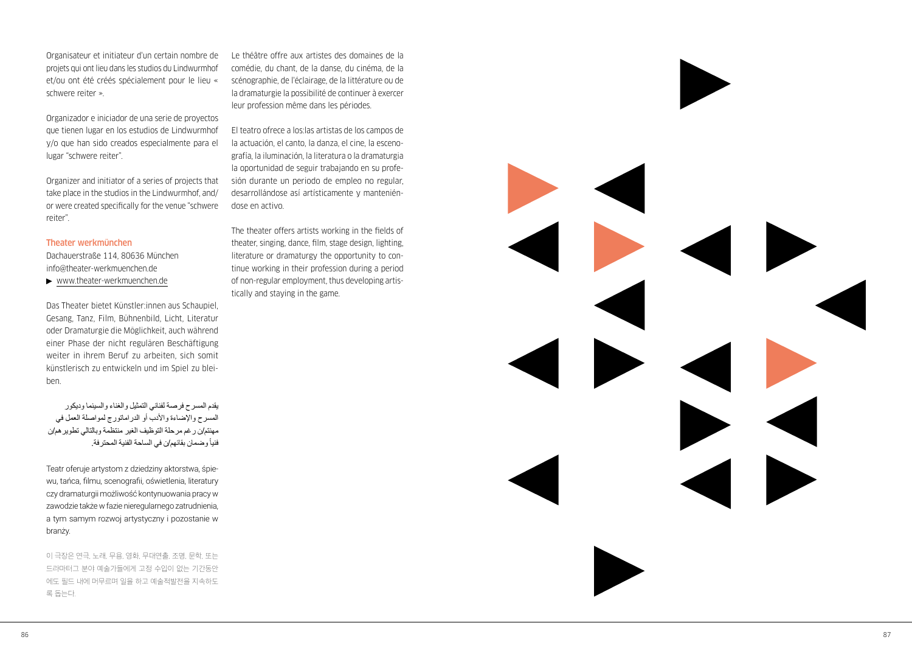Organisateur et initiateur d'un certain nombre de projets qui ont lieu dans les studios du Lindwurmhof et/ou ont été créés spécialement pour le lieu « schwere reiter ».

Organizador e iniciador de una serie de proyectos que tienen lugar en los estudios de Lindwurmhof y/o que han sido creados especialmente para el lugar "schwere reiter".

Organizer and initiator of a series of projects that take place in the studios in the Lindwurmhof, and/or were created specifically for the venue "schwere reiter".

### Theater werkmünchen

Dachauerstraße 114, 80636 München
info@theater-werkmuenchen.de
▶ www.theater-werkmuenchen.de

Das Theater bietet Künstler:innen aus Schauspiel, Gesang, Tanz, Film, Bühnenbild, Licht, Literatur oder Dramaturgie die Möglichkeit, auch während einer Phase der nicht regulären Beschäftigung weiter in ihrem Beruf zu arbeiten, sich somit künstlerisch zu entwickeln und im Spiel zu bleiben.

يقدم المسرح فرصة لفناني التمثيل والغناء والسينما وديكور المسرح والإضاءة والأدب أو الدراماتورج لمواصلة العمل في مهنتهم/ن رغم مرحلة التوظيف الغير منتظمة وبالتالي تطويرهم/ن فنياً وضمان بقائهم/ن في الساحة الفنية المحترفة.

Teatr oferuje artystom z dziedziny aktorstwa, śpiewu, tańca, filmu, scenografii, oświetlenia, literatury czy dramaturgii możliwość kontynuowania pracy w zawodzie także w fazie nieregularnego zatrudnienia, a tym samym rozwoj artystyczny i pozostanie w branży.

이 극장은 연극, 노래, 무용, 영화, 무대연출, 조명, 문학, 또는 드라마터그 분야 예술가들에게 고정 수입이 없는 기간동안에도 필드 내에 머무르며 일을 하고 예술적발전을 지속하도록 돕는다.

Le théâtre offre aux artistes des domaines de la comédie, du chant, de la danse, du cinéma, de la scénographie, de l'éclairage, de la littérature ou de la dramaturgie la possibilité de continuer à exercer leur profession même dans les périodes.

El teatro ofrece a los:las artistas de los campos de la actuación, el canto, la danza, el cine, la escenografía, la iluminación, la literatura o la dramaturgia la oportunidad de seguir trabajando en su profesión durante un periodo de empleo no regular, desarrollándose así artísticamente y manteniéndose en activo.

The theater offers artists working in the fields of theater, singing, dance, film, stage design, lighting, literature or dramaturgy the opportunity to continue working in their profession during a period of non-regular employment, thus developing artistically and staying in the game.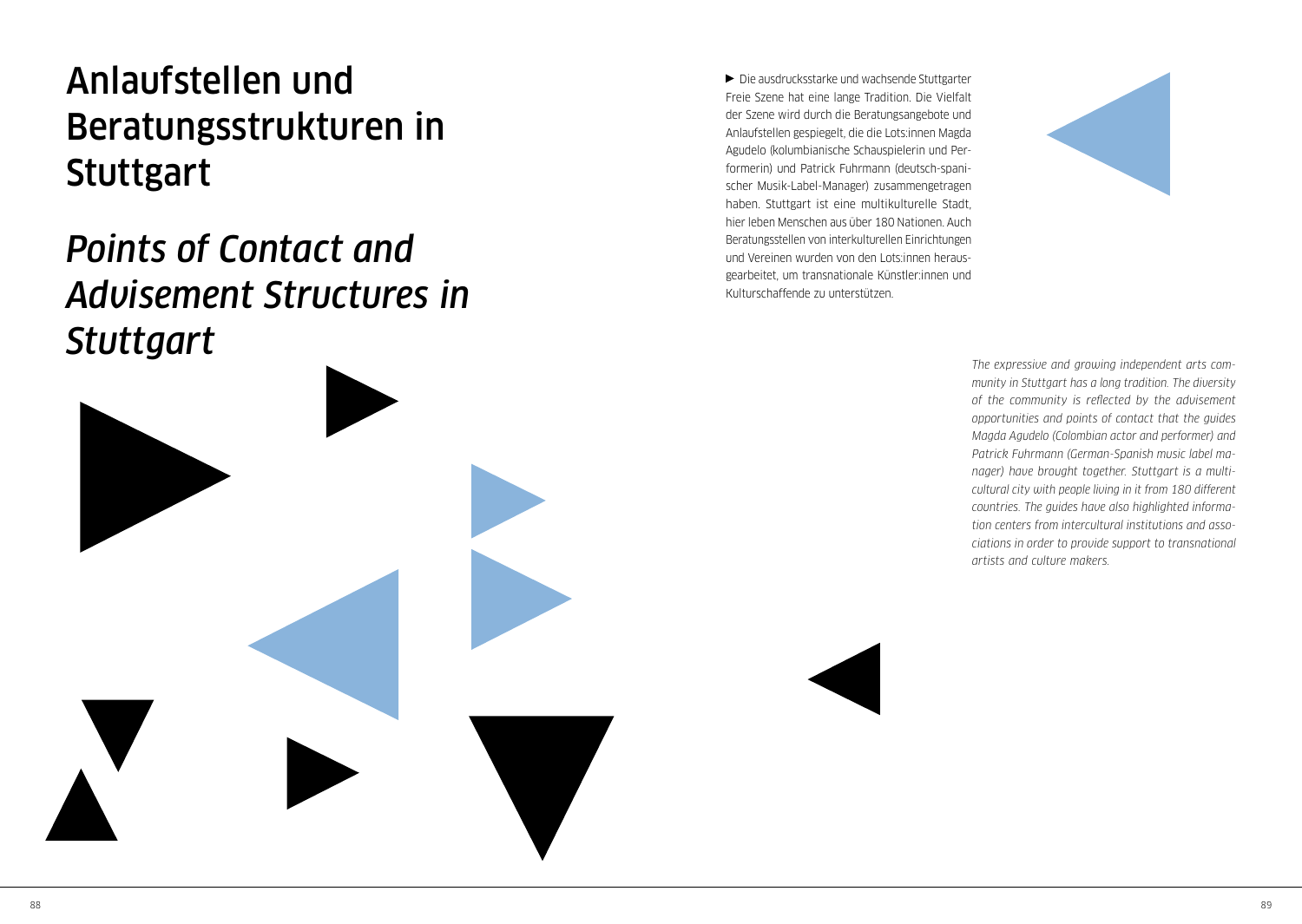# Anlaufstellen und Beratungsstrukturen in Stuttgart

# *Points of Contact and Advisement Structures in Stuttgart*

▶ Die ausdrucksstarke und wachsende Stuttgarter Freie Szene hat eine lange Tradition. Die Vielfalt der Szene wird durch die Beratungsangebote und Anlaufstellen gespiegelt, die die Lots:innen Magda Agudelo (kolumbianische Schauspielerin und Performerin) und Patrick Fuhrmann (deutsch-spanischer Musik-Label-Manager) zusammengetragen haben. Stuttgart ist eine multikulturelle Stadt, hier leben Menschen aus über 180 Nationen. Auch Beratungsstellen von interkulturellen Einrichtungen und Vereinen wurden von den Lots:innen herausgearbeitet, um transnationale Künstler:innen und Kulturschaffende zu unterstützen.

*The expressive and growing independent arts community in Stuttgart has a long tradition. The diversity of the community is reflected by the advisement opportunities and points of contact that the guides Magda Agudelo (Colombian actor and performer) and Patrick Fuhrmann (German-Spanish music label manager) have brought together. Stuttgart is a multicultural city with people living in it from 180 different countries. The guides have also highlighted information centers from intercultural institutions and associations in order to provide support to transnational artists and culture makers.*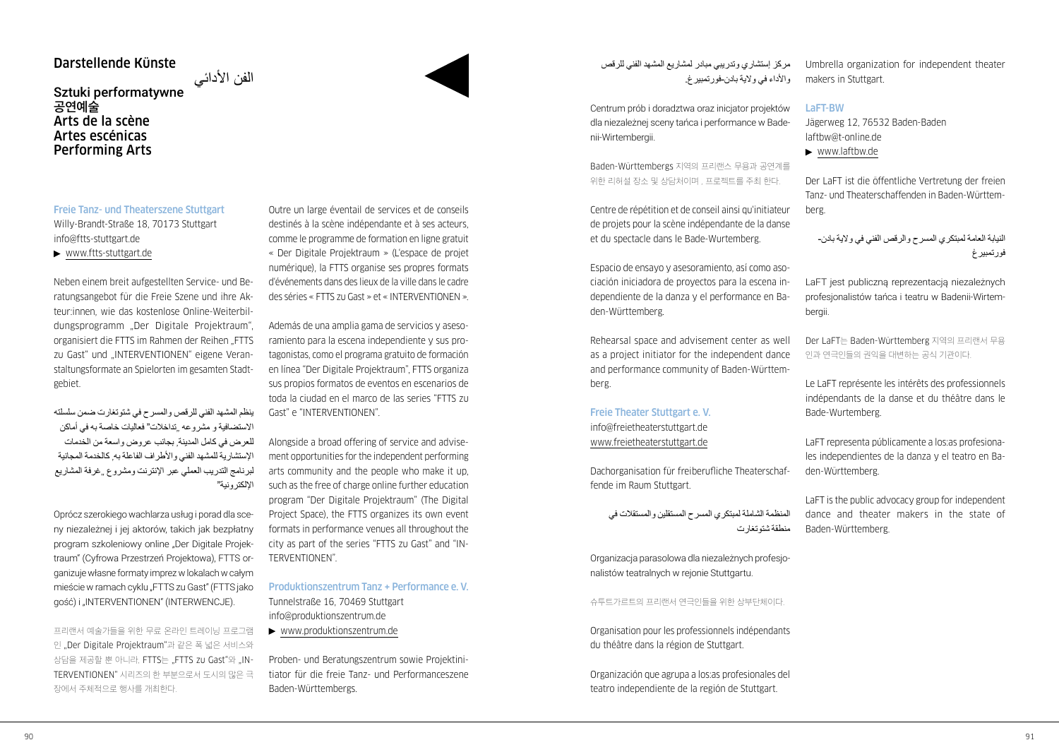# Darstellende Künste

الفن الأدائي

Sztuki performatywne
공연예술
Arts de la scène
Artes escénicas
Performing Arts

### Freie Tanz- und Theaterszene Stuttgart

Willy-Brandt-Straße 18, 70173 Stuttgart
info@ftts-stuttgart.de
▶ www.ftts-stuttgart.de

Neben einem breit aufgestellten Service- und Beratungsangebot für die Freie Szene und ihre Akteur:innen, wie das kostenlose Online-Weiterbildungsprogramm „Der Digitale Projektraum", organisiert die FTTS im Rahmen der Reihen „FTTS zu Gast" und „INTERVENTIONEN" eigene Veranstaltungsformate an Spielorten im gesamten Stadtgebiet.

ينظم المشهد الفني للرقص والمسرح في شتوتغارت ضمن سلسلته الاستضافية و مشروعه „تداخلات" فعاليات خاصة به في أماكن للعرض في كامل المدينة، بجانب عروض واسعة من الخدمات الإستشارية للمشهد الفني والأطراف الفاعلة به، كالخدمة المجانية لبرنامج التدريب العملي عبر الإنترنت ومشروع „غرفة المشاريع الإلكترونية"

Oprócz szerokiego wachlarza usług i porad dla sceny niezależnej i jej aktorów, takich jak bezpłatny program szkoleniowy online „Der Digitale Projektraum" (Cyfrowa Przestrzeń Projektowa), FTTS organizuje własne formaty imprez w lokalach w całym mieście w ramach cyklu „FTTS zu Gast" (FTTS jako gość) i „INTERVENTIONEN" (INTERWENCJE).

프리랜서 예술가들을 위한 무료 온라인 트레이닝 프로그램인 „Der Digitale Projektraum"과 같은 폭 넓은 서비스와 상담을 제공할 뿐 아니라, FTTS는 „FTTS zu Gast"와 „INTERVENTIONEN" 시리즈의 한 부분으로서 도시의 많은 극장에서 주체적으로 행사를 개최한다.

Outre un large éventail de services et de conseils destinés à la scène indépendante et à ses acteurs, comme le programme de formation en ligne gratuit « Der Digitale Projektraum » (L'espace de projet numérique), la FTTS organise ses propres formats d'événements dans des lieux de la ville dans le cadre des séries « FTTS zu Gast » et « INTERVENTIONEN ».

Además de una amplia gama de servicios y asesoramiento para la escena independiente y sus protagonistas, como el programa gratuito de formación en línea "Der Digitale Projektraum", FTTS organiza sus propios formatos de eventos en escenarios de toda la ciudad en el marco de las series "FTTS zu Gast" e "INTERVENTIONEN".

Alongside a broad offering of service and advisement opportunities for the independent performing arts community and the people who make it up, such as the free of charge online further education program "Der Digitale Projektraum" (The Digital Project Space), the FTTS organizes its own event formats in performance venues all throughout the city as part of the series "FTTS zu Gast" and "INTERVENTIONEN".

### Produktionszentrum Tanz + Performance e. V.

Tunnelstraße 16, 70469 Stuttgart
info@produktionszentrum.de
▶ www.produktionszentrum.de

Proben- und Beratungszentrum sowie Projektinitiator für die freie Tanz- und Performanceszene Baden-Württembergs.

مركز إستشاري وتدريبي مبادر لمشاريع المشهد الفني للرقص والأداء في ولاية بادن-فورتمبيرغ.

Centrum prób i doradztwa oraz inicjator projektów dla niezależnej sceny tańca i performance w Badenii-Wirtembergii.

Baden-Württembergs 지역의 프리랜스 무용과 공연계를 위한 리허설 장소 및 상담처이며 , 프로젝트를 주최 한다.

Centre de répétition et de conseil ainsi qu'initiateur de projets pour la scène indépendante de la danse et du spectacle dans le Bade-Wurtemberg.

Espacio de ensayo y asesoramiento, así como asociación iniciadora de proyectos para la escena independiente de la danza y el performance en Baden-Württemberg.

Rehearsal space and advisement center as well as a project initiator for the independent dance and performance community of Baden-Württemberg.

### Freie Theater Stuttgart e. V.

info@freietheaterstuttgart.de
www.freietheaterstuttgart.de

Dachorganisation für freiberufliche Theaterschaffende im Raum Stuttgart.

المنظمة الشاملة لمبتكري المسرح المستقلين والمستقلات في منطقة شتوتغارت

Organizacja parasolowa dla niezależnych profesjonalistów teatralnych w rejonie Stuttgartu.

슈투트가르트의 프리랜서 연극인들을 위한 상부단체이다.

Organisation pour les professionnels indépendants du théâtre dans la région de Stuttgart.

Organización que agrupa a los:as profesionales del teatro independiente de la región de Stuttgart.

Umbrella organization for independent theater makers in Stuttgart.

### LaFT-BW

Jägerweg 12, 76532 Baden-Baden
laftbw@t-online.de
▶ www.laftbw.de

Der LaFT ist die öffentliche Vertretung der freien Tanz- und Theaterschaffenden in Baden-Württemberg.

النيابة العامة لمبتكري المسرح والرقص الفني في ولاية بادن-فورتمبيرغ

LaFT jest publiczną reprezentacją niezależnych profesjonalistów tańca i teatru w Badenii-Wirtembergii.

Der LaFT는 Baden-Württemberg 지역의 프리랜서 무용인과 연극인들의 권익을 대변하는 공식 기관이다.

Le LaFT représente les intérêts des professionnels indépendants de la danse et du théâtre dans le Bade-Wurtemberg.

LaFT representa públicamente a los:as profesionales independientes de la danza y el teatro en Baden-Württemberg.

LaFT is the public advocacy group for independent dance and theater makers in the state of Baden-Württemberg.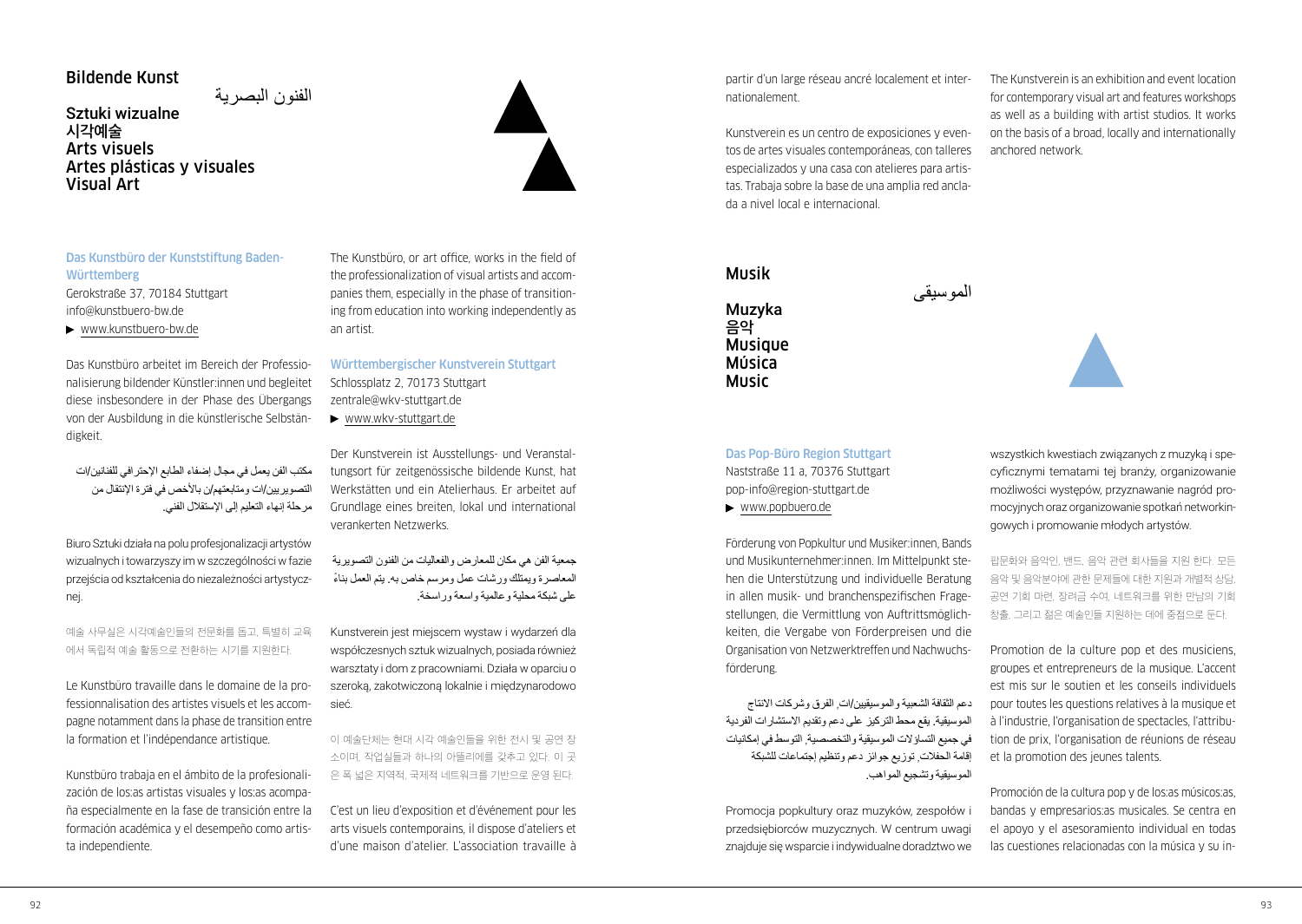## Bildende Kunst

الفنون البصرية

**Sztuki wizualne**
**시각예술**
**Arts visuels**
**Artes plásticas y visuales**
**Visual Art**

### Das Kunstbüro der Kunststiftung Baden-Württemberg

Gerokstraße 37, 70184 Stuttgart
info@kunstbuero-bw.de
▶ www.kunstbuero-bw.de

Das Kunstbüro arbeitet im Bereich der Professionalisierung bildender Künstler:innen und begleitet diese insbesondere in der Phase des Übergangs von der Ausbildung in die künstlerische Selbständigkeit.

مكتب الفن يعمل في مجال إضفاء الطابع الإحترافي للفنانين/ات التصويريين/ات ومتابعتهم/ن بالأخص في فترة الإنتقال من مرحلة إنهاء التعليم إلى الإستقلال الفني.

Biuro Sztuki działa na polu profesjonalizacji artystów wizualnych i towarzyszy im w szczególności w fazie przejścia od kształcenia do niezależności artystycznej.

예술 사무실은 시각예술인들의 전문화를 돕고, 특별히 교육에서 독립적 예술 활동으로 전환하는 시기를 지원한다.

Le Kunstbüro travaille dans le domaine de la professionnalisation des artistes visuels et les accompagne notamment dans la phase de transition entre la formation et l'indépendance artistique.

Kunstbüro trabaja en el ámbito de la profesionalización de los:as artistas visuales y los:as acompaña especialmente en la fase de transición entre la formación académica y el desempeño como artista independiente.

The Kunstbüro, or art office, works in the field of the professionalization of visual artists and accompanies them, especially in the phase of transitioning from education into working independently as an artist.

### Württembergischer Kunstverein Stuttgart

Schlossplatz 2, 70173 Stuttgart
zentrale@wkv-stuttgart.de
▶ www.wkv-stuttgart.de

Der Kunstverein ist Ausstellungs- und Veranstaltungsort für zeitgenössische bildende Kunst, hat Werkstätten und ein Atelierhaus. Er arbeitet auf Grundlage eines breiten, lokal und international verankerten Netzwerks.

جمعية الفن هي مكان للمعارض والفعاليات من الفنون التصويرية المعاصرة ويمتلك ورشات عمل ومرسم خاص به. يتم العمل بناءً على شبكة محلية وعالمية واسعة وراسخة.

Kunstverein jest miejscem wystaw i wydarzeń dla współczesnych sztuk wizualnych, posiada również warsztaty i dom z pracowniami. Działa w oparciu o szeroką, zakotwiczoną lokalnie i międzynarodowo sieć.

이 예술단체는 현대 시각 예술인들을 위한 전시 및 공연 장소이며, 작업실들과 하나의 아뜰리에를 갖추고 있다. 이 곳은 폭 넓은 지역적, 국제적 네트워크를 기반으로 운영 된다.

C'est un lieu d'exposition et d'événement pour les arts visuels contemporains, il dispose d'ateliers et d'une maison d'atelier. L'association travaille à partir d'un large réseau ancré localement et internationalement.

Kunstverein es un centro de exposiciones y eventos de artes visuales contemporáneas, con talleres especializados y una casa con atelieres para artistas. Trabaja sobre la base de una amplia red anclada a nivel local e internacional.

The Kunstverein is an exhibition and event location for contemporary visual art and features workshops as well as a building with artist studios. It works on the basis of a broad, locally and internationally anchored network.

## Musik

الموسيقى

**Muzyka**
**음악**
**Musique**
**Música**
**Music**

### Das Pop-Büro Region Stuttgart

Naststraße 11 a, 70376 Stuttgart
pop-info@region-stuttgart.de
▶ www.popbuero.de

Förderung von Popkultur und Musiker:innen, Bands und Musikunternehmer:innen. Im Mittelpunkt stehen die Unterstützung und individuelle Beratung in allen musik- und branchenspezifischen Fragestellungen, die Vermittlung von Auftrittsmöglichkeiten, die Vergabe von Förderpreisen und die Organisation von Netzwerktreffen und Nachwuchsförderung.

دعم الثقافة الشعبية والموسيقيين/ات, الفرق وشركات الانتاج الموسيقية. يقع محط التركيز على دعم وتقديم الاستشارات الفردية في جميع التساؤلات الموسيقية والتخصصية, التوسط في إمكانيات إقامة الحفلات, توزيع جوائز دعم وتنظيم إجتماعات للشبكة الموسيقية وتشجيع المواهب.

Promocja popkultury oraz muzyków, zespołów i przedsiębiorców muzycznych. W centrum uwagi znajduje się wsparcie i indywidualne doradztwo we wszystkich kwestiach związanych z muzyką i specyficznymi tematami tej branży, organizowanie możliwości występów, przyznawanie nagród promocyjnych oraz organizowanie spotkań networkingowych i promowanie młodych artystów.

팝문화와 음악인, 밴드, 음악 관련 회사들을 지원 한다. 모든 음악 및 음악분야에 관한 문제들에 대한 지원과 개별적 상담, 공연 기회 마련, 장려금 수여, 네트워크를 위한 만남의 기회 창출, 그리고 젊은 예술인들 지원하는 데에 중점으로 둔다.

Promotion de la culture pop et des musiciens, groupes et entrepreneurs de la musique. L'accent est mis sur le soutien et les conseils individuels pour toutes les questions relatives à la musique et à l'industrie, l'organisation de spectacles, l'attribution de prix, l'organisation de réunions de réseau et la promotion des jeunes talents.

Promoción de la cultura pop y de los:as músicos:as, bandas y empresarios:as musicales. Se centra en el apoyo y el asesoramiento individual en todas las cuestiones relacionadas con la música y su in-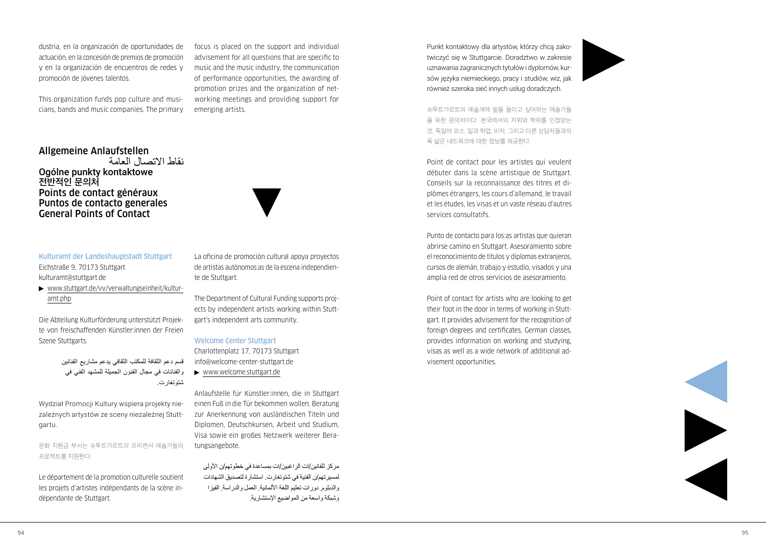dustria, en la organización de oportunidades de actuación, en la concesión de premios de promoción y en la organización de encuentros de redes y promoción de jóvenes talentos.

This organization funds pop culture and musicians, bands and music companies. The primary focus is placed on the support and individual advisement for all questions that are specific to music and the music industry, the communication of performance opportunities, the awarding of promotion prizes and the organization of networking meetings and providing support for emerging artists.

## Allgemeine Anlaufstellen
## نقاط الاتصال العامة
## Ogólne punkty kontaktowe
## 전반적인 문의처
## Points de contact généraux
## Puntos de contacto generales
## General Points of Contact

### Kulturamt der Landeshauptstadt Stuttgart

Eichstraße 9, 70173 Stuttgart
kulturamt@stuttgart.de
▶ www.stuttgart.de/vv/verwaltungseinheit/kulturamt.php

Die Abteilung Kulturförderung unterstützt Projekte von freischaffenden Künstler:innen der Freien Szene Stuttgarts.

قسم دعم الثقافة للمكتب الثقافي يدعم مشاريع الفنانين والفنانات في مجال الفنون الجميلة للمشهد الفني في شتوتغارت.

Wydział Promocji Kultury wspiera projekty niezależnych artystów ze sceny niezależnej Stuttgartu.

문화 지원금 부서는 슈투트가르트의 프리랜서 예술가들의 프로젝트를 지원한다.

Le département de la promotion culturelle soutient les projets d'artistes indépendants de la scène indépendante de Stuttgart.

La oficina de promoción cultural apoya proyectos de artistas autónomos:as de la escena independiente de Stuttgart.

The Department of Cultural Funding supports projects by independent artists working within Stuttgart's independent arts community.

### Welcome Center Stuttgart

Charlottenplatz 17, 70173 Stuttgart
info@welcome-center-stuttgart.de
▶ www.welcome.stuttgart.de

Anlaufstelle für Künstler:innen, die in Stuttgart einen Fuß in die Tür bekommen wollen. Beratung zur Anerkennung von ausländischen Titeln und Diplomen, Deutschkursen, Arbeit und Studium, Visa sowie ein großes Netzwerk weiterer Beratungsangebote.

مركز للفانين/ات الراغبين/ات بمساعدة في خطوتهم/ن الأولى لمسيرتهم/ن الفنية في شتوتغارت. استشارة لتصديق الشهادات والدبلوم, دورات تعليم اللغة الألمانية, العمل والدراسة, الفيزا وشبكة واسعة من المواضيع الإستشارية.

Punkt kontaktowy dla artystów, którzy chcą zakotwiczyć się w Stuttgarcie. Doradztwo w zakresie uznawania zagranicznych tytułów i dyplomów, kursów języka niemieckiego, pracy i studiów, wiz, jak również szeroka sieć innych usług doradczych.

슈투트가르트의 예술계에 발을 들이고 싶어하는 예술가들을 위한 문의처이다. 본국에서의 지위와 학위를 인정받는 것, 독일어 코스, 일과 학업, 비자, 그리고 다른 상담처들과의 폭 넓은 네트워크에 대한 정보를 제공한다.

Point de contact pour les artistes qui veulent débuter dans la scène artistique de Stuttgart. Conseils sur la reconnaissance des titres et diplômes étrangers, les cours d'allemand, le travail et les études, les visas et un vaste réseau d'autres services consultatifs.

Punto de contacto para los:as artistas que quieran abrirse camino en Stuttgart. Asesoramiento sobre el reconocimiento de títulos y diplomas extranjeros, cursos de alemán, trabajo y estudio, visados y una amplia red de otros servicios de asesoramiento.

Point of contact for artists who are looking to get their foot in the door in terms of working in Stuttgart. It provides advisement for the recognition of foreign degrees and certificates, German classes, provides information on working and studying, visas as well as a wide network of additional advisement opportunities.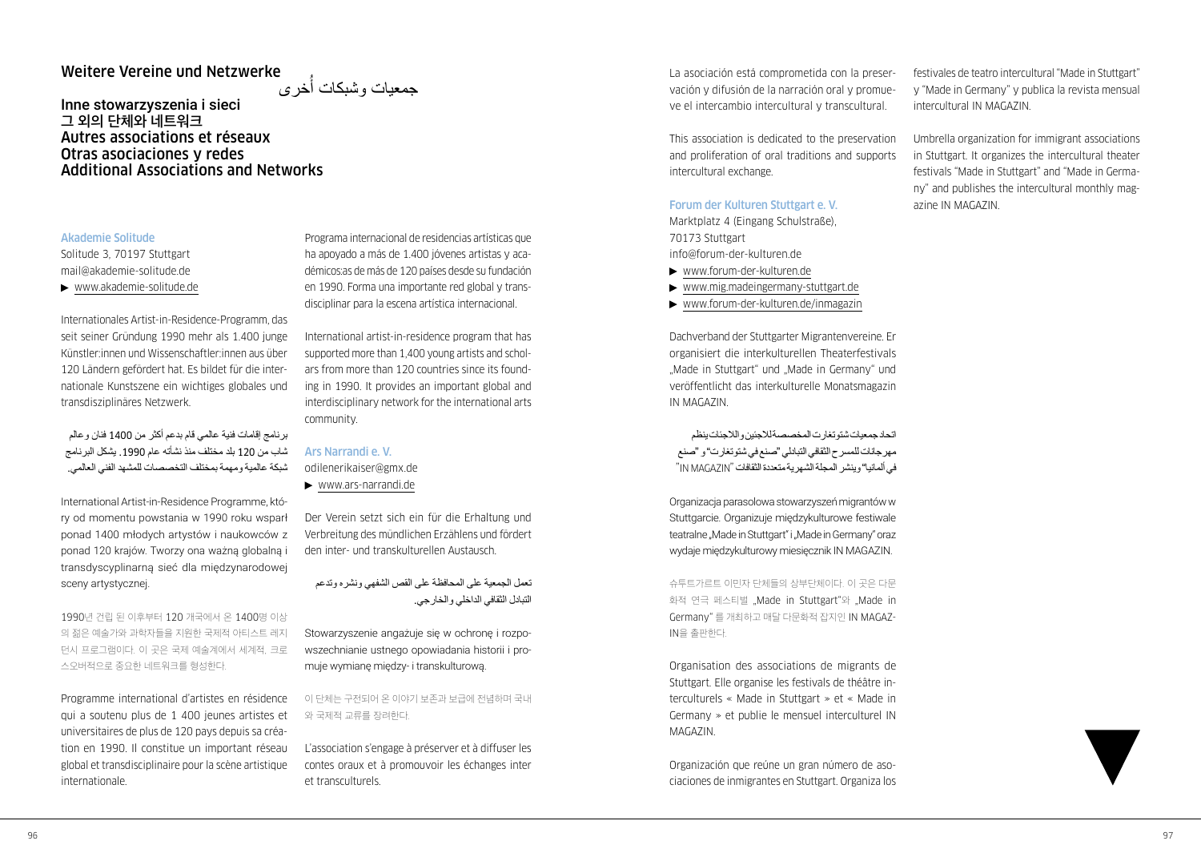# Weitere Vereine und Netzwerke

# جمعيات وشبكات أُخرى

# Inne stowarzyszenia i sieci
# 그 외의 단체와 네트워크
# Autres associations et réseaux
# Otras asociaciones y redes
# Additional Associations and Networks

### Akademie Solitude

Solitude 3, 70197 Stuttgart
mail@akademie-solitude.de
▶ www.akademie-solitude.de

Internationales Artist-in-Residence-Programm, das seit seiner Gründung 1990 mehr als 1.400 junge Künstler:innen und Wissenschaftler:innen aus über 120 Ländern gefördert hat. Es bildet für die internationale Kunstszene ein wichtiges globales und transdisziplinäres Netzwerk.

برنامج إقامات فنية عالمي قام بدعم أكثر من 1400 فنان وعالم شاب من 120 بلد مختلف منذ نشأته عام 1990. يشكل البرنامج شبكة عالمية ومهمة بمختلف التخصصات للمشهد الفني العالمي.

International Artist-in-Residence Programme, który od momentu powstania w 1990 roku wsparł ponad 1400 młodych artystów i naukowców z ponad 120 krajów. Tworzy ona ważną globalną i transdyscyplinarną sieć dla międzynarodowej sceny artystycznej.

1990년 건립 된 이후부터 120 개국에서 온 1400명 이상의 젊은 예술가와 과학자들을 지원한 국제적 아티스트 레지던시 프로그램이다. 이 곳은 국제 예술계에서 세계적, 크로스오버적으로 중요한 네트워크를 형성한다.

Programme international d’artistes en résidence qui a soutenu plus de 1 400 jeunes artistes et universitaires de plus de 120 pays depuis sa création en 1990. Il constitue un important réseau global et transdisciplinaire pour la scène artistique internationale.

Programa internacional de residencias artísticas que ha apoyado a más de 1.400 jóvenes artistas y académicos:as de más de 120 países desde su fundación en 1990. Forma una importante red global y transdisciplinar para la escena artística internacional.

International artist-in-residence program that has supported more than 1,400 young artists and scholars from more than 120 countries since its founding in 1990. It provides an important global and interdisciplinary network for the international arts community.

### Ars Narrandi e. V.

odilenerikaiser@gmx.de
▶ www.ars-narrandi.de

Der Verein setzt sich ein für die Erhaltung und Verbreitung des mündlichen Erzählens und fördert den inter- und transkulturellen Austausch.

تعمل الجمعية على المحافظة على القص الشفهي ونشره وتدعم التبادل الثقافي الداخلي والخارجي.

Stowarzyszenie angażuje się w ochronę i rozpowszechnianie ustnego opowiadania historii i promuje wymianę między- i transkulturową.

이 단체는 구전되어 온 이야기 보존과 보급에 전념하며 국내와 국제적 교류를 장려한다.

L’association s’engage à préserver et à diffuser les contes oraux et à promouvoir les échanges inter et transculturels.

La asociación está comprometida con la preservación y difusión de la narración oral y promueve el intercambio intercultural y transcultural.

This association is dedicated to the preservation and proliferation of oral traditions and supports intercultural exchange.

### Forum der Kulturen Stuttgart e. V.

Marktplatz 4 (Eingang Schulstraße),
70173 Stuttgart
info@forum-der-kulturen.de
▶ www.forum-der-kulturen.de
▶ www.mig.madeingermany-stuttgart.de
▶ www.forum-der-kulturen.de/inmagazin

Dachverband der Stuttgarter Migrantenvereine. Er organisiert die interkulturellen Theaterfestivals „Made in Stuttgart“ und „Made in Germany“ und veröffentlicht das interkulturelle Monatsmagazin IN MAGAZIN.

اتحاد جمعيات شتوتغارت المخصصة للاجئين واللاجئات ينظم مهرجانات للمسرح الثقافي التبادلي "صنع في شتوتغارت" و "صنع في ألمانيا" وينشر المجلة الشهرية متعددة الثقافات "IN MAGAZIN"

Organizacja parasolowa stowarzyszeń migrantów w Stuttgarcie. Organizuje międzykulturowe festiwale teatralne „Made in Stuttgart“ i „Made in Germany“ oraz wydaje międzykulturowy miesięcznik IN MAGAZIN.

슈투트가르트 이민자 단체들의 상부단체이다. 이 곳은 다문화적 연극 페스티벌 „Made in Stuttgart“와 „Made in Germany“ 를 개최하고 매달 다문화적 잡지인 IN MAGAZIN을 출판한다.

Organisation des associations de migrants de Stuttgart. Elle organise les festivals de théâtre interculturels « Made in Stuttgart » et « Made in Germany » et publie le mensuel interculturel IN MAGAZIN.

Organización que reúne un gran número de asociaciones de inmigrantes en Stuttgart. Organiza los festivales de teatro intercultural “Made in Stuttgart” y “Made in Germany” y publica la revista mensual intercultural IN MAGAZIN.

Umbrella organization for immigrant associations in Stuttgart. It organizes the intercultural theater festivals “Made in Stuttgart” and “Made in Germany” and publishes the intercultural monthly magazine IN MAGAZIN.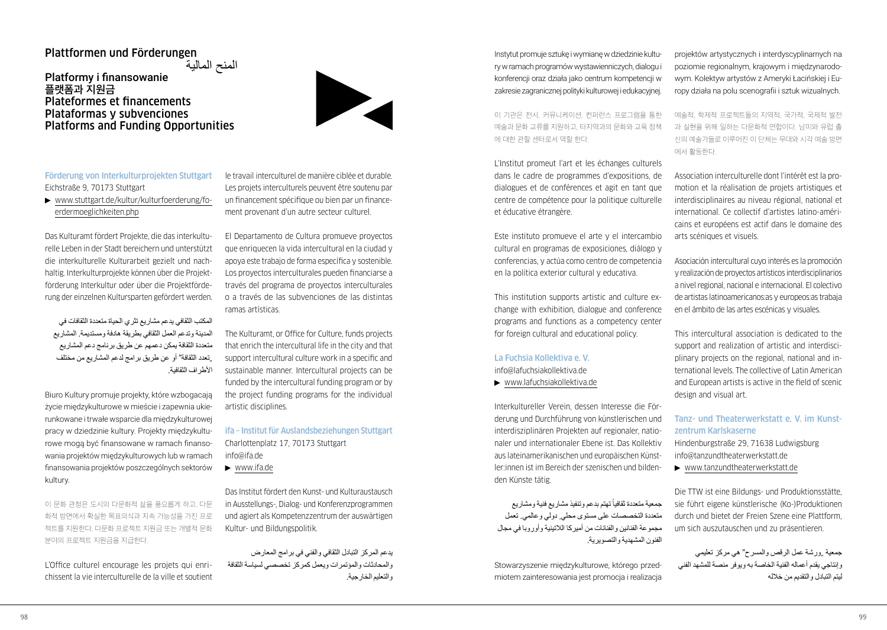# Plattformen und Förderungen
# المنح المالية
# Platformy i finansowanie
# 플랫폼과 지원금
# Plateformes et financements
# Plataformas y subvenciones
# Platforms and Funding Opportunities

## Förderung von Interkulturprojekten Stuttgart

Eichstraße 9, 70173 Stuttgart

▶ www.stuttgart.de/kultur/kulturfoerderung/foerdermoeglichkeiten.php

Das Kulturamt fördert Projekte, die das interkulturelle Leben in der Stadt bereichern und unterstützt die interkulturelle Kulturarbeit gezielt und nachhaltig. Interkulturprojekte können über die Projektförderung Interkultur oder über die Projektförderung der einzelnen Kultursparten gefördert werden.

المكتب الثقافي يدعم مشاريع تثري الحياة متعددة الثقافات في المدينة وتدعم العمل الثقافي بطريقة هادفة ومستديمة. المشاريع متعددة الثقافة يمكن دعمهم عن طريق برنامج دعم المشاريع „تعدد الثقافة" أو عن طريق برامج لدعم المشاريع من مختلف الأطراف الثقافية.

Biuro Kultury promuje projekty, które wzbogacają życie międzykulturowe w mieście i zapewnia ukierunkowane i trwałe wsparcie dla międzykulturowej pracy w dziedzinie kultury. Projekty międzykulturowe mogą być finansowane w ramach finansowania projektów międzykulturowych lub w ramach finansowania projektów poszczególnych sektorów kultury.

이 문화 관청은 도시의 다문화적 삶을 풍요롭게 하고, 다문화적 방면에서 확실한 목표의식과 지속 가능성을 가진 프로젝트를 지원한다. 다문화 프로젝트 지원금 또는 개별적 문화 분야의 프로젝트 지원금을 지급한다.

L'Office culturel encourage les projets qui enrichissent la vie interculturelle de la ville et soutient le travail interculturel de manière ciblée et durable. Les projets interculturels peuvent être soutenu par un financement spécifique ou bien par un financement provenant d'un autre secteur culturel.

El Departamento de Cultura promueve proyectos que enriquecen la vida intercultural en la ciudad y apoya este trabajo de forma específica y sostenible. Los proyectos interculturales pueden financiarse a través del programa de proyectos interculturales o a través de las subvenciones de las distintas ramas artísticas.

The Kulturamt, or Office for Culture, funds projects that enrich the intercultural life in the city and that support intercultural culture work in a specific and sustainable manner. Intercultural projects can be funded by the intercultural funding program or by the project funding programs for the individual artistic disciplines.

## ifa – Institut für Auslandsbeziehungen Stuttgart

Charlottenplatz 17, 70173 Stuttgart
info@ifa.de

▶ www.ifa.de

Das Institut fördert den Kunst- und Kulturaustausch in Ausstellungs-, Dialog- und Konferenzprogrammen und agiert als Kompetenzzentrum der auswärtigen Kultur- und Bildungspolitik.

يدعم المركز التبادل الثقافي والفني في برامج المعارض والمحادثات والمؤتمرات ويعمل كمركز تخصصي لسياسة الثقافة والتعليم الخارجية.

Instytut promuje sztukę i wymianę w dziedzinie kultury w ramach programów wystawienniczych, dialogu i konferencji oraz działa jako centrum kompetencji w zakresie zagranicznej polityki kulturowej i edukacyjnej.

이 기관은 전시, 커뮤니케이션, 컨퍼런스 프로그램을 통한 예술과 문화 교류를 지원하고, 타지역과의 문화와 교육 정책에 대한 관할 센터로서 역할 한다.

L'Institut promeut l'art et les échanges culturels dans le cadre de programmes d'expositions, de dialogues et de conférences et agit en tant que centre de compétence pour la politique culturelle et éducative étrangère.

Este instituto promueve el arte y el intercambio cultural en programas de exposiciones, diálogo y conferencias, y actúa como centro de competencia en la política exterior cultural y educativa.

This institution supports artistic and culture exchange with exhibition, dialogue and conference programs and functions as a competency center for foreign cultural and educational policy.

## La Fuchsia Kollektiva e. V.

info@lafuchsiakollektiva.de

▶ www.lafuchsiakollektiva.de

Interkultureller Verein, dessen Interesse die Förderung und Durchführung von künstlerischen und interdisziplinären Projekten auf regionaler, nationaler und internationaler Ebene ist. Das Kollektiv aus lateinamerikanischen und europäischen Künstler:innen ist im Bereich der szenischen und bildenden Künste tätig.

جمعية متعددة ثقافياً تهتم بدعم وتنفيذ مشاريع فنية ومشاريع متعددة التخصصات على مستوى محلي، دولي وعالمي. تعمل مجموعة الفنانين والفنانات من أميركا اللاتينية وأوروبا في مجال الفنون المشهدية والتصويرية.

Stowarzyszenie międzykulturowe, którego przedmiotem zainteresowania jest promocja i realizacja projektów artystycznych i interdyscyplinarnych na poziomie regionalnym, krajowym i międzynarodowym. Kolektyw artystów z Ameryki Łacińskiej i Europy działa na polu scenografii i sztuk wizualnych.

예술적, 학제적 프로젝트들의 지역적, 국가적, 국제적 발전과 실현을 위해 일하는 다문화적 연합이다. 남미와 유럽 출신의 예술가들로 이루어진 이 단체는 무대와 시각 예술 방면에서 활동한다.

Association interculturelle dont l'intérêt est la promotion et la réalisation de projets artistiques et interdisciplinaires au niveau régional, national et international. Ce collectif d'artistes latino-américains et européens est actif dans le domaine des arts scéniques et visuels.

Asociación intercultural cuyo interés es la promoción y realización de proyectos artísticos interdisciplinarios a nivel regional, nacional e internacional. El colectivo de artistas latinoamericanos:as y europeos:as trabaja en el ámbito de las artes escénicas y visuales.

This intercultural association is dedicated to the support and realization of artistic and interdisciplinary projects on the regional, national and international levels. The collective of Latin American and European artists is active in the field of scenic design and visual art.

## Tanz- und Theaterwerkstatt e. V. im Kunstzentrum Karlskaserne

Hindenburgstraße 29, 71638 Ludwigsburg
info@tanzundtheaterwerkstatt.de

▶ www.tanzundtheaterwerkstatt.de

Die TTW ist eine Bildungs- und Produktionsstätte, sie führt eigene künstlerische (Ko-)Produktionen durch und bietet der Freien Szene eine Plattform, um sich auszutauschen und zu präsentieren.

جمعية „ورشة عمل الرقص والمسرح" هي مركز تعليمي وإنتاجي يقدم أعماله الفنية الخاصة به ويوفر منصة للمشهد الفني ليتم التبادل والتقديم من خلاله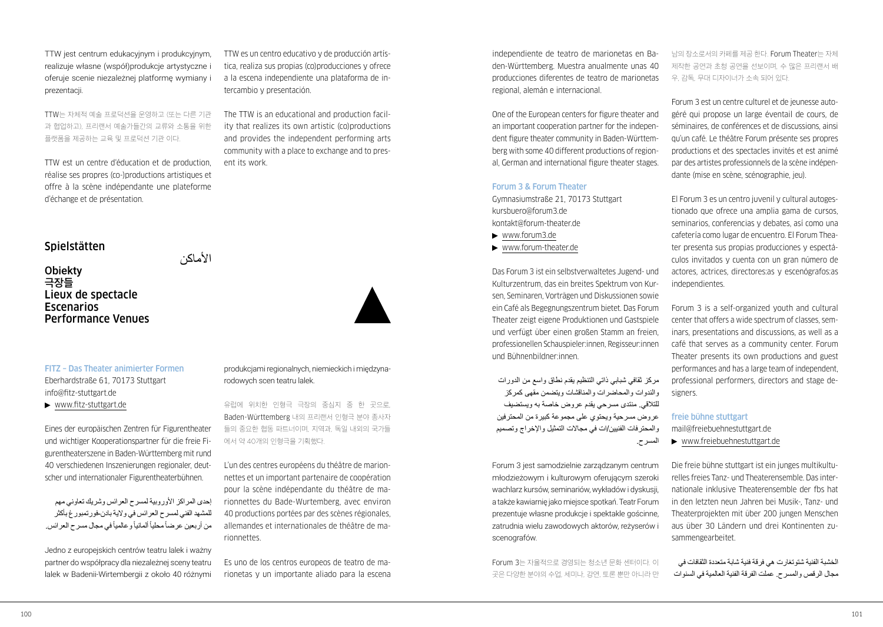TTW jest centrum edukacyjnym i produkcyjnym, realizuje własne (współ)produkcje artystyczne i oferuje scenie niezależnej platformę wymiany i prezentacji.

TTW는 자체적 예술 프로덕션을 운영하고 (또는 다른 기관과 협업하고), 프리랜서 예술가들간의 교류와 소통을 위한 플랫폼을 제공하는 교육 및 프로덕션 기관 이다.

TTW est un centre d'éducation et de production, réalise ses propres (co-)productions artistiques et offre à la scène indépendante une plateforme d'échange et de présentation.

TTW es un centro educativo y de producción artística, realiza sus propias (co)producciones y ofrece a la escena independiente una plataforma de intercambio y presentación.

The TTW is an educational and production facility that realizes its own artistic (co)productions and provides the independent performing arts community with a place to exchange and to present its work.

## Spielstätten

## الأماكن

## Obiekty
## 극장들
## Lieux de spectacle
## Escenarios
## Performance Venues

### FITZ – Das Theater animierter Formen

Eberhardstraße 61, 70173 Stuttgart
info@fitz-stuttgart.de
▶ www.fitz-stuttgart.de

Eines der europäischen Zentren für Figurentheater und wichtiger Kooperationspartner für die freie Figurentheaterszene in Baden-Württemberg mit rund 40 verschiedenen Inszenierungen regionaler, deutscher und internationaler Figurentheaterbühnen.

إحدى المراكز الأوروبية لمسرح العرائس وشريك تعاوني مهم للمشهد الفني لمسرح العرائس في ولاية بادن-فورتمبورغ بأكثر من أربعين عرضاً محلياً ألمانياً وعالمياً في مجال مسرح العرائس.

Jedno z europejskich centrów teatru lalek i ważny partner do współpracy dla niezależnej sceny teatru lalek w Badenii-Wirtembergii z około 40 różnymi produkcjami regionalnych, niemieckich i międzynarodowych scen teatru lalek.

유럽에 위치한 인형극 극장의 중심지 중 한 곳으로, Baden-Württemberg 내의 프리랜서 인형극 분야 종사자들의 중요한 협동 파트너이며, 지역과, 독일 내외의 국가들에서 약 40개의 인형극을 기획했다.

L'un des centres européens du théâtre de marionnettes et un important partenaire de coopération pour la scène indépendante du théâtre de marionnettes du Bade-Wurtemberg, avec environ 40 productions portées par des scènes régionales, allemandes et internationales de théâtre de marionnettes.

Es uno de los centros europeos de teatro de marionetas y un importante aliado para la escena independiente de teatro de marionetas en Baden-Württemberg. Muestra anualmente unas 40 producciones diferentes de teatro de marionetas regional, alemán e internacional.

One of the European centers for figure theater and an important cooperation partner for the independent figure theater community in Baden-Württemberg with some 40 different productions of regional, German and international figure theater stages.

### Forum 3 & Forum Theater

Gymnasiumstraße 21, 70173 Stuttgart
kursbuero@forum3.de
kontakt@forum-theater.de
▶ www.forum3.de
▶ www.forum-theater.de

Das Forum 3 ist ein selbstverwaltetes Jugend- und Kulturzentrum, das ein breites Spektrum von Kursen, Seminaren, Vorträgen und Diskussionen sowie ein Café als Begegnungszentrum bietet. Das Forum Theater zeigt eigene Produktionen und Gastspiele und verfügt über einen großen Stamm an freien, professionellen Schauspieler:innen, Regisseur:innen und Bühnenbildner:innen.

مركز ثقافي شبابي ذاتي التنظيم يقدم نطاق واسع من الدورات والندوات والمحاضرات والمناقشات ويتضمن مقهى كمركز للتلاقي. منتدى مسرحي يقدم عروض خاصة به ويستضيف عروض مسرحية ويحتوي على مجموعة كبيرة من المحترفين والمحترفات الفنيين/ات في مجالات التمثيل والإخراج وتصميم المسرح.

Forum 3 jest samodzielnie zarządzanym centrum młodzieżowym i kulturowym oferującym szeroki wachlarz kursów, seminariów, wykładów i dyskusji, a także kawiarnię jako miejsce spotkań. Teatr Forum prezentuje własne produkcje i spektakle gościnne, zatrudnia wielu zawodowych aktorów, reżyserów i scenografów.

Forum 3는 자율적으로 경영되는 청소년 문화 센터이다. 이 곳은 다양한 분야의 수업, 세미나, 강연, 토론 뿐만 아니라 만남의 장소로서의 카페를 제공 한다. Forum Theater는 자체 제작한 공연과 초청 공연을 선보이며, 수 많은 프리랜서 배우, 감독, 무대 디자이너가 소속 되어 있다.

Forum 3 est un centre culturel et de jeunesse autogéré qui propose un large éventail de cours, de séminaires, de conférences et de discussions, ainsi qu'un café. Le théâtre Forum présente ses propres productions et des spectacles invités et est animé par des artistes professionnels de la scène indépendante (mise en scène, scénographie, jeu).

El Forum 3 es un centro juvenil y cultural autogestionado que ofrece una amplia gama de cursos, seminarios, conferencias y debates, así como una cafetería como lugar de encuentro. El Forum Theater presenta sus propias producciones y espectáculos invitados y cuenta con un gran número de actores, actrices, directores:as y escenógrafos:as independientes.

Forum 3 is a self-organized youth and cultural center that offers a wide spectrum of classes, seminars, presentations and discussions, as well as a café that serves as a community center. Forum Theater presents its own productions and guest performances and has a large team of independent, professional performers, directors and stage designers.

### freie bühne stuttgart

mail@freiebuehnestuttgart.de
▶ www.freiebuehnestuttgart.de

Die freie bühne stuttgart ist ein junges multikulturelles freies Tanz- und Theaterensemble. Das internationale inklusive Theaterensemble der fbs hat in den letzten neun Jahren bei Musik-, Tanz- und Theaterprojekten mit über 200 jungen Menschen aus über 30 Ländern und drei Kontinenten zusammengearbeitet.

الخشبة الفنية شتوتغارت هي فرقة فنية شابة متعددة الثقافات في مجال الرقص والمسرح. عملت الفرقة الفنية العالمية في السنوات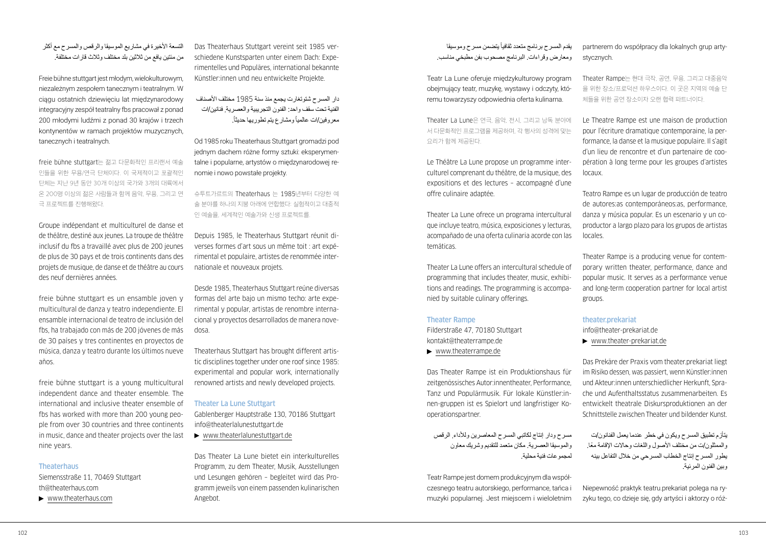التسعة الأخيرة في مشاريع الموسيقا والرقص والمسرح مع أكثر من مئتين يافع من ثلاثين بلد مختلف وثلاث قارات مختلفة.

Freie bühne stuttgart jest młodym, wielokulturowym, niezależnym zespołem tanecznym i teatralnym. W ciągu ostatnich dziewięciu lat międzynarodowy integracyjny zespół teatralny fbs pracował z ponad 200 młodymi ludźmi z ponad 30 krajów i trzech kontynentów w ramach projektów muzycznych, tanecznych i teatralnych.

freie bühne stuttgart는 젊고 다문화적인 프리랜서 예술인들을 위한 무용/연극 단체이다. 이 국제적이고 포괄적인 단체는 지난 9년 동안 30개 이상의 국가와 3개의 대륙에서 온 200명 이상의 젊은 사람들과 함께 음악, 무용, 그리고 연극 프로젝트를 진행해왔다.

Groupe indépendant et multiculturel de danse et de théâtre, destiné aux jeunes. La troupe de théâtre inclusif du fbs a travaillé avec plus de 200 jeunes de plus de 30 pays et de trois continents dans des projets de musique, de danse et de théâtre au cours des neuf dernières années.

freie bühne stuttgart es un ensamble joven y multicultural de danza y teatro independiente. El ensamble internacional de teatro de inclusión del fbs, ha trabajado con más de 200 jóvenes de más de 30 países y tres continentes en proyectos de música, danza y teatro durante los últimos nueve años.

freie bühne stuttgart is a young multicultural independent dance and theater ensemble. The international and inclusive theater ensemble of fbs has worked with more than 200 young people from over 30 countries and three continents in music, dance and theater projects over the last nine years.

### Theaterhaus

Siemensstraße 11, 70469 Stuttgart
th@theaterhaus.com
▶ www.theaterhaus.com

Das Theaterhaus Stuttgart vereint seit 1985 verschiedene Kunstsparten unter einem Dach: Experimentelles und Populäres, international bekannte Künstler:innen und neu entwickelte Projekte.

دار المسرح شتوتغارت يجمع منذ سنة 1985 مختلف الأصناف الفنية تحت سقف واحد: الفنون التجريبية والعصرية، فنانين/ات معروفين/ات عالمياً ومشاريع يتم تطويرها حديثاً.

Od 1985 roku Theaterhaus Stuttgart gromadzi pod jednym dachem różne formy sztuki: eksperymentalne i popularne, artystów o międzynarodowej renomie i nowo powstałe projekty.

슈투트가르트의 Theaterhaus 는 1985년부터 다양한 예술 분야를 하나의 지붕 아래에 연합했다: 실험적이고 대중적인 예술을, 세계적인 예술가와 신생 프로젝트를.

Depuis 1985, le Theaterhaus Stuttgart réunit diverses formes d'art sous un même toit : art expérimental et populaire, artistes de renommée internationale et nouveaux projets.

Desde 1985, Theaterhaus Stuttgart reúne diversas formas del arte bajo un mismo techo: arte experimental y popular, artistas de renombre internacional y proyectos desarrollados de manera novedosa.

Theaterhaus Stuttgart has brought different artistic disciplines together under one roof since 1985: experimental and popular work, internationally renowned artists and newly developed projects.

### Theater La Lune Stuttgart

Gablenberger Hauptstraße 130, 70186 Stuttgart
info@theaterlalunestuttgart.de
▶ www.theaterlalunestuttgart.de

Das Theater La Lune bietet ein interkulturelles Programm, zu dem Theater, Musik, Ausstellungen und Lesungen gehören – begleitet wird das Programm jeweils von einem passenden kulinarischen Angebot.

يقدم المسرح برنامج متعدد ثقافياً يتضمن مسرح وموسيقا ومعارض وقراءات. البرنامج مصحوب بفن مطبخي مناسب.

Teatr La Lune oferuje międzykulturowy program obejmujący teatr, muzykę, wystawy i odczyty, któremu towarzyszy odpowiednia oferta kulinarna.

Theater La Lune은 연극, 음악, 전시, 그리고 낭독 분야에서 다문화적인 프로그램을 제공하며, 각 행사의 성격에 맞는 요리가 함께 제공된다.

Le Théâtre La Lune propose un programme interculturel comprenant du théâtre, de la musique, des expositions et des lectures – accompagné d'une offre culinaire adaptée.

Theater La Lune ofrece un programa intercultural que incluye teatro, música, exposiciones y lecturas, acompañado de una oferta culinaria acorde con las temáticas.

Theater La Lune offers an intercultural schedule of programming that includes theater, music, exhibitions and readings. The programming is accompanied by suitable culinary offerings.

### Theater Rampe

Filderstraße 47, 70180 Stuttgart
kontakt@theaterrampe.de
▶ www.theaterrampe.de

Das Theater Rampe ist ein Produktionshaus für zeitgenössisches Autor:innentheater, Performance, Tanz und Populärmusik. Für lokale Künstler:innen-gruppen ist es Spielort und langfristiger Kooperationspartner.

مسرح ودار إنتاج لكاتبي المسرح المعاصرين وللأداء، الرقص والموسيقا العصرية. مكان متعدد للتقديم وشريك معاون لمجموعات فنية محلية.

Teatr Rampe jest domem produkcyjnym dla współczesnego teatru autorskiego, performance, tańca i muzyki popularnej. Jest miejscem i wieloletnim partnerem do współpracy dla lokalnych grup artystycznych.

Theater Rampe는 현대 극작, 공연, 무용, 그리고 대중음악을 위한 장소/프로덕션 하우스이다. 이 곳은 지역의 예술 단체들을 위한 공연 장소이자 오랜 협력 파트너이다.

Le Theatre Rampe est une maison de production pour l'écriture dramatique contemporaine, la performance, la danse et la musique populaire. Il s'agit d'un lieu de rencontre et d'un partenaire de coopération à long terme pour les groupes d'artistes locaux.

Teatro Rampe es un lugar de producción de teatro de autores:as contemporáneos:as, performance, danza y música popular. Es un escenario y un coproductor a largo plazo para los grupos de artistas locales.

Theater Rampe is a producing venue for contemporary written theater, performance, dance and popular music. It serves as a performance venue and long-term cooperation partner for local artist groups.

### theater.prekariat

info@theater-prekariat.de
▶ www.theater-prekariat.de

Das Prekäre der Praxis vom theater.prekariat liegt im Risiko dessen, was passiert, wenn Künstler:innen und Akteur:innen unterschiedlicher Herkunft, Sprache und Aufenthaltsstatus zusammenarbeiten. Es entwickelt theatrale Diskursproduktionen an der Schnittstelle zwischen Theater und bildender Kunst.

يتأزم تطبيق المسرح ويكون في خطر عندما يعمل الفنانون/ت والممثلون/ت من مختلف الأصول واللغات وحالات الإقامة معاً. يطور المسرح إنتاج الخطاب المسرحي من خلال التفاعل بينه وبين الفنون المرئية.

Niepewność praktyk teatru.prekariat polega na ryzyku tego, co dzieje się, gdy artyści i aktorzy o róż-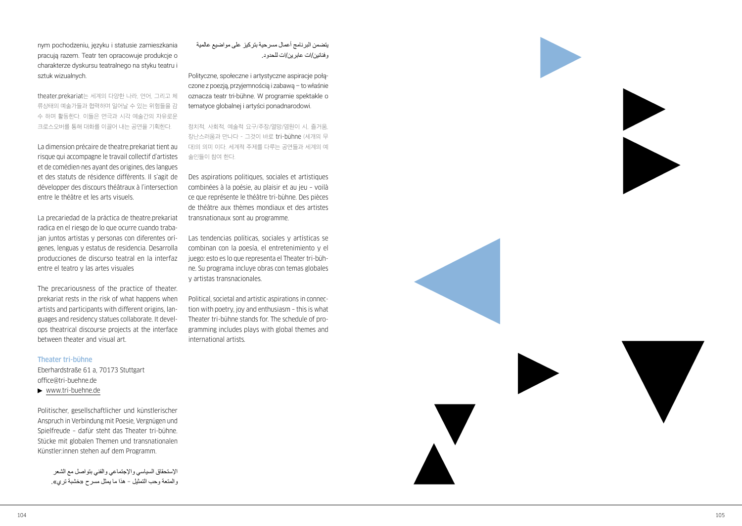nym pochodzeniu, języku i statusie zamieszkania pracują razem. Teatr ten opracowuje produkcje o charakterze dyskursu teatralnego na styku teatru i sztuk wizualnych.

theater.prekariat는 세계의 다양한 나라, 언어, 그리고 체류상태의 예술가들과 협력하며 일어날 수 있는 위험들을 감수 하며 활동한다. 이들은 연극과 시각 예술간의 자유로운 크로스오버를 통해 대화를 이끌어 내는 공연을 기획한다.

La dimension précaire de theatre.prekariat tient au risque qui accompagne le travail collectif d'artistes et de comédien·nes ayant des origines, des langues et des statuts de résidence différents. Il s'agit de développer des discours théâtraux à l'intersection entre le théâtre et les arts visuels.

La precariedad de la práctica de theatre.prekariat radica en el riesgo de lo que ocurre cuando trabajan juntos artistas y personas con diferentes orígenes, lenguas y estatus de residencia. Desarrolla producciones de discurso teatral en la interfaz entre el teatro y las artes visuales

The precariousness of the practice of theater.prekariat rests in the risk of what happens when artists and participants with different origins, languages and residency statues collaborate. It develops theatrical discourse projects at the interface between theater and visual art.

### Theater tri-bühne

Eberhardstraße 61 a, 70173 Stuttgart
office@tri-buehne.de
▶ www.tri-buehne.de

Politischer, gesellschaftlicher und künstlerischer Anspruch in Verbindung mit Poesie, Vergnügen und Spielfreude – dafür steht das Theater tri-bühne. Stücke mit globalen Themen und transnationalen Künstler:innen stehen auf dem Programm.

الإستحقاق السياسي والإجتماعي والفني بتواصل مع الشعر والمتعة وحب التمثيل – هذا ما يمثل مسرح «خشبة تري».

يتضمن البرنامج أعمال مسرحية بتركيز على مواضيع عالمية وفنانين/ات عابرين/ات للحدود.

Polityczne, społeczne i artystyczne aspiracje połączone z poezją, przyjemnością i zabawą – to właśnie oznacza teatr tri-bühne. W programie spektakle o tematyce globalnej i artyści ponadnarodowi.

정치적, 사회적, 예술적 요구/주장/열망/염원이 시, 즐거움, 장난스러움과 만나다 - 그것이 바로 tri-bühne (세개의 무대)의 의미 이다. 세계적 주제를 다루는 공연들과 세계의 예술인들이 참여 한다.

Des aspirations politiques, sociales et artistiques combinées à la poésie, au plaisir et au jeu – voilà ce que représente le théâtre tri-bühne. Des pièces de théâtre aux thèmes mondiaux et des artistes transnationaux sont au programme.

Las tendencias políticas, sociales y artísticas se combinan con la poesía, el entretenimiento y el juego: esto es lo que representa el Theater tri-bühne. Su programa incluye obras con temas globales y artistas transnacionales.

Political, societal and artistic aspirations in connection with poetry, joy and enthusiasm – this is what Theater tri-bühne stands for. The schedule of programming includes plays with global themes and international artists.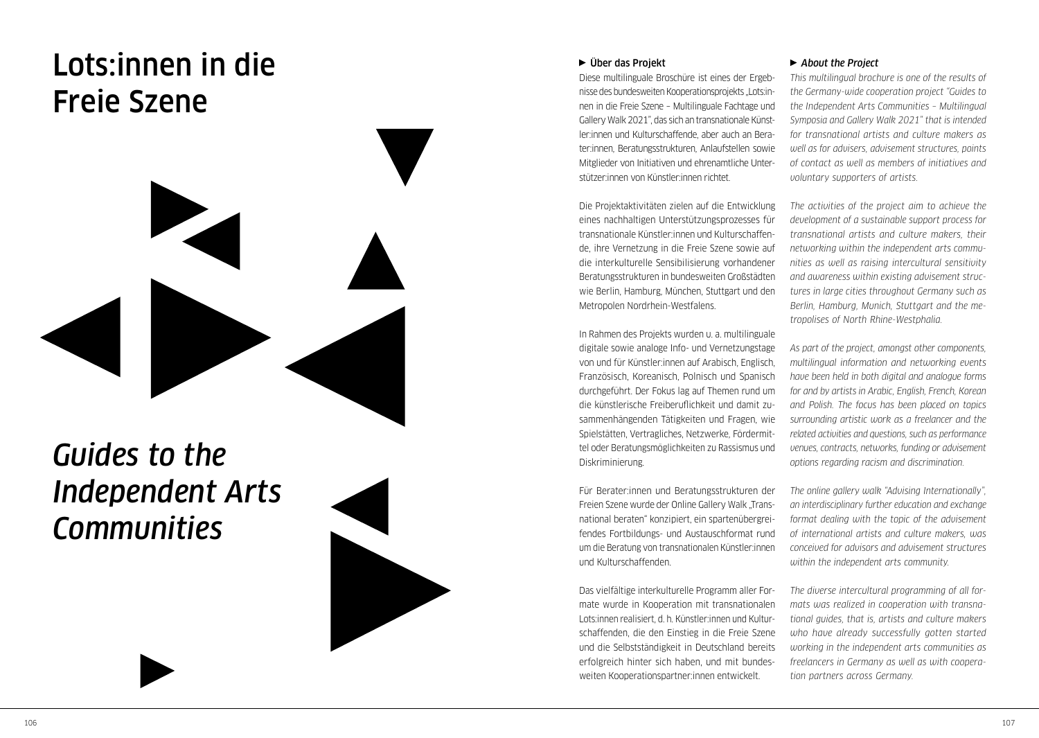# Lots:innen in die Freie Szene

# *Guides to the Independent Arts Communities*

### ► Über das Projekt

Diese multilinguale Broschüre ist eines der Ergebnisse des bundesweiten Kooperationsprojekts „Lots:innen in die Freie Szene – Multilinguale Fachtage und Gallery Walk 2021", das sich an transnationale Künstler:innen und Kulturschaffende, aber auch an Berater:innen, Beratungsstrukturen, Anlaufstellen sowie Mitglieder von Initiativen und ehrenamtliche Unterstützer:innen von Künstler:innen richtet.

Die Projektaktivitäten zielen auf die Entwicklung eines nachhaltigen Unterstützungsprozesses für transnationale Künstler:innen und Kulturschaffende, ihre Vernetzung in die Freie Szene sowie auf die interkulturelle Sensibilisierung vorhandener Beratungsstrukturen in bundesweiten Großstädten wie Berlin, Hamburg, München, Stuttgart und den Metropolen Nordrhein-Westfalens.

In Rahmen des Projekts wurden u. a. multilinguale digitale sowie analoge Info- und Vernetzungstage von und für Künstler:innen auf Arabisch, Englisch, Französisch, Koreanisch, Polnisch und Spanisch durchgeführt. Der Fokus lag auf Themen rund um die künstlerische Freiberuflichkeit und damit zusammenhängenden Tätigkeiten und Fragen, wie Spielstätten, Vertragliches, Netzwerke, Fördermittel oder Beratungsmöglichkeiten zu Rassismus und Diskriminierung.

Für Berater:innen und Beratungsstrukturen der Freien Szene wurde der Online Gallery Walk „Transnational beraten" konzipiert, ein spartenübergreifendes Fortbildungs- und Austauschformat rund um die Beratung von transnationalen Künstler:innen und Kulturschaffenden.

Das vielfältige interkulturelle Programm aller Formate wurde in Kooperation mit transnationalen Lots:innen realisiert, d. h. Künstler:innen und Kulturschaffenden, die den Einstieg in die Freie Szene und die Selbstständigkeit in Deutschland bereits erfolgreich hinter sich haben, und mit bundesweiten Kooperationspartner:innen entwickelt.

### ► *About the Project*

*This multilingual brochure is one of the results of the Germany-wide cooperation project "Guides to the Independent Arts Communities – Multilingual Symposia and Gallery Walk 2021" that is intended for transnational artists and culture makers as well as for advisers, advisement structures, points of contact as well as members of initiatives and voluntary supporters of artists.*

*The activities of the project aim to achieve the development of a sustainable support process for transnational artists and culture makers, their networking within the independent arts communities as well as raising intercultural sensitivity and awareness within existing advisement structures in large cities throughout Germany such as Berlin, Hamburg, Munich, Stuttgart and the metropolises of North Rhine-Westphalia.*

*As part of the project, amongst other components, multilingual information and networking events have been held in both digital and analogue forms for and by artists in Arabic, English, French, Korean and Polish. The focus has been placed on topics surrounding artistic work as a freelancer and the related activities and questions, such as performance venues, contracts, networks, funding or advisement options regarding racism and discrimination.*

*The online gallery walk "Advising Internationally", an interdisciplinary further education and exchange format dealing with the topic of the advisement of international artists and culture makers, was conceived for advisors and advisement structures within the independent arts community.*

*The diverse intercultural programming of all formats was realized in cooperation with transnational guides, that is, artists and culture makers who have already successfully gotten started working in the independent arts communities as freelancers in Germany as well as with cooperation partners across Germany.*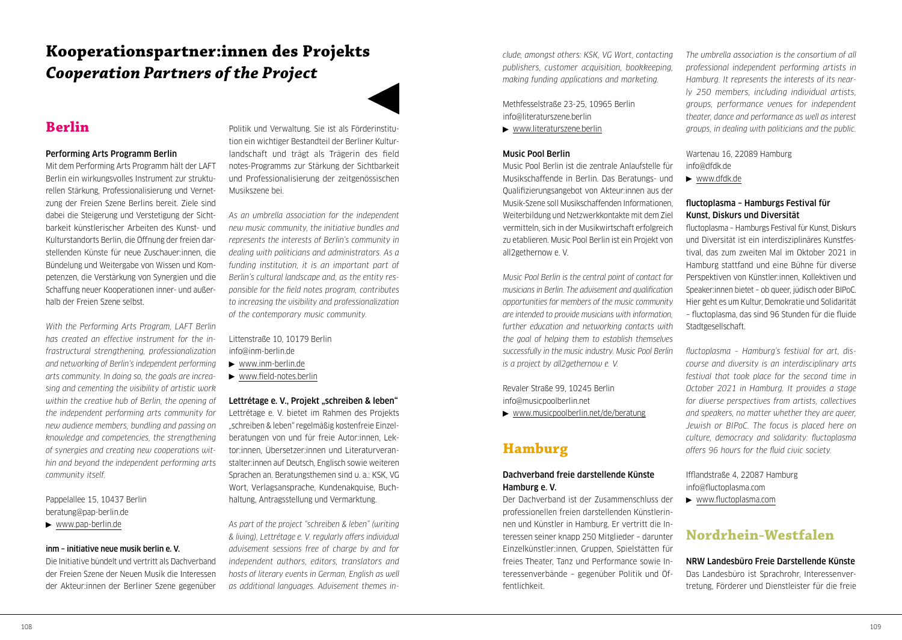# Kooperationspartner:innen des Projekts
# *Cooperation Partners of the Project*

## Berlin

### Performing Arts Programm Berlin

Mit dem Performing Arts Programm hält der LAFT Berlin ein wirkungsvolles Instrument zur strukturellen Stärkung, Professionalisierung und Vernetzung der Freien Szene Berlins bereit. Ziele sind dabei die Steigerung und Verstetigung der Sichtbarkeit künstlerischer Arbeiten des Kunst- und Kulturstandorts Berlin, die Öffnung der freien darstellenden Künste für neue Zuschauer:innen, die Bündelung und Weitergabe von Wissen und Kompetenzen, die Verstärkung von Synergien und die Schaffung neuer Kooperationen inner- und außerhalb der Freien Szene selbst.

*With the Performing Arts Program, LAFT Berlin has created an effective instrument for the infrastructural strengthening, professionalization and networking of Berlin's independent performing arts community. In doing so, the goals are increasing and cementing the visibility of artistic work within the creative hub of Berlin, the opening of the independent performing arts community for new audience members, bundling and passing on knowledge and competencies, the strengthening of synergies and creating new cooperations within and beyond the independent performing arts community itself.*

Pappelallee 15, 10437 Berlin
beratung@pap-berlin.de
▶ www.pap-berlin.de

### inm – initiative neue musik berlin e. V.

Die Initiative bündelt und vertritt als Dachverband der Freien Szene der Neuen Musik die Interessen der Akteur:innen der Berliner Szene gegenüber Politik und Verwaltung. Sie ist als Förderinstitution ein wichtiger Bestandteil der Berliner Kulturlandschaft und trägt als Trägerin des field notes-Programms zur Stärkung der Sichtbarkeit und Professionalisierung der zeitgenössischen Musikszene bei.

*As an umbrella association for the independent new music community, the initiative bundles and represents the interests of Berlin's community in dealing with politicians and administrators. As a funding institution, it is an important part of Berlin's cultural landscape and, as the entity responsible for the field notes program, contributes to increasing the visibility and professionalization of the contemporary music community.*

Littenstraße 10, 10179 Berlin
info@inm-berlin.de
▶ www.inm-berlin.de
▶ www.field-notes.berlin

### Lettrétage e. V., Projekt „schreiben & leben"

Lettrétage e. V. bietet im Rahmen des Projekts „schreiben & leben" regelmäßig kostenfreie Einzelberatungen von und für freie Autor:innen, Lektor:innen, Übersetzer:innen und Literaturveranstalter:innen auf Deutsch, Englisch sowie weiteren Sprachen an. Beratungsthemen sind u. a.: KSK, VG Wort, Verlagsansprache, Kundenakquise, Buchhaltung, Antragsstellung und Vermarktung.

*As part of the project "schreiben & leben" (writing & living), Lettrétage e. V. regularly offers individual advisement sessions free of charge by and for independent authors, editors, translators and hosts of literary events in German, English as well as additional languages. Advisement themes include, amongst others: KSK, VG Wort, contacting publishers, customer acquisition, bookkeeping, making funding applications and marketing.*

Methfesselstraße 23-25, 10965 Berlin
info@literaturszene.berlin
▶ www.literaturszene.berlin

### Music Pool Berlin

Music Pool Berlin ist die zentrale Anlaufstelle für Musikschaffende in Berlin. Das Beratungs- und Qualifizierungsangebot von Akteur:innen aus der Musik-Szene soll Musikschaffenden Informationen, Weiterbildung und Netzwerkkontakte mit dem Ziel vermitteln, sich in der Musikwirtschaft erfolgreich zu etablieren. Music Pool Berlin ist ein Projekt von all2gethernow e. V.

*Music Pool Berlin is the central point of contact for musicians in Berlin. The advisement and qualification opportunities for members of the music community are intended to provide musicians with information, further education and networking contacts with the goal of helping them to establish themselves successfully in the music industry. Music Pool Berlin is a project by all2gethernow e. V.*

Revaler Straße 99, 10245 Berlin
info@musicpoolberlin.net
▶ www.musicpoolberlin.net/de/beratung

## Hamburg

### Dachverband freie darstellende Künste Hamburg e. V.

Der Dachverband ist der Zusammenschluss der professionellen freien darstellenden Künstlerinnen und Künstler in Hamburg. Er vertritt die Interessen seiner knapp 250 Mitglieder – darunter Einzelkünstler:innen, Gruppen, Spielstätten für freies Theater, Tanz und Performance sowie Interessenverbände – gegenüber Politik und Öffentlichkeit.

*The umbrella association is the consortium of all professional independent performing artists in Hamburg. It represents the interests of its nearly 250 members, including individual artists, groups, performance venues for independent theater, dance and performance as well as interest groups, in dealing with politicians and the public.*

Wartenau 16, 22089 Hamburg
info@dfdk.de
▶ www.dfdk.de

### fluctoplasma – Hamburgs Festival für Kunst, Diskurs und Diversität

fluctoplasma – Hamburgs Festival für Kunst, Diskurs und Diversität ist ein interdisziplinäres Kunstfestival, das zum zweiten Mal im Oktober 2021 in Hamburg stattfand und eine Bühne für diverse Perspektiven von Künstler:innen, Kollektiven und Speaker:innen bietet – ob queer, jüdisch oder BIPoC. Hier geht es um Kultur, Demokratie und Solidarität – fluctoplasma, das sind 96 Stunden für die fluide Stadtgesellschaft.

*fluctoplasma – Hamburg's festival for art, discourse and diversity is an interdisciplinary arts festival that took place for the second time in October 2021 in Hamburg. It provides a stage for diverse perspectives from artists, collectives and speakers, no matter whether they are queer, Jewish or BIPoC. The focus is placed here on culture, democracy and solidarity: fluctoplasma offers 96 hours for the fluid civic society.*

Ifflandstraße 4, 22087 Hamburg
info@fluctoplasma.com
▶ www.fluctoplasma.com

## Nordrhein-Westfalen

### NRW Landesbüro Freie Darstellende Künste

Das Landesbüro ist Sprachrohr, Interessenvertretung, Förderer und Dienstleister für die freie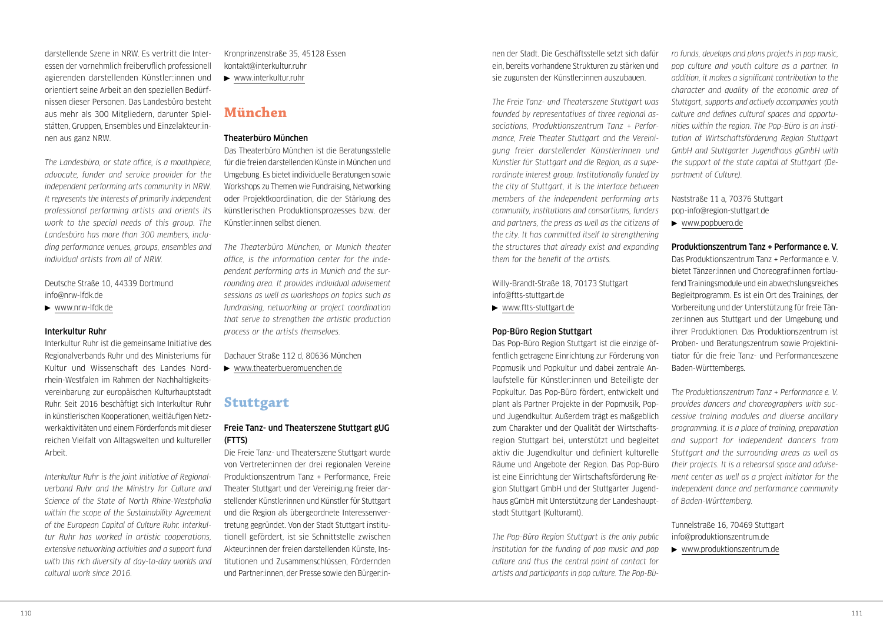darstellende Szene in NRW. Es vertritt die Interessen der vornehmlich freiberuflich professionell agierenden darstellenden Künstler:innen und orientiert seine Arbeit an den speziellen Bedürfnissen dieser Personen. Das Landesbüro besteht aus mehr als 300 Mitgliedern, darunter Spielstätten, Gruppen, Ensembles und Einzelakteur:innen aus ganz NRW.

*The Landesbüro, or state office, is a mouthpiece, advocate, funder and service provider for the independent performing arts community in NRW. It represents the interests of primarily independent professional performing artists and orients its work to the special needs of this group. The Landesbüro has more than 300 members, including performance venues, groups, ensembles and individual artists from all of NRW.*

Deutsche Straße 10, 44339 Dortmund
info@nrw-lfdk.de
▶ www.nrw-lfdk.de

### Interkultur Ruhr

Interkultur Ruhr ist die gemeinsame Initiative des Regionalverbands Ruhr und des Ministeriums für Kultur und Wissenschaft des Landes Nordrhein-Westfalen im Rahmen der Nachhaltigkeitsvereinbarung zur europäischen Kulturhauptstadt Ruhr. Seit 2016 beschäftigt sich Interkultur Ruhr in künstlerischen Kooperationen, weitläufigen Netzwerkaktivitäten und einem Förderfonds mit dieser reichen Vielfalt von Alltagswelten und kultureller Arbeit.

*Interkultur Ruhr is the joint initiative of Regionalverband Ruhr and the Ministry for Culture and Science of the State of North Rhine-Westphalia within the scope of the Sustainability Agreement of the European Capital of Culture Ruhr. Interkultur Ruhr has worked in artistic cooperations, extensive networking activities and a support fund with this rich diversity of day-to-day worlds and cultural work since 2016.*

Kronprinzenstraße 35, 45128 Essen
kontakt@interkultur.ruhr
▶ www.interkultur.ruhr

## München

### Theaterbüro München

Das Theaterbüro München ist die Beratungsstelle für die freien darstellenden Künste in München und Umgebung. Es bietet individuelle Beratungen sowie Workshops zu Themen wie Fundraising, Networking oder Projektkoordination, die der Stärkung des künstlerischen Produktionsprozesses bzw. der Künstler:innen selbst dienen.

*The Theaterbüro München, or Munich theater office, is the information center for the independent performing arts in Munich and the surrounding area. It provides individual advisement sessions as well as workshops on topics such as fundraising, networking or project coordination that serve to strengthen the artistic production process or the artists themselves.*

Dachauer Straße 112 d, 80636 München
▶ www.theaterbueromuenchen.de

## Stuttgart

### Freie Tanz- und Theaterszene Stuttgart gUG (FTTS)

Die Freie Tanz- und Theaterszene Stuttgart wurde von Vertreter:innen der drei regionalen Vereine Produktionszentrum Tanz + Performance, Freie Theater Stuttgart und der Vereinigung freier darstellender Künstlerinnen und Künstler für Stuttgart und die Region als übergeordnete Interessenvertretung gegründet. Von der Stadt Stuttgart institutionell gefördert, ist sie Schnittstelle zwischen Akteur:innen der freien darstellenden Künste, Institutionen und Zusammenschlüssen, Fördernden und Partner:innen, der Presse sowie den Bürger:innen der Stadt. Die Geschäftsstelle setzt sich dafür ein, bereits vorhandene Strukturen zu stärken und sie zugunsten der Künstler:innen auszubauen.

*The Freie Tanz- und Theaterszene Stuttgart was founded by representatives of three regional associations, Produktionszentrum Tanz + Performance, Freie Theater Stuttgart and the Vereinigung freier darstellender Künstlerinnen und Künstler für Stuttgart und die Region, as a superordinate interest group. Institutionally funded by the city of Stuttgart, it is the interface between members of the independent performing arts community, institutions and consortiums, funders and partners, the press as well as the citizens of the city. It has committed itself to strengthening the structures that already exist and expanding them for the benefit of the artists.*

Willy-Brandt-Straße 18, 70173 Stuttgart
info@ftts-stuttgart.de
▶ www.ftts-stuttgart.de

### Pop-Büro Region Stuttgart

Das Pop-Büro Region Stuttgart ist die einzige öffentlich getragene Einrichtung zur Förderung von Popmusik und Popkultur und dabei zentrale Anlaufstelle für Künstler:innen und Beteiligte der Popkultur. Das Pop-Büro fördert, entwickelt und plant als Partner Projekte in der Popmusik, Pop- und Jugendkultur. Außerdem trägt es maßgeblich zum Charakter und der Qualität der Wirtschaftsregion Stuttgart bei, unterstützt und begleitet aktiv die Jugendkultur und definiert kulturelle Räume und Angebote der Region. Das Pop-Büro ist eine Einrichtung der Wirtschaftsförderung Region Stuttgart GmbH und der Stuttgarter Jugendhaus gGmbH mit Unterstützung der Landeshauptstadt Stuttgart (Kulturamt).

*The Pop-Büro Region Stuttgart is the only public institution for the funding of pop music and pop culture and thus the central point of contact for artists and participants in pop culture. The Pop-Büro funds, develops and plans projects in pop music, pop culture and youth culture as a partner. In addition, it makes a significant contribution to the character and quality of the economic area of Stuttgart, supports and actively accompanies youth culture and defines cultural spaces and opportunities within the region. The Pop-Büro is an institution of Wirtschaftsförderung Region Stuttgart GmbH and Stuttgarter Jugendhaus gGmbH with the support of the state capital of Stuttgart (Department of Culture).*

Naststraße 11 a, 70376 Stuttgart
pop-info@region-stuttgart.de
▶ www.popbuero.de

### Produktionszentrum Tanz + Performance e. V.

Das Produktionszentrum Tanz + Performance e. V. bietet Tänzer:innen und Choreograf:innen fortlaufend Trainingsmodule und ein abwechslungsreiches Begleitprogramm. Es ist ein Ort des Trainings, der Vorbereitung und der Unterstützung für freie Tänzer:innen aus Stuttgart und der Umgebung und ihrer Produktionen. Das Produktionszentrum ist Proben- und Beratungszentrum sowie Projektinitiator für die freie Tanz- und Performanceszene Baden-Württembergs.

*The Produktionszentrum Tanz + Performance e. V. provides dancers and choreographers with successive training modules and diverse ancillary programming. It is a place of training, preparation and support for independent dancers from Stuttgart and the surrounding areas as well as their projects. It is a rehearsal space and advisement center as well as a project initiator for the independent dance and performance community of Baden-Württemberg.*

Tunnelstraße 16, 70469 Stuttgart
info@produktionszentrum.de
▶ www.produktionszentrum.de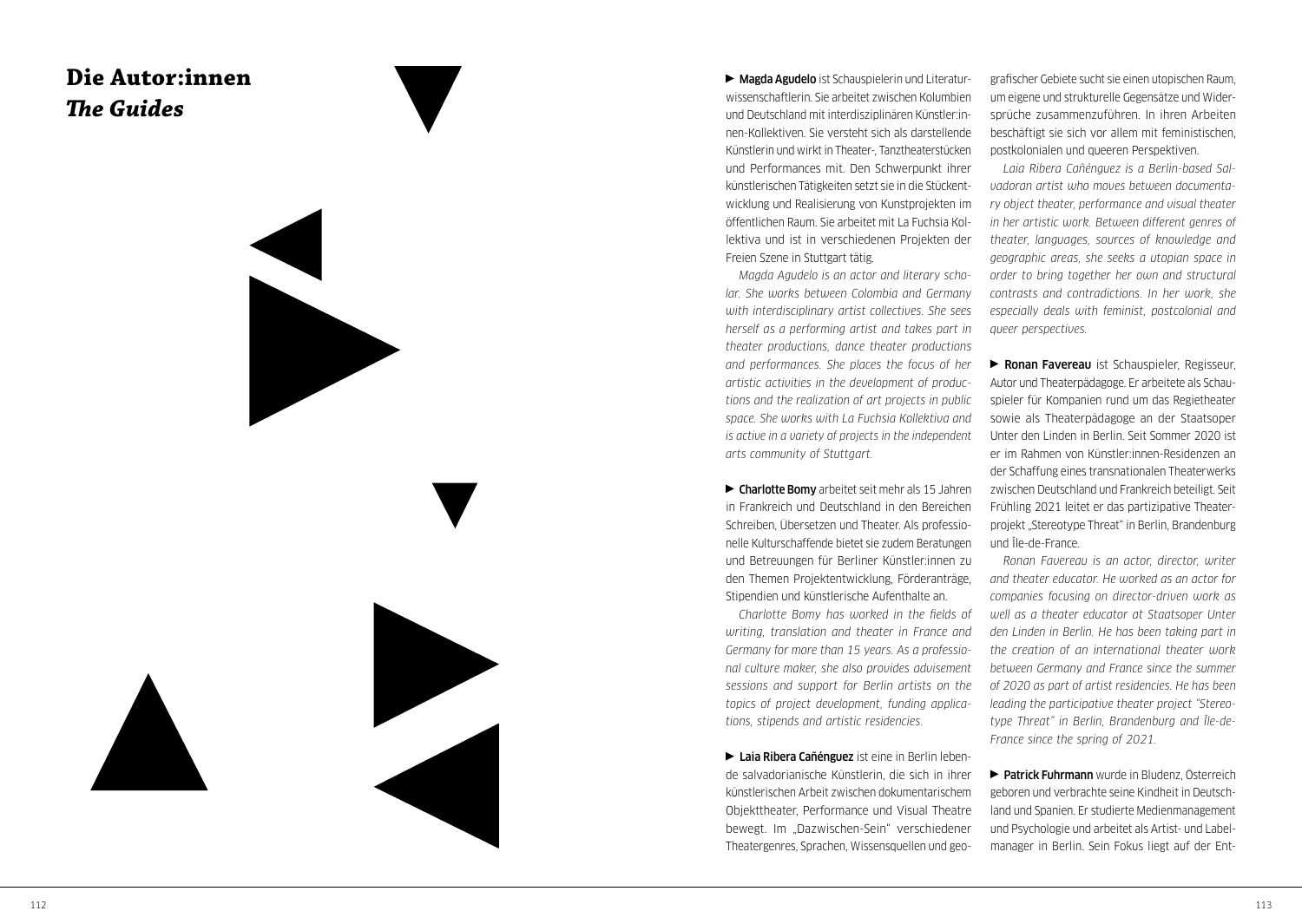# Die Autor:innen
## *The Guides*

► **Magda Agudelo** ist Schauspielerin und Literaturwissenschaftlerin. Sie arbeitet zwischen Kolumbien und Deutschland mit interdisziplinären Künstler:innen-Kollektiven. Sie versteht sich als darstellende Künstlerin und wirkt in Theater-, Tanztheaterstücken und Performances mit. Den Schwerpunkt ihrer künstlerischen Tätigkeiten setzt sie in die Stückentwicklung und Realisierung von Kunstprojekten im öffentlichen Raum. Sie arbeitet mit La Fuchsia Kollektiva und ist in verschiedenen Projekten der Freien Szene in Stuttgart tätig.

*Magda Agudelo is an actor and literary scholar. She works between Colombia and Germany with interdisciplinary artist collectives. She sees herself as a performing artist and takes part in theater productions, dance theater productions and performances. She places the focus of her artistic activities in the development of productions and the realization of art projects in public space. She works with La Fuchsia Kollektiva and is active in a variety of projects in the independent arts community of Stuttgart.*

► **Charlotte Bomy** arbeitet seit mehr als 15 Jahren in Frankreich und Deutschland in den Bereichen Schreiben, Übersetzen und Theater. Als professionelle Kulturschaffende bietet sie zudem Beratungen und Betreuungen für Berliner Künstler:innen zu den Themen Projektentwicklung, Förderanträge, Stipendien und künstlerische Aufenthalte an.

*Charlotte Bomy has worked in the fields of writing, translation and theater in France and Germany for more than 15 years. As a professional culture maker, she also provides advisement sessions and support for Berlin artists on the topics of project development, funding applications, stipends and artistic residencies.*

► **Laia Ribera Cañénguez** ist eine in Berlin lebende salvadorianische Künstlerin, die sich in ihrer künstlerischen Arbeit zwischen dokumentarischem Objekttheater, Performance und Visual Theatre bewegt. Im „Dazwischen-Sein" verschiedener Theatergenres, Sprachen, Wissensquellen und geografischer Gebiete sucht sie einen utopischen Raum, um eigene und strukturelle Gegensätze und Widersprüche zusammenzuführen. In ihren Arbeiten beschäftigt sie sich vor allem mit feministischen, postkolonialen und queeren Perspektiven.

*Laia Ribera Cañénguez is a Berlin-based Salvadoran artist who moves between documentary object theater, performance and visual theater in her artistic work. Between different genres of theater, languages, sources of knowledge and geographic areas, she seeks a utopian space in order to bring together her own and structural contrasts and contradictions. In her work, she especially deals with feminist, postcolonial and queer perspectives.*

► **Ronan Favereau** ist Schauspieler, Regisseur, Autor und Theaterpädagoge. Er arbeitete als Schauspieler für Kompanien rund um das Regietheater sowie als Theaterpädagoge an der Staatsoper Unter den Linden in Berlin. Seit Sommer 2020 ist er im Rahmen von Künstler:innen-Residenzen an der Schaffung eines transnationalen Theaterwerks zwischen Deutschland und Frankreich beteiligt. Seit Frühling 2021 leitet er das partizipative Theaterprojekt „Stereotype Threat" in Berlin, Brandenburg und Île-de-France.

*Ronan Favereau is an actor, director, writer and theater educator. He worked as an actor for companies focusing on director-driven work as well as a theater educator at Staatsoper Unter den Linden in Berlin. He has been taking part in the creation of an international theater work between Germany and France since the summer of 2020 as part of artist residencies. He has been leading the participative theater project "Stereotype Threat" in Berlin, Brandenburg and Île-de-France since the spring of 2021.*

► **Patrick Fuhrmann** wurde in Bludenz, Österreich geboren und verbrachte seine Kindheit in Deutschland und Spanien. Er studierte Medienmanagement und Psychologie und arbeitet als Artist- und Labelmanager in Berlin. Sein Fokus liegt auf der Ent-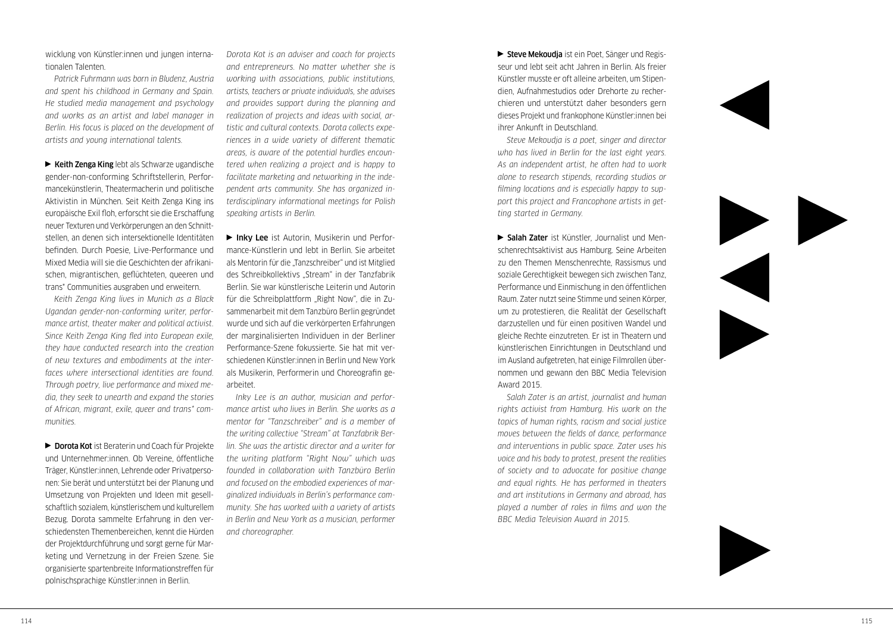wicklung von Künstler:innen und jungen internationalen Talenten.

*Patrick Fuhrmann was born in Bludenz, Austria and spent his childhood in Germany and Spain. He studied media management and psychology and works as an artist and label manager in Berlin. His focus is placed on the development of artists and young international talents.*

► **Keith Zenga King** lebt als Schwarze ugandische gender-non-conforming Schriftstellerin, Performancekünstlerin, Theatermacherin und politische Aktivistin in München. Seit Keith Zenga King ins europäische Exil floh, erforscht sie die Erschaffung neuer Texturen und Verkörperungen an den Schnittstellen, an denen sich intersektionelle Identitäten befinden. Durch Poesie, Live-Performance und Mixed Media will sie die Geschichten der afrikanischen, migrantischen, geflüchteten, queeren und trans* Communities ausgraben und erweitern.

*Keith Zenga King lives in Munich as a Black Ugandan gender-non-conforming writer, performance artist, theater maker and political activist. Since Keith Zenga King fled into European exile, they have conducted research into the creation of new textures and embodiments at the interfaces where intersectional identities are found. Through poetry, live performance and mixed media, they seek to unearth and expand the stories of African, migrant, exile, queer and trans* communities.*

► **Dorota Kot** ist Beraterin und Coach für Projekte und Unternehmer:innen. Ob Vereine, öffentliche Träger, Künstler:innen, Lehrende oder Privatpersonen: Sie berät und unterstützt bei der Planung und Umsetzung von Projekten und Ideen mit gesellschaftlich sozialem, künstlerischem und kulturellem Bezug. Dorota sammelte Erfahrung in den verschiedensten Themenbereichen, kennt die Hürden der Projektdurchführung und sorgt gerne für Marketing und Vernetzung in der Freien Szene. Sie organisierte spartenbreite Informationstreffen für polnischsprachige Künstler:innen in Berlin.

*Dorota Kot is an adviser and coach for projects and entrepreneurs. No matter whether she is working with associations, public institutions, artists, teachers or private individuals, she advises and provides support during the planning and realization of projects and ideas with social, artistic and cultural contexts. Dorota collects experiences in a wide variety of different thematic areas, is aware of the potential hurdles encountered when realizing a project and is happy to facilitate marketing and networking in the independent arts community. She has organized interdisciplinary informational meetings for Polish speaking artists in Berlin.*

► **Inky Lee** ist Autorin, Musikerin und Performance-Künstlerin und lebt in Berlin. Sie arbeitet als Mentorin für die „Tanzschreiber" und ist Mitglied des Schreibkollektivs „Stream" in der Tanzfabrik Berlin. Sie war künstlerische Leiterin und Autorin für die Schreibplattform „Right Now", die in Zusammenarbeit mit dem Tanzbüro Berlin gegründet wurde und sich auf die verkörperten Erfahrungen der marginalisierten Individuen in der Berliner Performance-Szene fokussierte. Sie hat mit verschiedenen Künstler:innen in Berlin und New York als Musikerin, Performerin und Choreografin gearbeitet.

*Inky Lee is an author, musician and performance artist who lives in Berlin. She works as a mentor for "Tanzschreiber" and is a member of the writing collective "Stream" at Tanzfabrik Berlin. She was the artistic director and a writer for the writing platform "Right Now" which was founded in collaboration with Tanzbüro Berlin and focused on the embodied experiences of marginalized individuals in Berlin's performance community. She has worked with a variety of artists in Berlin and New York as a musician, performer and choreographer.*

► **Steve Mekoudja** ist ein Poet, Sänger und Regisseur und lebt seit acht Jahren in Berlin. Als freier Künstler musste er oft alleine arbeiten, um Stipendien, Aufnahmestudios oder Drehorte zu recherchieren und unterstützt daher besonders gern dieses Projekt und frankophone Künstler:innen bei ihrer Ankunft in Deutschland.

*Steve Mekoudja is a poet, singer and director who has lived in Berlin for the last eight years. As an independent artist, he often had to work alone to research stipends, recording studios or filming locations and is especially happy to support this project and Francophone artists in getting started in Germany.*

► **Salah Zater** ist Künstler, Journalist und Menschenrechtsaktivist aus Hamburg. Seine Arbeiten zu den Themen Menschenrechte, Rassismus und soziale Gerechtigkeit bewegen sich zwischen Tanz, Performance und Einmischung in den öffentlichen Raum. Zater nutzt seine Stimme und seinen Körper, um zu protestieren, die Realität der Gesellschaft darzustellen und für einen positiven Wandel und gleiche Rechte einzutreten. Er ist in Theatern und künstlerischen Einrichtungen in Deutschland und im Ausland aufgetreten, hat einige Filmrollen übernommen und gewann den BBC Media Television Award 2015.

*Salah Zater is an artist, journalist and human rights activist from Hamburg. His work on the topics of human rights, racism and social justice moves between the fields of dance, performance and interventions in public space. Zater uses his voice and his body to protest, present the realities of society and to advocate for positive change and equal rights. He has performed in theaters and art institutions in Germany and abroad, has played a number of roles in films and won the BBC Media Television Award in 2015.*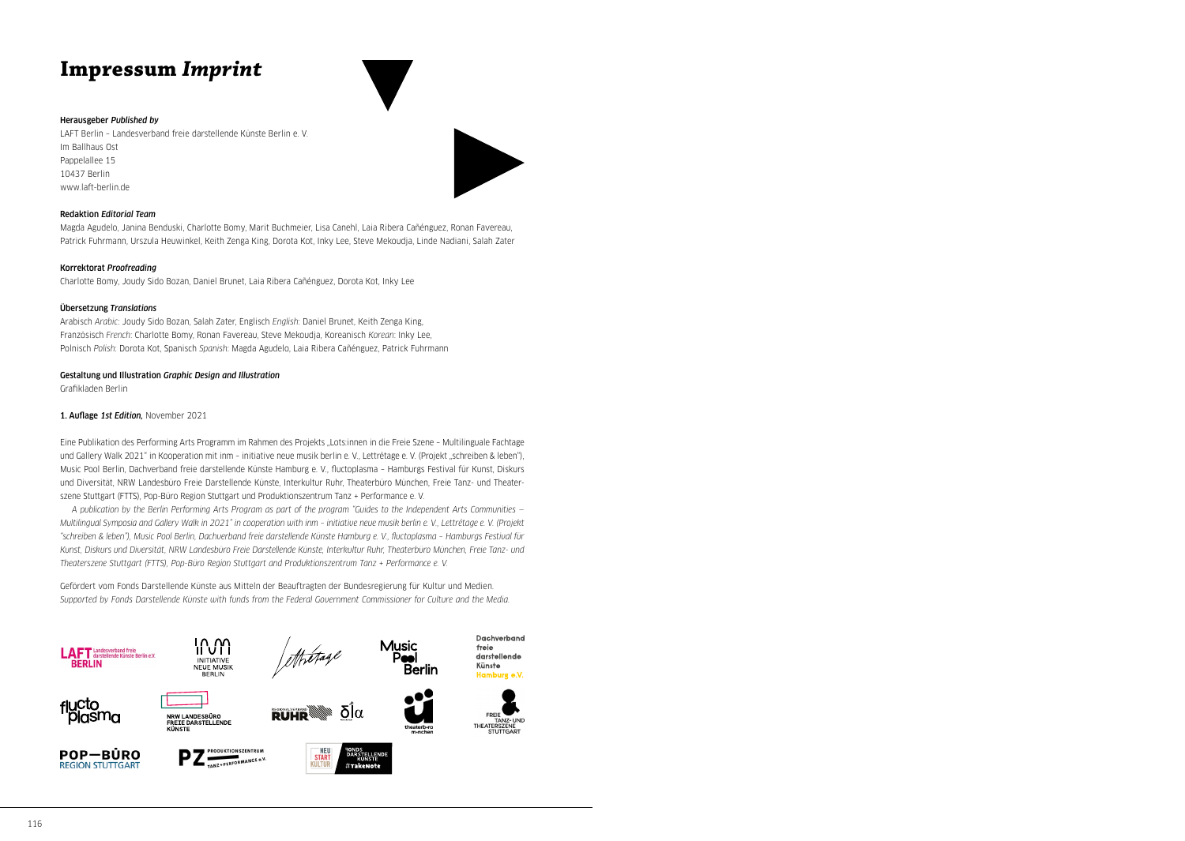# Impressum *Imprint*

**Herausgeber** ***Published by***
LAFT Berlin – Landesverband freie darstellende Künste Berlin e. V.
Im Ballhaus Ost
Pappelallee 15
10437 Berlin
www.laft-berlin.de

**Redaktion** ***Editorial Team***
Magda Agudelo, Janina Benduski, Charlotte Bomy, Marit Buchmeier, Lisa Canehl, Laia Ribera Cañénguez, Ronan Favereau, Patrick Fuhrmann, Urszula Heuwinkel, Keith Zenga King, Dorota Kot, Inky Lee, Steve Mekoudja, Linde Nadiani, Salah Zater

**Korrektorat** ***Proofreading***
Charlotte Bomy, Joudy Sido Bozan, Daniel Brunet, Laia Ribera Cañénguez, Dorota Kot, Inky Lee

**Übersetzung** ***Translations***
Arabisch *Arabic*: Joudy Sido Bozan, Salah Zater, Englisch *English*: Daniel Brunet, Keith Zenga King, Französisch *French*: Charlotte Bomy, Ronan Favereau, Steve Mekoudja, Koreanisch *Korean*: Inky Lee, Polnisch *Polish*: Dorota Kot, Spanisch *Spanish*: Magda Agudelo, Laia Ribera Cañénguez, Patrick Fuhrmann

**Gestaltung und Illustration** ***Graphic Design and Illustration***
Grafikladen Berlin

**1. Auflage** ***1st Edition***, November 2021

Eine Publikation des Performing Arts Programm im Rahmen des Projekts „Lots:innen in die Freie Szene – Multilinguale Fachtage und Gallery Walk 2021" in Kooperation mit inm – initiative neue musik berlin e. V., Lettrétage e. V. (Projekt „schreiben & leben"), Music Pool Berlin, Dachverband freie darstellende Künste Hamburg e. V., fluctoplasma – Hamburgs Festival für Kunst, Diskurs und Diversität, NRW Landesbüro Freie Darstellende Künste, Interkultur Ruhr, Theaterbüro München, Freie Tanz- und Theaterszene Stuttgart (FTTS), Pop-Büro Region Stuttgart und Produktionszentrum Tanz + Performance e. V.

*A publication by the Berlin Performing Arts Program as part of the program "Guides to the Independent Arts Communities – Multilingual Symposia and Gallery Walk in 2021" in cooperation with inm – initiative neue musik berlin e. V., Lettrétage e. V. (Projekt "schreiben & leben"), Music Pool Berlin, Dachverband freie darstellende Künste Hamburg e. V., fluctoplasma – Hamburgs Festival für Kunst, Diskurs und Diversität, NRW Landesbüro Freie Darstellende Künste, Interkultur Ruhr, Theaterbüro München, Freie Tanz- und Theaterszene Stuttgart (FTTS), Pop-Büro Region Stuttgart and Produktionszentrum Tanz + Performance e. V.*

Gefördert vom Fonds Darstellende Künste aus Mitteln der Beauftragten der Bundesregierung für Kultur und Medien.
*Supported by Fonds Darstellende Künste with funds from the Federal Government Commissioner for Culture and the Media.*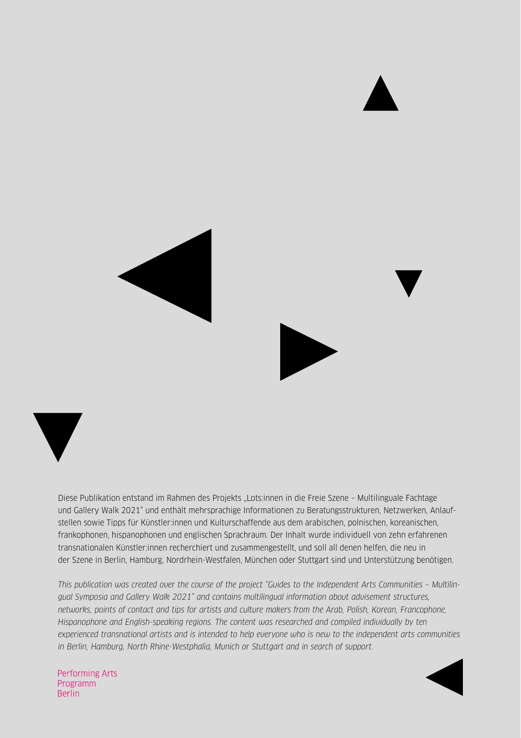Diese Publikation entstand im Rahmen des Projekts „Lots:innen in die Freie Szene – Multilinguale Fachtage und Gallery Walk 2021“ und enthält mehrsprachige Informationen zu Beratungsstrukturen, Netzwerken, Anlaufstellen sowie Tipps für Künstler:innen und Kulturschaffende aus dem arabischen, polnischen, koreanischen, frankophonen, hispanophonen und englischen Sprachraum. Der Inhalt wurde individuell von zehn erfahrenen transnationalen Künstler:innen recherchiert und zusammengestellt, und soll all denen helfen, die neu in der Szene in Berlin, Hamburg, Nordrhein-Westfalen, München oder Stuttgart sind und Unterstützung benötigen.

*This publication was created over the course of the project "Guides to the Independent Arts Communities – Multilingual Symposia and Gallery Walk 2021" and contains multilingual information about advisement structures, networks, points of contact and tips for artists and culture makers from the Arab, Polish, Korean, Francophone, Hispanophone and English-speaking regions. The content was researched and compiled individually by ten experienced transnational artists and is intended to help everyone who is new to the independent arts communities in Berlin, Hamburg, North Rhine-Westphalia, Munich or Stuttgart and in search of support.*

Performing Arts
Programm
Berlin